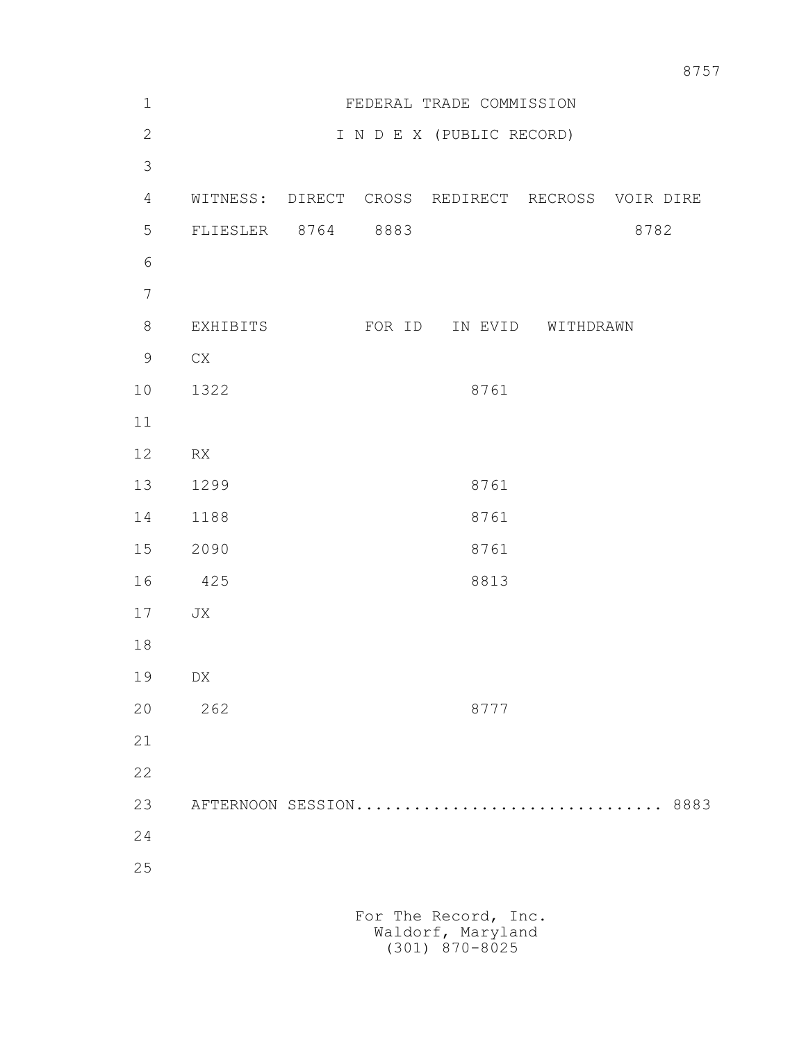# FEDERAL TRADE COMMISSION

## I N D E X (PUBLIC RECORD)

| WITNESS: | DIRECT | CROSS | REDIRECT | RECROSS | VOIR DIRE |
|---|---|---|---|---|---|
| FLIESLER | 8764 | 8883 | | | 8782 |

| EXHIBITS | FOR ID | IN EVID | WITHDRAWN |
|---|---|---|---|
| CX | | | |
| 1322 | | 8761 | |
| | | | |
| RX | | | |
| 1299 | | 8761 | |
| 1188 | | 8761 | |
| 2090 | | 8761 | |
| 425 | | 8813 | |
| JX | | | |
| | | | |
| DX | | | |
| 262 | | 8777 | |

AFTERNOON SESSION.............................. 8883

For The Record, Inc.
Waldorf, Maryland
(301) 870-8025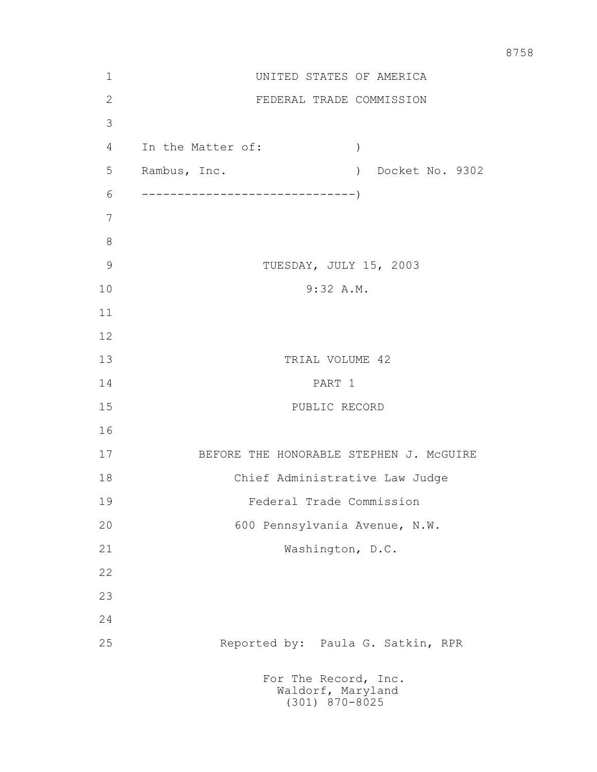UNITED STATES OF AMERICA

FEDERAL TRADE COMMISSION

In the Matter of: )

Rambus, Inc. ) Docket No. 9302

------------------------------)

TUESDAY, JULY 15, 2003

9:32 A.M.

TRIAL VOLUME 42

PART 1

PUBLIC RECORD

BEFORE THE HONORABLE STEPHEN J. McGUIRE

Chief Administrative Law Judge

Federal Trade Commission

600 Pennsylvania Avenue, N.W.

Washington, D.C.

Reported by: Paula G. Satkin, RPR

For The Record, Inc.
Waldorf, Maryland
(301) 870-8025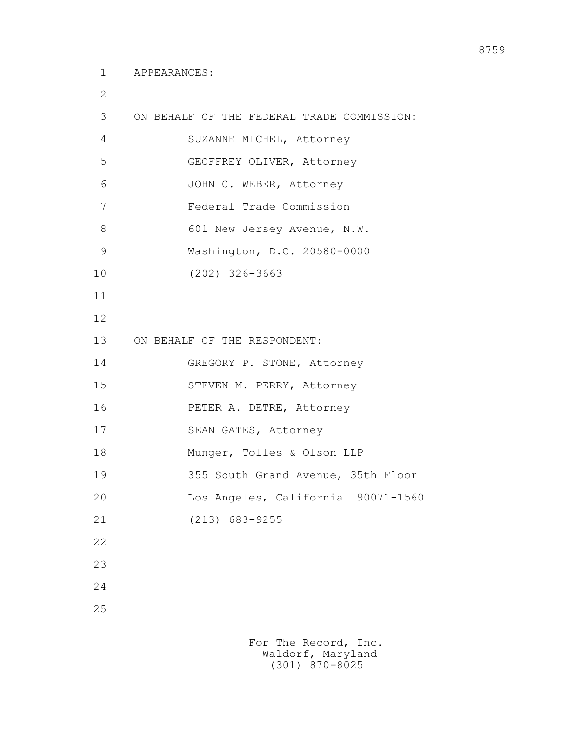APPEARANCES:

ON BEHALF OF THE FEDERAL TRADE COMMISSION:

SUZANNE MICHEL, Attorney
GEOFFREY OLIVER, Attorney
JOHN C. WEBER, Attorney
Federal Trade Commission
601 New Jersey Avenue, N.W.
Washington, D.C. 20580-0000
(202) 326-3663

ON BEHALF OF THE RESPONDENT:

GREGORY P. STONE, Attorney
STEVEN M. PERRY, Attorney
PETER A. DETRE, Attorney
SEAN GATES, Attorney
Munger, Tolles & Olson LLP
355 South Grand Avenue, 35th Floor
Los Angeles, California 90071-1560
(213) 683-9255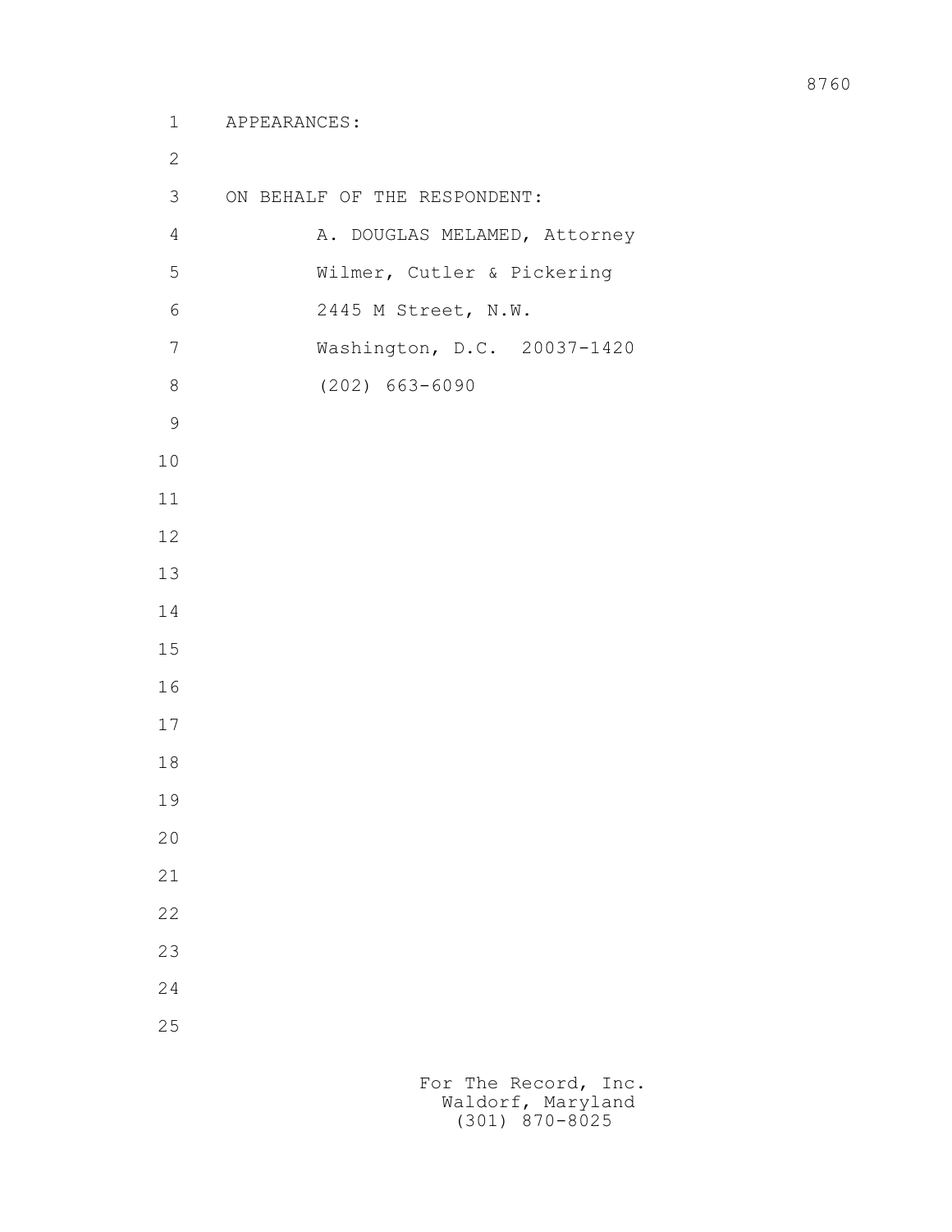APPEARANCES:

ON BEHALF OF THE RESPONDENT:

A. DOUGLAS MELAMED, Attorney
Wilmer, Cutler & Pickering
2445 M Street, N.W.
Washington, D.C. 20037-1420
(202) 663-6090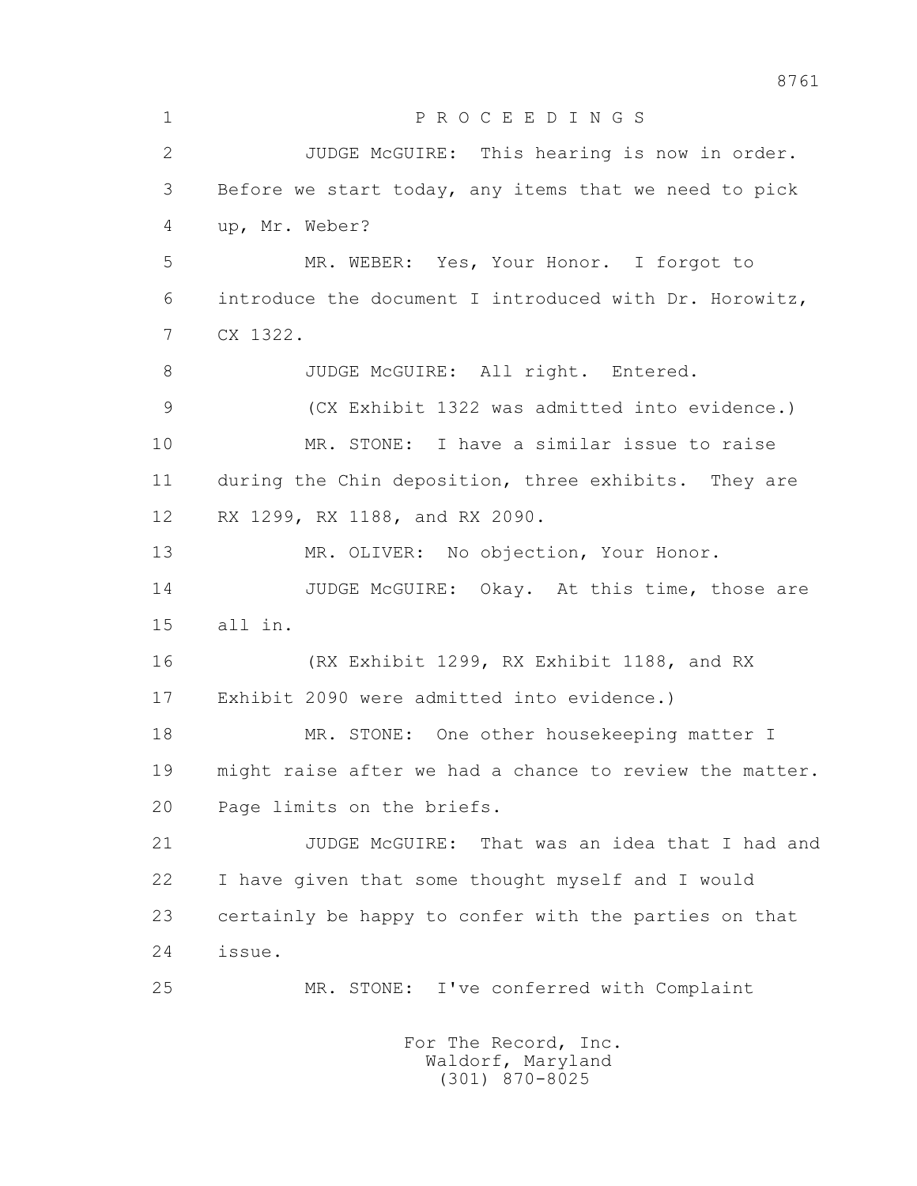P R O C E E D I N G S

JUDGE McGUIRE: This hearing is now in order. Before we start today, any items that we need to pick up, Mr. Weber?

MR. WEBER: Yes, Your Honor. I forgot to introduce the document I introduced with Dr. Horowitz, CX 1322.

JUDGE McGUIRE: All right. Entered.

(CX Exhibit 1322 was admitted into evidence.)

MR. STONE: I have a similar issue to raise during the Chin deposition, three exhibits. They are RX 1299, RX 1188, and RX 2090.

MR. OLIVER: No objection, Your Honor.

JUDGE McGUIRE: Okay. At this time, those are all in.

(RX Exhibit 1299, RX Exhibit 1188, and RX Exhibit 2090 were admitted into evidence.)

MR. STONE: One other housekeeping matter I might raise after we had a chance to review the matter. Page limits on the briefs.

JUDGE McGUIRE: That was an idea that I had and I have given that some thought myself and I would certainly be happy to confer with the parties on that issue.

MR. STONE: I've conferred with Complaint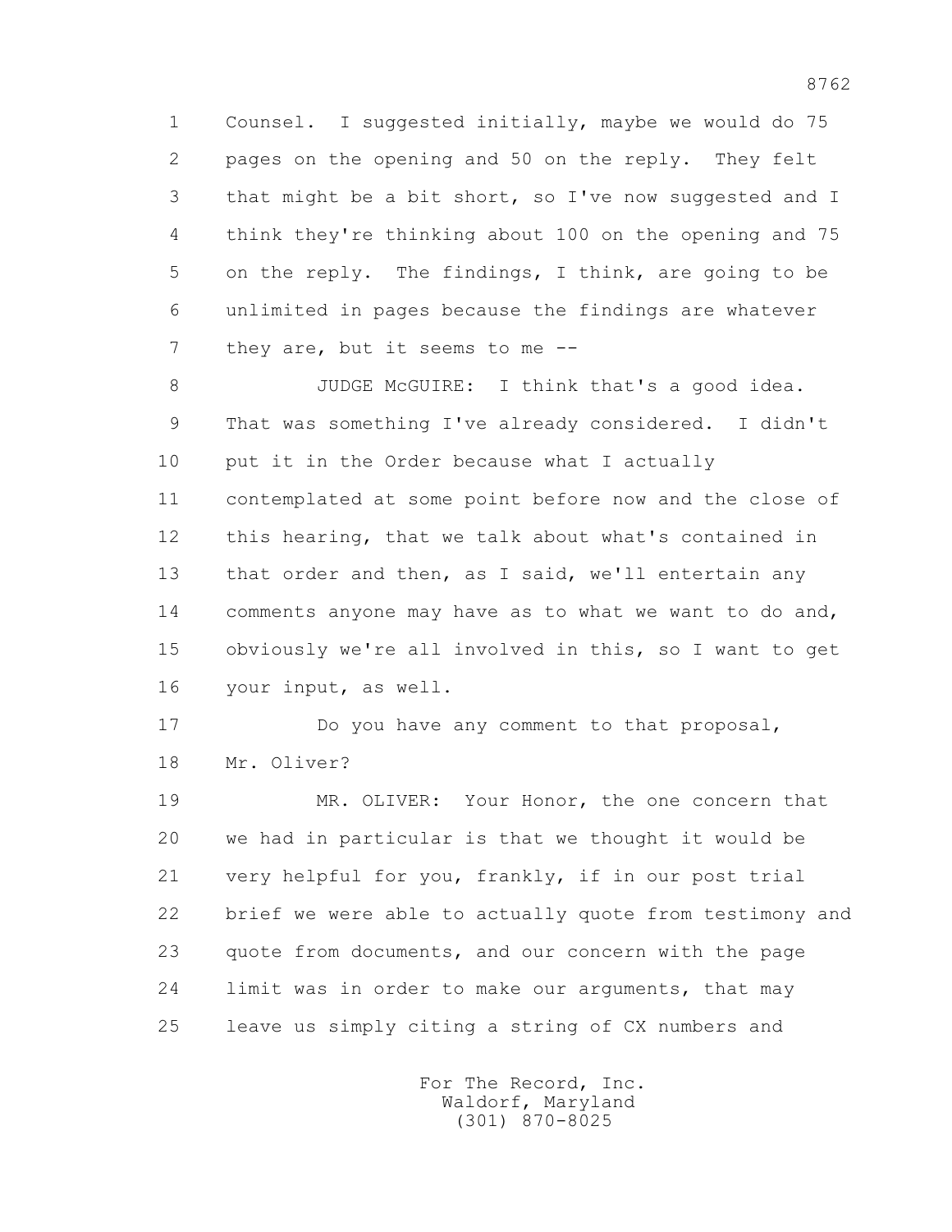Counsel. I suggested initially, maybe we would do 75 pages on the opening and 50 on the reply. They felt that might be a bit short, so I've now suggested and I think they're thinking about 100 on the opening and 75 on the reply. The findings, I think, are going to be unlimited in pages because the findings are whatever they are, but it seems to me --

JUDGE McGUIRE: I think that's a good idea. That was something I've already considered. I didn't put it in the Order because what I actually contemplated at some point before now and the close of this hearing, that we talk about what's contained in that order and then, as I said, we'll entertain any comments anyone may have as to what we want to do and, obviously we're all involved in this, so I want to get your input, as well.

Do you have any comment to that proposal, Mr. Oliver?

MR. OLIVER: Your Honor, the one concern that we had in particular is that we thought it would be very helpful for you, frankly, if in our post trial brief we were able to actually quote from testimony and quote from documents, and our concern with the page limit was in order to make our arguments, that may leave us simply citing a string of CX numbers and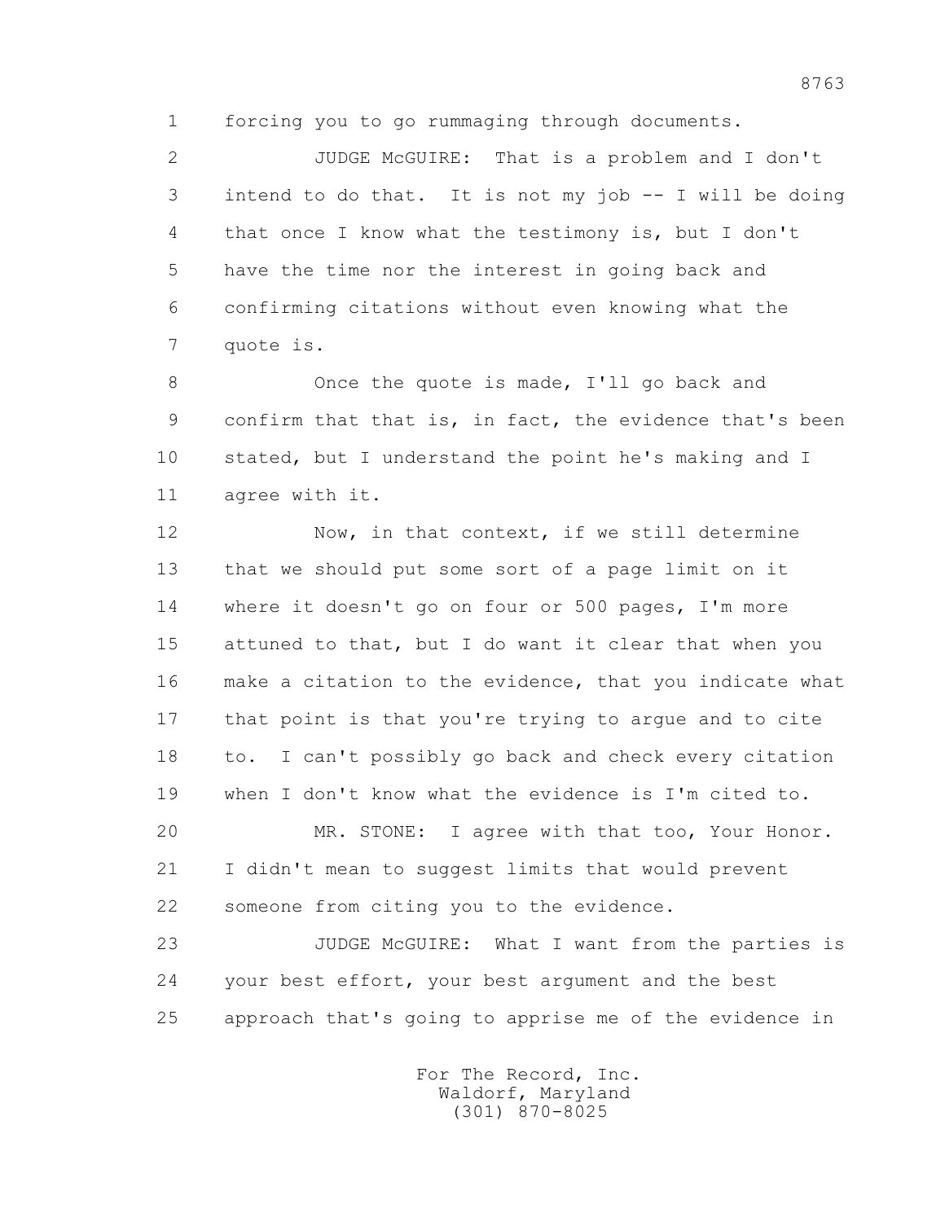forcing you to go rummaging through documents.

JUDGE McGUIRE: That is a problem and I don't intend to do that. It is not my job -- I will be doing that once I know what the testimony is, but I don't have the time nor the interest in going back and confirming citations without even knowing what the quote is.

Once the quote is made, I'll go back and confirm that that is, in fact, the evidence that's been stated, but I understand the point he's making and I agree with it.

Now, in that context, if we still determine that we should put some sort of a page limit on it where it doesn't go on four or 500 pages, I'm more attuned to that, but I do want it clear that when you make a citation to the evidence, that you indicate what that point is that you're trying to argue and to cite to. I can't possibly go back and check every citation when I don't know what the evidence is I'm cited to.

MR. STONE: I agree with that too, Your Honor. I didn't mean to suggest limits that would prevent someone from citing you to the evidence.

JUDGE McGUIRE: What I want from the parties is your best effort, your best argument and the best approach that's going to apprise me of the evidence in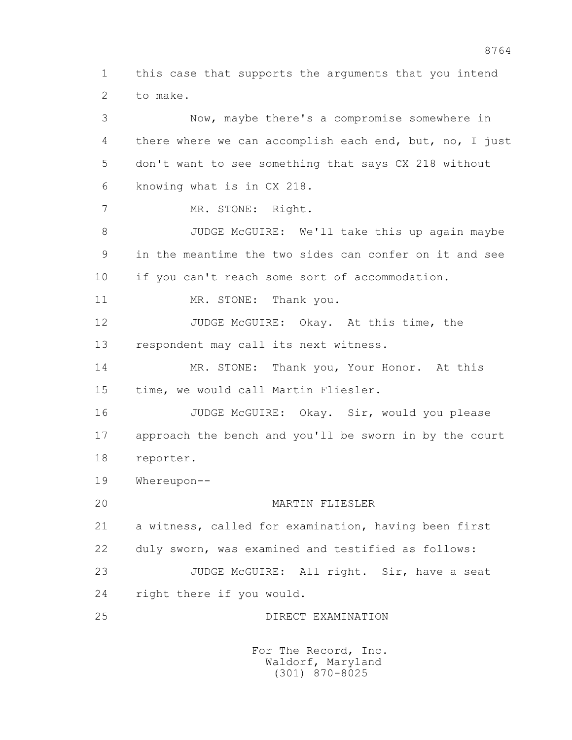1 this case that supports the arguments that you intend
2 to make.

3 Now, maybe there's a compromise somewhere in
4 there where we can accomplish each end, but, no, I just
5 don't want to see something that says CX 218 without
6 knowing what is in CX 218.

7 MR. STONE: Right.

8 JUDGE McGUIRE: We'll take this up again maybe
9 in the meantime the two sides can confer on it and see
10 if you can't reach some sort of accommodation.

11 MR. STONE: Thank you.

12 JUDGE McGUIRE: Okay. At this time, the
13 respondent may call its next witness.

14 MR. STONE: Thank you, Your Honor. At this
15 time, we would call Martin Fliesler.

16 JUDGE McGUIRE: Okay. Sir, would you please
17 approach the bench and you'll be sworn in by the court
18 reporter.

19 Whereupon--

20 MARTIN FLIESLER

21 a witness, called for examination, having been first
22 duly sworn, was examined and testified as follows:

23 JUDGE McGUIRE: All right. Sir, have a seat
24 right there if you would.

25 DIRECT EXAMINATION

For The Record, Inc.
Waldorf, Maryland
(301) 870-8025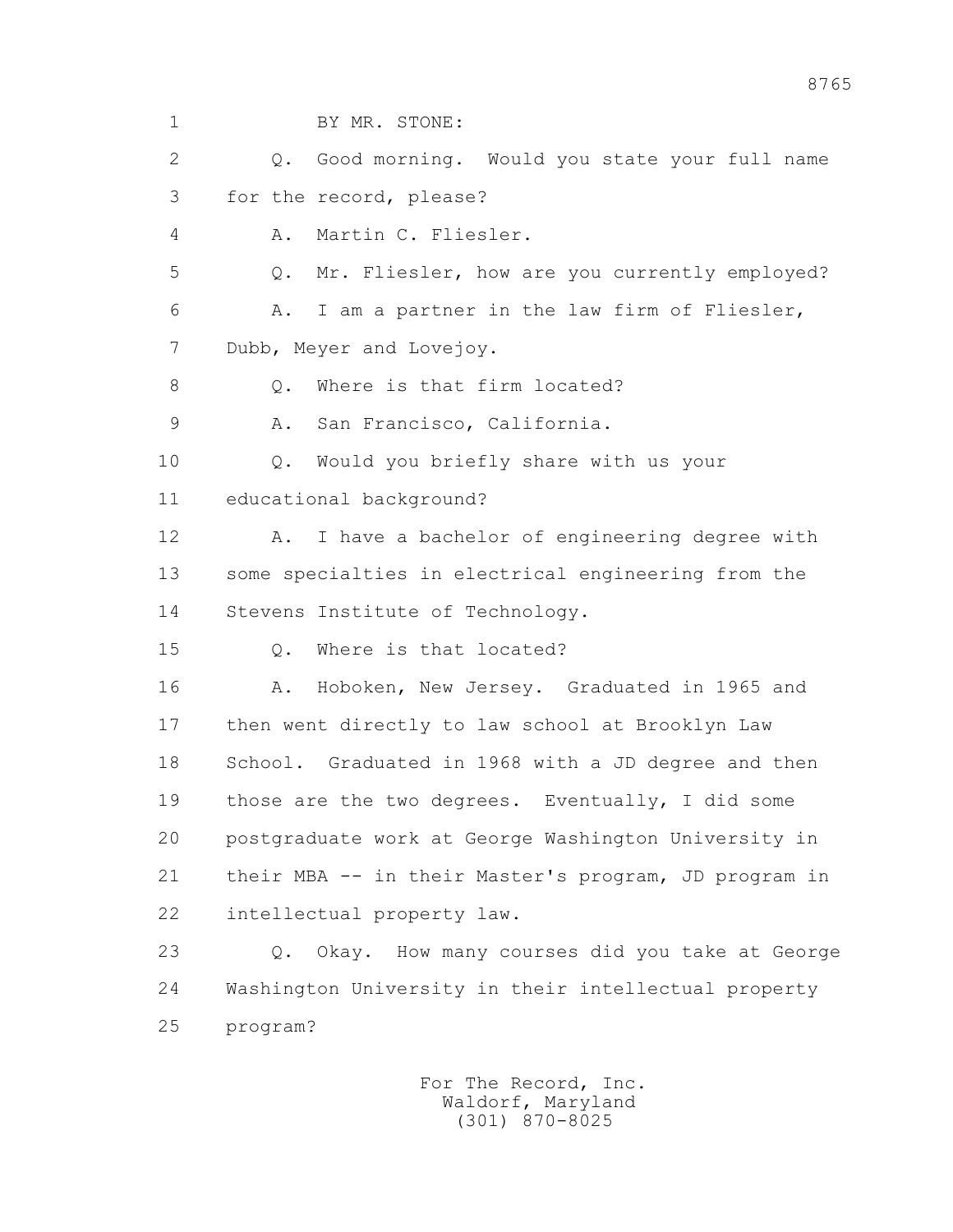BY MR. STONE:

Q. Good morning. Would you state your full name for the record, please?

A. Martin C. Fliesler.

Q. Mr. Fliesler, how are you currently employed?

A. I am a partner in the law firm of Fliesler, Dubb, Meyer and Lovejoy.

Q. Where is that firm located?

A. San Francisco, California.

Q. Would you briefly share with us your educational background?

A. I have a bachelor of engineering degree with some specialties in electrical engineering from the Stevens Institute of Technology.

Q. Where is that located?

A. Hoboken, New Jersey. Graduated in 1965 and then went directly to law school at Brooklyn Law School. Graduated in 1968 with a JD degree and then those are the two degrees. Eventually, I did some postgraduate work at George Washington University in their MBA -- in their Master's program, JD program in intellectual property law.

Q. Okay. How many courses did you take at George Washington University in their intellectual property program?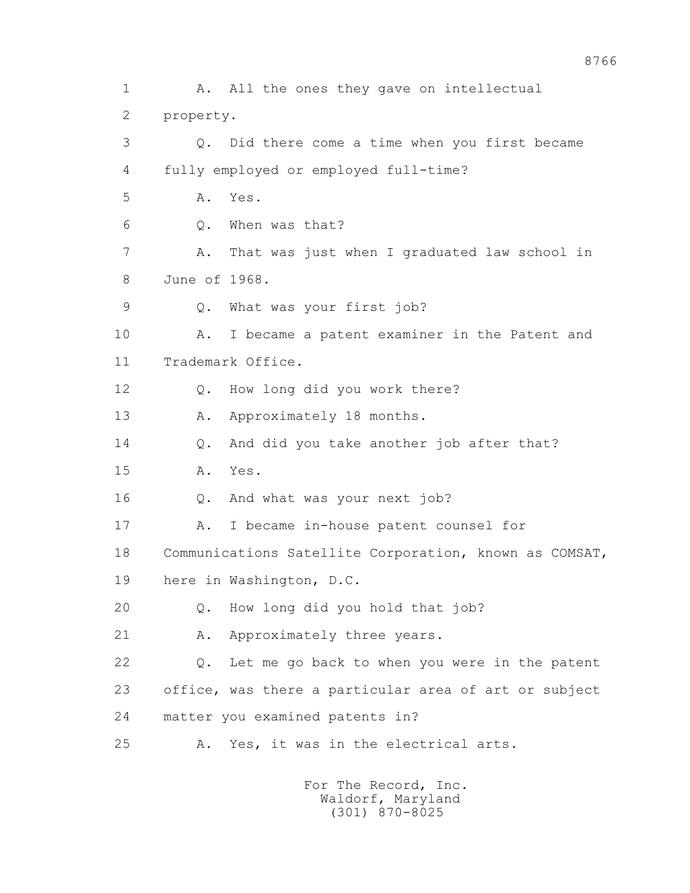1 A. All the ones they gave on intellectual

2 property.

3 Q. Did there come a time when you first became

4 fully employed or employed full-time?

5 A. Yes.

6 Q. When was that?

7 A. That was just when I graduated law school in

8 June of 1968.

9 Q. What was your first job?

10 A. I became a patent examiner in the Patent and

11 Trademark Office.

12 Q. How long did you work there?

13 A. Approximately 18 months.

14 Q. And did you take another job after that?

15 A. Yes.

16 Q. And what was your next job?

17 A. I became in-house patent counsel for

18 Communications Satellite Corporation, known as COMSAT,

19 here in Washington, D.C.

20 Q. How long did you hold that job?

21 A. Approximately three years.

22 Q. Let me go back to when you were in the patent

23 office, was there a particular area of art or subject

24 matter you examined patents in?

25 A. Yes, it was in the electrical arts.

For The Record, Inc.
Waldorf, Maryland
(301) 870-8025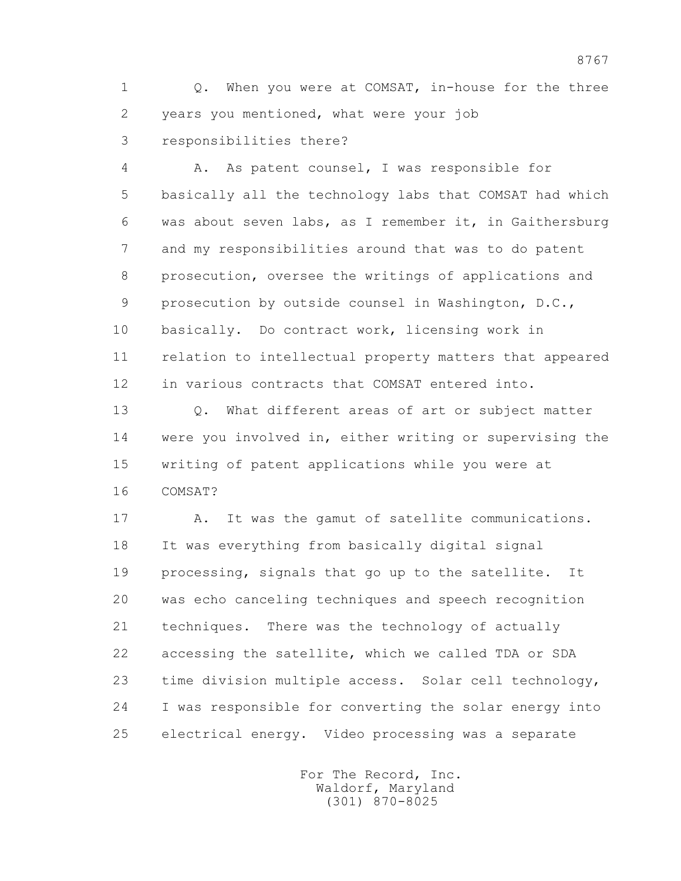1 Q. When you were at COMSAT, in-house for the three
2 years you mentioned, what were your job
3 responsibilities there?
4 A. As patent counsel, I was responsible for
5 basically all the technology labs that COMSAT had which
6 was about seven labs, as I remember it, in Gaithersburg
7 and my responsibilities around that was to do patent
8 prosecution, oversee the writings of applications and
9 prosecution by outside counsel in Washington, D.C.,
10 basically. Do contract work, licensing work in
11 relation to intellectual property matters that appeared
12 in various contracts that COMSAT entered into.
13 Q. What different areas of art or subject matter
14 were you involved in, either writing or supervising the
15 writing of patent applications while you were at
16 COMSAT?
17 A. It was the gamut of satellite communications.
18 It was everything from basically digital signal
19 processing, signals that go up to the satellite. It
20 was echo canceling techniques and speech recognition
21 techniques. There was the technology of actually
22 accessing the satellite, which we called TDA or SDA
23 time division multiple access. Solar cell technology,
24 I was responsible for converting the solar energy into
25 electrical energy. Video processing was a separate

For The Record, Inc.
Waldorf, Maryland
(301) 870-8025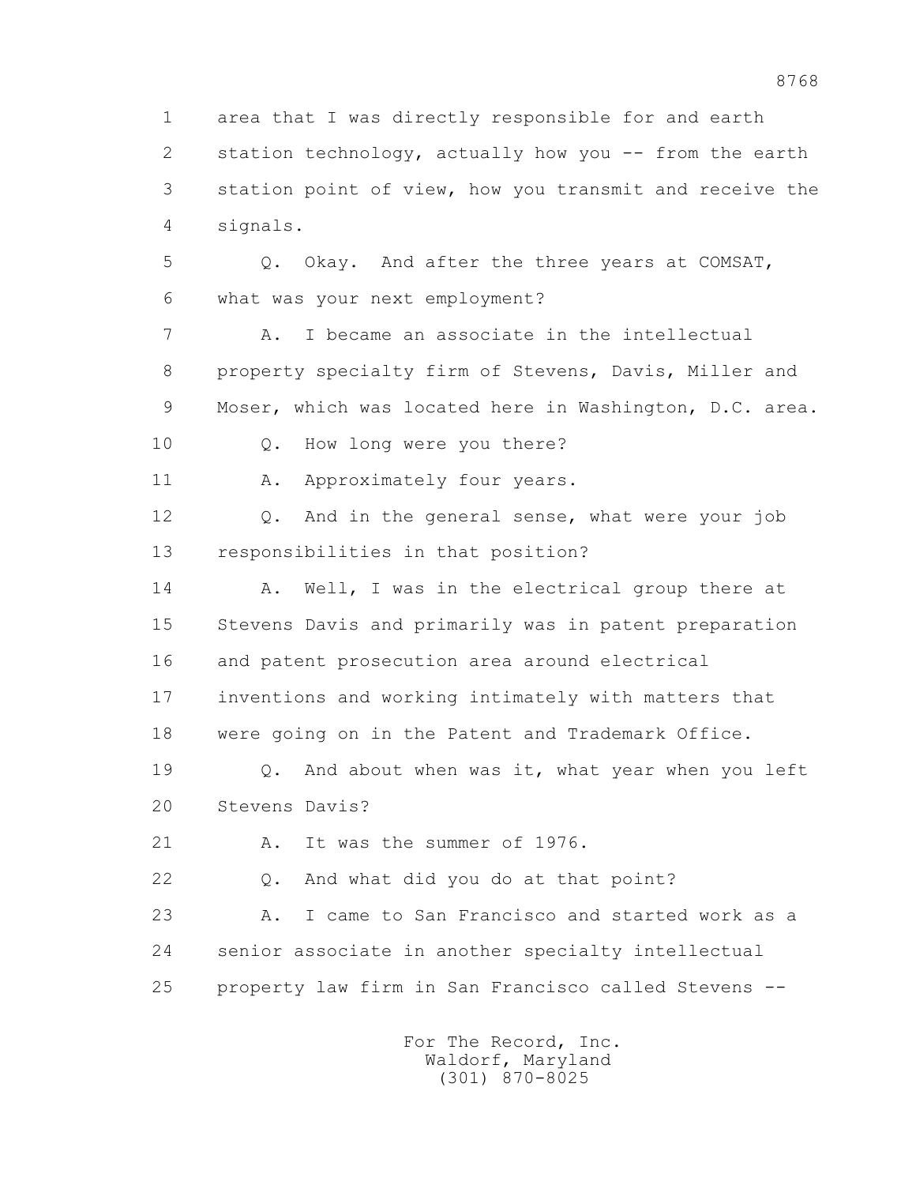1 area that I was directly responsible for and earth
2 station technology, actually how you -- from the earth
3 station point of view, how you transmit and receive the
4 signals.

5 Q. Okay. And after the three years at COMSAT,
6 what was your next employment?

7 A. I became an associate in the intellectual
8 property specialty firm of Stevens, Davis, Miller and
9 Moser, which was located here in Washington, D.C. area.

10 Q. How long were you there?

11 A. Approximately four years.

12 Q. And in the general sense, what were your job
13 responsibilities in that position?

14 A. Well, I was in the electrical group there at
15 Stevens Davis and primarily was in patent preparation
16 and patent prosecution area around electrical
17 inventions and working intimately with matters that
18 were going on in the Patent and Trademark Office.

19 Q. And about when was it, what year when you left
20 Stevens Davis?

21 A. It was the summer of 1976.

22 Q. And what did you do at that point?

23 A. I came to San Francisco and started work as a
24 senior associate in another specialty intellectual
25 property law firm in San Francisco called Stevens --

For The Record, Inc.
Waldorf, Maryland
(301) 870-8025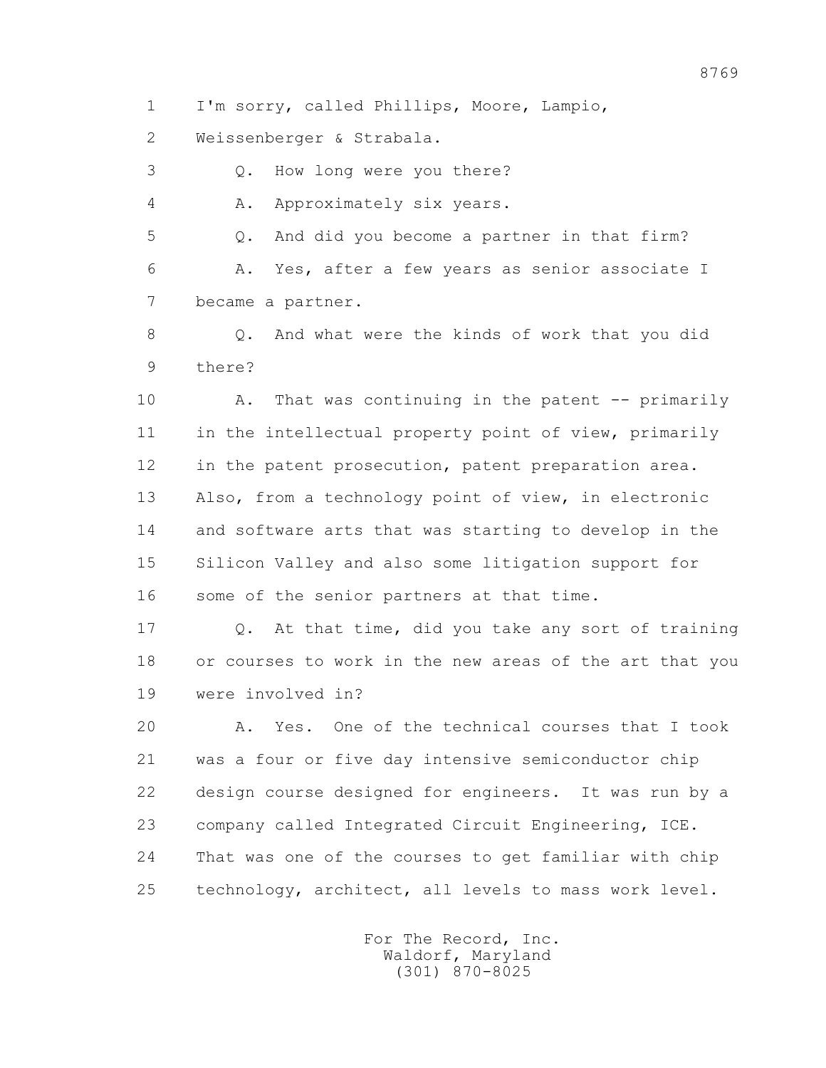1 I'm sorry, called Phillips, Moore, Lampio,

2 Weissenberger & Strabala.

3 Q. How long were you there?

4 A. Approximately six years.

5 Q. And did you become a partner in that firm?

6 A. Yes, after a few years as senior associate I

7 became a partner.

8 Q. And what were the kinds of work that you did

9 there?

10 A. That was continuing in the patent -- primarily

11 in the intellectual property point of view, primarily

12 in the patent prosecution, patent preparation area.

13 Also, from a technology point of view, in electronic

14 and software arts that was starting to develop in the

15 Silicon Valley and also some litigation support for

16 some of the senior partners at that time.

17 Q. At that time, did you take any sort of training

18 or courses to work in the new areas of the art that you

19 were involved in?

20 A. Yes. One of the technical courses that I took

21 was a four or five day intensive semiconductor chip

22 design course designed for engineers. It was run by a

23 company called Integrated Circuit Engineering, ICE.

24 That was one of the courses to get familiar with chip

25 technology, architect, all levels to mass work level.

For The Record, Inc.
Waldorf, Maryland
(301) 870-8025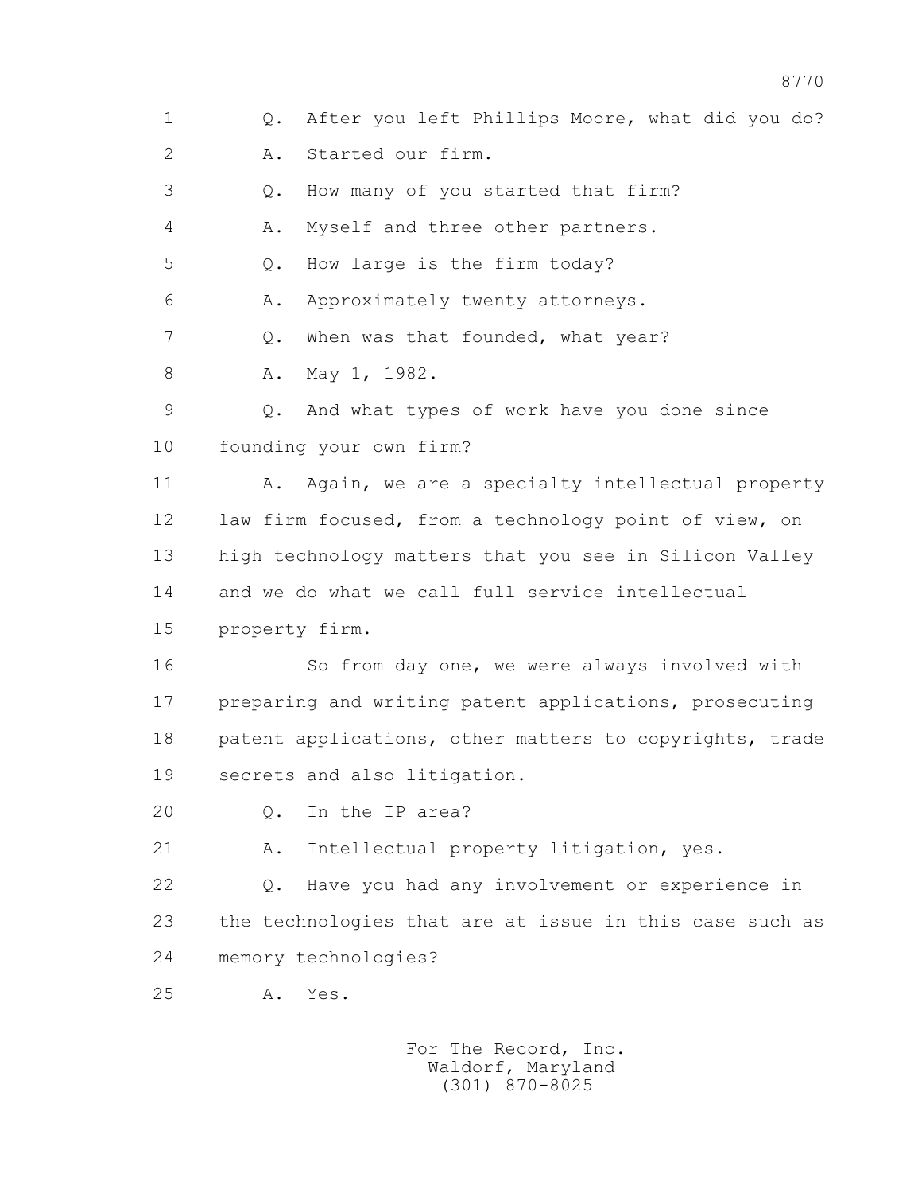1 Q. After you left Phillips Moore, what did you do?

2 A. Started our firm.

3 Q. How many of you started that firm?

4 A. Myself and three other partners.

5 Q. How large is the firm today?

6 A. Approximately twenty attorneys.

7 Q. When was that founded, what year?

8 A. May 1, 1982.

9 Q. And what types of work have you done since

10 founding your own firm?

11 A. Again, we are a specialty intellectual property

12 law firm focused, from a technology point of view, on

13 high technology matters that you see in Silicon Valley

14 and we do what we call full service intellectual

15 property firm.

16 So from day one, we were always involved with

17 preparing and writing patent applications, prosecuting

18 patent applications, other matters to copyrights, trade

19 secrets and also litigation.

20 Q. In the IP area?

21 A. Intellectual property litigation, yes.

22 Q. Have you had any involvement or experience in

23 the technologies that are at issue in this case such as

24 memory technologies?

25 A. Yes.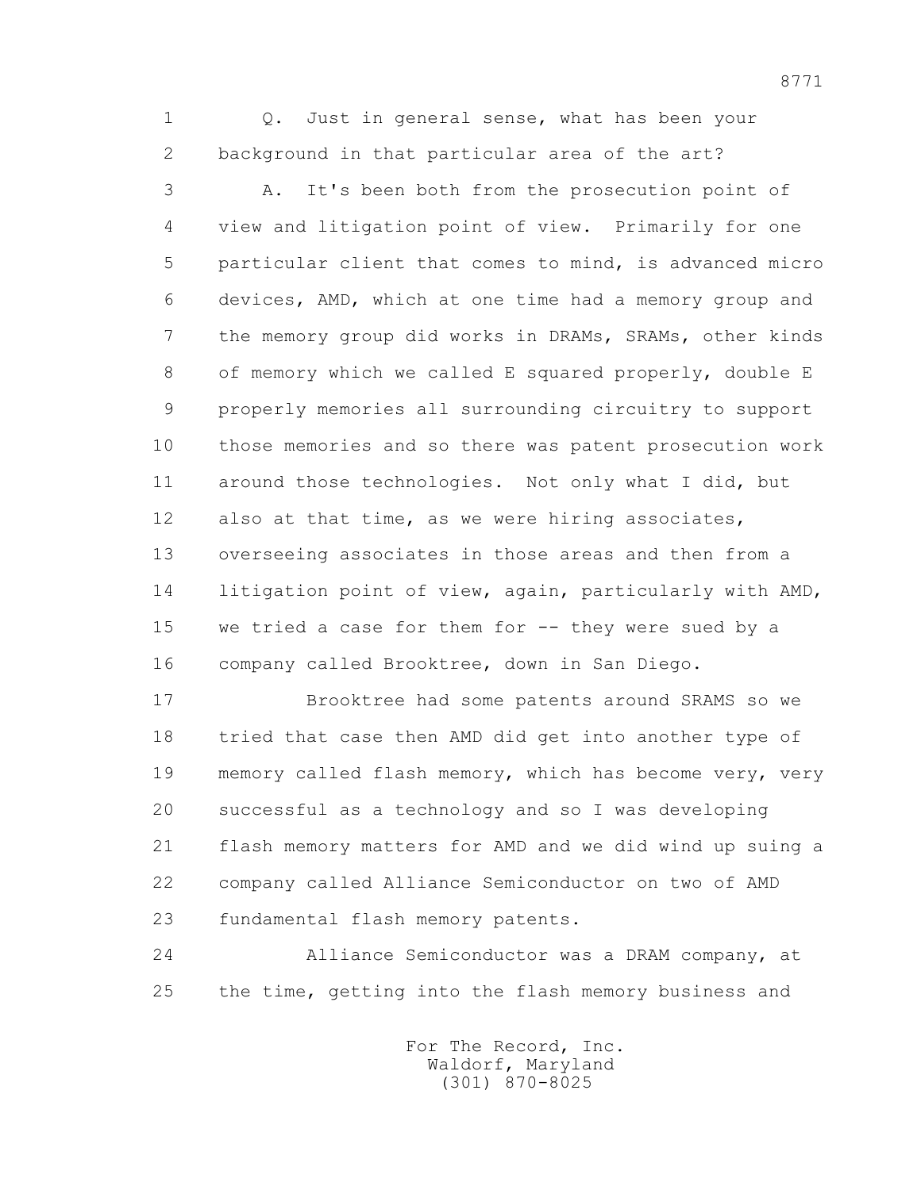Q. Just in general sense, what has been your background in that particular area of the art?

A. It's been both from the prosecution point of view and litigation point of view. Primarily for one particular client that comes to mind, is advanced micro devices, AMD, which at one time had a memory group and the memory group did works in DRAMs, SRAMs, other kinds of memory which we called E squared properly, double E properly memories all surrounding circuitry to support those memories and so there was patent prosecution work around those technologies. Not only what I did, but also at that time, as we were hiring associates, overseeing associates in those areas and then from a litigation point of view, again, particularly with AMD, we tried a case for them for -- they were sued by a company called Brooktree, down in San Diego.

Brooktree had some patents around SRAMS so we tried that case then AMD did get into another type of memory called flash memory, which has become very, very successful as a technology and so I was developing flash memory matters for AMD and we did wind up suing a company called Alliance Semiconductor on two of AMD fundamental flash memory patents.

Alliance Semiconductor was a DRAM company, at the time, getting into the flash memory business and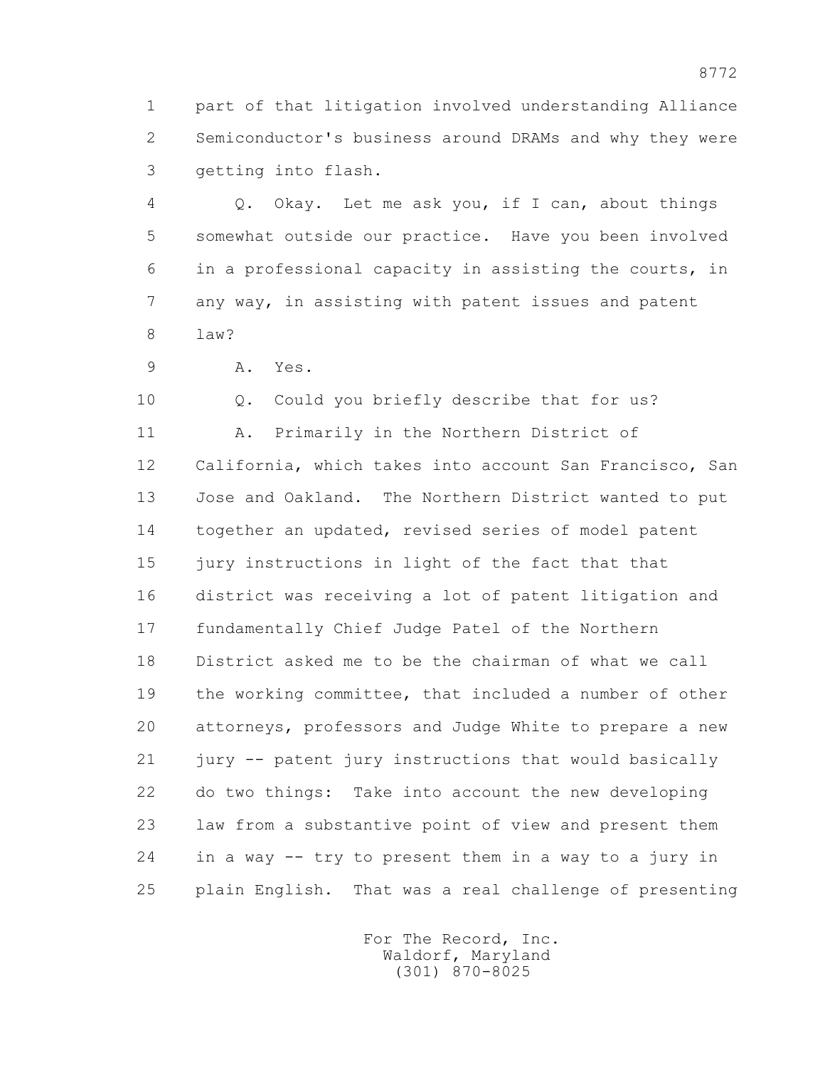1 part of that litigation involved understanding Alliance
2 Semiconductor's business around DRAMs and why they were
3 getting into flash.

4 Q. Okay. Let me ask you, if I can, about things
5 somewhat outside our practice. Have you been involved
6 in a professional capacity in assisting the courts, in
7 any way, in assisting with patent issues and patent
8 law?

9 A. Yes.

10 Q. Could you briefly describe that for us?

11 A. Primarily in the Northern District of
12 California, which takes into account San Francisco, San
13 Jose and Oakland. The Northern District wanted to put
14 together an updated, revised series of model patent
15 jury instructions in light of the fact that that
16 district was receiving a lot of patent litigation and
17 fundamentally Chief Judge Patel of the Northern
18 District asked me to be the chairman of what we call
19 the working committee, that included a number of other
20 attorneys, professors and Judge White to prepare a new
21 jury -- patent jury instructions that would basically
22 do two things: Take into account the new developing
23 law from a substantive point of view and present them
24 in a way -- try to present them in a way to a jury in
25 plain English. That was a real challenge of presenting

For The Record, Inc.
Waldorf, Maryland
(301) 870-8025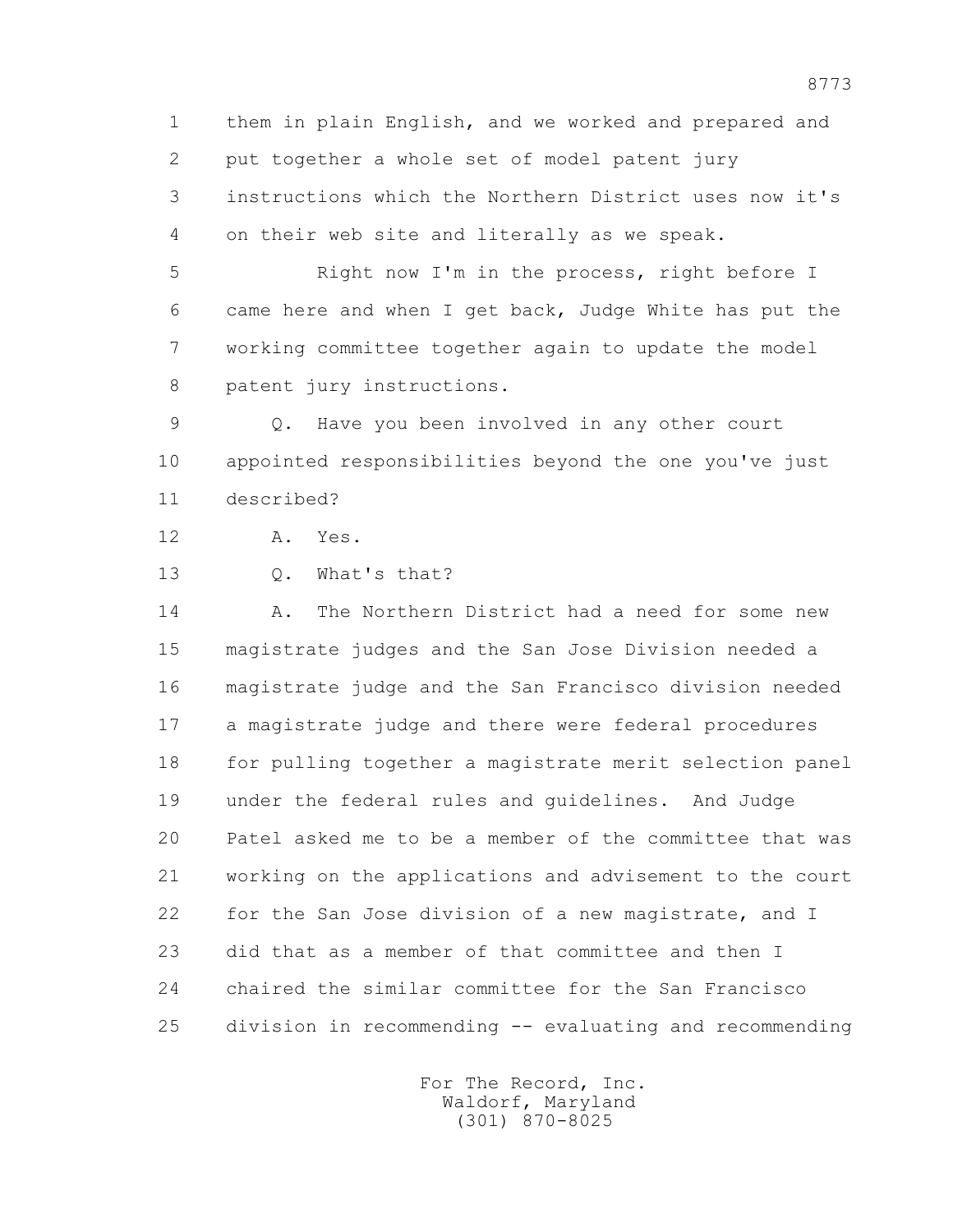them in plain English, and we worked and prepared and put together a whole set of model patent jury instructions which the Northern District uses now it's on their web site and literally as we speak.

Right now I'm in the process, right before I came here and when I get back, Judge White has put the working committee together again to update the model patent jury instructions.

Q. Have you been involved in any other court appointed responsibilities beyond the one you've just described?

A. Yes.

Q. What's that?

A. The Northern District had a need for some new magistrate judges and the San Jose Division needed a magistrate judge and the San Francisco division needed a magistrate judge and there were federal procedures for pulling together a magistrate merit selection panel under the federal rules and guidelines. And Judge Patel asked me to be a member of the committee that was working on the applications and advisement to the court for the San Jose division of a new magistrate, and I did that as a member of that committee and then I chaired the similar committee for the San Francisco division in recommending -- evaluating and recommending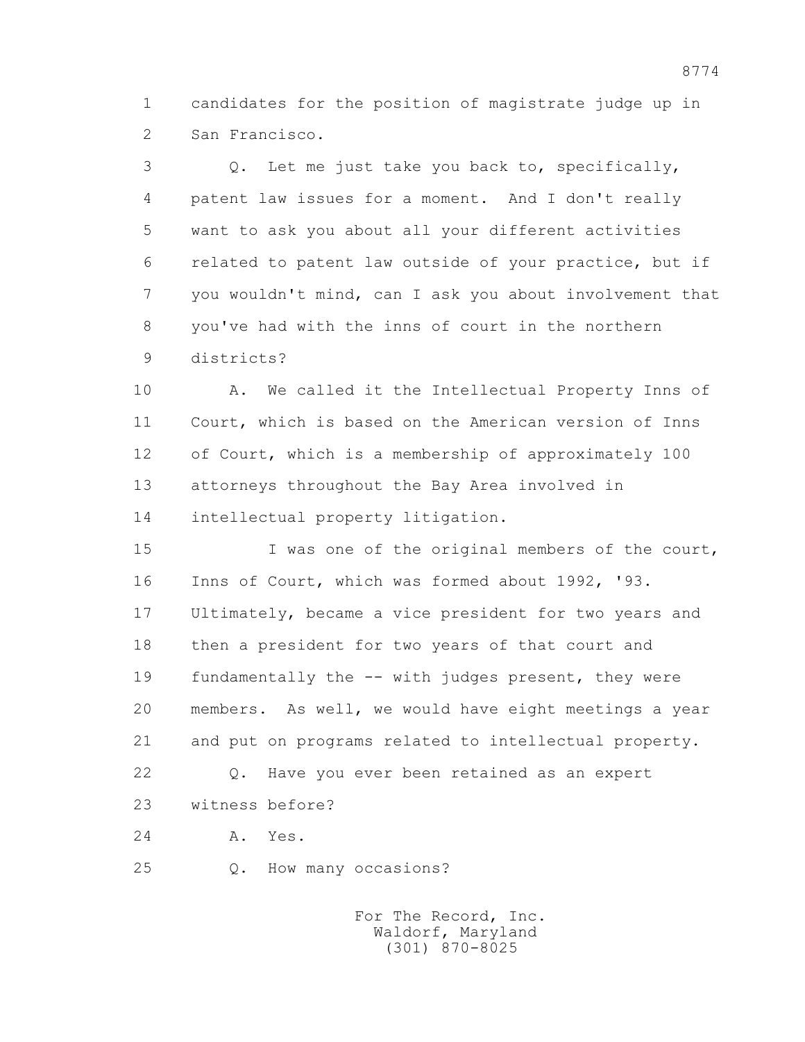1 candidates for the position of magistrate judge up in
2 San Francisco.

3 Q. Let me just take you back to, specifically,
4 patent law issues for a moment. And I don't really
5 want to ask you about all your different activities
6 related to patent law outside of your practice, but if
7 you wouldn't mind, can I ask you about involvement that
8 you've had with the inns of court in the northern
9 districts?

10 A. We called it the Intellectual Property Inns of
11 Court, which is based on the American version of Inns
12 of Court, which is a membership of approximately 100
13 attorneys throughout the Bay Area involved in
14 intellectual property litigation.

15 I was one of the original members of the court,
16 Inns of Court, which was formed about 1992, '93.
17 Ultimately, became a vice president for two years and
18 then a president for two years of that court and
19 fundamentally the -- with judges present, they were
20 members. As well, we would have eight meetings a year
21 and put on programs related to intellectual property.

22 Q. Have you ever been retained as an expert
23 witness before?

24 A. Yes.

25 Q. How many occasions?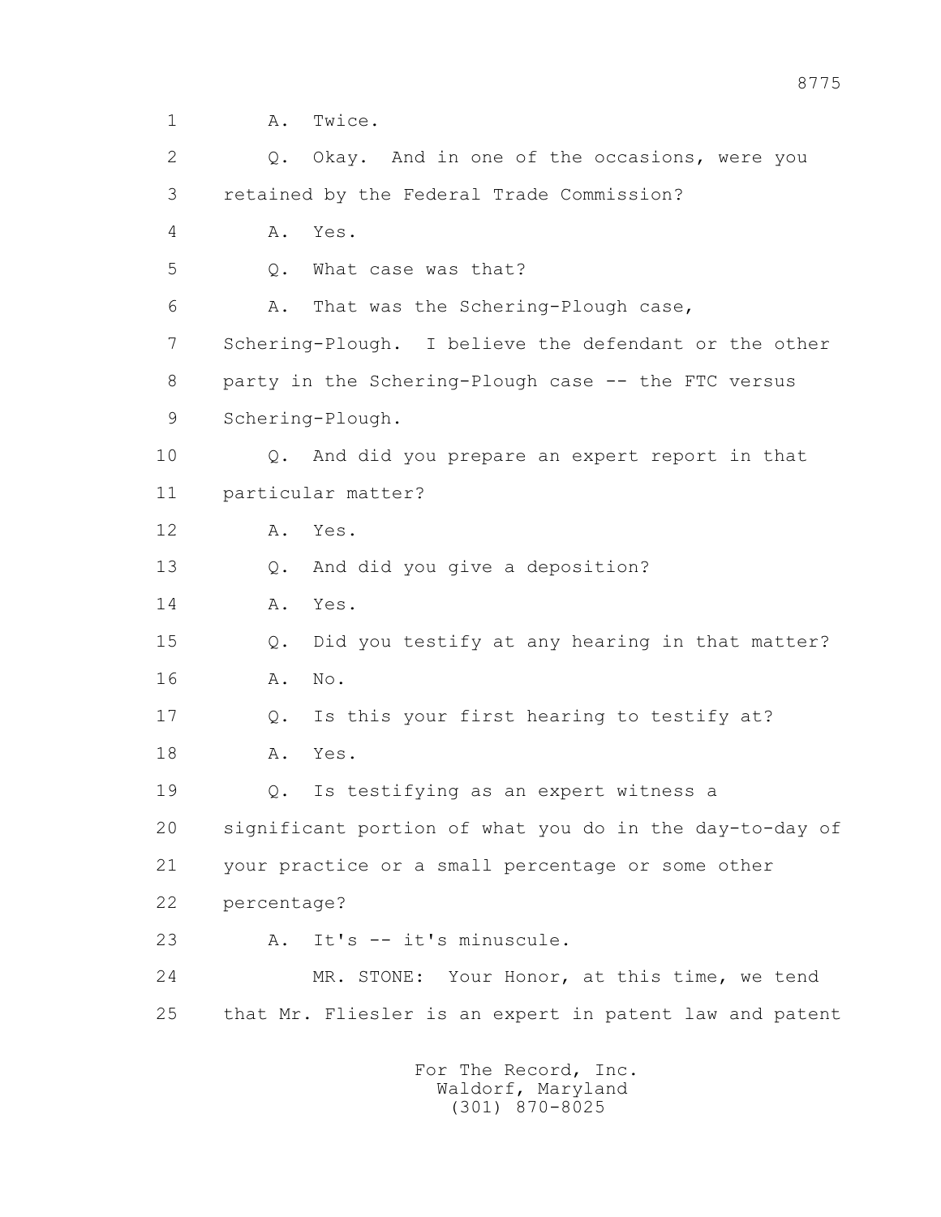1 A. Twice.

2 Q. Okay. And in one of the occasions, were you

3 retained by the Federal Trade Commission?

4 A. Yes.

5 Q. What case was that?

6 A. That was the Schering-Plough case,

7 Schering-Plough. I believe the defendant or the other

8 party in the Schering-Plough case -- the FTC versus

9 Schering-Plough.

10 Q. And did you prepare an expert report in that

11 particular matter?

12 A. Yes.

13 Q. And did you give a deposition?

14 A. Yes.

15 Q. Did you testify at any hearing in that matter?

16 A. No.

17 Q. Is this your first hearing to testify at?

18 A. Yes.

19 Q. Is testifying as an expert witness a

20 significant portion of what you do in the day-to-day of

21 your practice or a small percentage or some other

22 percentage?

23 A. It's -- it's minuscule.

24 MR. STONE: Your Honor, at this time, we tend

25 that Mr. Fliesler is an expert in patent law and patent

For The Record, Inc.
Waldorf, Maryland
(301) 870-8025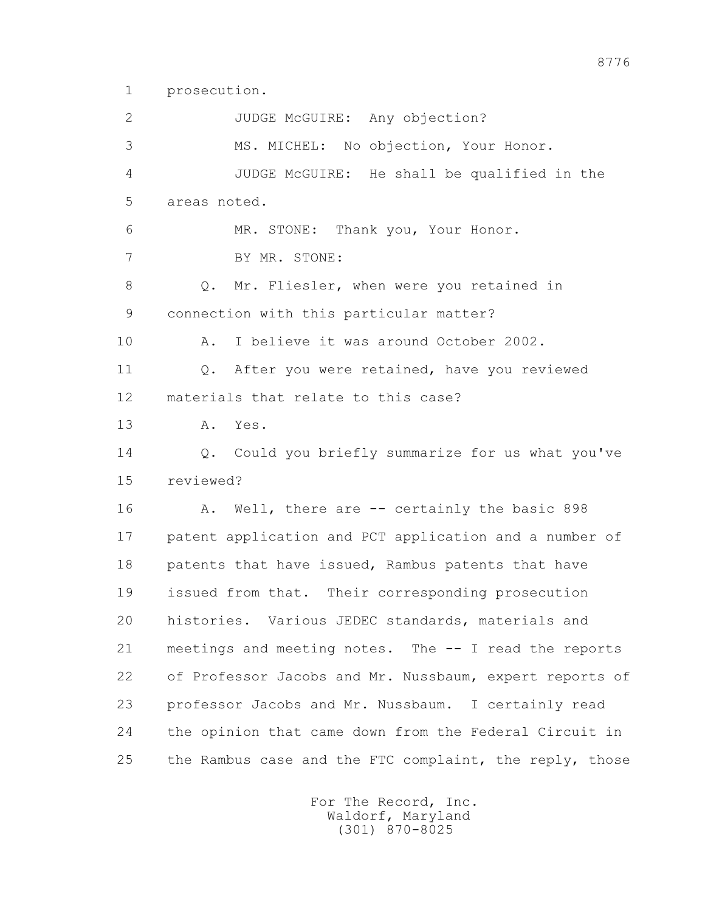1 prosecution.

2 JUDGE McGUIRE: Any objection?

3 MS. MICHEL: No objection, Your Honor.

4 JUDGE McGUIRE: He shall be qualified in the

5 areas noted.

6 MR. STONE: Thank you, Your Honor.

7 BY MR. STONE:

8 Q. Mr. Fliesler, when were you retained in

9 connection with this particular matter?

10 A. I believe it was around October 2002.

11 Q. After you were retained, have you reviewed

12 materials that relate to this case?

13 A. Yes.

14 Q. Could you briefly summarize for us what you've

15 reviewed?

16 A. Well, there are -- certainly the basic 898

17 patent application and PCT application and a number of

18 patents that have issued, Rambus patents that have

19 issued from that. Their corresponding prosecution

20 histories. Various JEDEC standards, materials and

21 meetings and meeting notes. The -- I read the reports

22 of Professor Jacobs and Mr. Nussbaum, expert reports of

23 professor Jacobs and Mr. Nussbaum. I certainly read

24 the opinion that came down from the Federal Circuit in

25 the Rambus case and the FTC complaint, the reply, those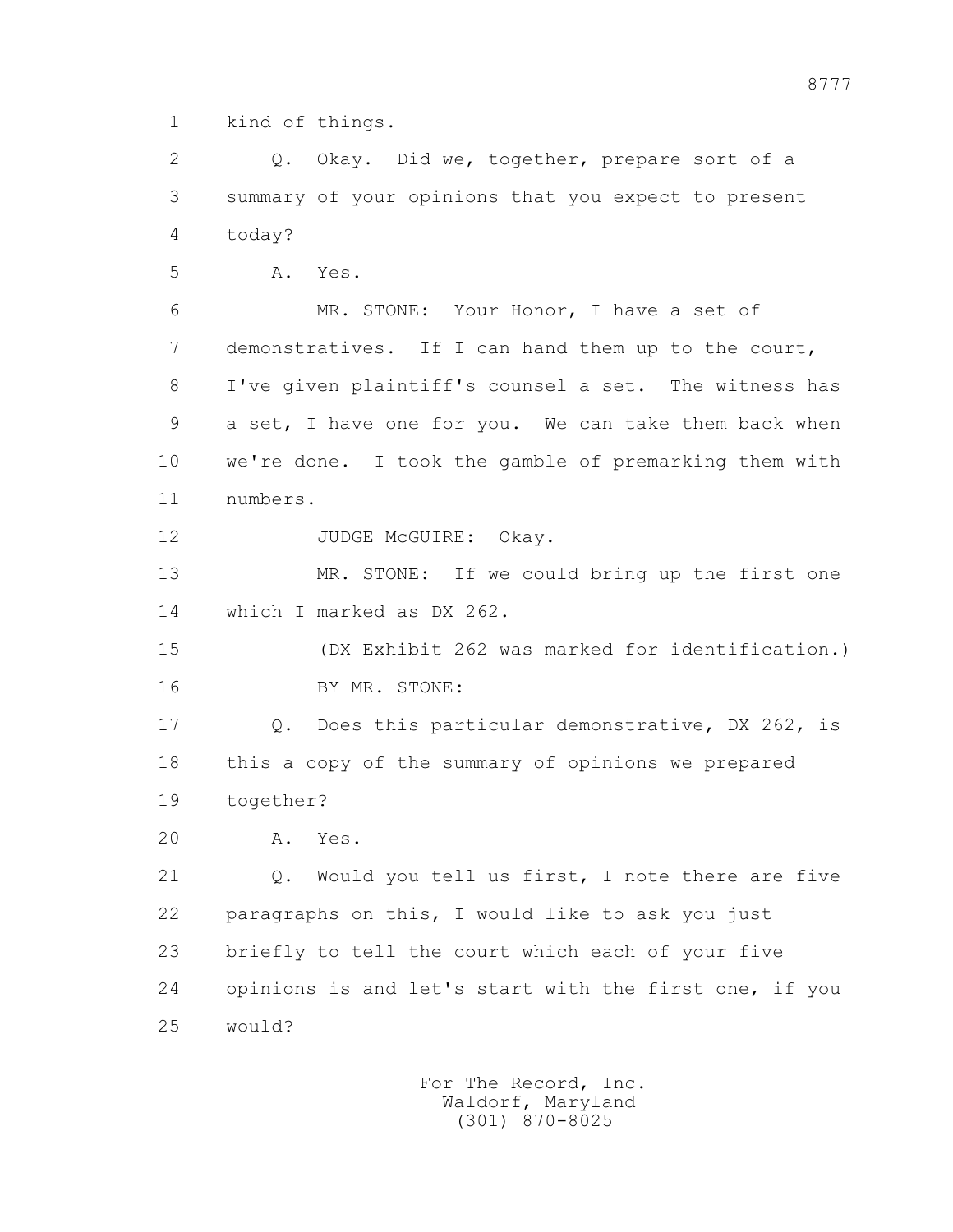kind of things.

Q. Okay. Did we, together, prepare sort of a summary of your opinions that you expect to present today?

A. Yes.

MR. STONE: Your Honor, I have a set of demonstratives. If I can hand them up to the court, I've given plaintiff's counsel a set. The witness has a set, I have one for you. We can take them back when we're done. I took the gamble of premarking them with numbers.

JUDGE McGUIRE: Okay.

MR. STONE: If we could bring up the first one which I marked as DX 262.

(DX Exhibit 262 was marked for identification.)

BY MR. STONE:

Q. Does this particular demonstrative, DX 262, is this a copy of the summary of opinions we prepared together?

A. Yes.

Q. Would you tell us first, I note there are five paragraphs on this, I would like to ask you just briefly to tell the court which each of your five opinions is and let's start with the first one, if you would?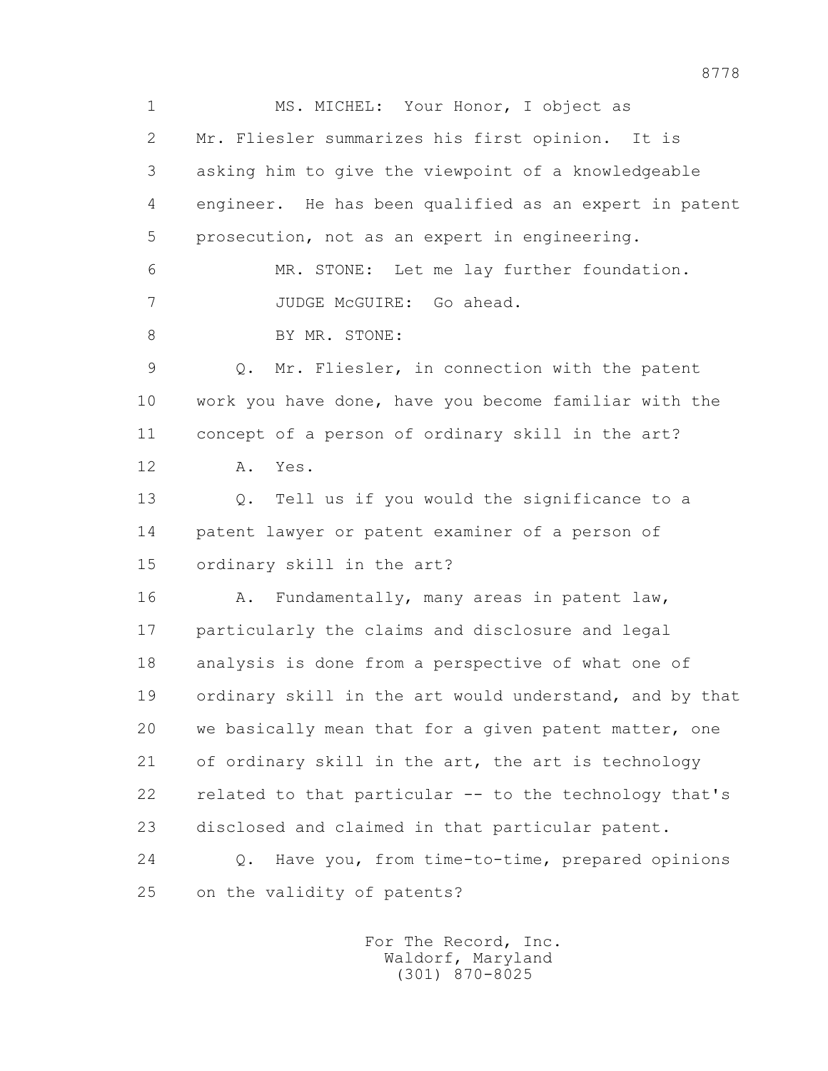MS. MICHEL: Your Honor, I object as Mr. Fliesler summarizes his first opinion. It is asking him to give the viewpoint of a knowledgeable engineer. He has been qualified as an expert in patent prosecution, not as an expert in engineering.

MR. STONE: Let me lay further foundation.

JUDGE McGUIRE: Go ahead.

BY MR. STONE:

Q. Mr. Fliesler, in connection with the patent work you have done, have you become familiar with the concept of a person of ordinary skill in the art?

A. Yes.

Q. Tell us if you would the significance to a patent lawyer or patent examiner of a person of ordinary skill in the art?

A. Fundamentally, many areas in patent law, particularly the claims and disclosure and legal analysis is done from a perspective of what one of ordinary skill in the art would understand, and by that we basically mean that for a given patent matter, one of ordinary skill in the art, the art is technology related to that particular -- to the technology that's disclosed and claimed in that particular patent.

Q. Have you, from time-to-time, prepared opinions on the validity of patents?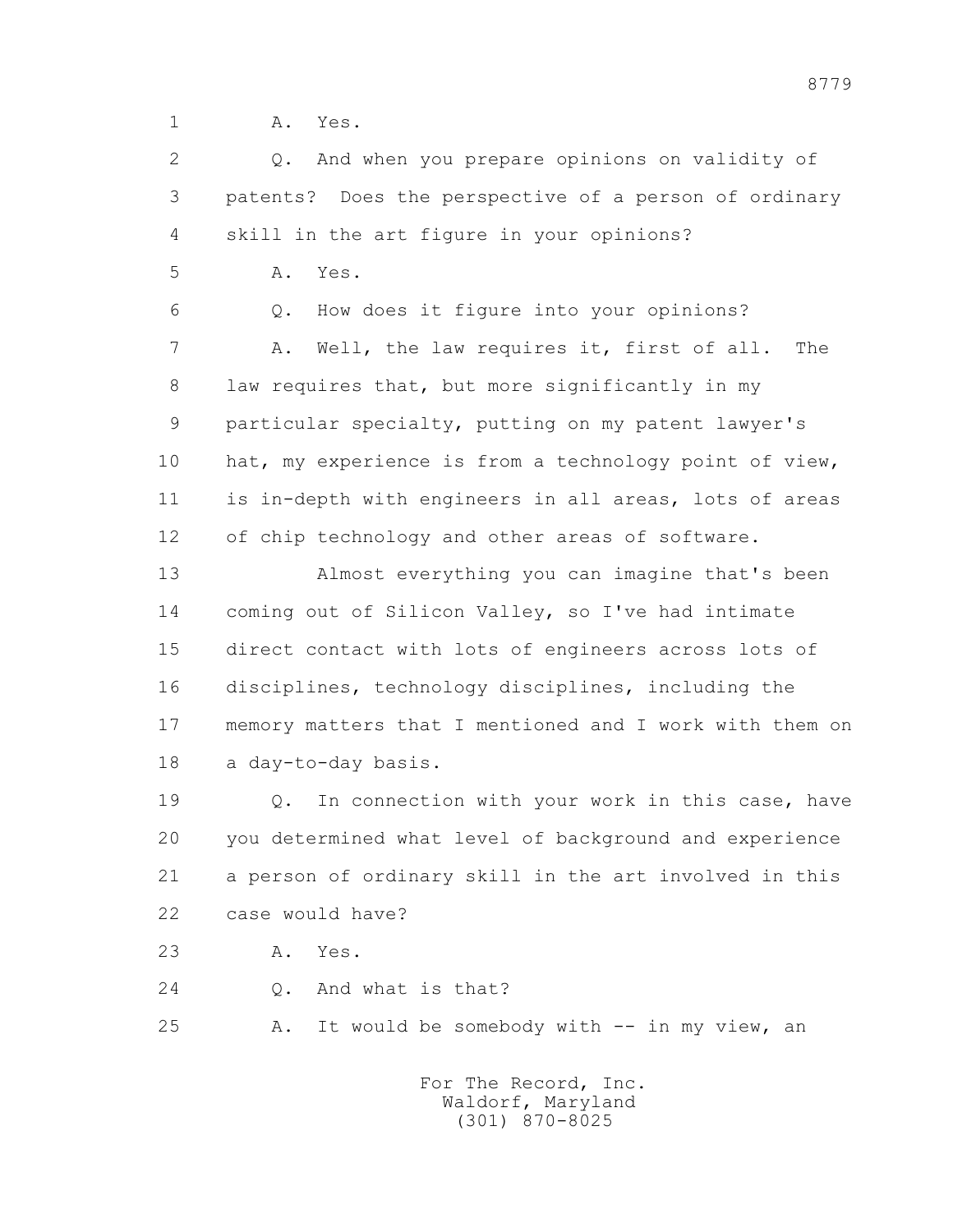A. Yes.

Q. And when you prepare opinions on validity of patents? Does the perspective of a person of ordinary skill in the art figure in your opinions?

A. Yes.

Q. How does it figure into your opinions?

A. Well, the law requires it, first of all. The law requires that, but more significantly in my particular specialty, putting on my patent lawyer's hat, my experience is from a technology point of view, is in-depth with engineers in all areas, lots of areas of chip technology and other areas of software.

Almost everything you can imagine that's been coming out of Silicon Valley, so I've had intimate direct contact with lots of engineers across lots of disciplines, technology disciplines, including the memory matters that I mentioned and I work with them on a day-to-day basis.

Q. In connection with your work in this case, have you determined what level of background and experience a person of ordinary skill in the art involved in this case would have?

A. Yes.

Q. And what is that?

A. It would be somebody with -- in my view, an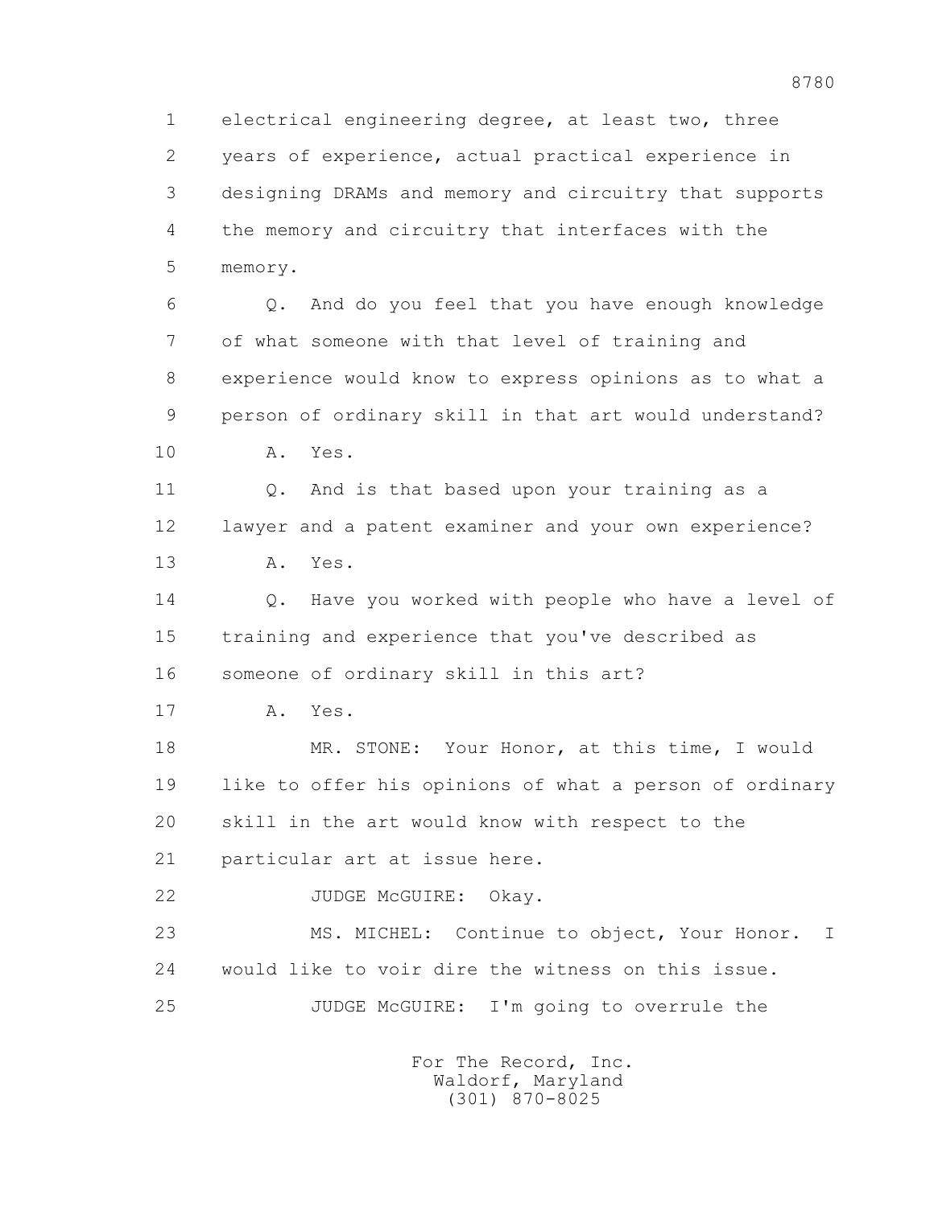1 electrical engineering degree, at least two, three
2 years of experience, actual practical experience in
3 designing DRAMs and memory and circuitry that supports
4 the memory and circuitry that interfaces with the
5 memory.

6 Q. And do you feel that you have enough knowledge
7 of what someone with that level of training and
8 experience would know to express opinions as to what a
9 person of ordinary skill in that art would understand?

10 A. Yes.

11 Q. And is that based upon your training as a
12 lawyer and a patent examiner and your own experience?

13 A. Yes.

14 Q. Have you worked with people who have a level of
15 training and experience that you've described as
16 someone of ordinary skill in this art?

17 A. Yes.

18 MR. STONE: Your Honor, at this time, I would
19 like to offer his opinions of what a person of ordinary
20 skill in the art would know with respect to the
21 particular art at issue here.

22 JUDGE McGUIRE: Okay.

23 MS. MICHEL: Continue to object, Your Honor. I
24 would like to voir dire the witness on this issue.

25 JUDGE McGUIRE: I'm going to overrule the

For The Record, Inc.
Waldorf, Maryland
(301) 870-8025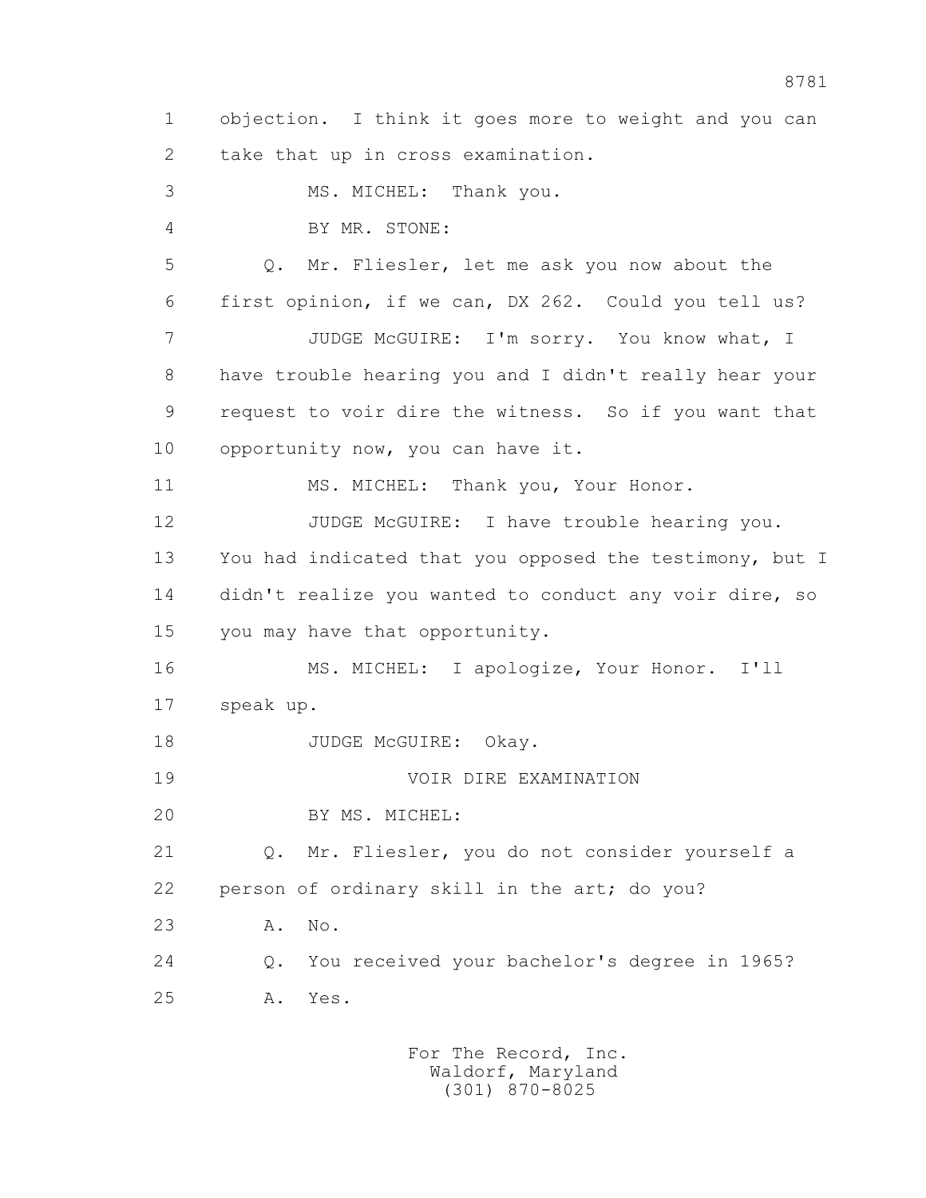1 objection. I think it goes more to weight and you can
2 take that up in cross examination.

3 MS. MICHEL: Thank you.

4 BY MR. STONE:

5 Q. Mr. Fliesler, let me ask you now about the
6 first opinion, if we can, DX 262. Could you tell us?

7 JUDGE McGUIRE: I'm sorry. You know what, I
8 have trouble hearing you and I didn't really hear your
9 request to voir dire the witness. So if you want that
10 opportunity now, you can have it.

11 MS. MICHEL: Thank you, Your Honor.

12 JUDGE McGUIRE: I have trouble hearing you.
13 You had indicated that you opposed the testimony, but I
14 didn't realize you wanted to conduct any voir dire, so
15 you may have that opportunity.

16 MS. MICHEL: I apologize, Your Honor. I'll
17 speak up.

18 JUDGE McGUIRE: Okay.

19 VOIR DIRE EXAMINATION

20 BY MS. MICHEL:

21 Q. Mr. Fliesler, you do not consider yourself a
22 person of ordinary skill in the art; do you?

23 A. No.

24 Q. You received your bachelor's degree in 1965?

25 A. Yes.

For The Record, Inc.
Waldorf, Maryland
(301) 870-8025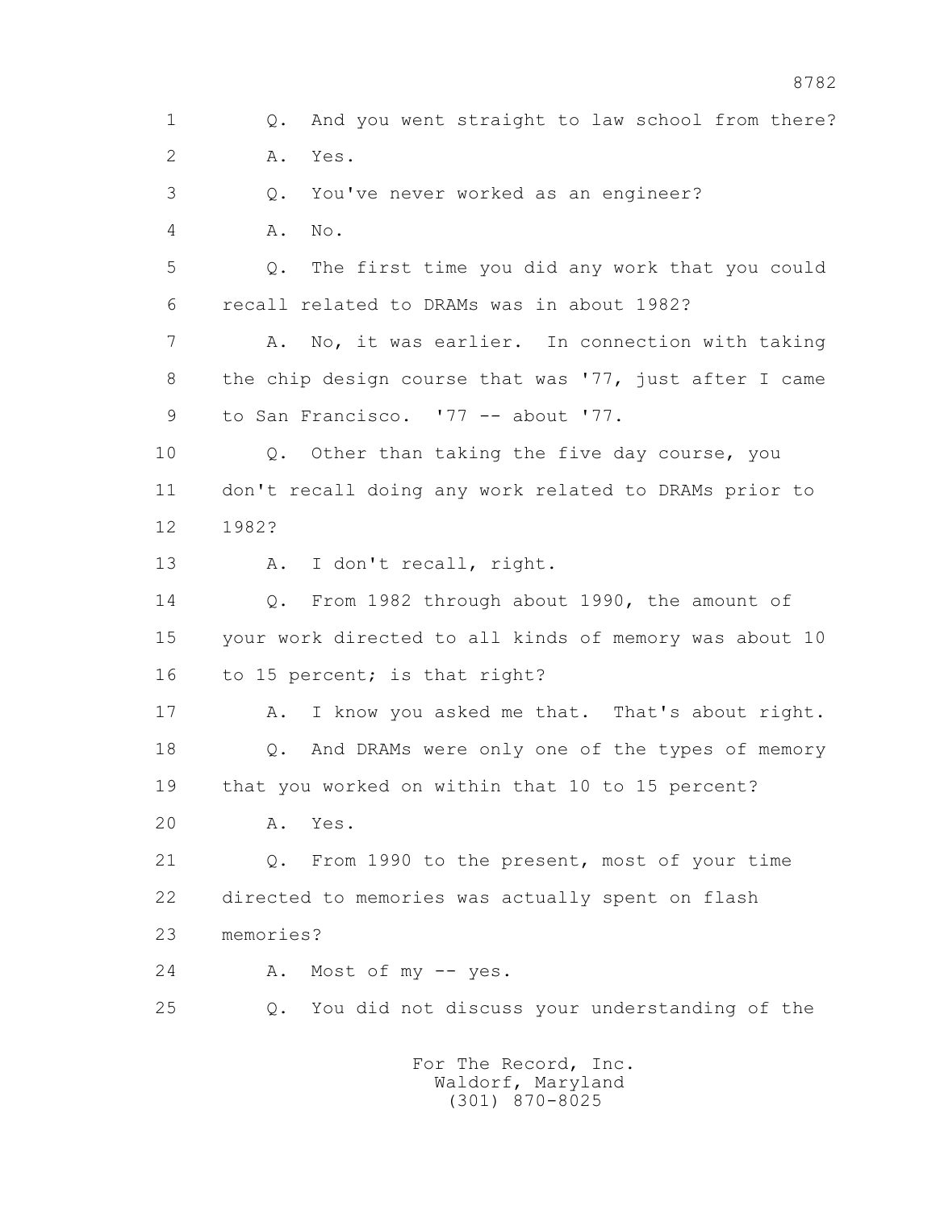1 Q. And you went straight to law school from there?

2 A. Yes.

3 Q. You've never worked as an engineer?

4 A. No.

5 Q. The first time you did any work that you could

6 recall related to DRAMs was in about 1982?

7 A. No, it was earlier. In connection with taking

8 the chip design course that was '77, just after I came

9 to San Francisco. '77 -- about '77.

10 Q. Other than taking the five day course, you

11 don't recall doing any work related to DRAMs prior to

12 1982?

13 A. I don't recall, right.

14 Q. From 1982 through about 1990, the amount of

15 your work directed to all kinds of memory was about 10

16 to 15 percent; is that right?

17 A. I know you asked me that. That's about right.

18 Q. And DRAMs were only one of the types of memory

19 that you worked on within that 10 to 15 percent?

20 A. Yes.

21 Q. From 1990 to the present, most of your time

22 directed to memories was actually spent on flash

23 memories?

24 A. Most of my -- yes.

25 Q. You did not discuss your understanding of the

For The Record, Inc.
Waldorf, Maryland
(301) 870-8025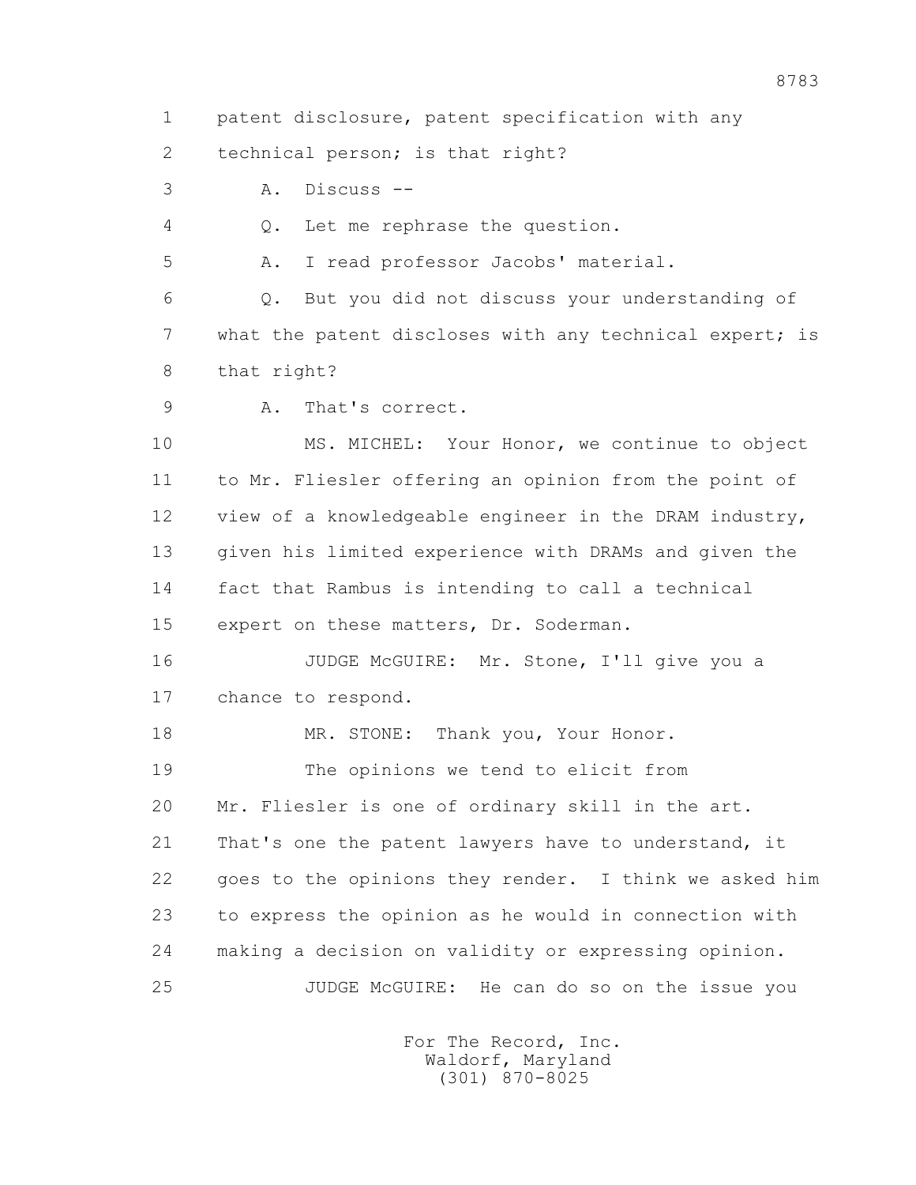1 patent disclosure, patent specification with any
2 technical person; is that right?
3 A. Discuss --
4 Q. Let me rephrase the question.
5 A. I read professor Jacobs' material.
6 Q. But you did not discuss your understanding of
7 what the patent discloses with any technical expert; is
8 that right?
9 A. That's correct.
10 MS. MICHEL: Your Honor, we continue to object
11 to Mr. Fliesler offering an opinion from the point of
12 view of a knowledgeable engineer in the DRAM industry,
13 given his limited experience with DRAMs and given the
14 fact that Rambus is intending to call a technical
15 expert on these matters, Dr. Soderman.
16 JUDGE McGUIRE: Mr. Stone, I'll give you a
17 chance to respond.
18 MR. STONE: Thank you, Your Honor.
19 The opinions we tend to elicit from
20 Mr. Fliesler is one of ordinary skill in the art.
21 That's one the patent lawyers have to understand, it
22 goes to the opinions they render. I think we asked him
23 to express the opinion as he would in connection with
24 making a decision on validity or expressing opinion.
25 JUDGE McGUIRE: He can do so on the issue you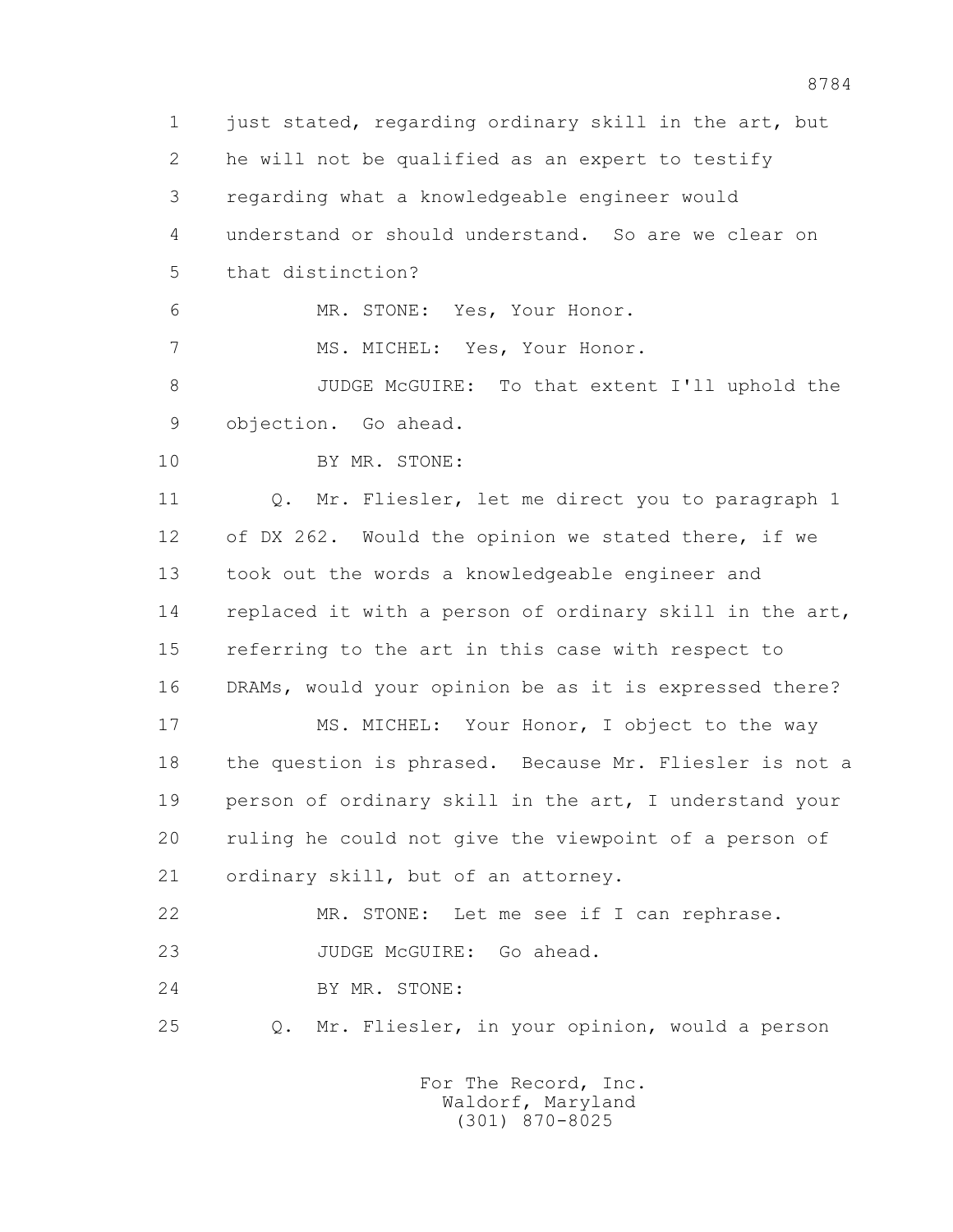1 just stated, regarding ordinary skill in the art, but
2 he will not be qualified as an expert to testify
3 regarding what a knowledgeable engineer would
4 understand or should understand. So are we clear on
5 that distinction?

6 MR. STONE: Yes, Your Honor.

7 MS. MICHEL: Yes, Your Honor.

8 JUDGE McGUIRE: To that extent I'll uphold the
9 objection. Go ahead.

10 BY MR. STONE:

11 Q. Mr. Fliesler, let me direct you to paragraph 1
12 of DX 262. Would the opinion we stated there, if we
13 took out the words a knowledgeable engineer and
14 replaced it with a person of ordinary skill in the art,
15 referring to the art in this case with respect to
16 DRAMs, would your opinion be as it is expressed there?

17 MS. MICHEL: Your Honor, I object to the way
18 the question is phrased. Because Mr. Fliesler is not a
19 person of ordinary skill in the art, I understand your
20 ruling he could not give the viewpoint of a person of
21 ordinary skill, but of an attorney.

22 MR. STONE: Let me see if I can rephrase.

23 JUDGE McGUIRE: Go ahead.

24 BY MR. STONE:

25 Q. Mr. Fliesler, in your opinion, would a person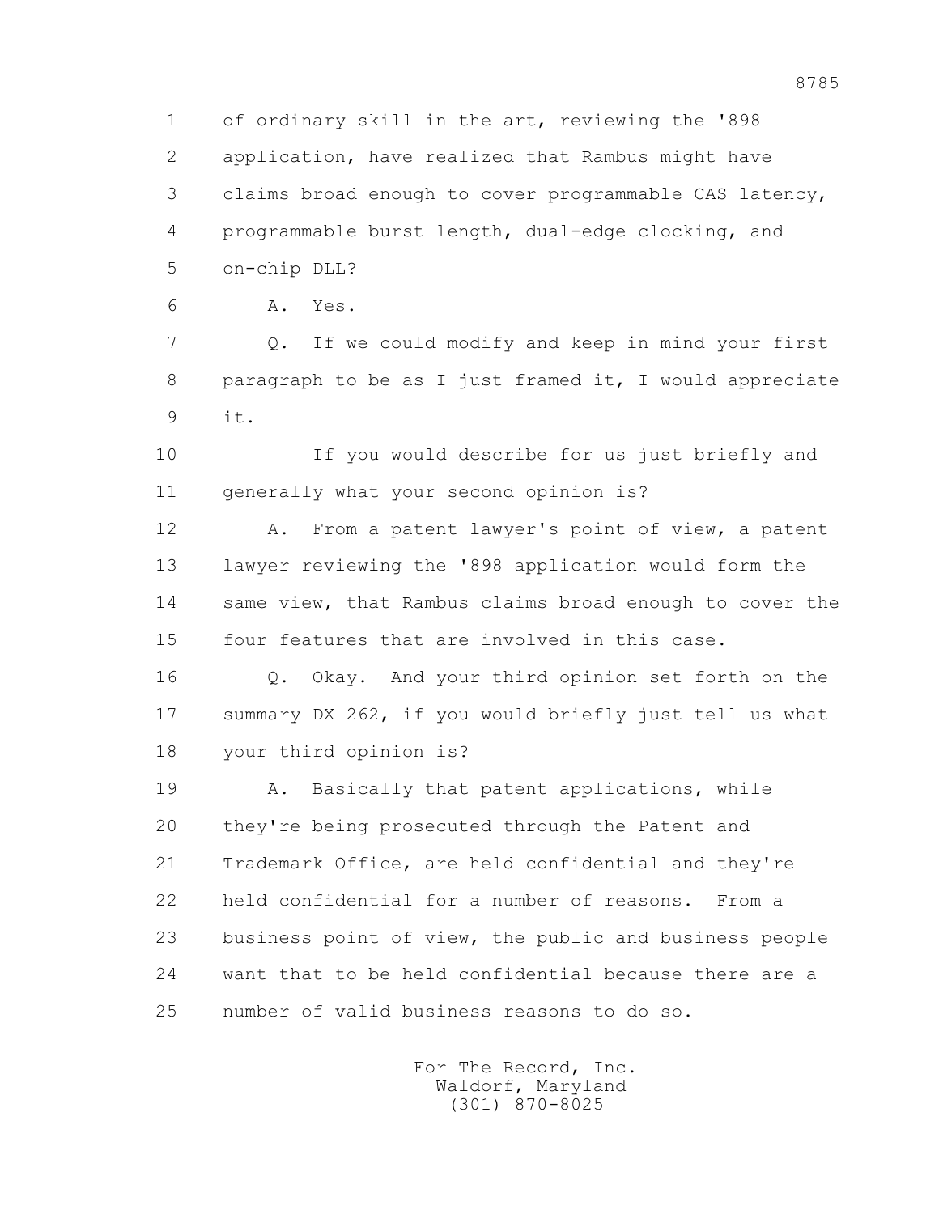1 of ordinary skill in the art, reviewing the '898
2 application, have realized that Rambus might have
3 claims broad enough to cover programmable CAS latency,
4 programmable burst length, dual-edge clocking, and
5 on-chip DLL?

6 A. Yes.

7 Q. If we could modify and keep in mind your first
8 paragraph to be as I just framed it, I would appreciate
9 it.

10 If you would describe for us just briefly and
11 generally what your second opinion is?

12 A. From a patent lawyer's point of view, a patent
13 lawyer reviewing the '898 application would form the
14 same view, that Rambus claims broad enough to cover the
15 four features that are involved in this case.

16 Q. Okay. And your third opinion set forth on the
17 summary DX 262, if you would briefly just tell us what
18 your third opinion is?

19 A. Basically that patent applications, while
20 they're being prosecuted through the Patent and
21 Trademark Office, are held confidential and they're
22 held confidential for a number of reasons. From a
23 business point of view, the public and business people
24 want that to be held confidential because there are a
25 number of valid business reasons to do so.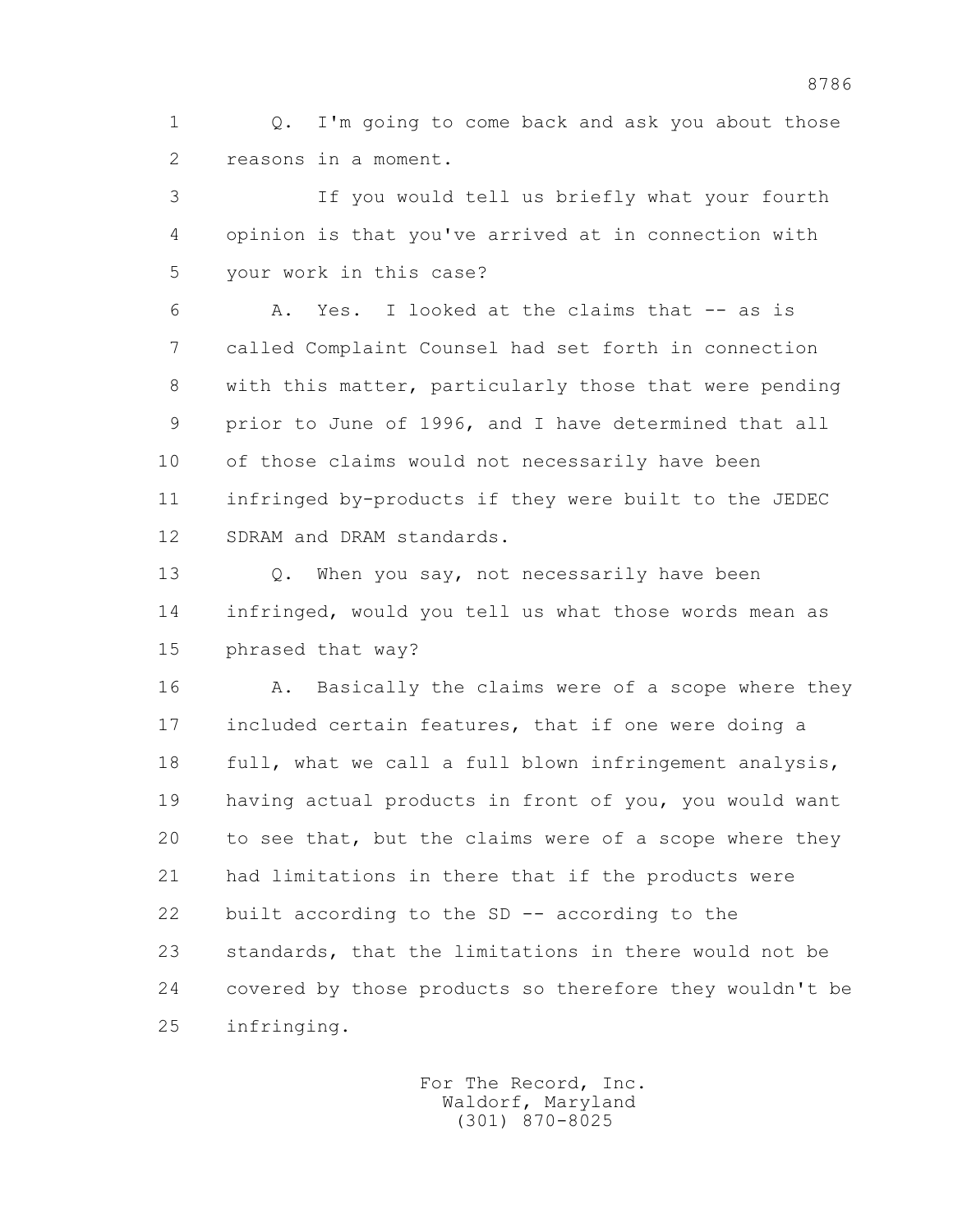1 Q. I'm going to come back and ask you about those
2 reasons in a moment.

3 If you would tell us briefly what your fourth
4 opinion is that you've arrived at in connection with
5 your work in this case?

6 A. Yes. I looked at the claims that -- as is
7 called Complaint Counsel had set forth in connection
8 with this matter, particularly those that were pending
9 prior to June of 1996, and I have determined that all
10 of those claims would not necessarily have been
11 infringed by-products if they were built to the JEDEC
12 SDRAM and DRAM standards.

13 Q. When you say, not necessarily have been
14 infringed, would you tell us what those words mean as
15 phrased that way?

16 A. Basically the claims were of a scope where they
17 included certain features, that if one were doing a
18 full, what we call a full blown infringement analysis,
19 having actual products in front of you, you would want
20 to see that, but the claims were of a scope where they
21 had limitations in there that if the products were
22 built according to the SD -- according to the
23 standards, that the limitations in there would not be
24 covered by those products so therefore they wouldn't be
25 infringing.

For The Record, Inc.
Waldorf, Maryland
(301) 870-8025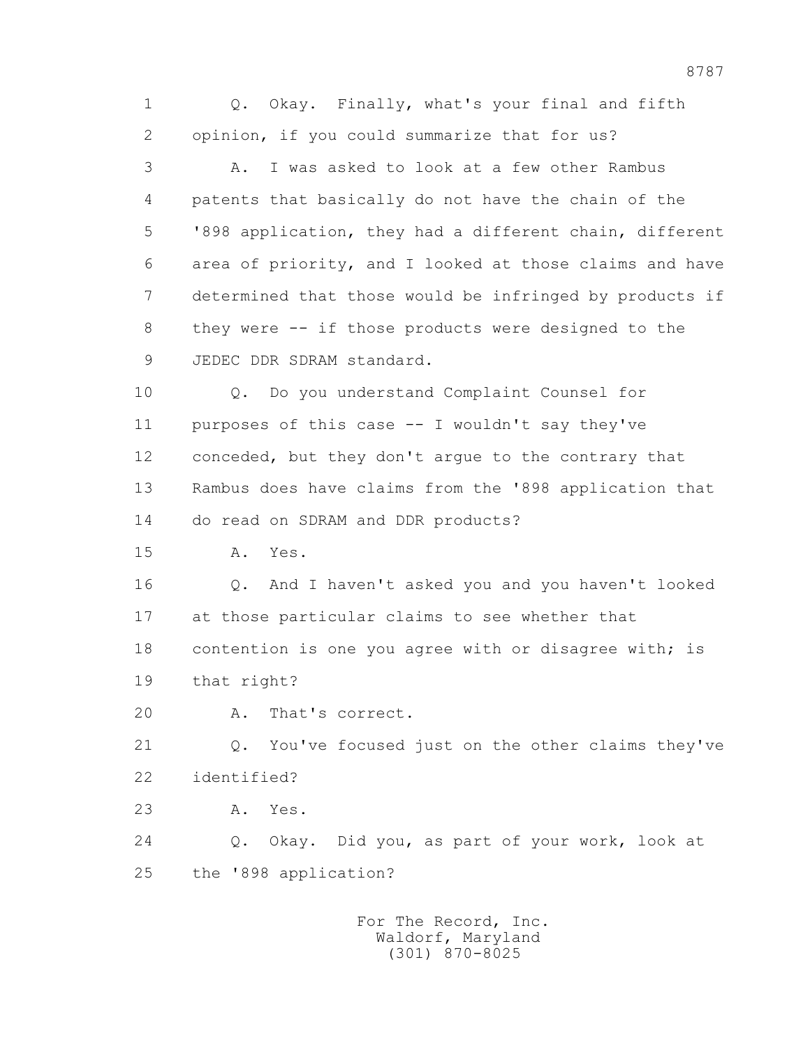1 Q. Okay. Finally, what's your final and fifth
2 opinion, if you could summarize that for us?
3 A. I was asked to look at a few other Rambus
4 patents that basically do not have the chain of the
5 '898 application, they had a different chain, different
6 area of priority, and I looked at those claims and have
7 determined that those would be infringed by products if
8 they were -- if those products were designed to the
9 JEDEC DDR SDRAM standard.
10 Q. Do you understand Complaint Counsel for
11 purposes of this case -- I wouldn't say they've
12 conceded, but they don't argue to the contrary that
13 Rambus does have claims from the '898 application that
14 do read on SDRAM and DDR products?
15 A. Yes.
16 Q. And I haven't asked you and you haven't looked
17 at those particular claims to see whether that
18 contention is one you agree with or disagree with; is
19 that right?
20 A. That's correct.
21 Q. You've focused just on the other claims they've
22 identified?
23 A. Yes.
24 Q. Okay. Did you, as part of your work, look at
25 the '898 application?

For The Record, Inc.
Waldorf, Maryland
(301) 870-8025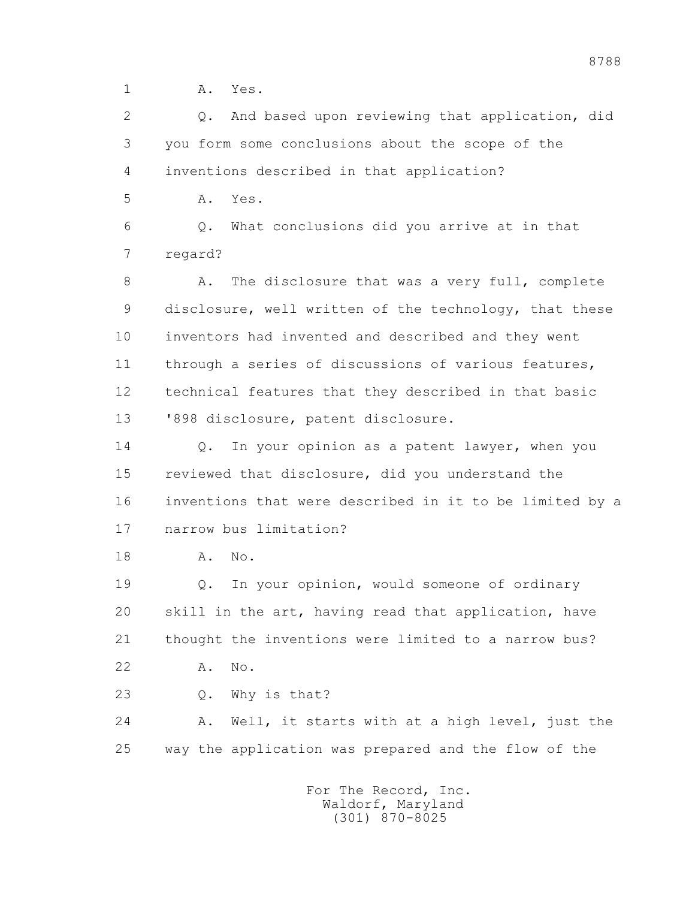1 A. Yes.

2 Q. And based upon reviewing that application, did
3 you form some conclusions about the scope of the
4 inventions described in that application?

5 A. Yes.

6 Q. What conclusions did you arrive at in that
7 regard?

8 A. The disclosure that was a very full, complete
9 disclosure, well written of the technology, that these
10 inventors had invented and described and they went
11 through a series of discussions of various features,
12 technical features that they described in that basic
13 '898 disclosure, patent disclosure.

14 Q. In your opinion as a patent lawyer, when you
15 reviewed that disclosure, did you understand the
16 inventions that were described in it to be limited by a
17 narrow bus limitation?

18 A. No.

19 Q. In your opinion, would someone of ordinary
20 skill in the art, having read that application, have
21 thought the inventions were limited to a narrow bus?

22 A. No.

23 Q. Why is that?

24 A. Well, it starts with at a high level, just the
25 way the application was prepared and the flow of the

For The Record, Inc.
Waldorf, Maryland
(301) 870-8025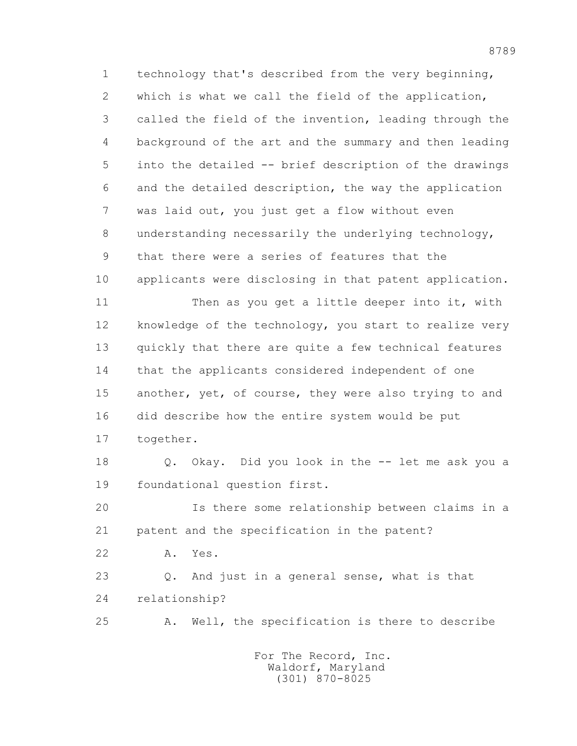1 technology that's described from the very beginning,
2 which is what we call the field of the application,
3 called the field of the invention, leading through the
4 background of the art and the summary and then leading
5 into the detailed -- brief description of the drawings
6 and the detailed description, the way the application
7 was laid out, you just get a flow without even
8 understanding necessarily the underlying technology,
9 that there were a series of features that the
10 applicants were disclosing in that patent application.

11 Then as you get a little deeper into it, with
12 knowledge of the technology, you start to realize very
13 quickly that there are quite a few technical features
14 that the applicants considered independent of one
15 another, yet, of course, they were also trying to and
16 did describe how the entire system would be put
17 together.

18 Q. Okay. Did you look in the -- let me ask you a
19 foundational question first.

20 Is there some relationship between claims in a
21 patent and the specification in the patent?

22 A. Yes.

23 Q. And just in a general sense, what is that
24 relationship?

25 A. Well, the specification is there to describe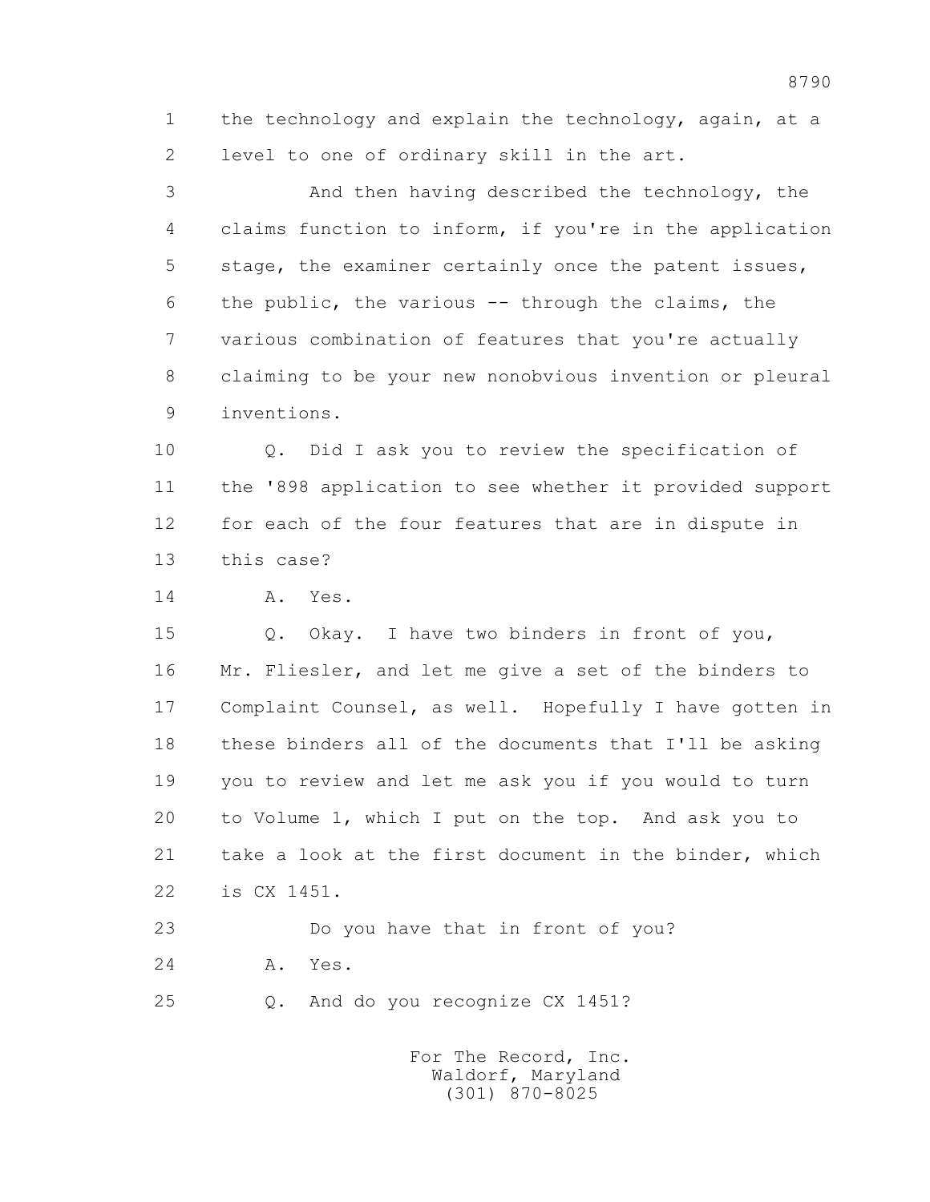1 the technology and explain the technology, again, at a
2 level to one of ordinary skill in the art.

3 And then having described the technology, the
4 claims function to inform, if you're in the application
5 stage, the examiner certainly once the patent issues,
6 the public, the various -- through the claims, the
7 various combination of features that you're actually
8 claiming to be your new nonobvious invention or pleural
9 inventions.

10 Q. Did I ask you to review the specification of
11 the '898 application to see whether it provided support
12 for each of the four features that are in dispute in
13 this case?

14 A. Yes.

15 Q. Okay. I have two binders in front of you,
16 Mr. Fliesler, and let me give a set of the binders to
17 Complaint Counsel, as well. Hopefully I have gotten in
18 these binders all of the documents that I'll be asking
19 you to review and let me ask you if you would to turn
20 to Volume 1, which I put on the top. And ask you to
21 take a look at the first document in the binder, which
22 is CX 1451.

23 Do you have that in front of you?

24 A. Yes.

25 Q. And do you recognize CX 1451?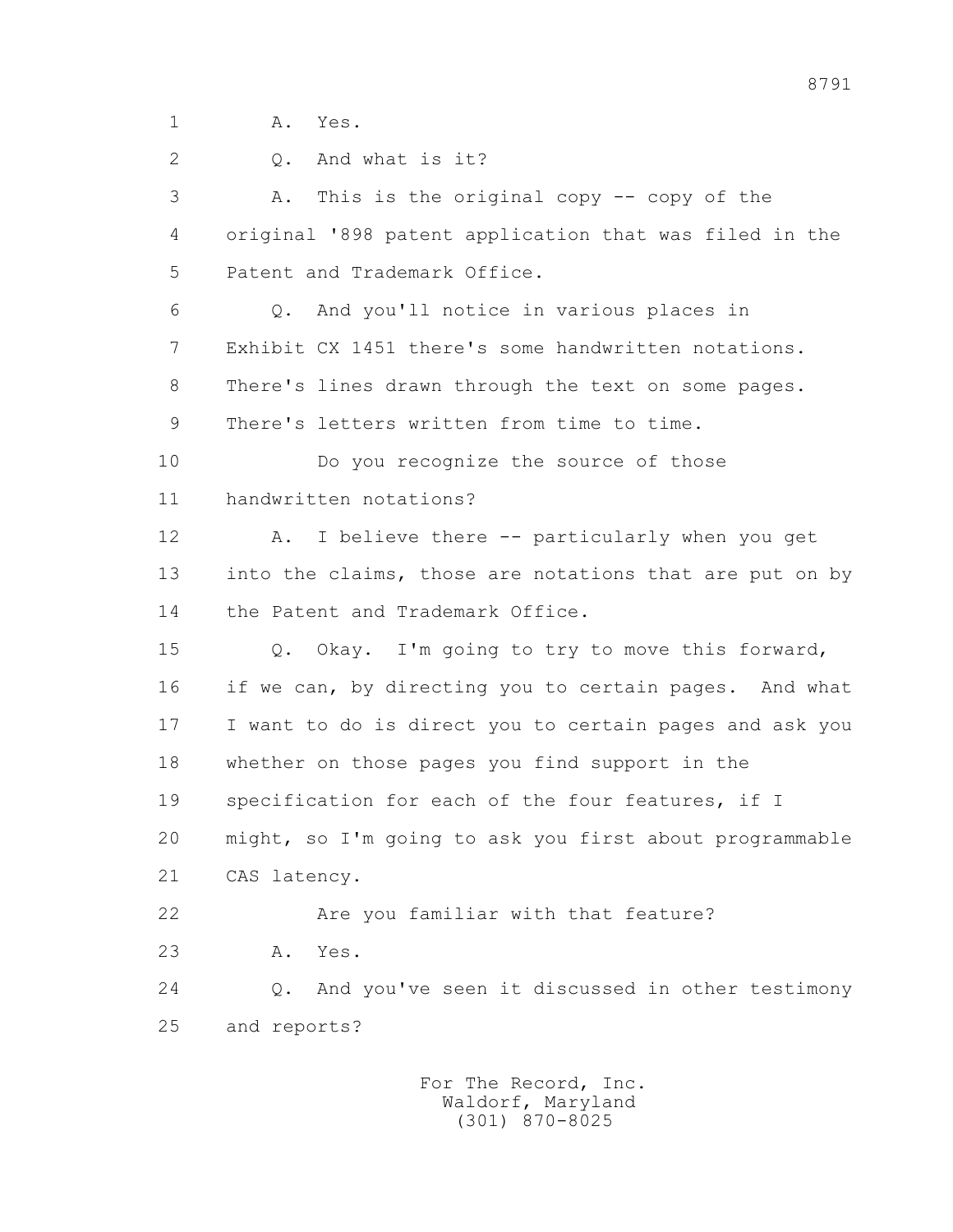1 A. Yes.

2 Q. And what is it?

3 A. This is the original copy -- copy of the

4 original '898 patent application that was filed in the

5 Patent and Trademark Office.

6 Q. And you'll notice in various places in

7 Exhibit CX 1451 there's some handwritten notations.

8 There's lines drawn through the text on some pages.

9 There's letters written from time to time.

10 Do you recognize the source of those

11 handwritten notations?

12 A. I believe there -- particularly when you get

13 into the claims, those are notations that are put on by

14 the Patent and Trademark Office.

15 Q. Okay. I'm going to try to move this forward,

16 if we can, by directing you to certain pages. And what

17 I want to do is direct you to certain pages and ask you

18 whether on those pages you find support in the

19 specification for each of the four features, if I

20 might, so I'm going to ask you first about programmable

21 CAS latency.

22 Are you familiar with that feature?

23 A. Yes.

24 Q. And you've seen it discussed in other testimony

25 and reports?

For The Record, Inc.
Waldorf, Maryland
(301) 870-8025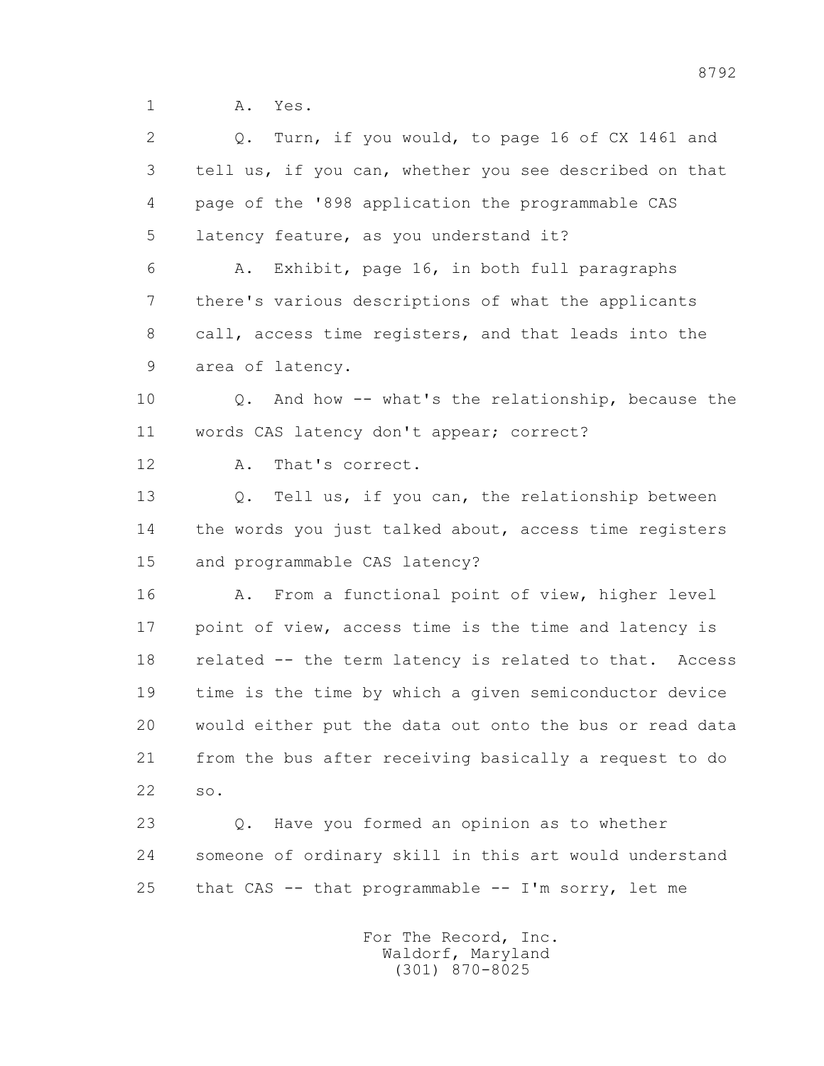1 A. Yes.

2 Q. Turn, if you would, to page 16 of CX 1461 and

3 tell us, if you can, whether you see described on that

4 page of the '898 application the programmable CAS

5 latency feature, as you understand it?

6 A. Exhibit, page 16, in both full paragraphs

7 there's various descriptions of what the applicants

8 call, access time registers, and that leads into the

9 area of latency.

10 Q. And how -- what's the relationship, because the

11 words CAS latency don't appear; correct?

12 A. That's correct.

13 Q. Tell us, if you can, the relationship between

14 the words you just talked about, access time registers

15 and programmable CAS latency?

16 A. From a functional point of view, higher level

17 point of view, access time is the time and latency is

18 related -- the term latency is related to that. Access

19 time is the time by which a given semiconductor device

20 would either put the data out onto the bus or read data

21 from the bus after receiving basically a request to do

22 so.

23 Q. Have you formed an opinion as to whether

24 someone of ordinary skill in this art would understand

25 that CAS -- that programmable -- I'm sorry, let me

For The Record, Inc.
Waldorf, Maryland
(301) 870-8025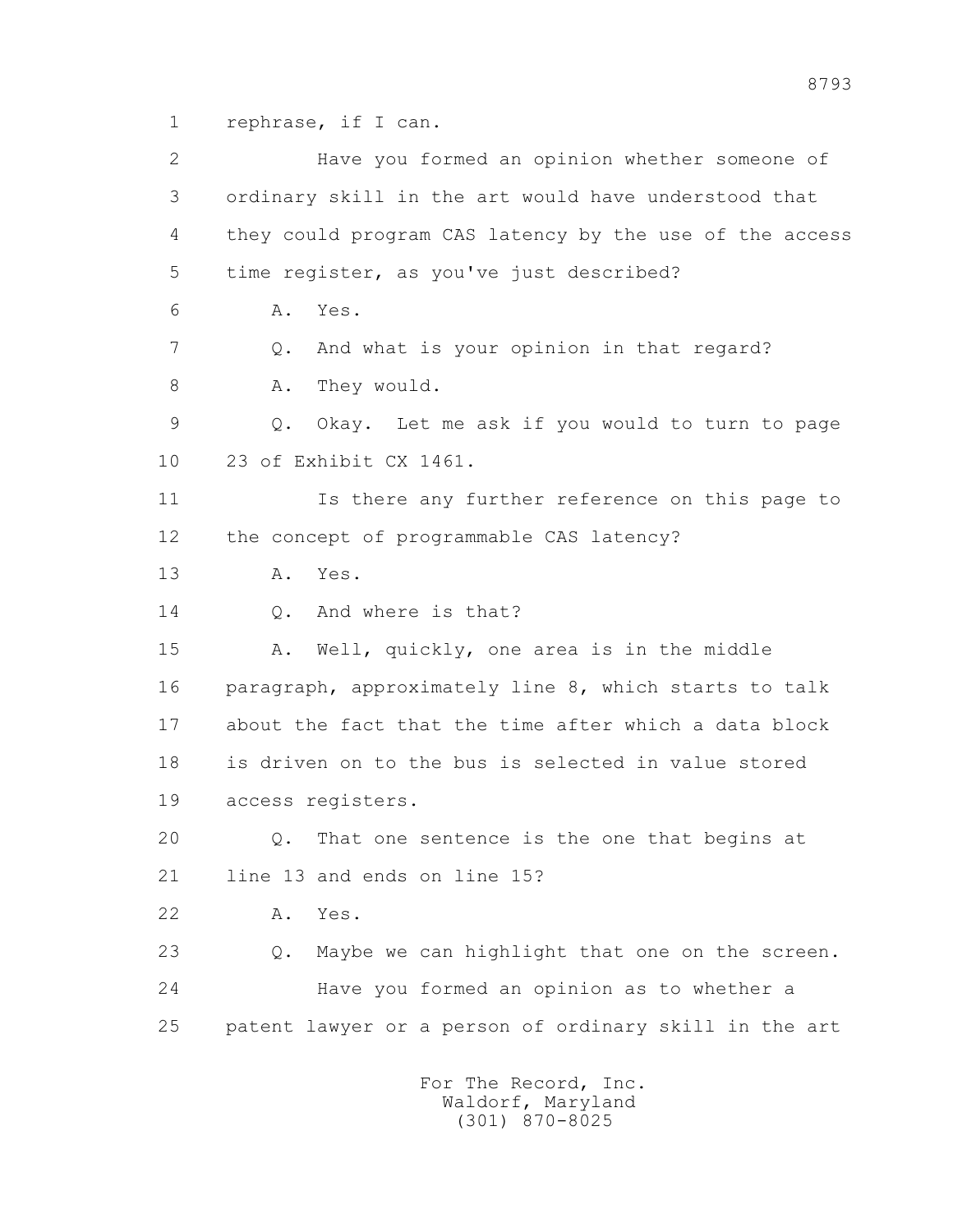1 rephrase, if I can.

2 Have you formed an opinion whether someone of

3 ordinary skill in the art would have understood that

4 they could program CAS latency by the use of the access

5 time register, as you've just described?

6 A. Yes.

7 Q. And what is your opinion in that regard?

8 A. They would.

9 Q. Okay. Let me ask if you would to turn to page

10 23 of Exhibit CX 1461.

11 Is there any further reference on this page to

12 the concept of programmable CAS latency?

13 A. Yes.

14 Q. And where is that?

15 A. Well, quickly, one area is in the middle

16 paragraph, approximately line 8, which starts to talk

17 about the fact that the time after which a data block

18 is driven on to the bus is selected in value stored

19 access registers.

20 Q. That one sentence is the one that begins at

21 line 13 and ends on line 15?

22 A. Yes.

23 Q. Maybe we can highlight that one on the screen.

24 Have you formed an opinion as to whether a

25 patent lawyer or a person of ordinary skill in the art

For The Record, Inc.
Waldorf, Maryland
(301) 870-8025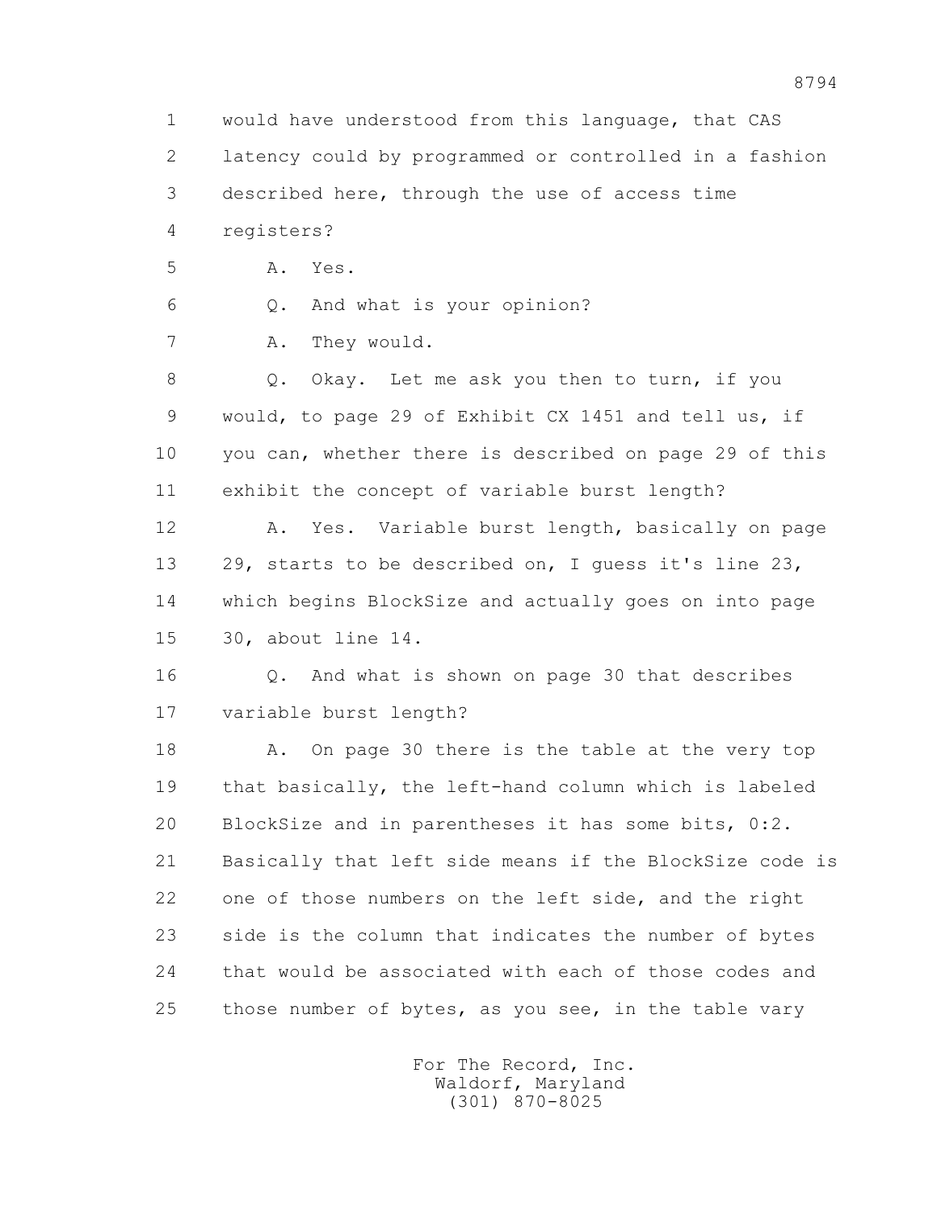1 would have understood from this language, that CAS
2 latency could by programmed or controlled in a fashion
3 described here, through the use of access time
4 registers?

5 A. Yes.

6 Q. And what is your opinion?

7 A. They would.

8 Q. Okay. Let me ask you then to turn, if you
9 would, to page 29 of Exhibit CX 1451 and tell us, if
10 you can, whether there is described on page 29 of this
11 exhibit the concept of variable burst length?

12 A. Yes. Variable burst length, basically on page
13 29, starts to be described on, I guess it's line 23,
14 which begins BlockSize and actually goes on into page
15 30, about line 14.

16 Q. And what is shown on page 30 that describes
17 variable burst length?

18 A. On page 30 there is the table at the very top
19 that basically, the left-hand column which is labeled
20 BlockSize and in parentheses it has some bits, 0:2.
21 Basically that left side means if the BlockSize code is
22 one of those numbers on the left side, and the right
23 side is the column that indicates the number of bytes
24 that would be associated with each of those codes and
25 those number of bytes, as you see, in the table vary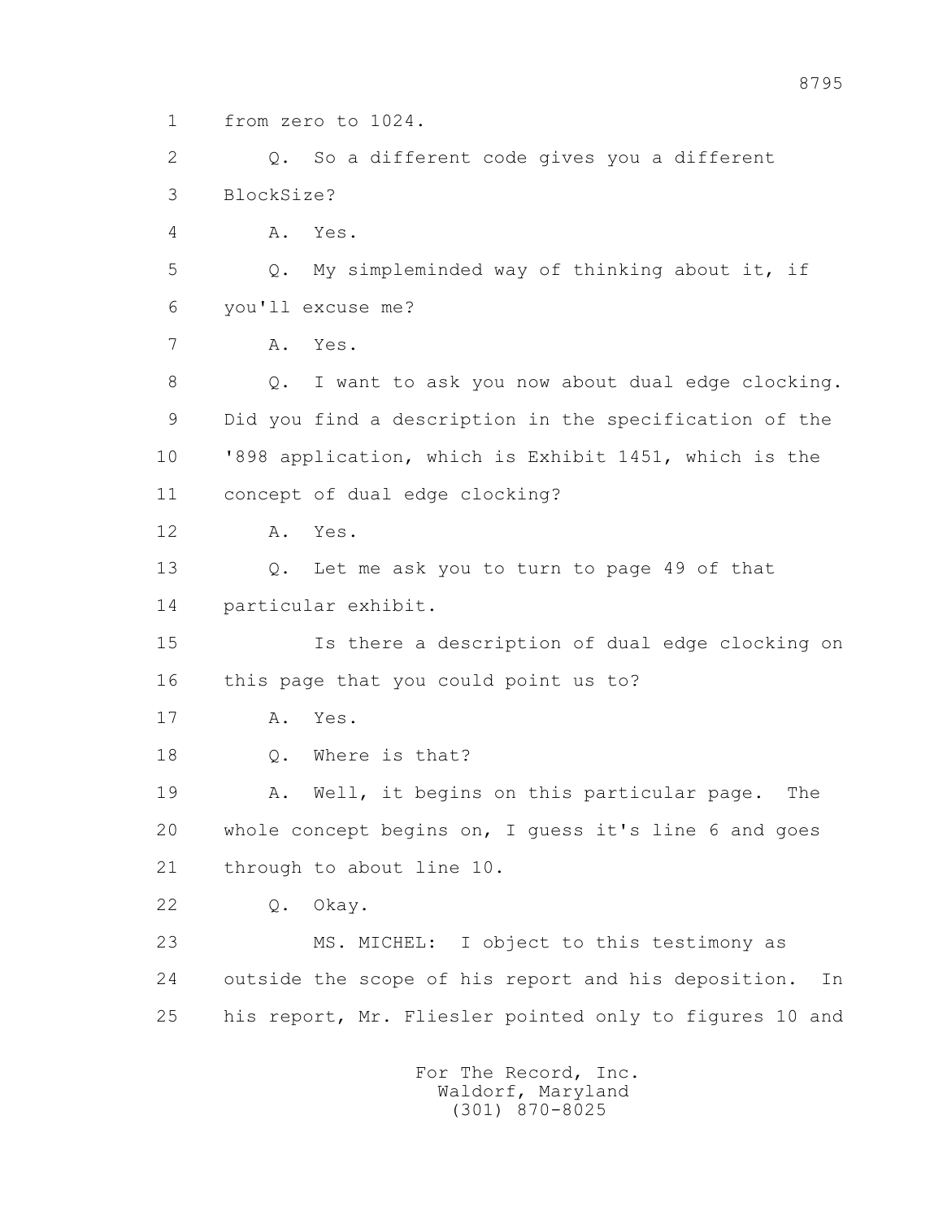1 from zero to 1024.

2 Q. So a different code gives you a different

3 BlockSize?

4 A. Yes.

5 Q. My simpleminded way of thinking about it, if

6 you'll excuse me?

7 A. Yes.

8 Q. I want to ask you now about dual edge clocking.

9 Did you find a description in the specification of the

10 '898 application, which is Exhibit 1451, which is the

11 concept of dual edge clocking?

12 A. Yes.

13 Q. Let me ask you to turn to page 49 of that

14 particular exhibit.

15 Is there a description of dual edge clocking on

16 this page that you could point us to?

17 A. Yes.

18 Q. Where is that?

19 A. Well, it begins on this particular page. The

20 whole concept begins on, I guess it's line 6 and goes

21 through to about line 10.

22 Q. Okay.

23 MS. MICHEL: I object to this testimony as

24 outside the scope of his report and his deposition. In

25 his report, Mr. Fliesler pointed only to figures 10 and

For The Record, Inc.
Waldorf, Maryland
(301) 870-8025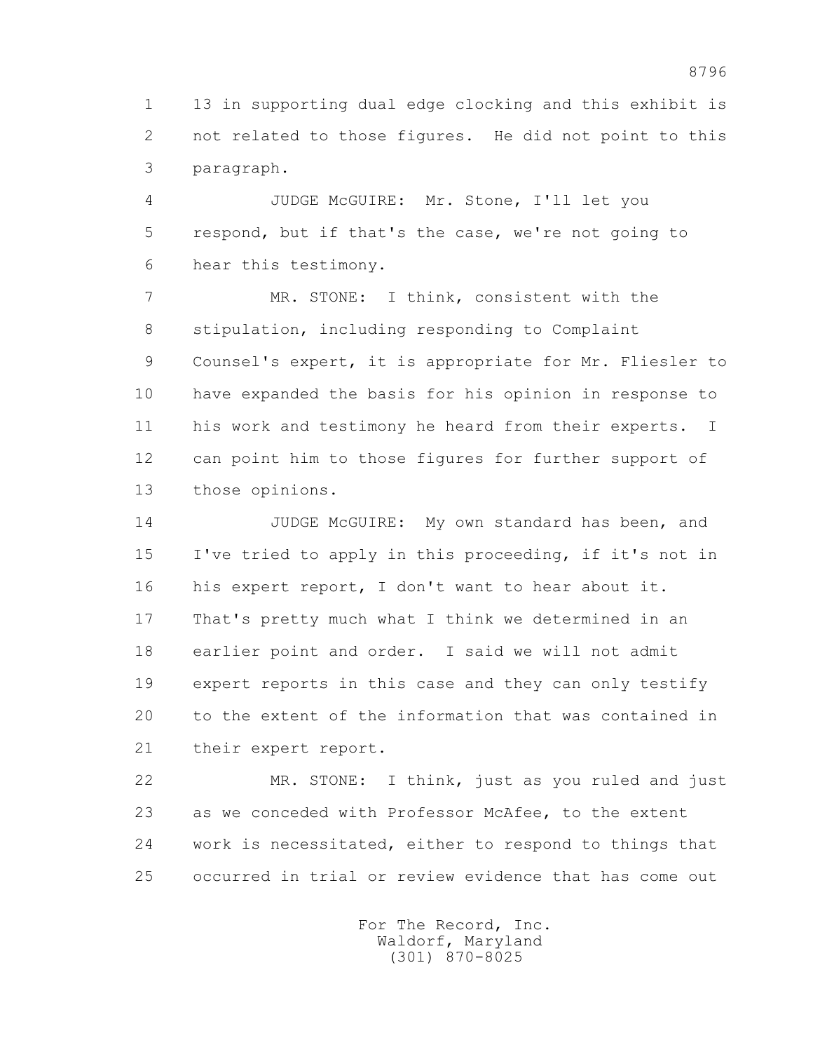13 in supporting dual edge clocking and this exhibit is not related to those figures. He did not point to this paragraph.

JUDGE McGUIRE: Mr. Stone, I'll let you respond, but if that's the case, we're not going to hear this testimony.

MR. STONE: I think, consistent with the stipulation, including responding to Complaint Counsel's expert, it is appropriate for Mr. Fliesler to have expanded the basis for his opinion in response to his work and testimony he heard from their experts. I can point him to those figures for further support of those opinions.

JUDGE McGUIRE: My own standard has been, and I've tried to apply in this proceeding, if it's not in his expert report, I don't want to hear about it. That's pretty much what I think we determined in an earlier point and order. I said we will not admit expert reports in this case and they can only testify to the extent of the information that was contained in their expert report.

MR. STONE: I think, just as you ruled and just as we conceded with Professor McAfee, to the extent work is necessitated, either to respond to things that occurred in trial or review evidence that has come out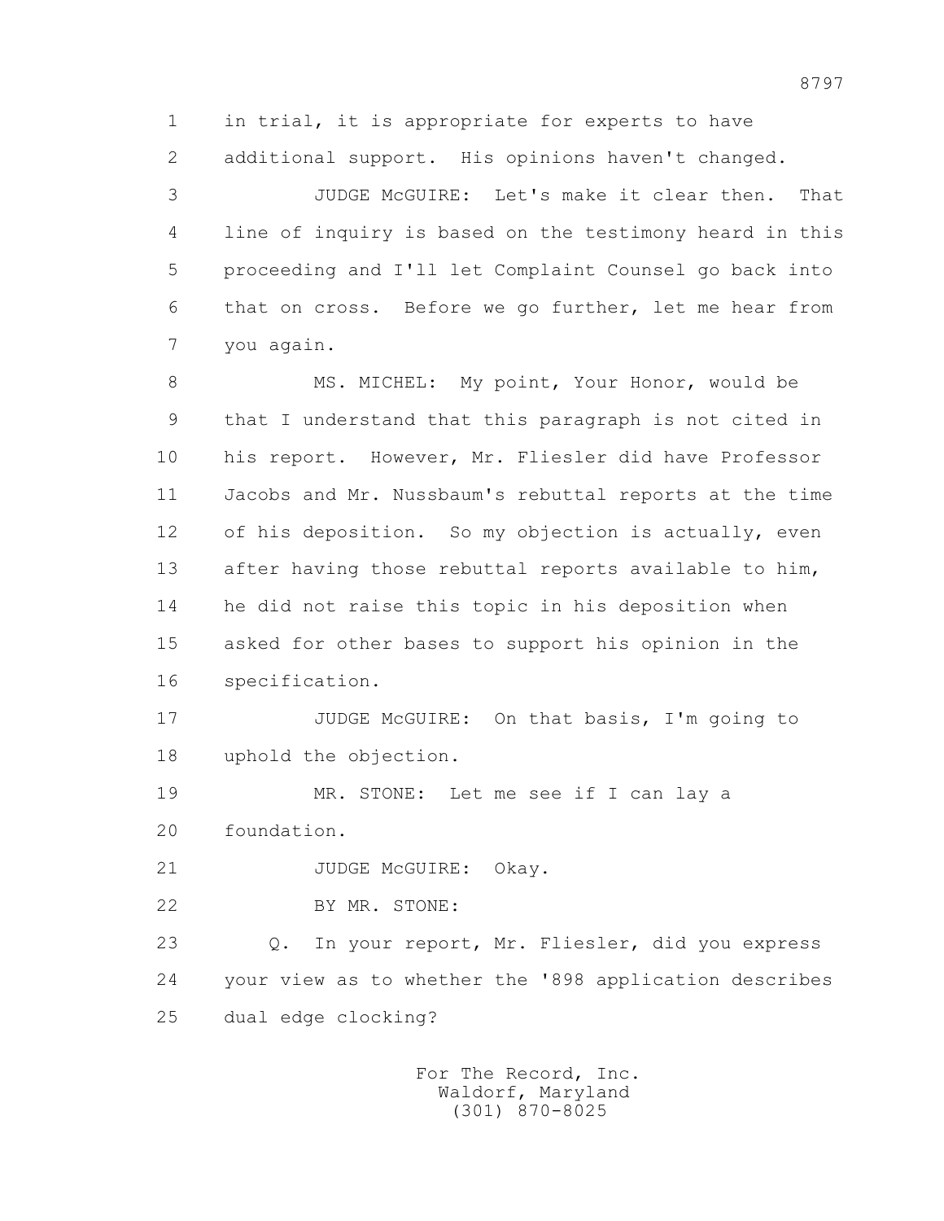1 in trial, it is appropriate for experts to have
2 additional support. His opinions haven't changed.
3 JUDGE McGUIRE: Let's make it clear then. That
4 line of inquiry is based on the testimony heard in this
5 proceeding and I'll let Complaint Counsel go back into
6 that on cross. Before we go further, let me hear from
7 you again.
8 MS. MICHEL: My point, Your Honor, would be
9 that I understand that this paragraph is not cited in
10 his report. However, Mr. Fliesler did have Professor
11 Jacobs and Mr. Nussbaum's rebuttal reports at the time
12 of his deposition. So my objection is actually, even
13 after having those rebuttal reports available to him,
14 he did not raise this topic in his deposition when
15 asked for other bases to support his opinion in the
16 specification.
17 JUDGE McGUIRE: On that basis, I'm going to
18 uphold the objection.
19 MR. STONE: Let me see if I can lay a
20 foundation.
21 JUDGE McGUIRE: Okay.
22 BY MR. STONE:
23 Q. In your report, Mr. Fliesler, did you express
24 your view as to whether the '898 application describes
25 dual edge clocking?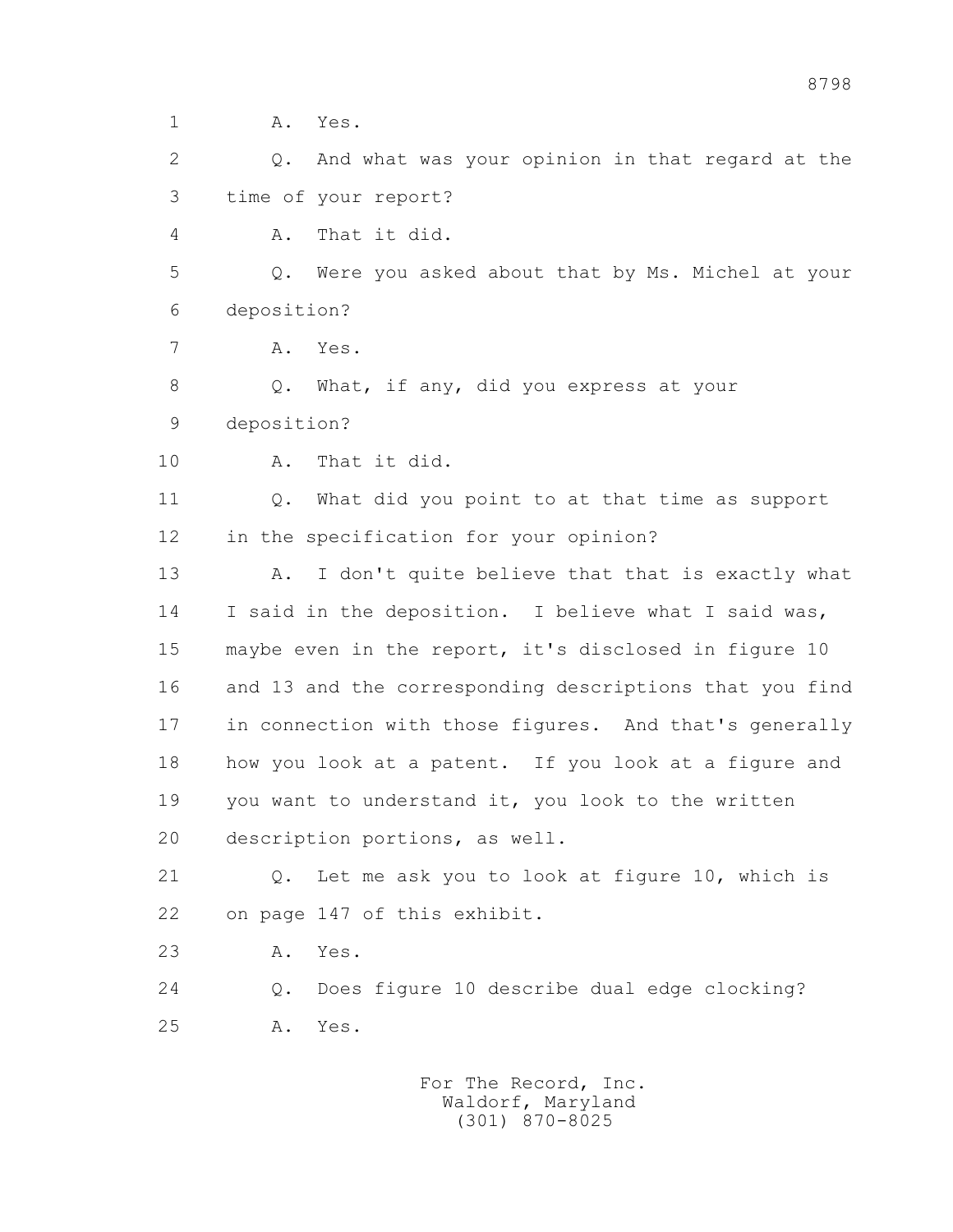1 A. Yes.

2 Q. And what was your opinion in that regard at the

3 time of your report?

4 A. That it did.

5 Q. Were you asked about that by Ms. Michel at your

6 deposition?

7 A. Yes.

8 Q. What, if any, did you express at your

9 deposition?

10 A. That it did.

11 Q. What did you point to at that time as support

12 in the specification for your opinion?

13 A. I don't quite believe that that is exactly what

14 I said in the deposition. I believe what I said was,

15 maybe even in the report, it's disclosed in figure 10

16 and 13 and the corresponding descriptions that you find

17 in connection with those figures. And that's generally

18 how you look at a patent. If you look at a figure and

19 you want to understand it, you look to the written

20 description portions, as well.

21 Q. Let me ask you to look at figure 10, which is

22 on page 147 of this exhibit.

23 A. Yes.

24 Q. Does figure 10 describe dual edge clocking?

25 A. Yes.

For The Record, Inc.
Waldorf, Maryland
(301) 870-8025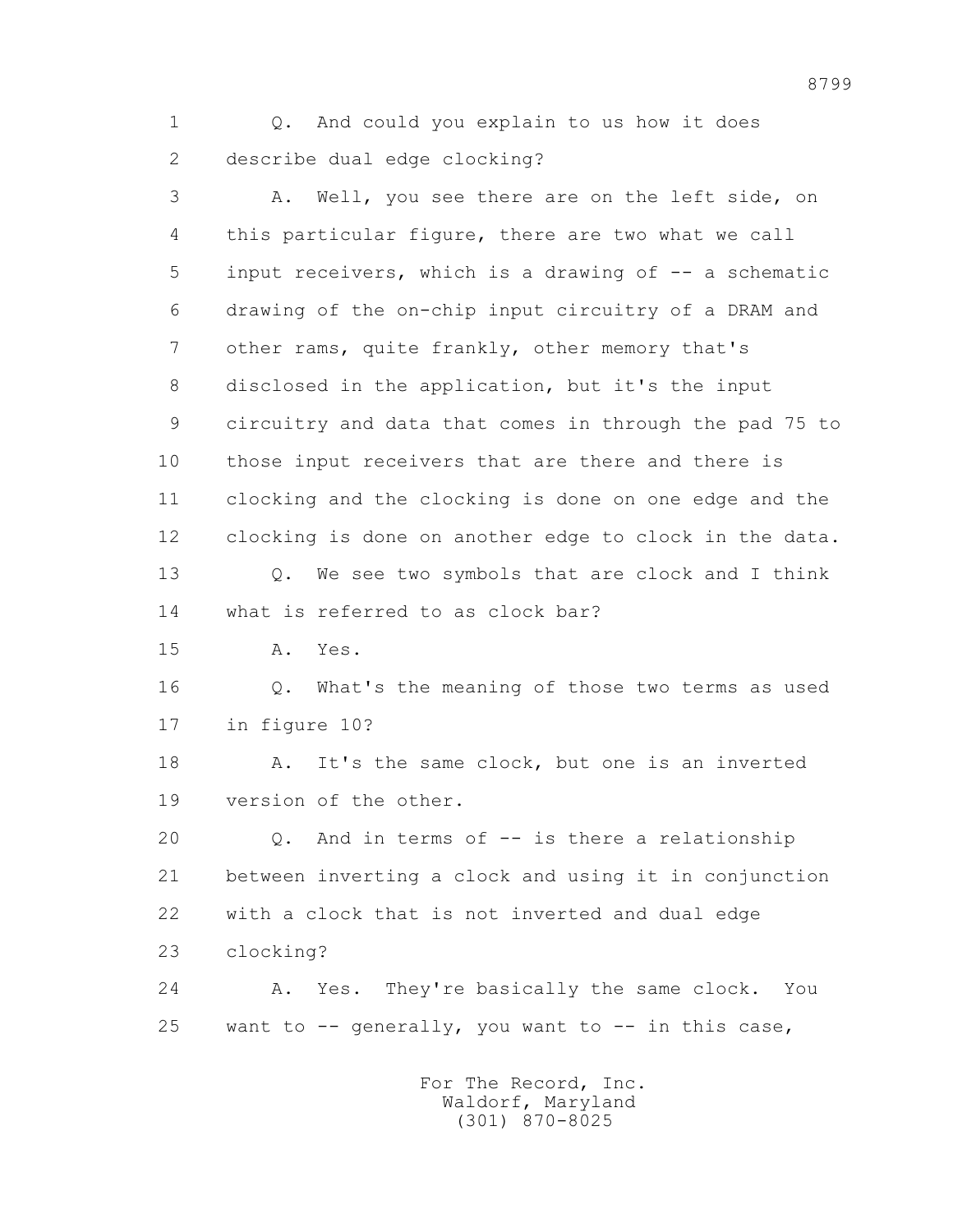1 Q. And could you explain to us how it does
2 describe dual edge clocking?
3 A. Well, you see there are on the left side, on
4 this particular figure, there are two what we call
5 input receivers, which is a drawing of -- a schematic
6 drawing of the on-chip input circuitry of a DRAM and
7 other rams, quite frankly, other memory that's
8 disclosed in the application, but it's the input
9 circuitry and data that comes in through the pad 75 to
10 those input receivers that are there and there is
11 clocking and the clocking is done on one edge and the
12 clocking is done on another edge to clock in the data.
13 Q. We see two symbols that are clock and I think
14 what is referred to as clock bar?
15 A. Yes.
16 Q. What's the meaning of those two terms as used
17 in figure 10?
18 A. It's the same clock, but one is an inverted
19 version of the other.
20 Q. And in terms of -- is there a relationship
21 between inverting a clock and using it in conjunction
22 with a clock that is not inverted and dual edge
23 clocking?
24 A. Yes. They're basically the same clock. You
25 want to -- generally, you want to -- in this case,

For The Record, Inc.
Waldorf, Maryland
(301) 870-8025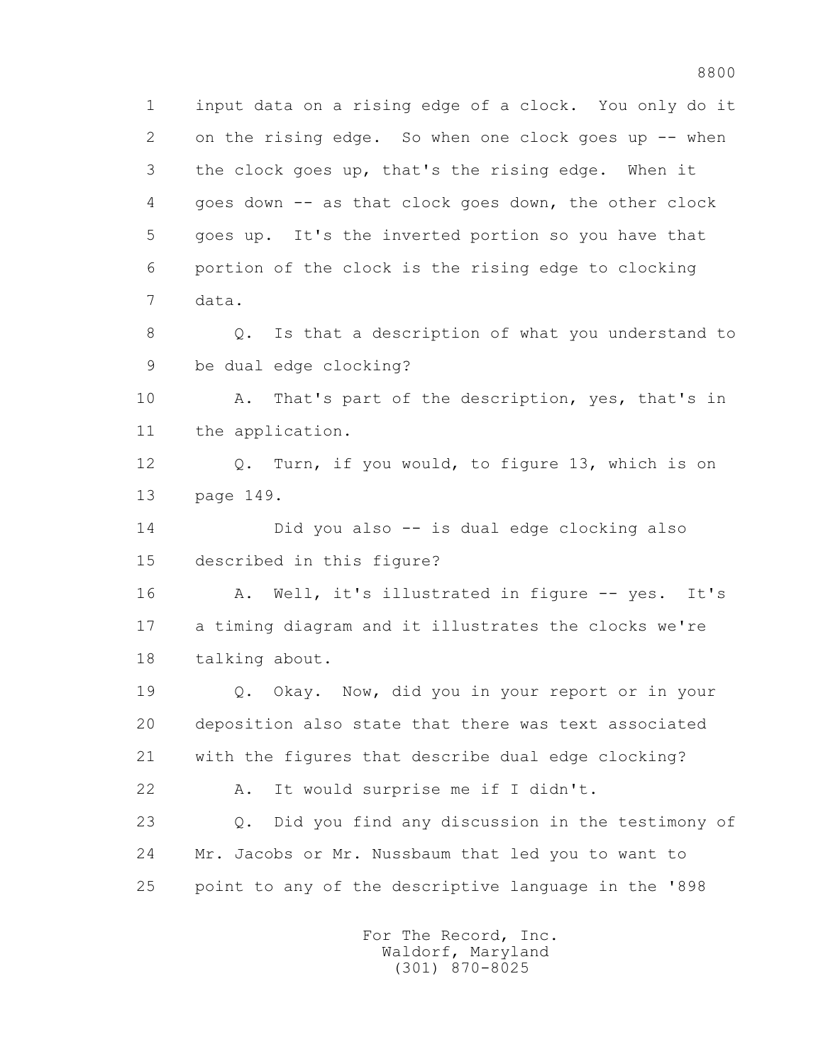1 input data on a rising edge of a clock. You only do it
2 on the rising edge. So when one clock goes up -- when
3 the clock goes up, that's the rising edge. When it
4 goes down -- as that clock goes down, the other clock
5 goes up. It's the inverted portion so you have that
6 portion of the clock is the rising edge to clocking
7 data.

8 Q. Is that a description of what you understand to
9 be dual edge clocking?

10 A. That's part of the description, yes, that's in
11 the application.

12 Q. Turn, if you would, to figure 13, which is on
13 page 149.

14 Did you also -- is dual edge clocking also
15 described in this figure?

16 A. Well, it's illustrated in figure -- yes. It's
17 a timing diagram and it illustrates the clocks we're
18 talking about.

19 Q. Okay. Now, did you in your report or in your
20 deposition also state that there was text associated
21 with the figures that describe dual edge clocking?

22 A. It would surprise me if I didn't.

23 Q. Did you find any discussion in the testimony of
24 Mr. Jacobs or Mr. Nussbaum that led you to want to
25 point to any of the descriptive language in the '898

For The Record, Inc.
Waldorf, Maryland
(301) 870-8025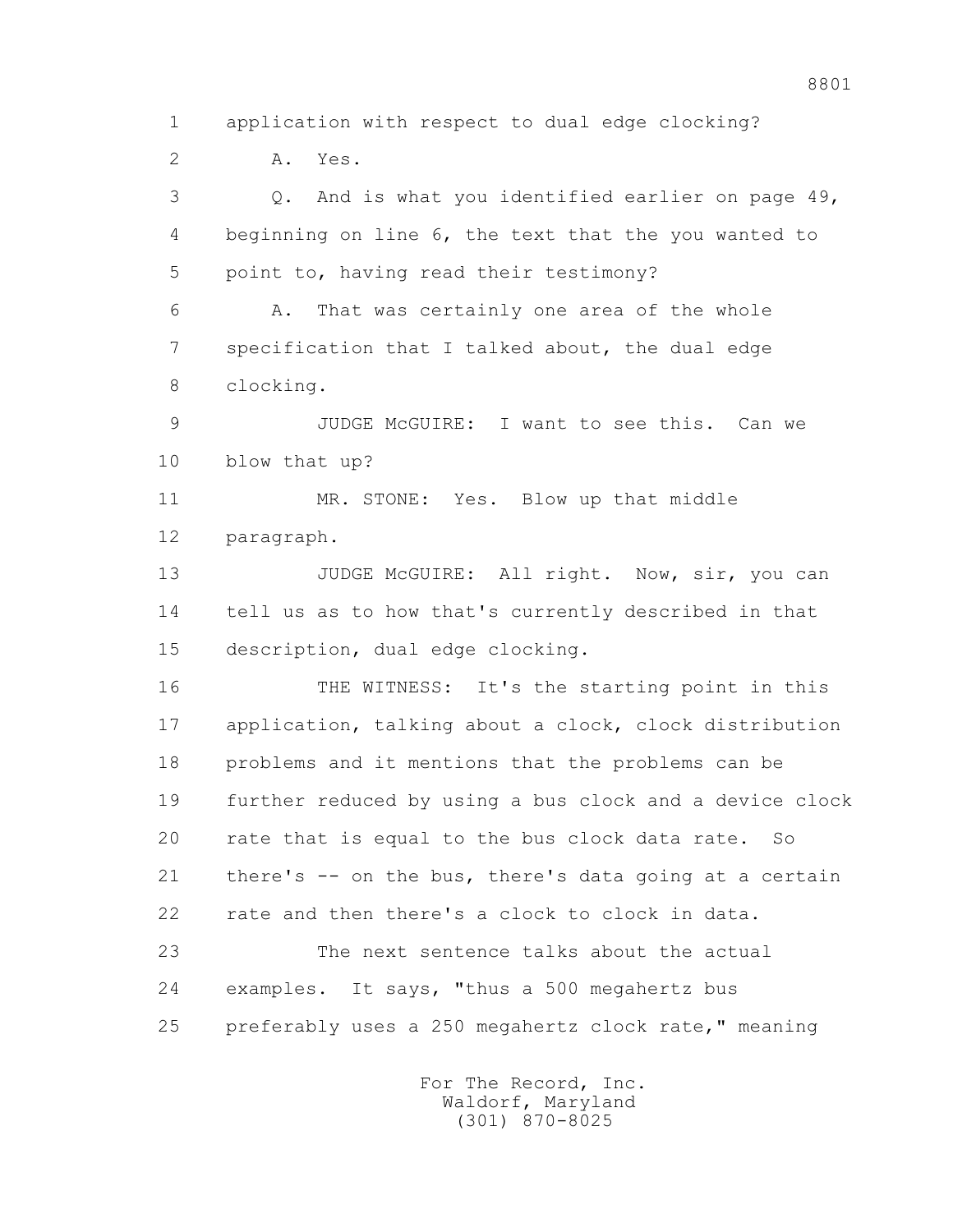1 application with respect to dual edge clocking?

2 A. Yes.

3 Q. And is what you identified earlier on page 49,

4 beginning on line 6, the text that the you wanted to

5 point to, having read their testimony?

6 A. That was certainly one area of the whole

7 specification that I talked about, the dual edge

8 clocking.

9 JUDGE McGUIRE: I want to see this. Can we

10 blow that up?

11 MR. STONE: Yes. Blow up that middle

12 paragraph.

13 JUDGE McGUIRE: All right. Now, sir, you can

14 tell us as to how that's currently described in that

15 description, dual edge clocking.

16 THE WITNESS: It's the starting point in this

17 application, talking about a clock, clock distribution

18 problems and it mentions that the problems can be

19 further reduced by using a bus clock and a device clock

20 rate that is equal to the bus clock data rate. So

21 there's -- on the bus, there's data going at a certain

22 rate and then there's a clock to clock in data.

23 The next sentence talks about the actual

24 examples. It says, "thus a 500 megahertz bus

25 preferably uses a 250 megahertz clock rate," meaning

For The Record, Inc.
Waldorf, Maryland
(301) 870-8025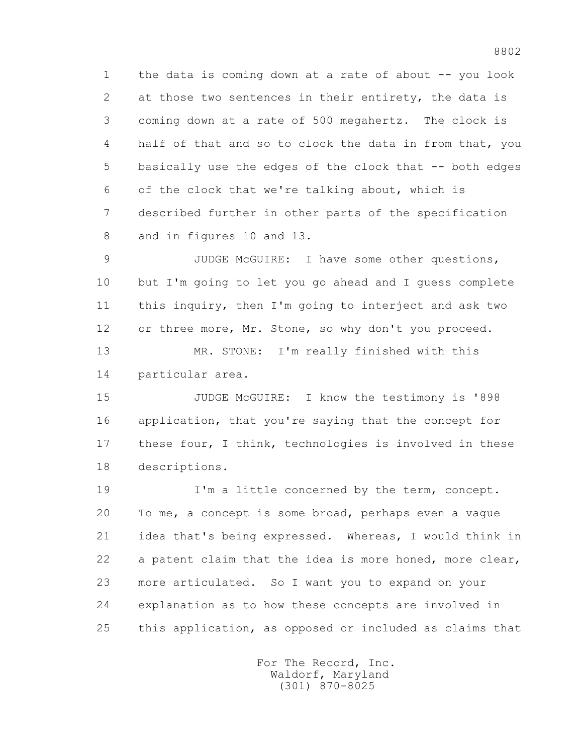1 the data is coming down at a rate of about -- you look
2 at those two sentences in their entirety, the data is
3 coming down at a rate of 500 megahertz. The clock is
4 half of that and so to clock the data in from that, you
5 basically use the edges of the clock that -- both edges
6 of the clock that we're talking about, which is
7 described further in other parts of the specification
8 and in figures 10 and 13.

9 JUDGE McGUIRE: I have some other questions,
10 but I'm going to let you go ahead and I guess complete
11 this inquiry, then I'm going to interject and ask two
12 or three more, Mr. Stone, so why don't you proceed.

13 MR. STONE: I'm really finished with this
14 particular area.

15 JUDGE McGUIRE: I know the testimony is '898
16 application, that you're saying that the concept for
17 these four, I think, technologies is involved in these
18 descriptions.

19 I'm a little concerned by the term, concept.
20 To me, a concept is some broad, perhaps even a vague
21 idea that's being expressed. Whereas, I would think in
22 a patent claim that the idea is more honed, more clear,
23 more articulated. So I want you to expand on your
24 explanation as to how these concepts are involved in
25 this application, as opposed or included as claims that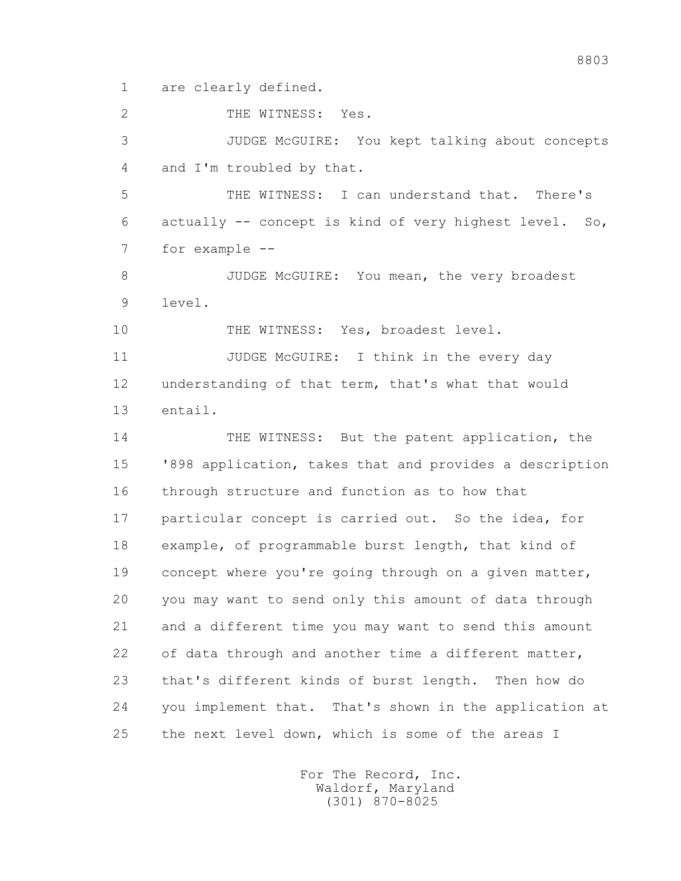are clearly defined.

THE WITNESS: Yes.

JUDGE McGUIRE: You kept talking about concepts and I'm troubled by that.

THE WITNESS: I can understand that. There's actually -- concept is kind of very highest level. So, for example --

JUDGE McGUIRE: You mean, the very broadest level.

THE WITNESS: Yes, broadest level.

JUDGE McGUIRE: I think in the every day understanding of that term, that's what that would entail.

THE WITNESS: But the patent application, the '898 application, takes that and provides a description through structure and function as to how that particular concept is carried out. So the idea, for example, of programmable burst length, that kind of concept where you're going through on a given matter, you may want to send only this amount of data through and a different time you may want to send this amount of data through and another time a different matter, that's different kinds of burst length. Then how do you implement that. That's shown in the application at the next level down, which is some of the areas I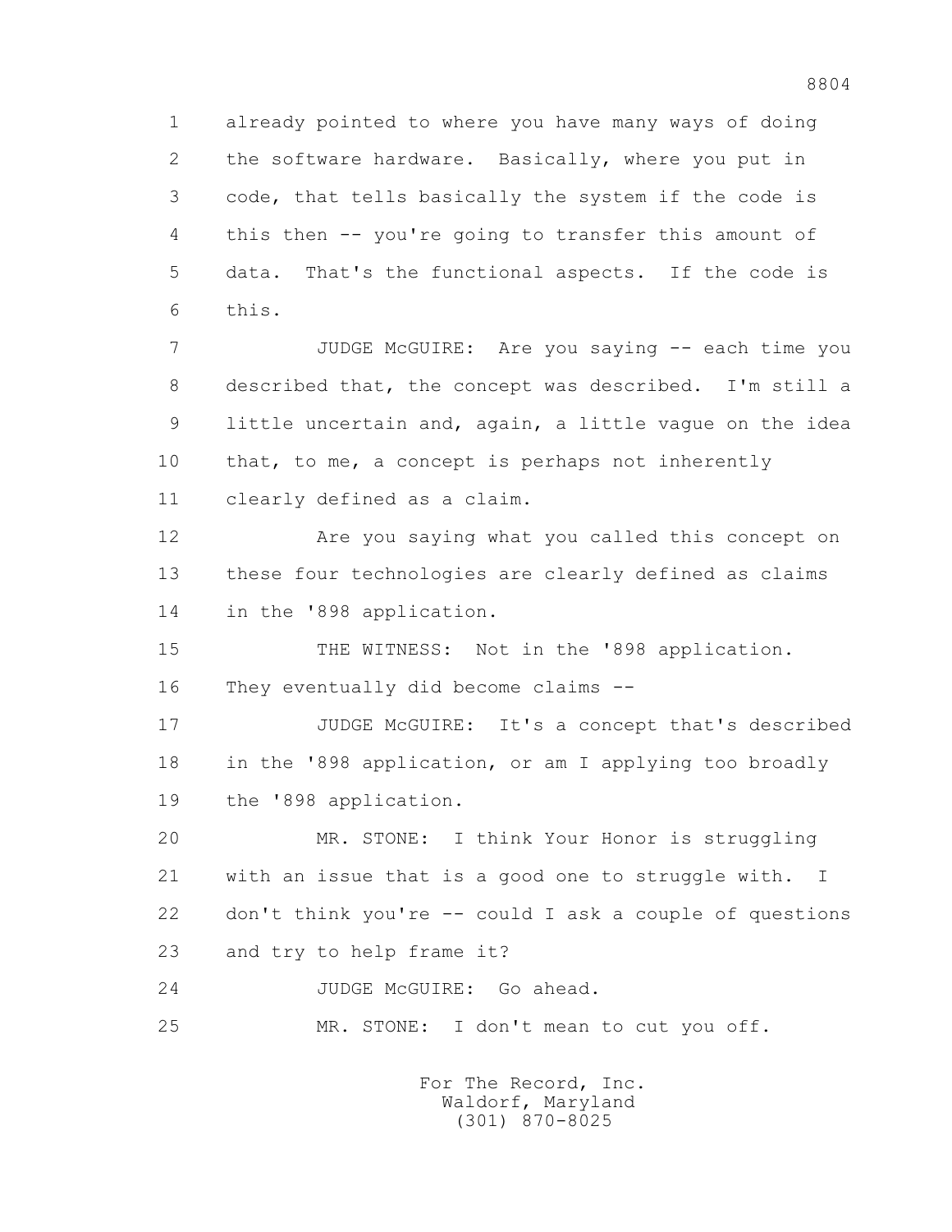already pointed to where you have many ways of doing the software hardware. Basically, where you put in code, that tells basically the system if the code is this then -- you're going to transfer this amount of data. That's the functional aspects. If the code is this.

JUDGE McGUIRE: Are you saying -- each time you described that, the concept was described. I'm still a little uncertain and, again, a little vague on the idea that, to me, a concept is perhaps not inherently clearly defined as a claim.

Are you saying what you called this concept on these four technologies are clearly defined as claims in the '898 application.

THE WITNESS: Not in the '898 application. They eventually did become claims --

JUDGE McGUIRE: It's a concept that's described in the '898 application, or am I applying too broadly the '898 application.

MR. STONE: I think Your Honor is struggling with an issue that is a good one to struggle with. I don't think you're -- could I ask a couple of questions and try to help frame it?

JUDGE McGUIRE: Go ahead.

MR. STONE: I don't mean to cut you off.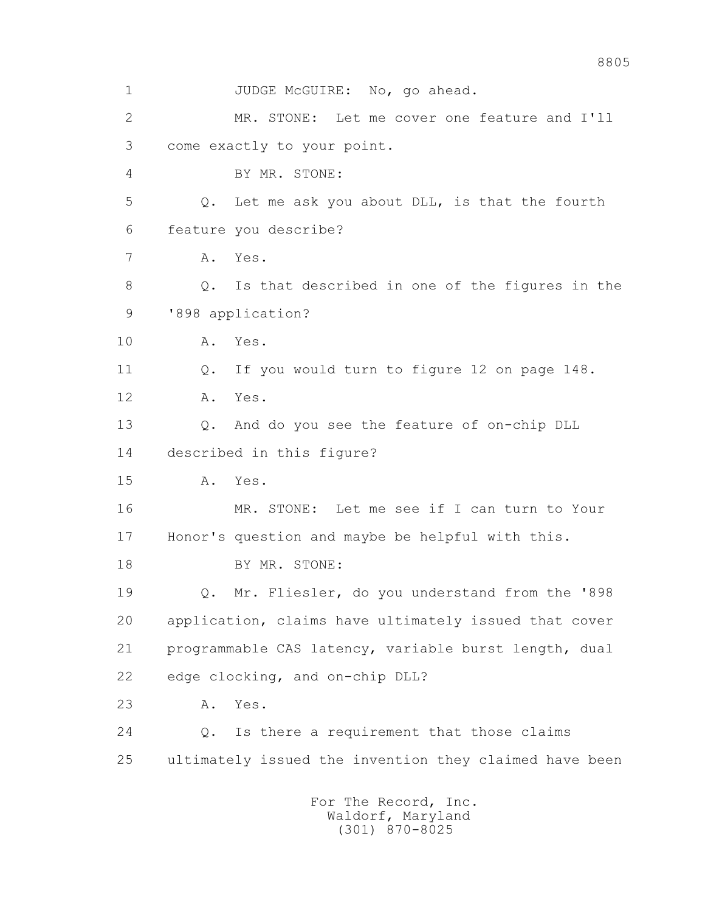1 JUDGE McGUIRE: No, go ahead.

2 MR. STONE: Let me cover one feature and I'll

3 come exactly to your point.

4 BY MR. STONE:

5 Q. Let me ask you about DLL, is that the fourth

6 feature you describe?

7 A. Yes.

8 Q. Is that described in one of the figures in the

9 '898 application?

10 A. Yes.

11 Q. If you would turn to figure 12 on page 148.

12 A. Yes.

13 Q. And do you see the feature of on-chip DLL

14 described in this figure?

15 A. Yes.

16 MR. STONE: Let me see if I can turn to Your

17 Honor's question and maybe be helpful with this.

18 BY MR. STONE:

19 Q. Mr. Fliesler, do you understand from the '898

20 application, claims have ultimately issued that cover

21 programmable CAS latency, variable burst length, dual

22 edge clocking, and on-chip DLL?

23 A. Yes.

24 Q. Is there a requirement that those claims

25 ultimately issued the invention they claimed have been

For The Record, Inc.
Waldorf, Maryland
(301) 870-8025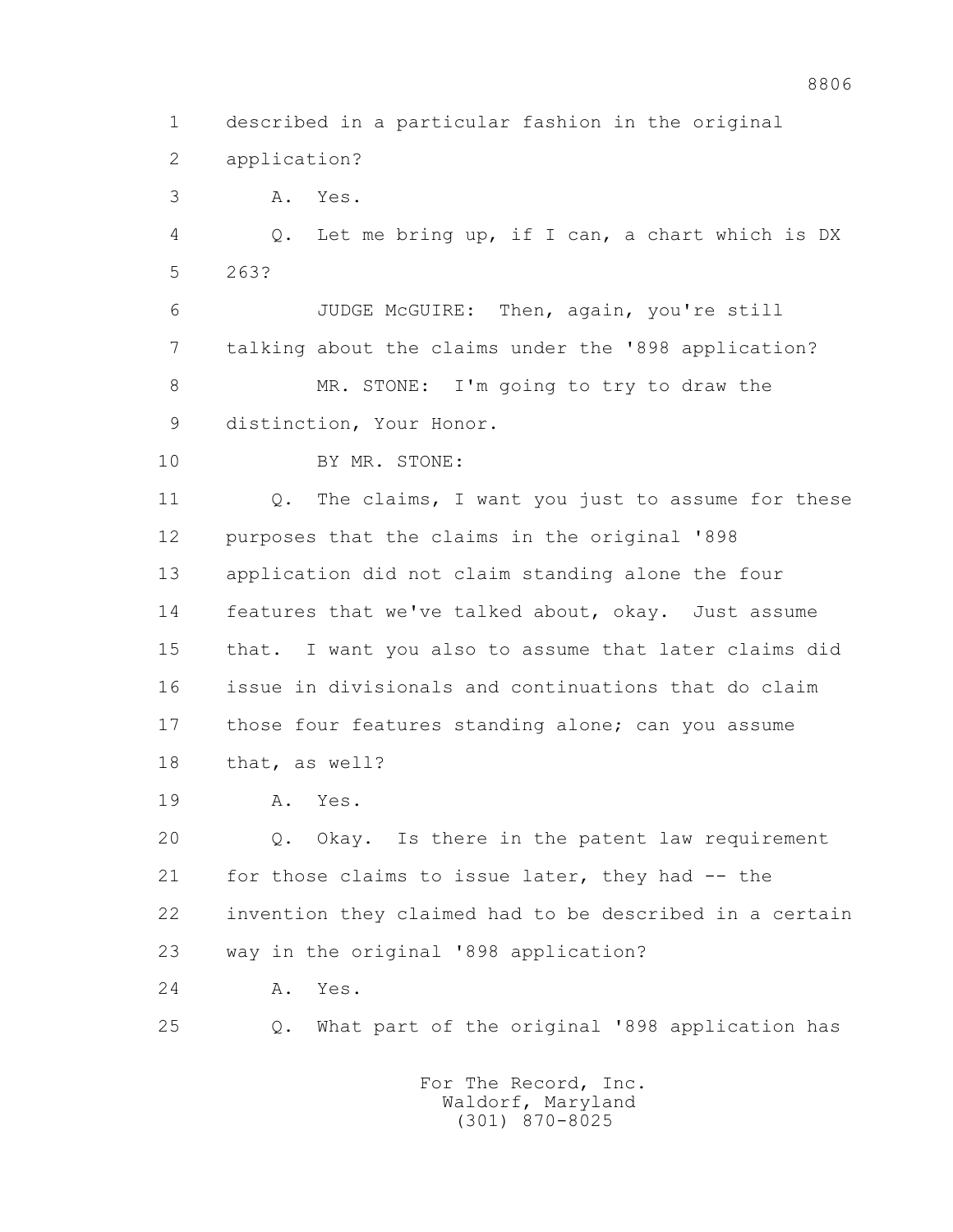1 described in a particular fashion in the original

2 application?

3 A. Yes.

4 Q. Let me bring up, if I can, a chart which is DX

5 263?

6 JUDGE McGUIRE: Then, again, you're still

7 talking about the claims under the '898 application?

8 MR. STONE: I'm going to try to draw the

9 distinction, Your Honor.

10 BY MR. STONE:

11 Q. The claims, I want you just to assume for these

12 purposes that the claims in the original '898

13 application did not claim standing alone the four

14 features that we've talked about, okay. Just assume

15 that. I want you also to assume that later claims did

16 issue in divisionals and continuations that do claim

17 those four features standing alone; can you assume

18 that, as well?

19 A. Yes.

20 Q. Okay. Is there in the patent law requirement

21 for those claims to issue later, they had -- the

22 invention they claimed had to be described in a certain

23 way in the original '898 application?

24 A. Yes.

25 Q. What part of the original '898 application has

For The Record, Inc.
Waldorf, Maryland
(301) 870-8025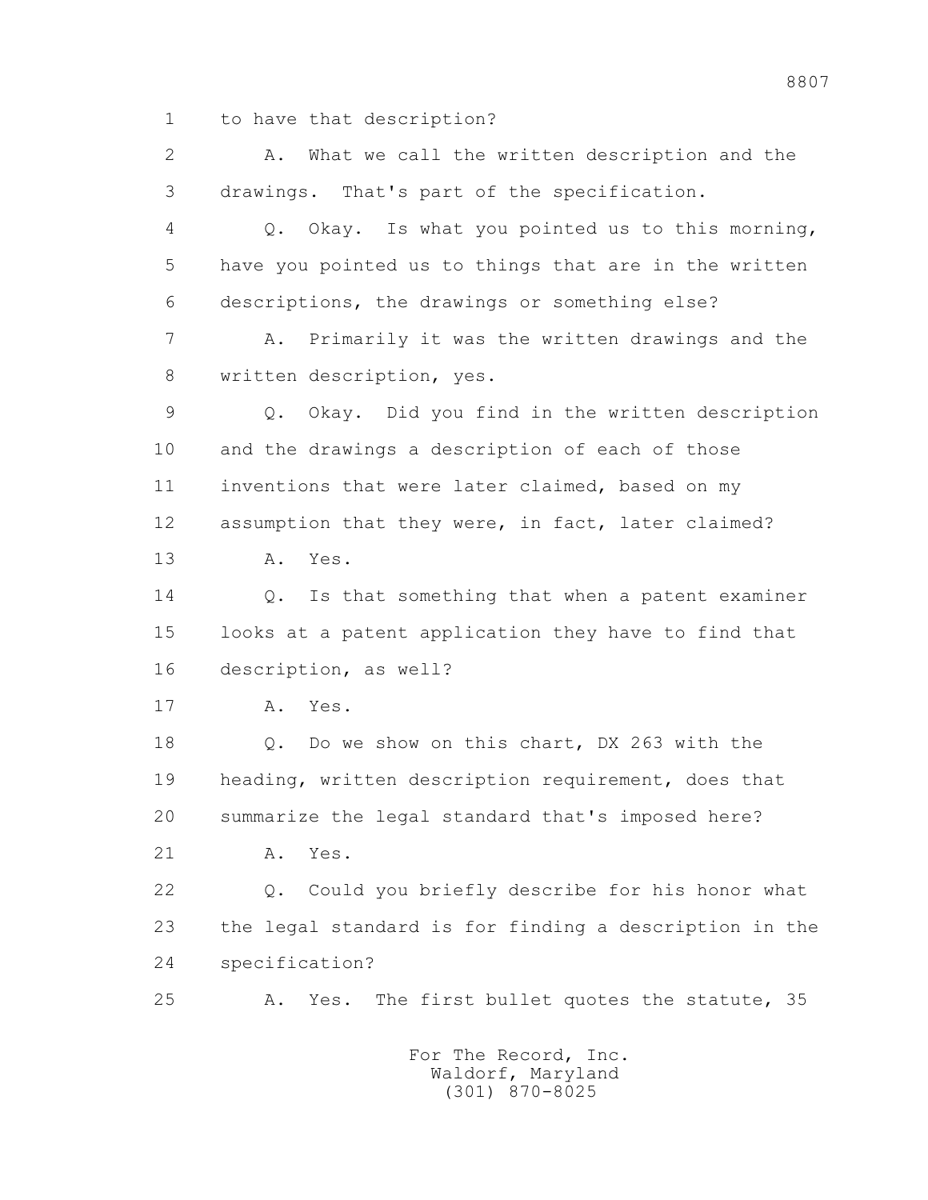1 to have that description?

2 A. What we call the written description and the

3 drawings. That's part of the specification.

4 Q. Okay. Is what you pointed us to this morning,

5 have you pointed us to things that are in the written

6 descriptions, the drawings or something else?

7 A. Primarily it was the written drawings and the

8 written description, yes.

9 Q. Okay. Did you find in the written description

10 and the drawings a description of each of those

11 inventions that were later claimed, based on my

12 assumption that they were, in fact, later claimed?

13 A. Yes.

14 Q. Is that something that when a patent examiner

15 looks at a patent application they have to find that

16 description, as well?

17 A. Yes.

18 Q. Do we show on this chart, DX 263 with the

19 heading, written description requirement, does that

20 summarize the legal standard that's imposed here?

21 A. Yes.

22 Q. Could you briefly describe for his honor what

23 the legal standard is for finding a description in the

24 specification?

25 A. Yes. The first bullet quotes the statute, 35

For The Record, Inc.
Waldorf, Maryland
(301) 870-8025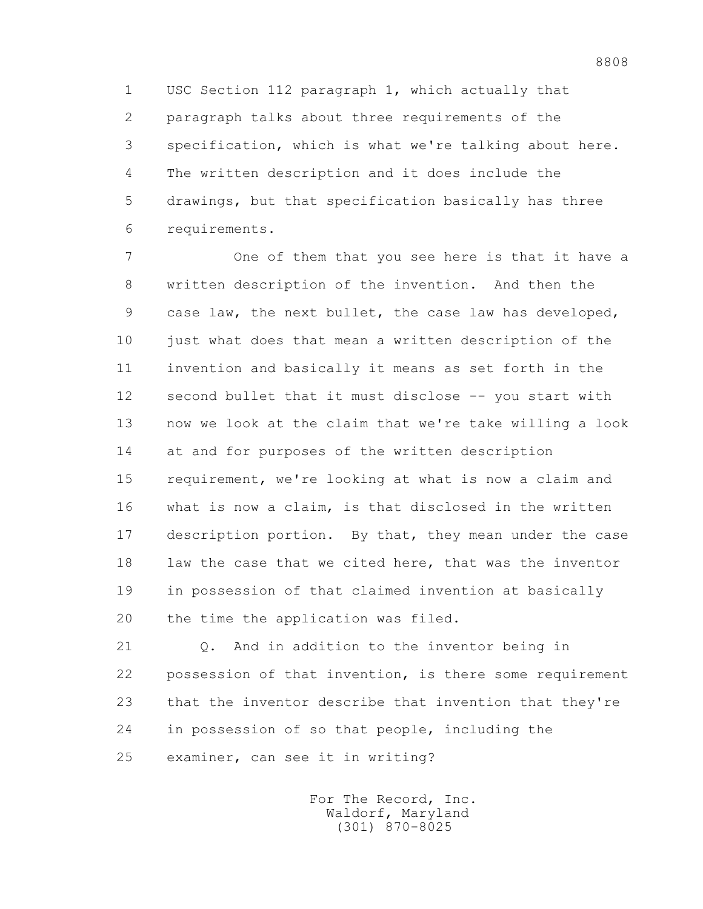1 USC Section 112 paragraph 1, which actually that
2 paragraph talks about three requirements of the
3 specification, which is what we're talking about here.
4 The written description and it does include the
5 drawings, but that specification basically has three
6 requirements.

7 One of them that you see here is that it have a
8 written description of the invention. And then the
9 case law, the next bullet, the case law has developed,
10 just what does that mean a written description of the
11 invention and basically it means as set forth in the
12 second bullet that it must disclose -- you start with
13 now we look at the claim that we're take willing a look
14 at and for purposes of the written description
15 requirement, we're looking at what is now a claim and
16 what is now a claim, is that disclosed in the written
17 description portion. By that, they mean under the case
18 law the case that we cited here, that was the inventor
19 in possession of that claimed invention at basically
20 the time the application was filed.

21 Q. And in addition to the inventor being in
22 possession of that invention, is there some requirement
23 that the inventor describe that invention that they're
24 in possession of so that people, including the
25 examiner, can see it in writing?

For The Record, Inc.
Waldorf, Maryland
(301) 870-8025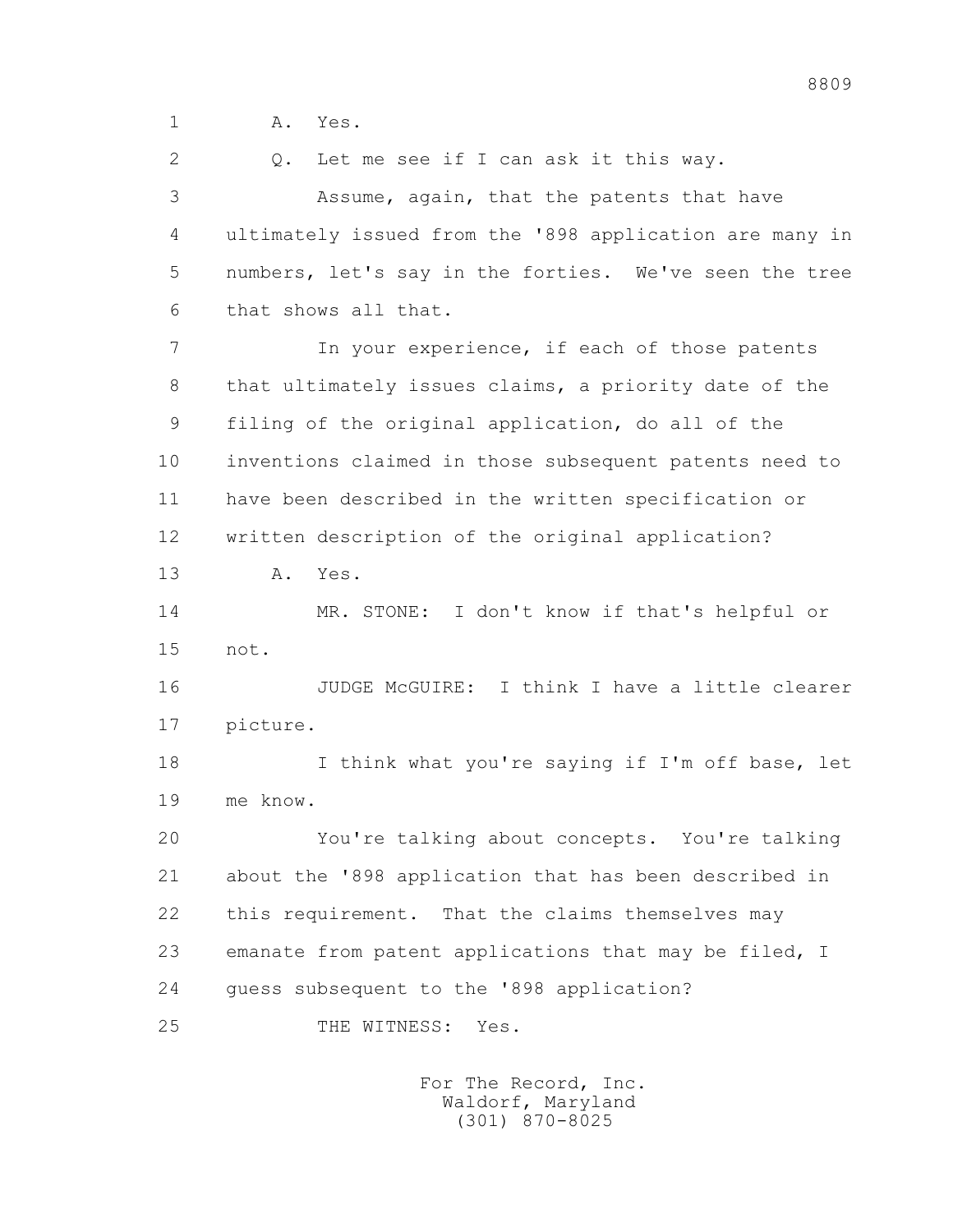1 A. Yes.

2 Q. Let me see if I can ask it this way.

3 Assume, again, that the patents that have

4 ultimately issued from the '898 application are many in

5 numbers, let's say in the forties. We've seen the tree

6 that shows all that.

7 In your experience, if each of those patents

8 that ultimately issues claims, a priority date of the

9 filing of the original application, do all of the

10 inventions claimed in those subsequent patents need to

11 have been described in the written specification or

12 written description of the original application?

13 A. Yes.

14 MR. STONE: I don't know if that's helpful or

15 not.

16 JUDGE McGUIRE: I think I have a little clearer

17 picture.

18 I think what you're saying if I'm off base, let

19 me know.

20 You're talking about concepts. You're talking

21 about the '898 application that has been described in

22 this requirement. That the claims themselves may

23 emanate from patent applications that may be filed, I

24 guess subsequent to the '898 application?

25 THE WITNESS: Yes.

For The Record, Inc.
Waldorf, Maryland
(301) 870-8025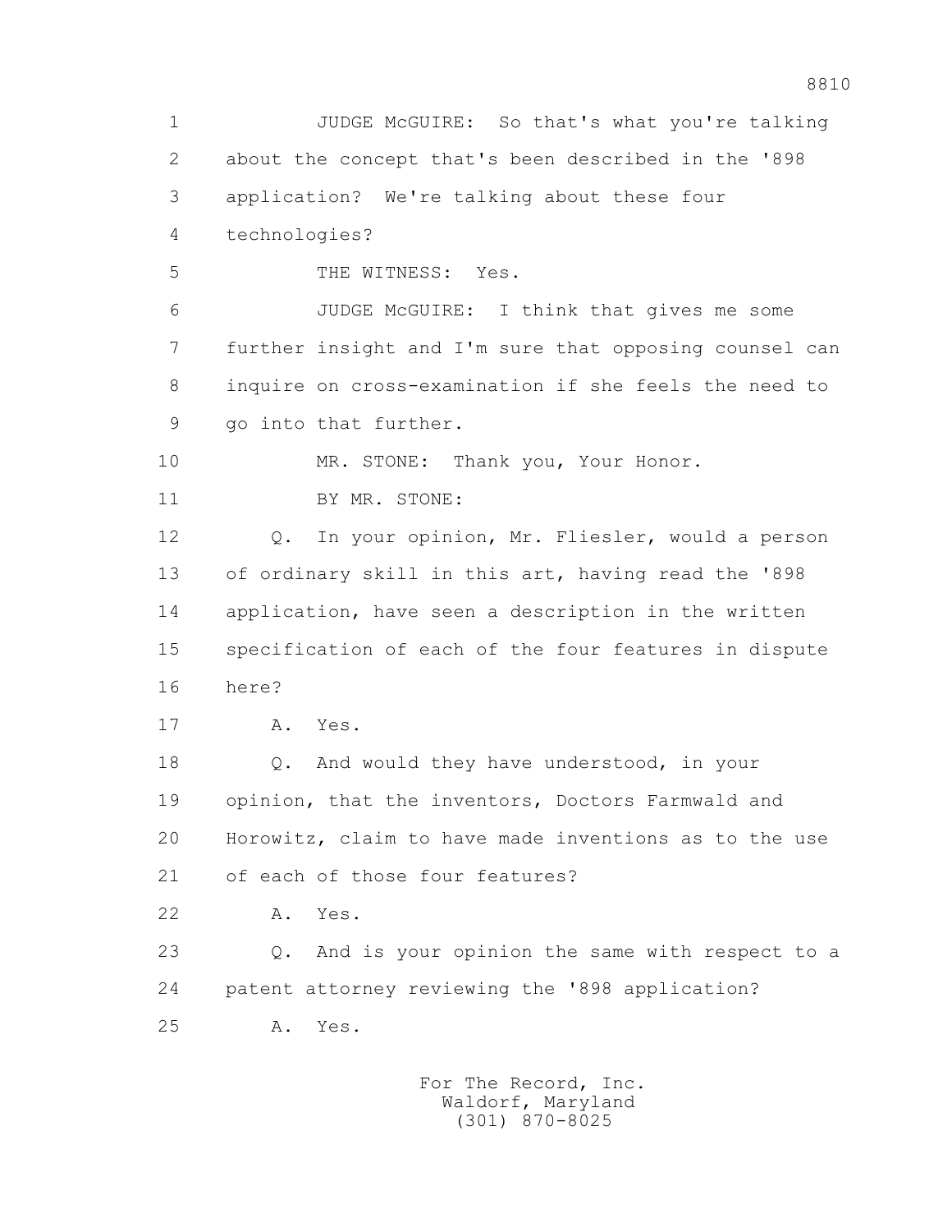1 JUDGE McGUIRE: So that's what you're talking
2 about the concept that's been described in the '898
3 application? We're talking about these four
4 technologies?
5 THE WITNESS: Yes.
6 JUDGE McGUIRE: I think that gives me some
7 further insight and I'm sure that opposing counsel can
8 inquire on cross-examination if she feels the need to
9 go into that further.
10 MR. STONE: Thank you, Your Honor.
11 BY MR. STONE:
12 Q. In your opinion, Mr. Fliesler, would a person
13 of ordinary skill in this art, having read the '898
14 application, have seen a description in the written
15 specification of each of the four features in dispute
16 here?
17 A. Yes.
18 Q. And would they have understood, in your
19 opinion, that the inventors, Doctors Farmwald and
20 Horowitz, claim to have made inventions as to the use
21 of each of those four features?
22 A. Yes.
23 Q. And is your opinion the same with respect to a
24 patent attorney reviewing the '898 application?
25 A. Yes.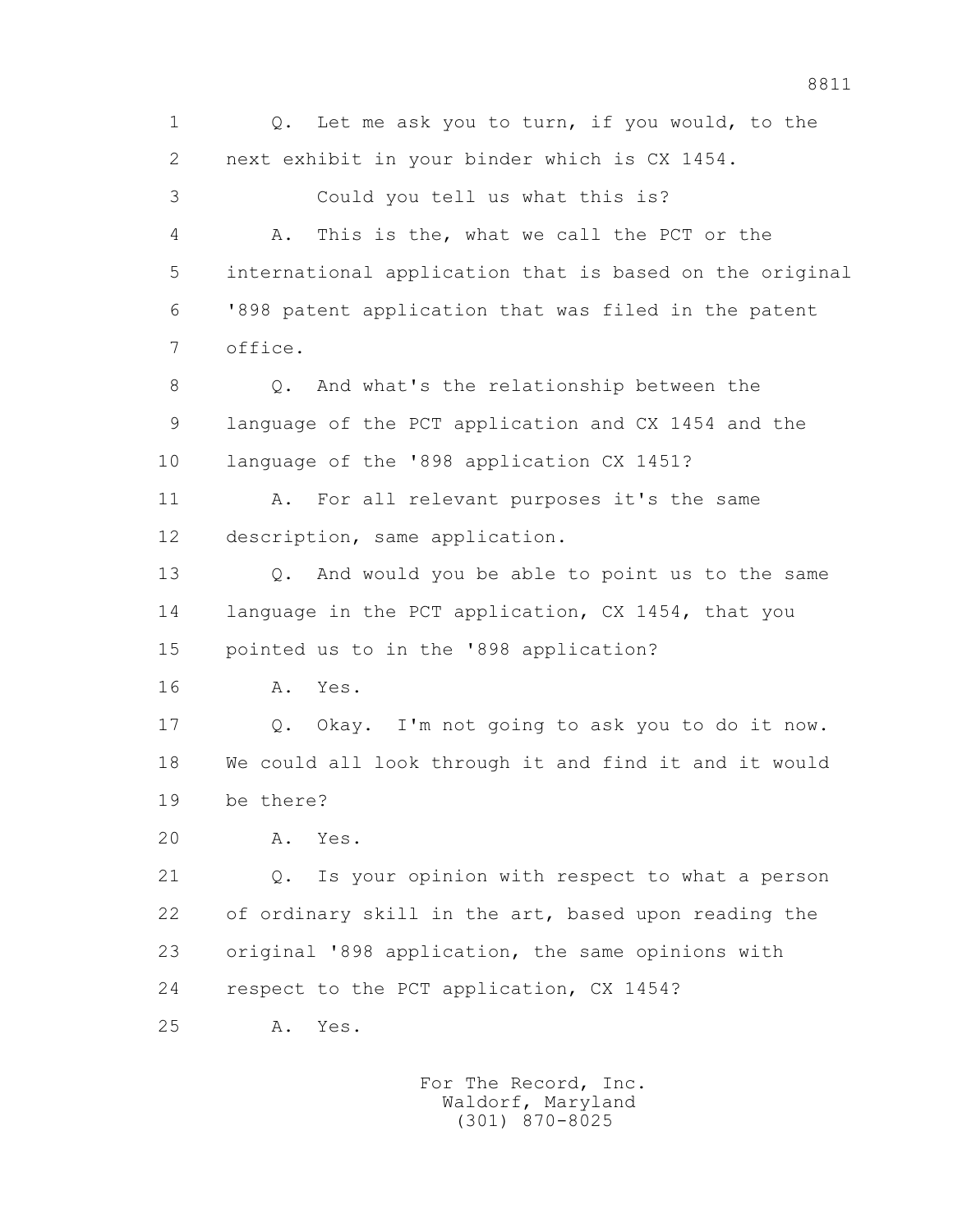1 Q. Let me ask you to turn, if you would, to the
2 next exhibit in your binder which is CX 1454.
3 Could you tell us what this is?
4 A. This is the, what we call the PCT or the
5 international application that is based on the original
6 '898 patent application that was filed in the patent
7 office.
8 Q. And what's the relationship between the
9 language of the PCT application and CX 1454 and the
10 language of the '898 application CX 1451?
11 A. For all relevant purposes it's the same
12 description, same application.
13 Q. And would you be able to point us to the same
14 language in the PCT application, CX 1454, that you
15 pointed us to in the '898 application?
16 A. Yes.
17 Q. Okay. I'm not going to ask you to do it now.
18 We could all look through it and find it and it would
19 be there?
20 A. Yes.
21 Q. Is your opinion with respect to what a person
22 of ordinary skill in the art, based upon reading the
23 original '898 application, the same opinions with
24 respect to the PCT application, CX 1454?
25 A. Yes.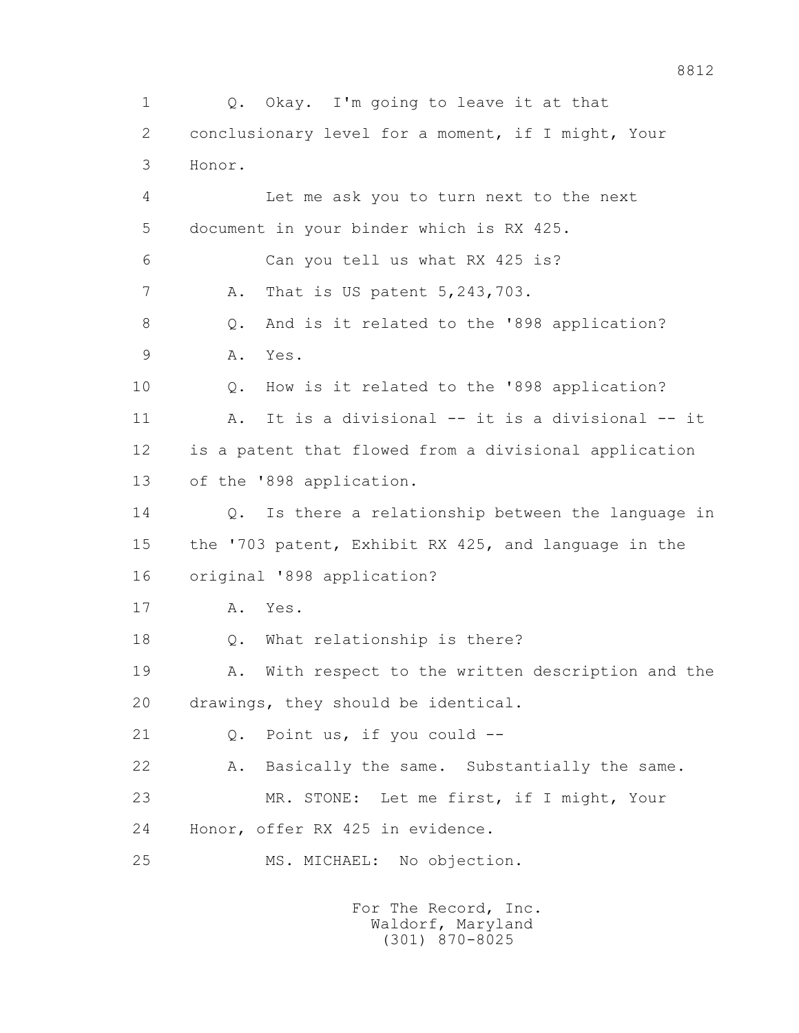1 Q. Okay. I'm going to leave it at that
2 conclusionary level for a moment, if I might, Your
3 Honor.

4 Let me ask you to turn next to the next
5 document in your binder which is RX 425.

6 Can you tell us what RX 425 is?

7 A. That is US patent 5,243,703.

8 Q. And is it related to the '898 application?

9 A. Yes.

10 Q. How is it related to the '898 application?

11 A. It is a divisional -- it is a divisional -- it
12 is a patent that flowed from a divisional application
13 of the '898 application.

14 Q. Is there a relationship between the language in
15 the '703 patent, Exhibit RX 425, and language in the
16 original '898 application?

17 A. Yes.

18 Q. What relationship is there?

19 A. With respect to the written description and the
20 drawings, they should be identical.

21 Q. Point us, if you could --

22 A. Basically the same. Substantially the same.

23 MR. STONE: Let me first, if I might, Your
24 Honor, offer RX 425 in evidence.

25 MS. MICHAEL: No objection.

For The Record, Inc.
Waldorf, Maryland
(301) 870-8025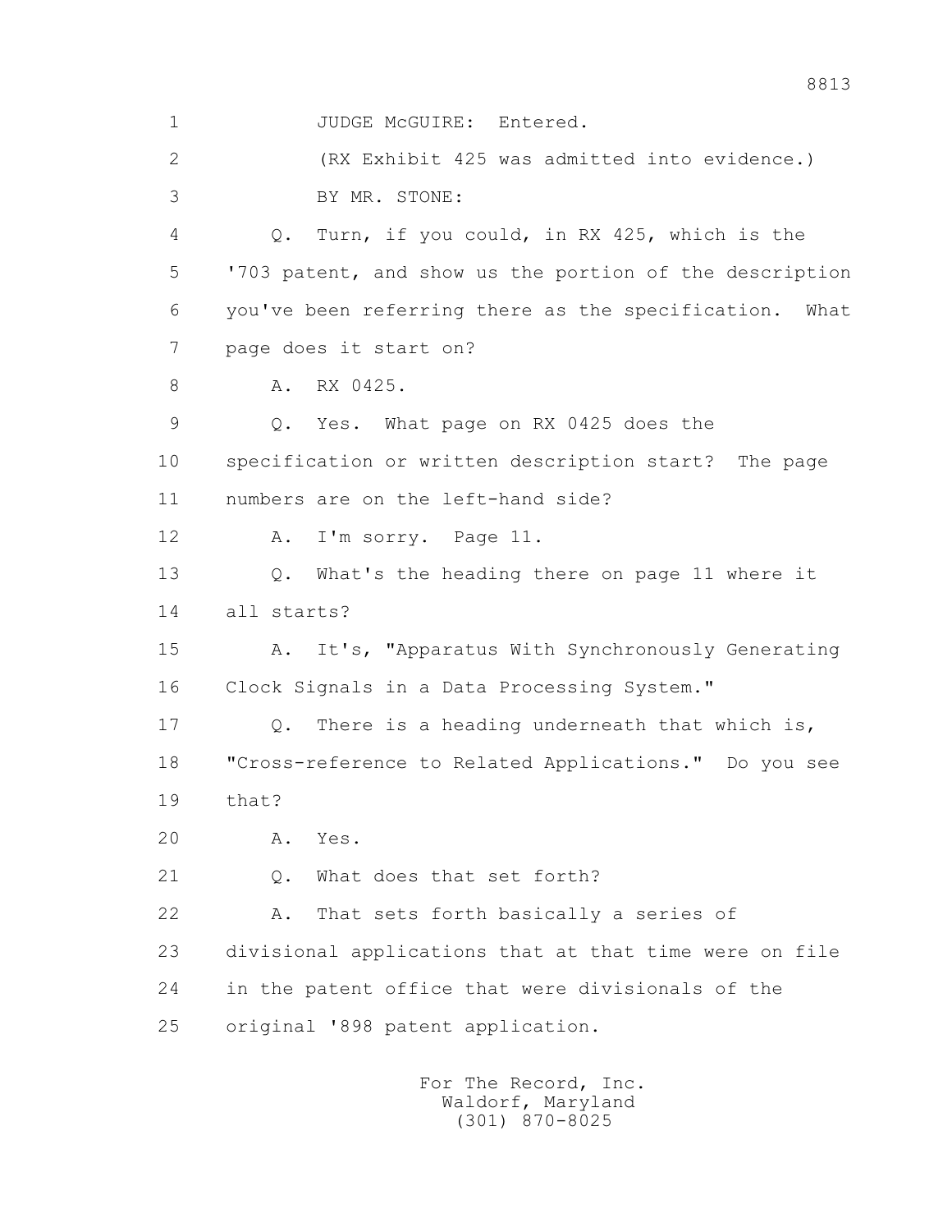1 JUDGE McGUIRE: Entered.

2 (RX Exhibit 425 was admitted into evidence.)

3 BY MR. STONE:

4 Q. Turn, if you could, in RX 425, which is the

5 '703 patent, and show us the portion of the description

6 you've been referring there as the specification. What

7 page does it start on?

8 A. RX 0425.

9 Q. Yes. What page on RX 0425 does the

10 specification or written description start? The page

11 numbers are on the left-hand side?

12 A. I'm sorry. Page 11.

13 Q. What's the heading there on page 11 where it

14 all starts?

15 A. It's, "Apparatus With Synchronously Generating

16 Clock Signals in a Data Processing System."

17 Q. There is a heading underneath that which is,

18 "Cross-reference to Related Applications." Do you see

19 that?

20 A. Yes.

21 Q. What does that set forth?

22 A. That sets forth basically a series of

23 divisional applications that at that time were on file

24 in the patent office that were divisionals of the

25 original '898 patent application.

For The Record, Inc.
Waldorf, Maryland
(301) 870-8025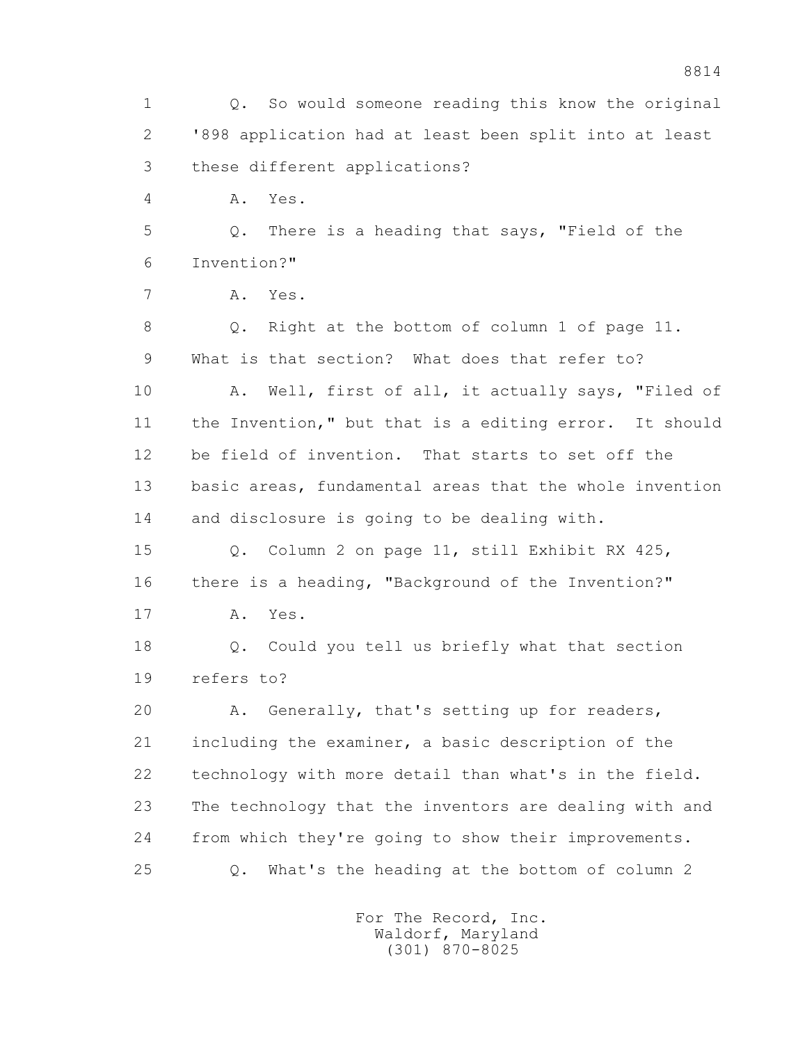1 Q. So would someone reading this know the original
2 '898 application had at least been split into at least
3 these different applications?
4 A. Yes.
5 Q. There is a heading that says, "Field of the
6 Invention?"
7 A. Yes.
8 Q. Right at the bottom of column 1 of page 11.
9 What is that section? What does that refer to?
10 A. Well, first of all, it actually says, "Filed of
11 the Invention," but that is a editing error. It should
12 be field of invention. That starts to set off the
13 basic areas, fundamental areas that the whole invention
14 and disclosure is going to be dealing with.
15 Q. Column 2 on page 11, still Exhibit RX 425,
16 there is a heading, "Background of the Invention?"
17 A. Yes.
18 Q. Could you tell us briefly what that section
19 refers to?
20 A. Generally, that's setting up for readers,
21 including the examiner, a basic description of the
22 technology with more detail than what's in the field.
23 The technology that the inventors are dealing with and
24 from which they're going to show their improvements.
25 Q. What's the heading at the bottom of column 2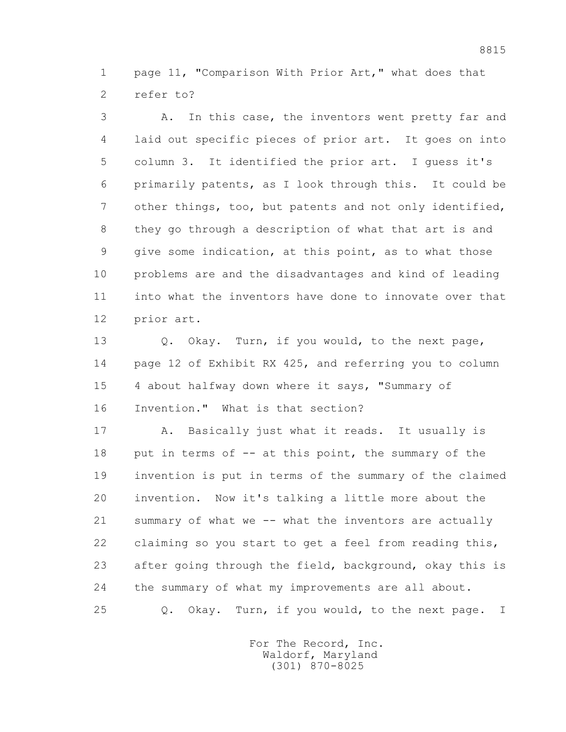1 page 11, "Comparison With Prior Art," what does that
2 refer to?

3 A. In this case, the inventors went pretty far and
4 laid out specific pieces of prior art. It goes on into
5 column 3. It identified the prior art. I guess it's
6 primarily patents, as I look through this. It could be
7 other things, too, but patents and not only identified,
8 they go through a description of what that art is and
9 give some indication, at this point, as to what those
10 problems are and the disadvantages and kind of leading
11 into what the inventors have done to innovate over that
12 prior art.

13 Q. Okay. Turn, if you would, to the next page,
14 page 12 of Exhibit RX 425, and referring you to column
15 4 about halfway down where it says, "Summary of
16 Invention." What is that section?

17 A. Basically just what it reads. It usually is
18 put in terms of -- at this point, the summary of the
19 invention is put in terms of the summary of the claimed
20 invention. Now it's talking a little more about the
21 summary of what we -- what the inventors are actually
22 claiming so you start to get a feel from reading this,
23 after going through the field, background, okay this is
24 the summary of what my improvements are all about.

25 Q. Okay. Turn, if you would, to the next page. I

For The Record, Inc.
Waldorf, Maryland
(301) 870-8025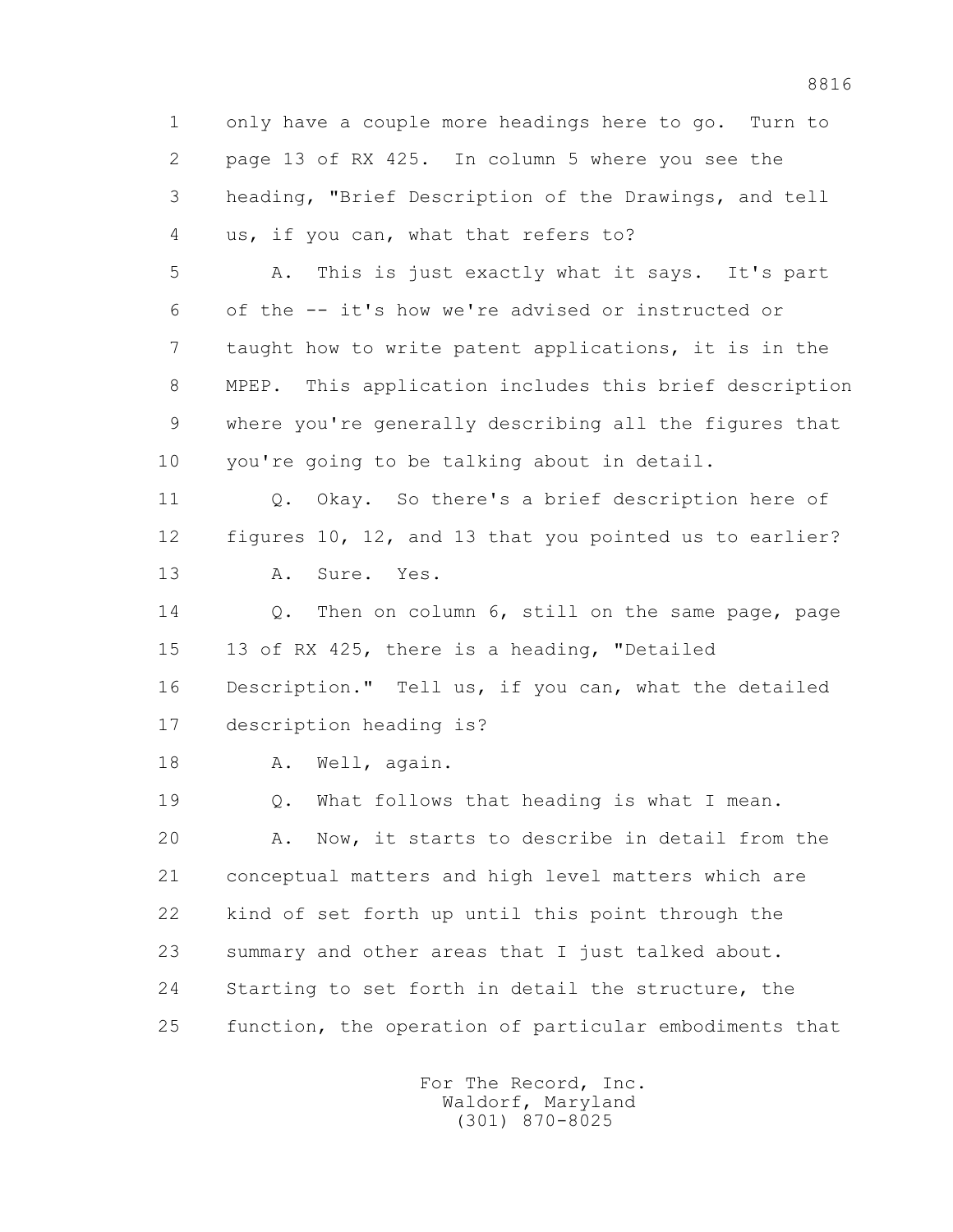1 only have a couple more headings here to go. Turn to
2 page 13 of RX 425. In column 5 where you see the
3 heading, "Brief Description of the Drawings, and tell
4 us, if you can, what that refers to?

5 A. This is just exactly what it says. It's part
6 of the -- it's how we're advised or instructed or
7 taught how to write patent applications, it is in the
8 MPEP. This application includes this brief description
9 where you're generally describing all the figures that
10 you're going to be talking about in detail.

11 Q. Okay. So there's a brief description here of
12 figures 10, 12, and 13 that you pointed us to earlier?

13 A. Sure. Yes.

14 Q. Then on column 6, still on the same page, page
15 13 of RX 425, there is a heading, "Detailed
16 Description." Tell us, if you can, what the detailed
17 description heading is?

18 A. Well, again.

19 Q. What follows that heading is what I mean.

20 A. Now, it starts to describe in detail from the
21 conceptual matters and high level matters which are
22 kind of set forth up until this point through the
23 summary and other areas that I just talked about.
24 Starting to set forth in detail the structure, the
25 function, the operation of particular embodiments that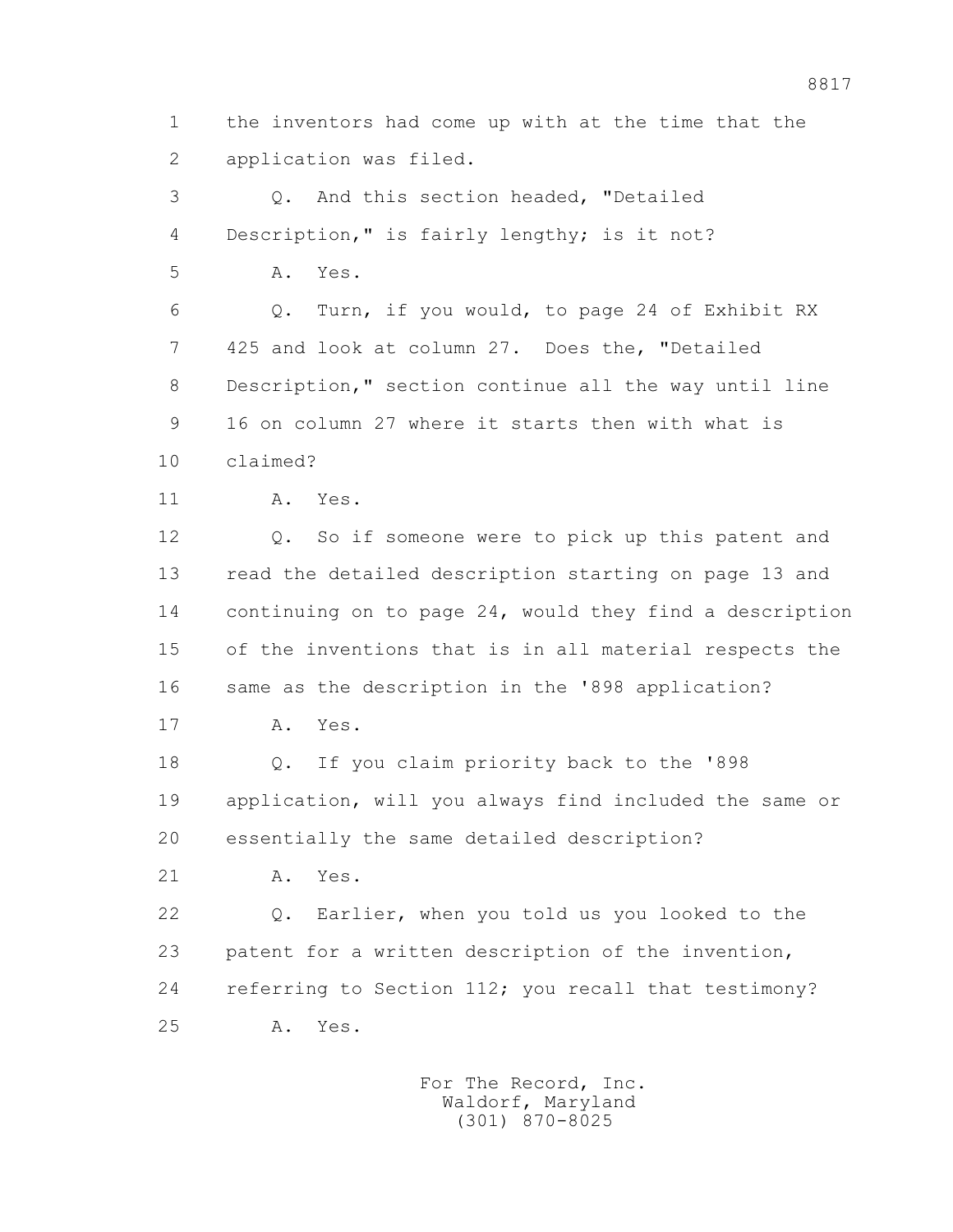1 the inventors had come up with at the time that the
2 application was filed.

3 Q. And this section headed, "Detailed
4 Description," is fairly lengthy; is it not?

5 A. Yes.

6 Q. Turn, if you would, to page 24 of Exhibit RX
7 425 and look at column 27. Does the, "Detailed
8 Description," section continue all the way until line
9 16 on column 27 where it starts then with what is
10 claimed?

11 A. Yes.

12 Q. So if someone were to pick up this patent and
13 read the detailed description starting on page 13 and
14 continuing on to page 24, would they find a description
15 of the inventions that is in all material respects the
16 same as the description in the '898 application?

17 A. Yes.

18 Q. If you claim priority back to the '898
19 application, will you always find included the same or
20 essentially the same detailed description?

21 A. Yes.

22 Q. Earlier, when you told us you looked to the
23 patent for a written description of the invention,
24 referring to Section 112; you recall that testimony?

25 A. Yes.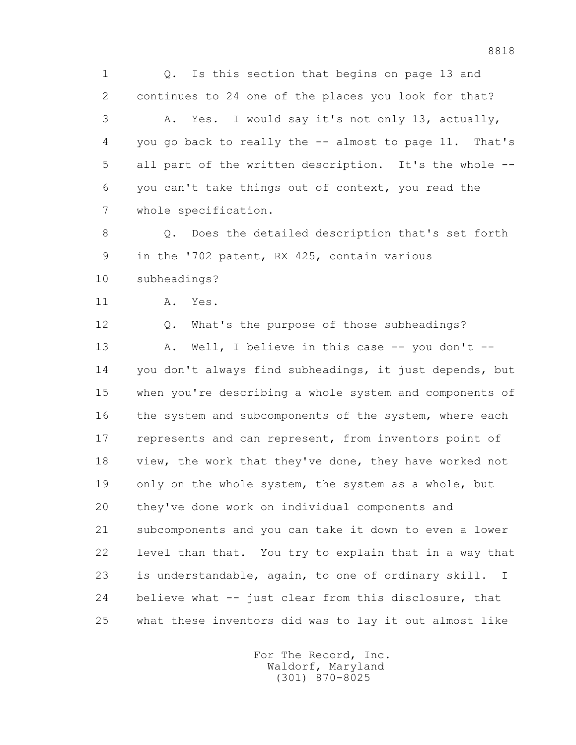1 Q. Is this section that begins on page 13 and
2 continues to 24 one of the places you look for that?
3 A. Yes. I would say it's not only 13, actually,
4 you go back to really the -- almost to page 11. That's
5 all part of the written description. It's the whole --
6 you can't take things out of context, you read the
7 whole specification.
8 Q. Does the detailed description that's set forth
9 in the '702 patent, RX 425, contain various
10 subheadings?
11 A. Yes.
12 Q. What's the purpose of those subheadings?
13 A. Well, I believe in this case -- you don't --
14 you don't always find subheadings, it just depends, but
15 when you're describing a whole system and components of
16 the system and subcomponents of the system, where each
17 represents and can represent, from inventors point of
18 view, the work that they've done, they have worked not
19 only on the whole system, the system as a whole, but
20 they've done work on individual components and
21 subcomponents and you can take it down to even a lower
22 level than that. You try to explain that in a way that
23 is understandable, again, to one of ordinary skill. I
24 believe what -- just clear from this disclosure, that
25 what these inventors did was to lay it out almost like

For The Record, Inc.
Waldorf, Maryland
(301) 870-8025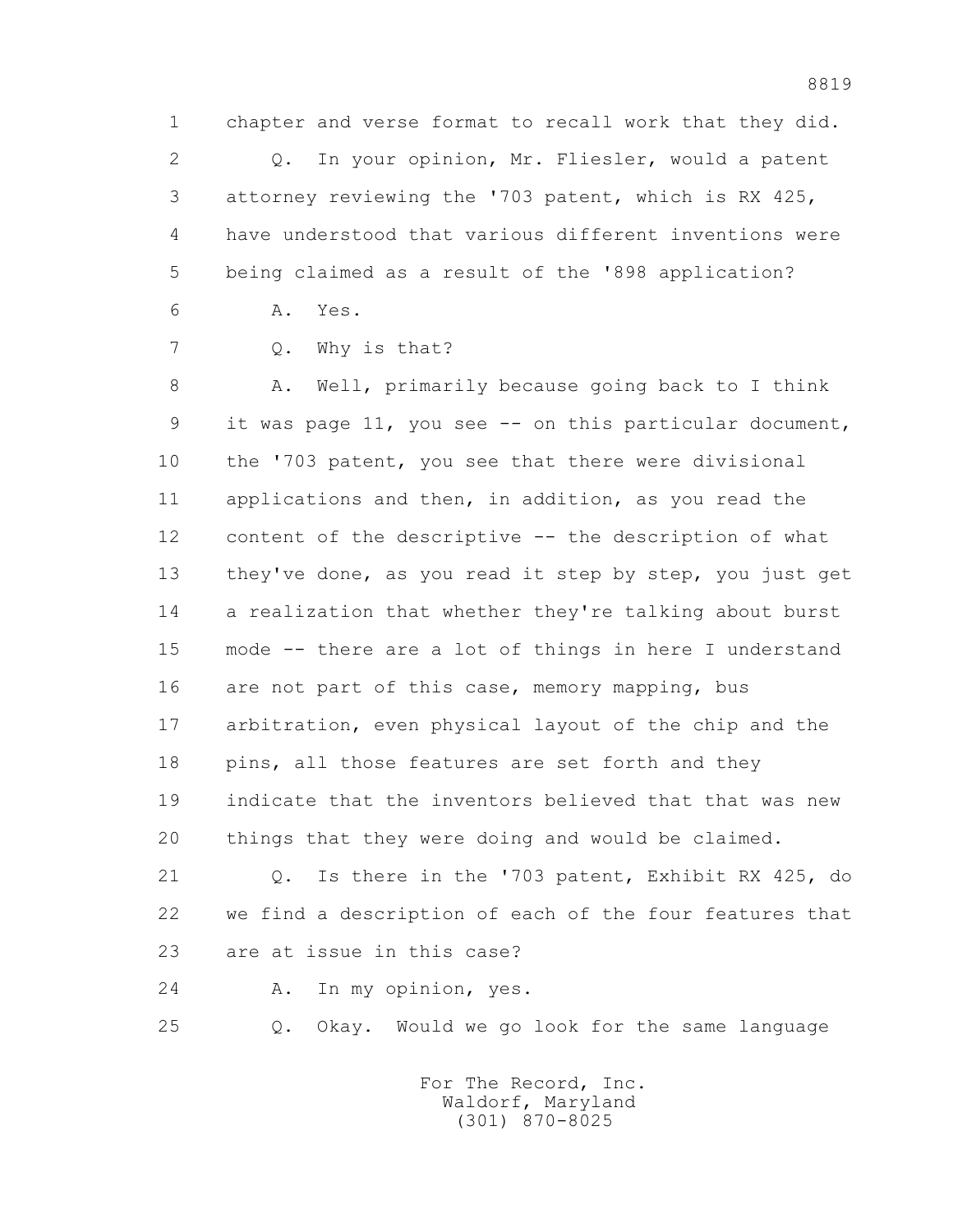1 chapter and verse format to recall work that they did.

2 Q. In your opinion, Mr. Fliesler, would a patent

3 attorney reviewing the '703 patent, which is RX 425,

4 have understood that various different inventions were

5 being claimed as a result of the '898 application?

6 A. Yes.

7 Q. Why is that?

8 A. Well, primarily because going back to I think

9 it was page 11, you see -- on this particular document,

10 the '703 patent, you see that there were divisional

11 applications and then, in addition, as you read the

12 content of the descriptive -- the description of what

13 they've done, as you read it step by step, you just get

14 a realization that whether they're talking about burst

15 mode -- there are a lot of things in here I understand

16 are not part of this case, memory mapping, bus

17 arbitration, even physical layout of the chip and the

18 pins, all those features are set forth and they

19 indicate that the inventors believed that that was new

20 things that they were doing and would be claimed.

21 Q. Is there in the '703 patent, Exhibit RX 425, do

22 we find a description of each of the four features that

23 are at issue in this case?

24 A. In my opinion, yes.

25 Q. Okay. Would we go look for the same language

For The Record, Inc.
Waldorf, Maryland
(301) 870-8025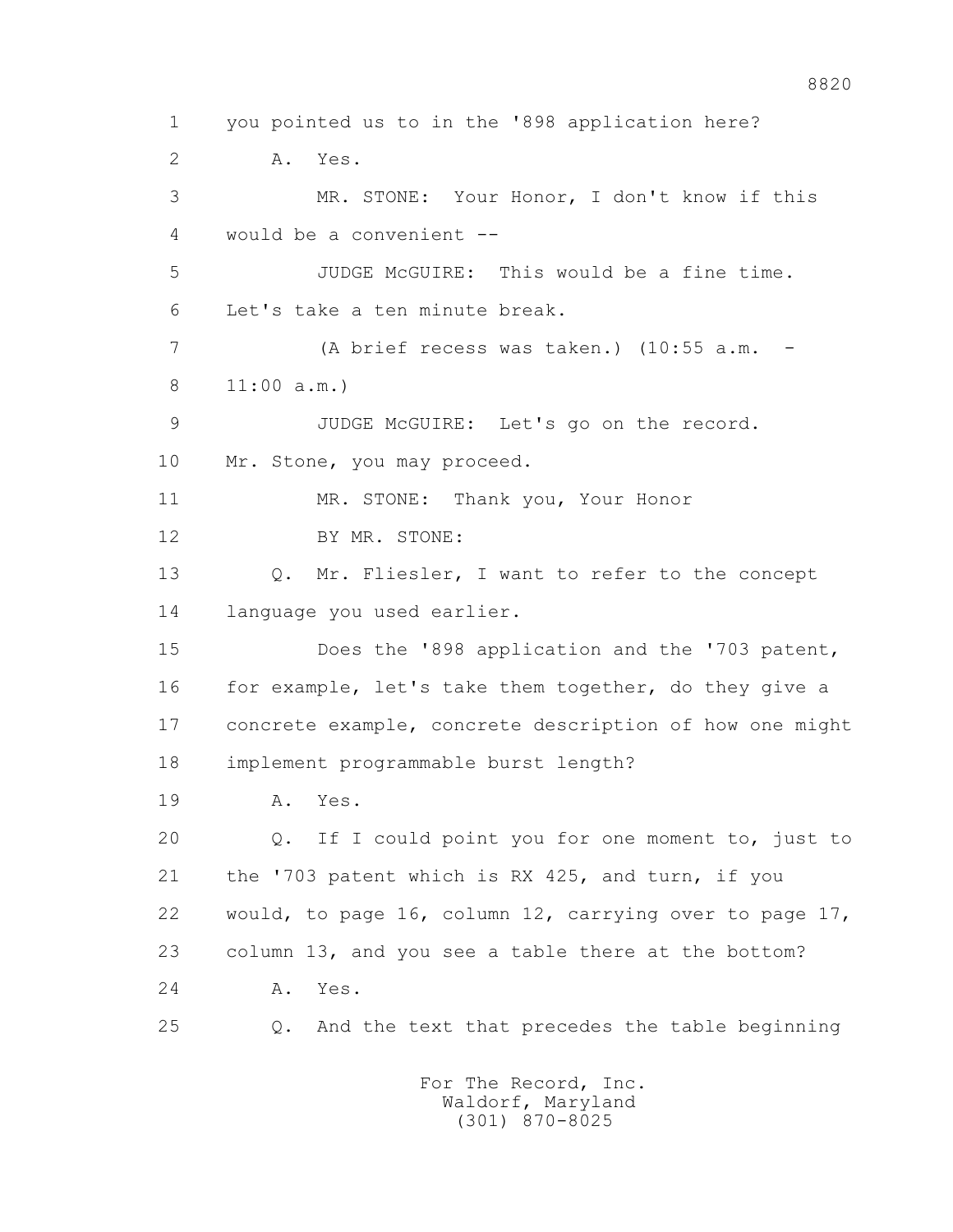1 you pointed us to in the '898 application here?

2 A. Yes.

3 MR. STONE: Your Honor, I don't know if this

4 would be a convenient --

5 JUDGE McGUIRE: This would be a fine time.

6 Let's take a ten minute break.

7 (A brief recess was taken.) (10:55 a.m. -

8 11:00 a.m.)

9 JUDGE McGUIRE: Let's go on the record.

10 Mr. Stone, you may proceed.

11 MR. STONE: Thank you, Your Honor

12 BY MR. STONE:

13 Q. Mr. Fliesler, I want to refer to the concept

14 language you used earlier.

15 Does the '898 application and the '703 patent,

16 for example, let's take them together, do they give a

17 concrete example, concrete description of how one might

18 implement programmable burst length?

19 A. Yes.

20 Q. If I could point you for one moment to, just to

21 the '703 patent which is RX 425, and turn, if you

22 would, to page 16, column 12, carrying over to page 17,

23 column 13, and you see a table there at the bottom?

24 A. Yes.

25 Q. And the text that precedes the table beginning

For The Record, Inc.
Waldorf, Maryland
(301) 870-8025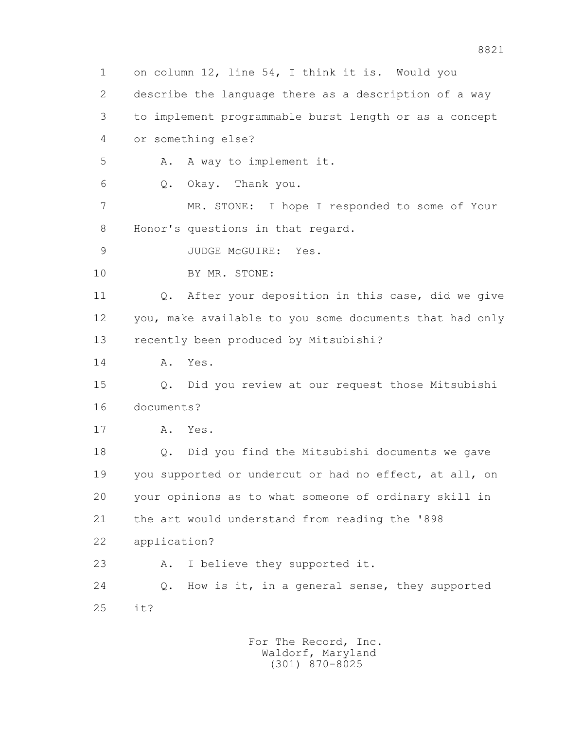1 on column 12, line 54, I think it is. Would you
2 describe the language there as a description of a way
3 to implement programmable burst length or as a concept
4 or something else?
5 A. A way to implement it.
6 Q. Okay. Thank you.
7 MR. STONE: I hope I responded to some of Your
8 Honor's questions in that regard.
9 JUDGE McGUIRE: Yes.
10 BY MR. STONE:
11 Q. After your deposition in this case, did we give
12 you, make available to you some documents that had only
13 recently been produced by Mitsubishi?
14 A. Yes.
15 Q. Did you review at our request those Mitsubishi
16 documents?
17 A. Yes.
18 Q. Did you find the Mitsubishi documents we gave
19 you supported or undercut or had no effect, at all, on
20 your opinions as to what someone of ordinary skill in
21 the art would understand from reading the '898
22 application?
23 A. I believe they supported it.
24 Q. How is it, in a general sense, they supported
25 it?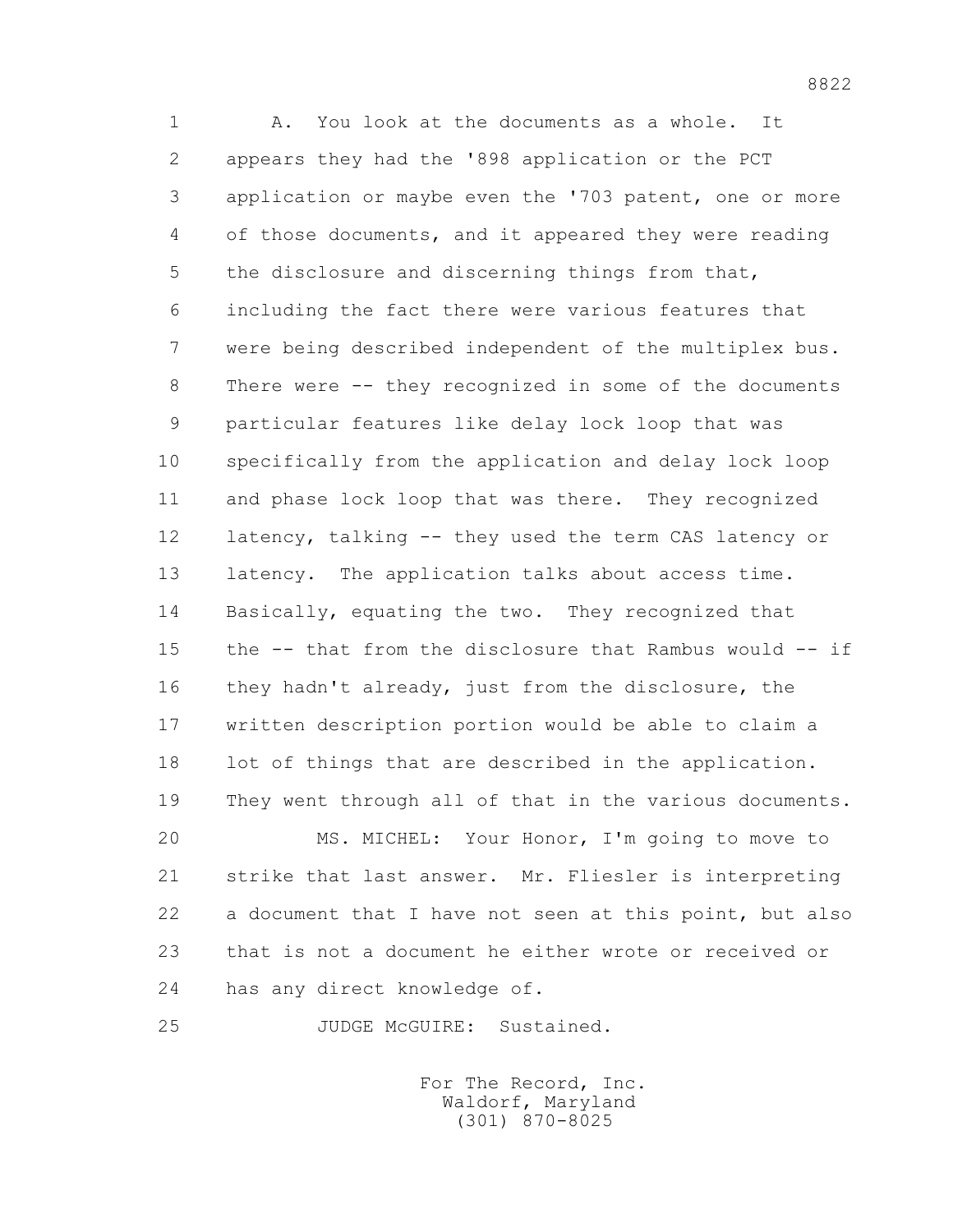A. You look at the documents as a whole. It appears they had the '898 application or the PCT application or maybe even the '703 patent, one or more of those documents, and it appeared they were reading the disclosure and discerning things from that, including the fact there were various features that were being described independent of the multiplex bus. There were -- they recognized in some of the documents particular features like delay lock loop that was specifically from the application and delay lock loop and phase lock loop that was there. They recognized latency, talking -- they used the term CAS latency or latency. The application talks about access time. Basically, equating the two. They recognized that the -- that from the disclosure that Rambus would -- if they hadn't already, just from the disclosure, the written description portion would be able to claim a lot of things that are described in the application. They went through all of that in the various documents.

MS. MICHEL: Your Honor, I'm going to move to strike that last answer. Mr. Fliesler is interpreting a document that I have not seen at this point, but also that is not a document he either wrote or received or has any direct knowledge of.

JUDGE McGUIRE: Sustained.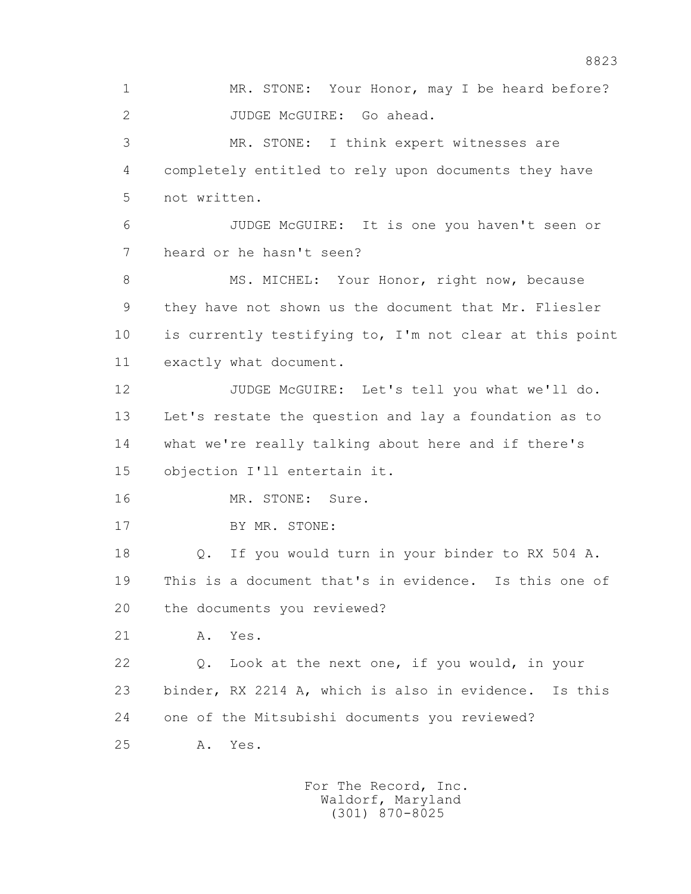MR. STONE: Your Honor, may I be heard before?

JUDGE McGUIRE: Go ahead.

MR. STONE: I think expert witnesses are completely entitled to rely upon documents they have not written.

JUDGE McGUIRE: It is one you haven't seen or heard or he hasn't seen?

MS. MICHEL: Your Honor, right now, because they have not shown us the document that Mr. Fliesler is currently testifying to, I'm not clear at this point exactly what document.

JUDGE McGUIRE: Let's tell you what we'll do. Let's restate the question and lay a foundation as to what we're really talking about here and if there's objection I'll entertain it.

MR. STONE: Sure.

BY MR. STONE:

Q. If you would turn in your binder to RX 504 A. This is a document that's in evidence. Is this one of the documents you reviewed?

A. Yes.

Q. Look at the next one, if you would, in your binder, RX 2214 A, which is also in evidence. Is this one of the Mitsubishi documents you reviewed?

A. Yes.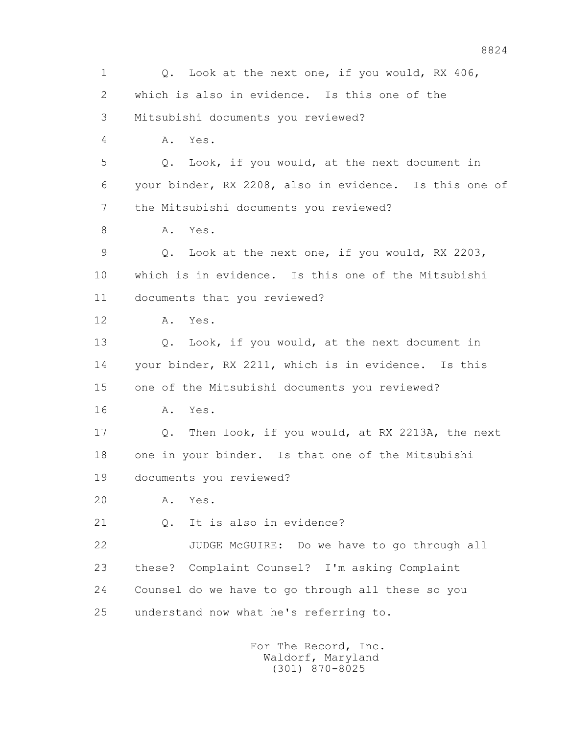1 Q. Look at the next one, if you would, RX 406,
2 which is also in evidence. Is this one of the
3 Mitsubishi documents you reviewed?
4 A. Yes.
5 Q. Look, if you would, at the next document in
6 your binder, RX 2208, also in evidence. Is this one of
7 the Mitsubishi documents you reviewed?
8 A. Yes.
9 Q. Look at the next one, if you would, RX 2203,
10 which is in evidence. Is this one of the Mitsubishi
11 documents that you reviewed?
12 A. Yes.
13 Q. Look, if you would, at the next document in
14 your binder, RX 2211, which is in evidence. Is this
15 one of the Mitsubishi documents you reviewed?
16 A. Yes.
17 Q. Then look, if you would, at RX 2213A, the next
18 one in your binder. Is that one of the Mitsubishi
19 documents you reviewed?
20 A. Yes.
21 Q. It is also in evidence?
22 JUDGE McGUIRE: Do we have to go through all
23 these? Complaint Counsel? I'm asking Complaint
24 Counsel do we have to go through all these so you
25 understand now what he's referring to.

For The Record, Inc.
Waldorf, Maryland
(301) 870-8025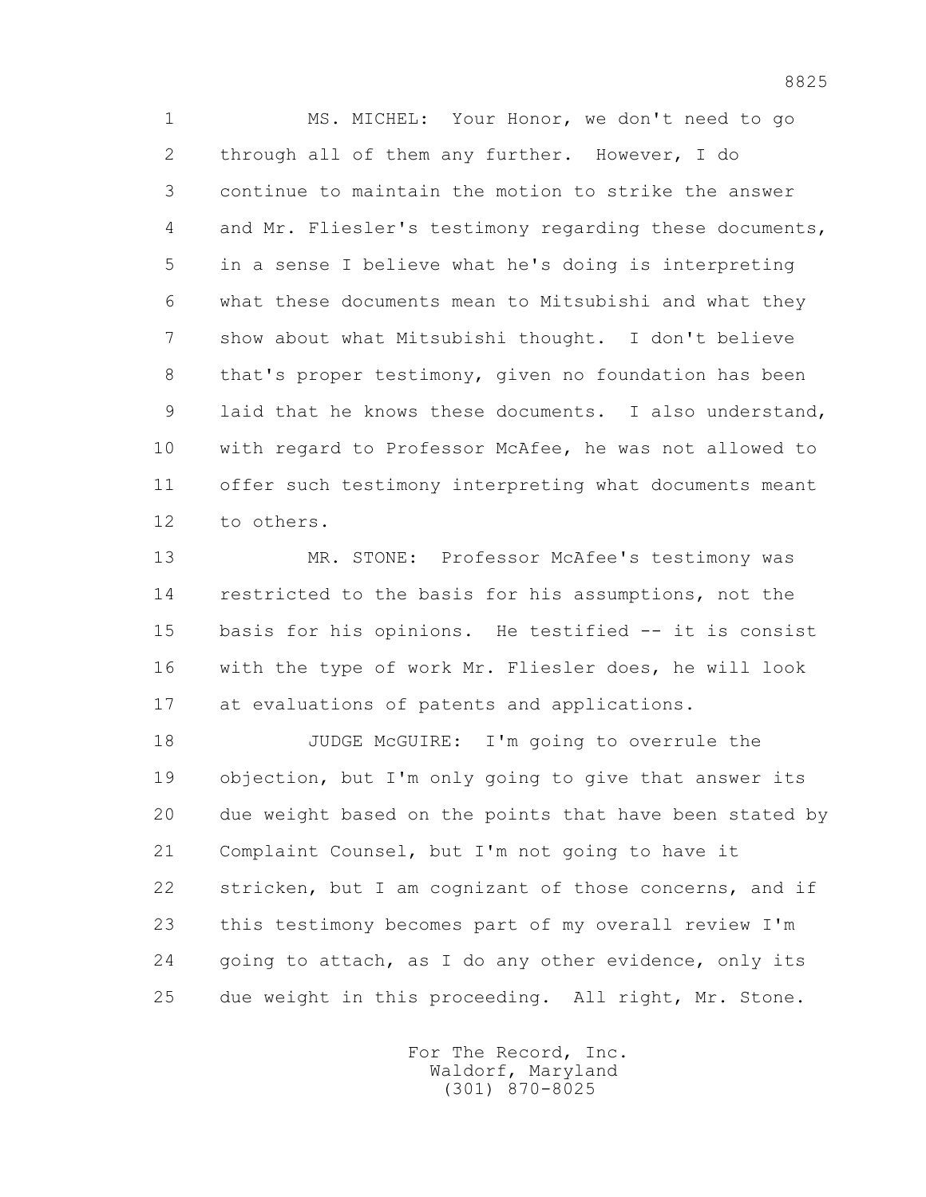MS. MICHEL: Your Honor, we don't need to go through all of them any further. However, I do continue to maintain the motion to strike the answer and Mr. Fliesler's testimony regarding these documents, in a sense I believe what he's doing is interpreting what these documents mean to Mitsubishi and what they show about what Mitsubishi thought. I don't believe that's proper testimony, given no foundation has been laid that he knows these documents. I also understand, with regard to Professor McAfee, he was not allowed to offer such testimony interpreting what documents meant to others.

MR. STONE: Professor McAfee's testimony was restricted to the basis for his assumptions, not the basis for his opinions. He testified -- it is consist with the type of work Mr. Fliesler does, he will look at evaluations of patents and applications.

JUDGE McGUIRE: I'm going to overrule the objection, but I'm only going to give that answer its due weight based on the points that have been stated by Complaint Counsel, but I'm not going to have it stricken, but I am cognizant of those concerns, and if this testimony becomes part of my overall review I'm going to attach, as I do any other evidence, only its due weight in this proceeding. All right, Mr. Stone.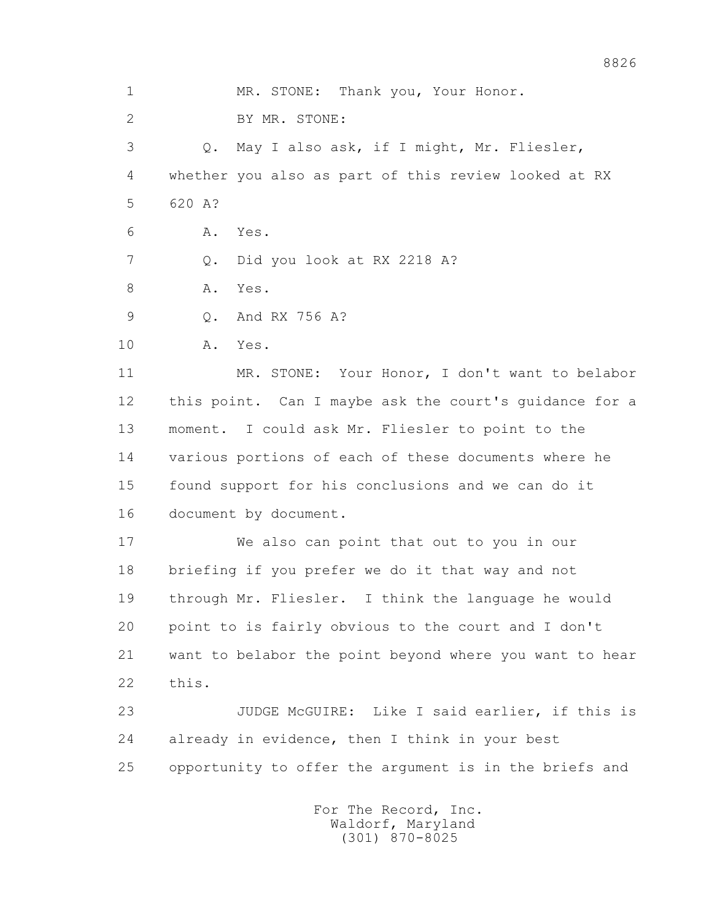1 MR. STONE: Thank you, Your Honor.

2 BY MR. STONE:

3 Q. May I also ask, if I might, Mr. Fliesler,

4 whether you also as part of this review looked at RX

5 620 A?

6 A. Yes.

7 Q. Did you look at RX 2218 A?

8 A. Yes.

9 Q. And RX 756 A?

10 A. Yes.

11 MR. STONE: Your Honor, I don't want to belabor

12 this point. Can I maybe ask the court's guidance for a

13 moment. I could ask Mr. Fliesler to point to the

14 various portions of each of these documents where he

15 found support for his conclusions and we can do it

16 document by document.

17 We also can point that out to you in our

18 briefing if you prefer we do it that way and not

19 through Mr. Fliesler. I think the language he would

20 point to is fairly obvious to the court and I don't

21 want to belabor the point beyond where you want to hear

22 this.

23 JUDGE McGUIRE: Like I said earlier, if this is

24 already in evidence, then I think in your best

25 opportunity to offer the argument is in the briefs and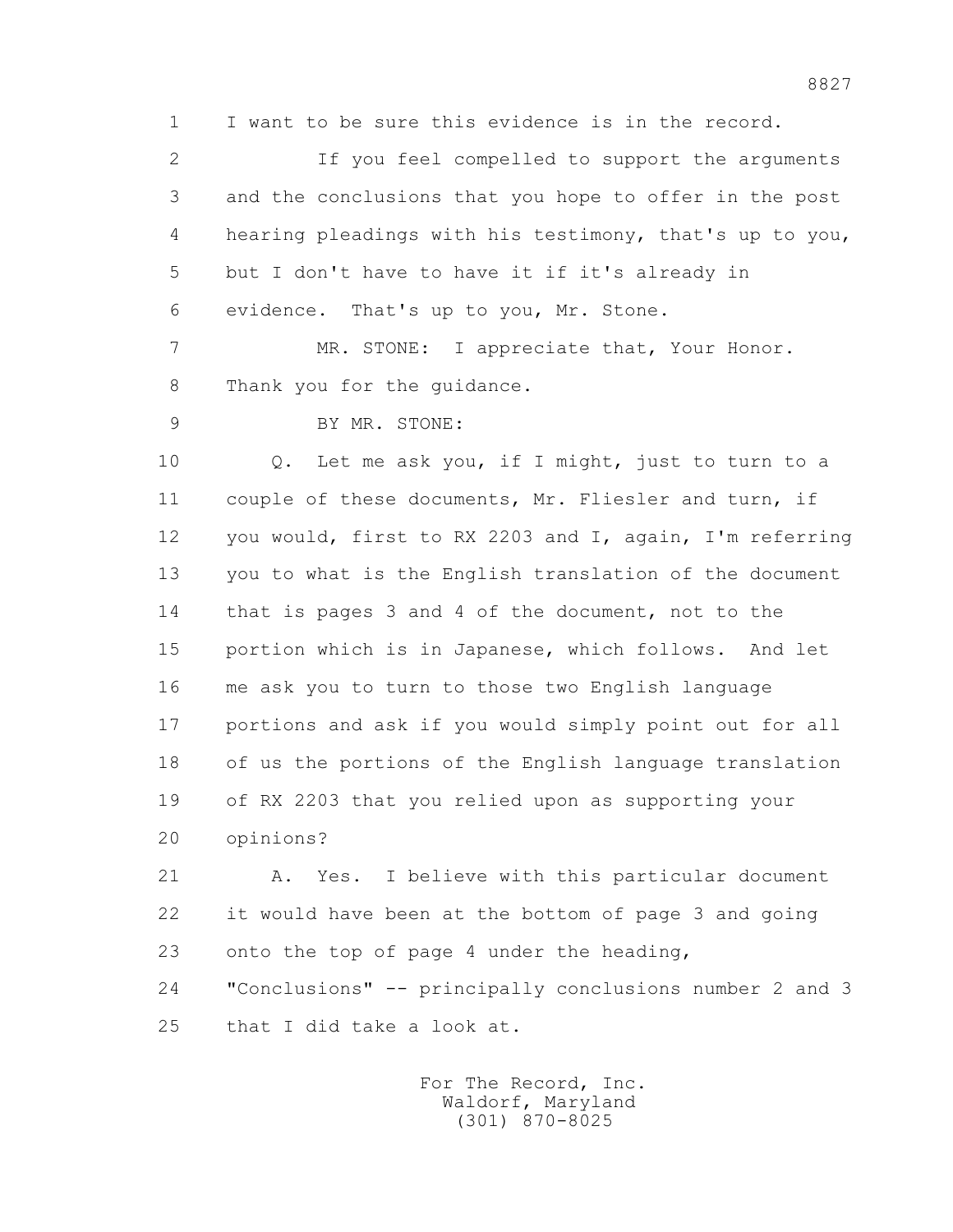1 I want to be sure this evidence is in the record.

2 If you feel compelled to support the arguments

3 and the conclusions that you hope to offer in the post

4 hearing pleadings with his testimony, that's up to you,

5 but I don't have to have it if it's already in

6 evidence. That's up to you, Mr. Stone.

7 MR. STONE: I appreciate that, Your Honor.

8 Thank you for the guidance.

9 BY MR. STONE:

10 Q. Let me ask you, if I might, just to turn to a

11 couple of these documents, Mr. Fliesler and turn, if

12 you would, first to RX 2203 and I, again, I'm referring

13 you to what is the English translation of the document

14 that is pages 3 and 4 of the document, not to the

15 portion which is in Japanese, which follows. And let

16 me ask you to turn to those two English language

17 portions and ask if you would simply point out for all

18 of us the portions of the English language translation

19 of RX 2203 that you relied upon as supporting your

20 opinions?

21 A. Yes. I believe with this particular document

22 it would have been at the bottom of page 3 and going

23 onto the top of page 4 under the heading,

24 "Conclusions" -- principally conclusions number 2 and 3

25 that I did take a look at.

For The Record, Inc.
Waldorf, Maryland
(301) 870-8025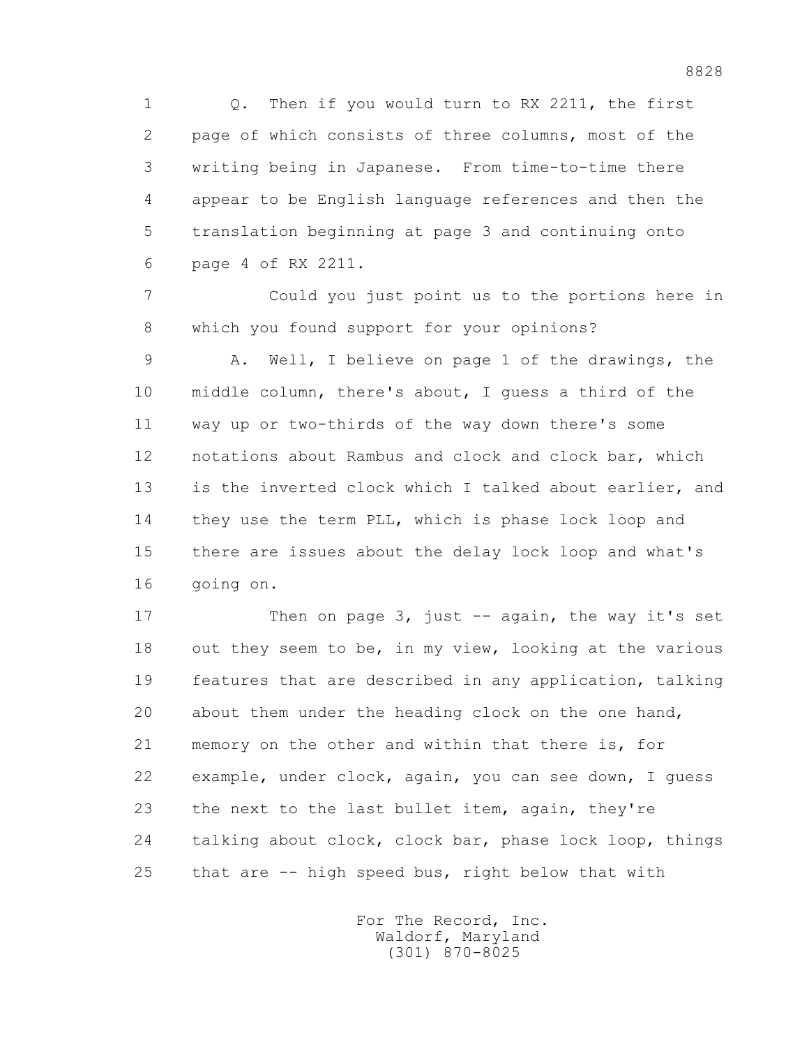Q. Then if you would turn to RX 2211, the first page of which consists of three columns, most of the writing being in Japanese. From time-to-time there appear to be English language references and then the translation beginning at page 3 and continuing onto page 4 of RX 2211.

Could you just point us to the portions here in which you found support for your opinions?

A. Well, I believe on page 1 of the drawings, the middle column, there's about, I guess a third of the way up or two-thirds of the way down there's some notations about Rambus and clock and clock bar, which is the inverted clock which I talked about earlier, and they use the term PLL, which is phase lock loop and there are issues about the delay lock loop and what's going on.

Then on page 3, just -- again, the way it's set out they seem to be, in my view, looking at the various features that are described in any application, talking about them under the heading clock on the one hand, memory on the other and within that there is, for example, under clock, again, you can see down, I guess the next to the last bullet item, again, they're talking about clock, clock bar, phase lock loop, things that are -- high speed bus, right below that with

For The Record, Inc.
Waldorf, Maryland
(301) 870-8025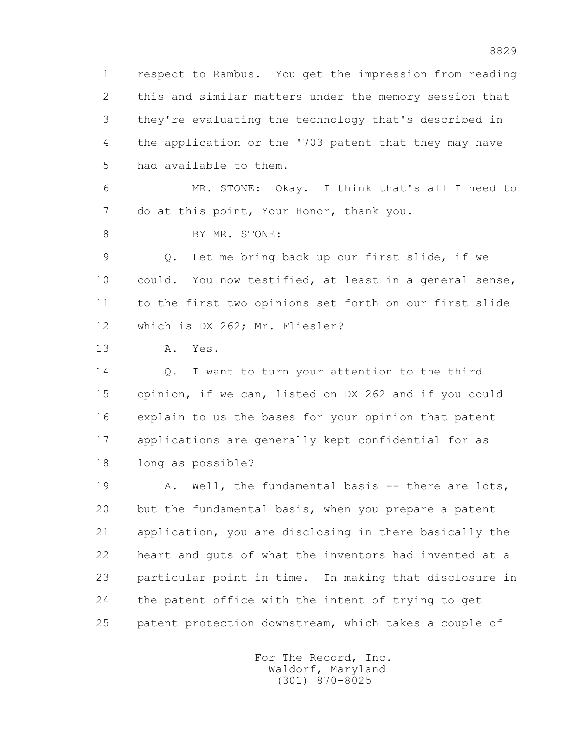1 respect to Rambus. You get the impression from reading
2 this and similar matters under the memory session that
3 they're evaluating the technology that's described in
4 the application or the '703 patent that they may have
5 had available to them.

6 MR. STONE: Okay. I think that's all I need to
7 do at this point, Your Honor, thank you.

8 BY MR. STONE:

9 Q. Let me bring back up our first slide, if we
10 could. You now testified, at least in a general sense,
11 to the first two opinions set forth on our first slide
12 which is DX 262; Mr. Fliesler?

13 A. Yes.

14 Q. I want to turn your attention to the third
15 opinion, if we can, listed on DX 262 and if you could
16 explain to us the bases for your opinion that patent
17 applications are generally kept confidential for as
18 long as possible?

19 A. Well, the fundamental basis -- there are lots,
20 but the fundamental basis, when you prepare a patent
21 application, you are disclosing in there basically the
22 heart and guts of what the inventors had invented at a
23 particular point in time. In making that disclosure in
24 the patent office with the intent of trying to get
25 patent protection downstream, which takes a couple of

For The Record, Inc.
Waldorf, Maryland
(301) 870-8025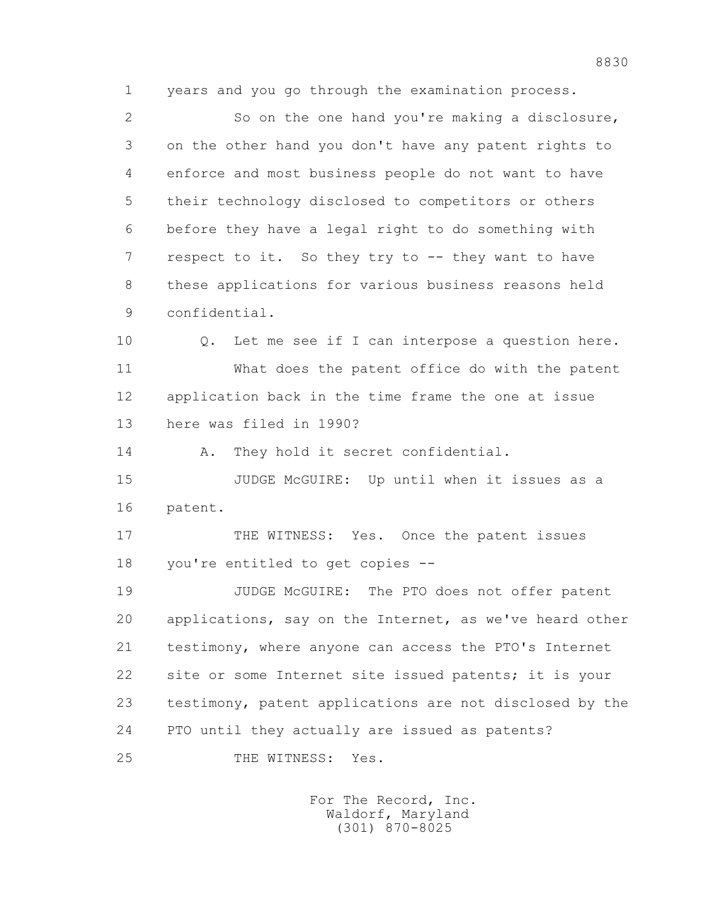1 years and you go through the examination process.

2 So on the one hand you're making a disclosure,

3 on the other hand you don't have any patent rights to

4 enforce and most business people do not want to have

5 their technology disclosed to competitors or others

6 before they have a legal right to do something with

7 respect to it. So they try to -- they want to have

8 these applications for various business reasons held

9 confidential.

10 Q. Let me see if I can interpose a question here.

11 What does the patent office do with the patent

12 application back in the time frame the one at issue

13 here was filed in 1990?

14 A. They hold it secret confidential.

15 JUDGE McGUIRE: Up until when it issues as a

16 patent.

17 THE WITNESS: Yes. Once the patent issues

18 you're entitled to get copies --

19 JUDGE McGUIRE: The PTO does not offer patent

20 applications, say on the Internet, as we've heard other

21 testimony, where anyone can access the PTO's Internet

22 site or some Internet site issued patents; it is your

23 testimony, patent applications are not disclosed by the

24 PTO until they actually are issued as patents?

25 THE WITNESS: Yes.

For The Record, Inc.
Waldorf, Maryland
(301) 870-8025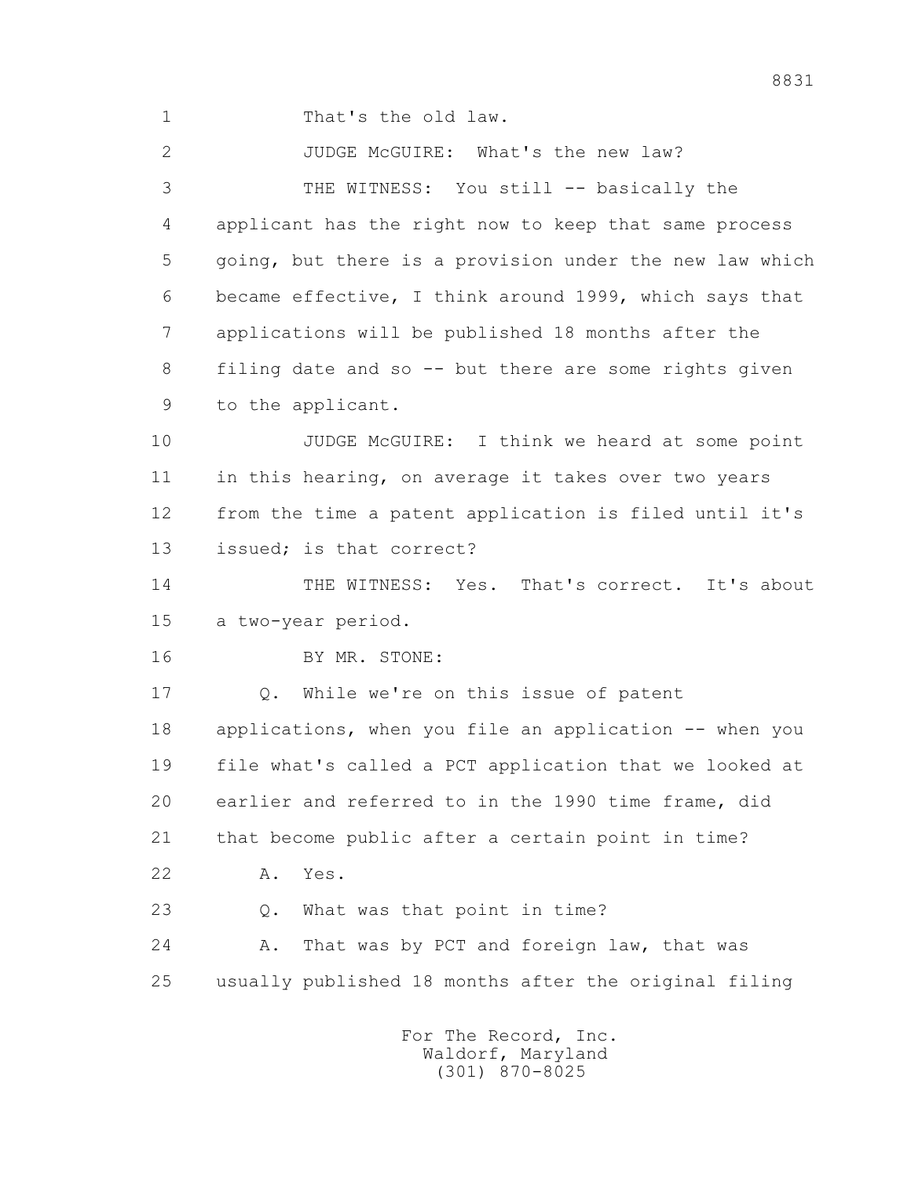1 That's the old law.

2 JUDGE McGUIRE: What's the new law?

3 THE WITNESS: You still -- basically the

4 applicant has the right now to keep that same process

5 going, but there is a provision under the new law which

6 became effective, I think around 1999, which says that

7 applications will be published 18 months after the

8 filing date and so -- but there are some rights given

9 to the applicant.

10 JUDGE McGUIRE: I think we heard at some point

11 in this hearing, on average it takes over two years

12 from the time a patent application is filed until it's

13 issued; is that correct?

14 THE WITNESS: Yes. That's correct. It's about

15 a two-year period.

16 BY MR. STONE:

17 Q. While we're on this issue of patent

18 applications, when you file an application -- when you

19 file what's called a PCT application that we looked at

20 earlier and referred to in the 1990 time frame, did

21 that become public after a certain point in time?

22 A. Yes.

23 Q. What was that point in time?

24 A. That was by PCT and foreign law, that was

25 usually published 18 months after the original filing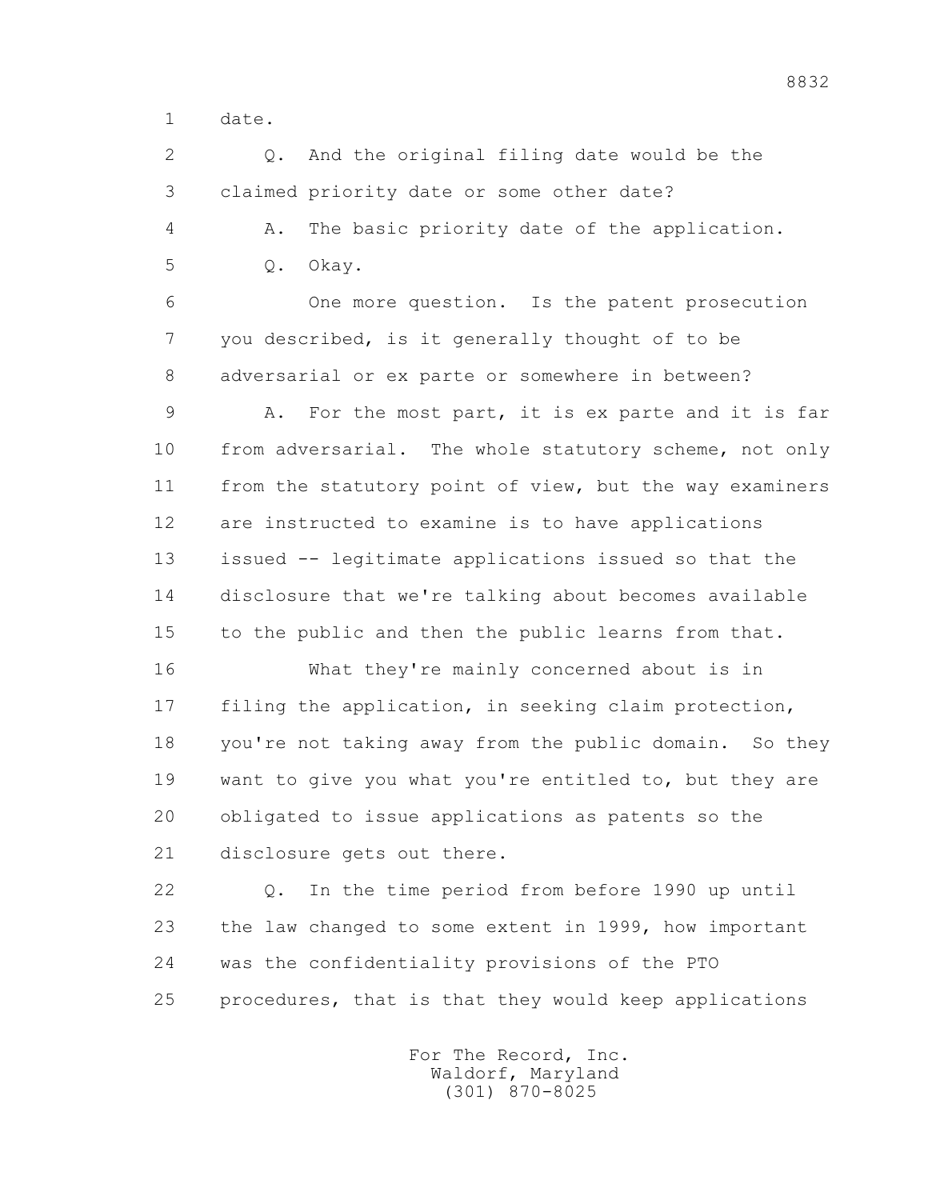1 date.

2 Q. And the original filing date would be the

3 claimed priority date or some other date?

4 A. The basic priority date of the application.

5 Q. Okay.

6 One more question. Is the patent prosecution

7 you described, is it generally thought of to be

8 adversarial or ex parte or somewhere in between?

9 A. For the most part, it is ex parte and it is far

10 from adversarial. The whole statutory scheme, not only

11 from the statutory point of view, but the way examiners

12 are instructed to examine is to have applications

13 issued -- legitimate applications issued so that the

14 disclosure that we're talking about becomes available

15 to the public and then the public learns from that.

16 What they're mainly concerned about is in

17 filing the application, in seeking claim protection,

18 you're not taking away from the public domain. So they

19 want to give you what you're entitled to, but they are

20 obligated to issue applications as patents so the

21 disclosure gets out there.

22 Q. In the time period from before 1990 up until

23 the law changed to some extent in 1999, how important

24 was the confidentiality provisions of the PTO

25 procedures, that is that they would keep applications

For The Record, Inc.
Waldorf, Maryland
(301) 870-8025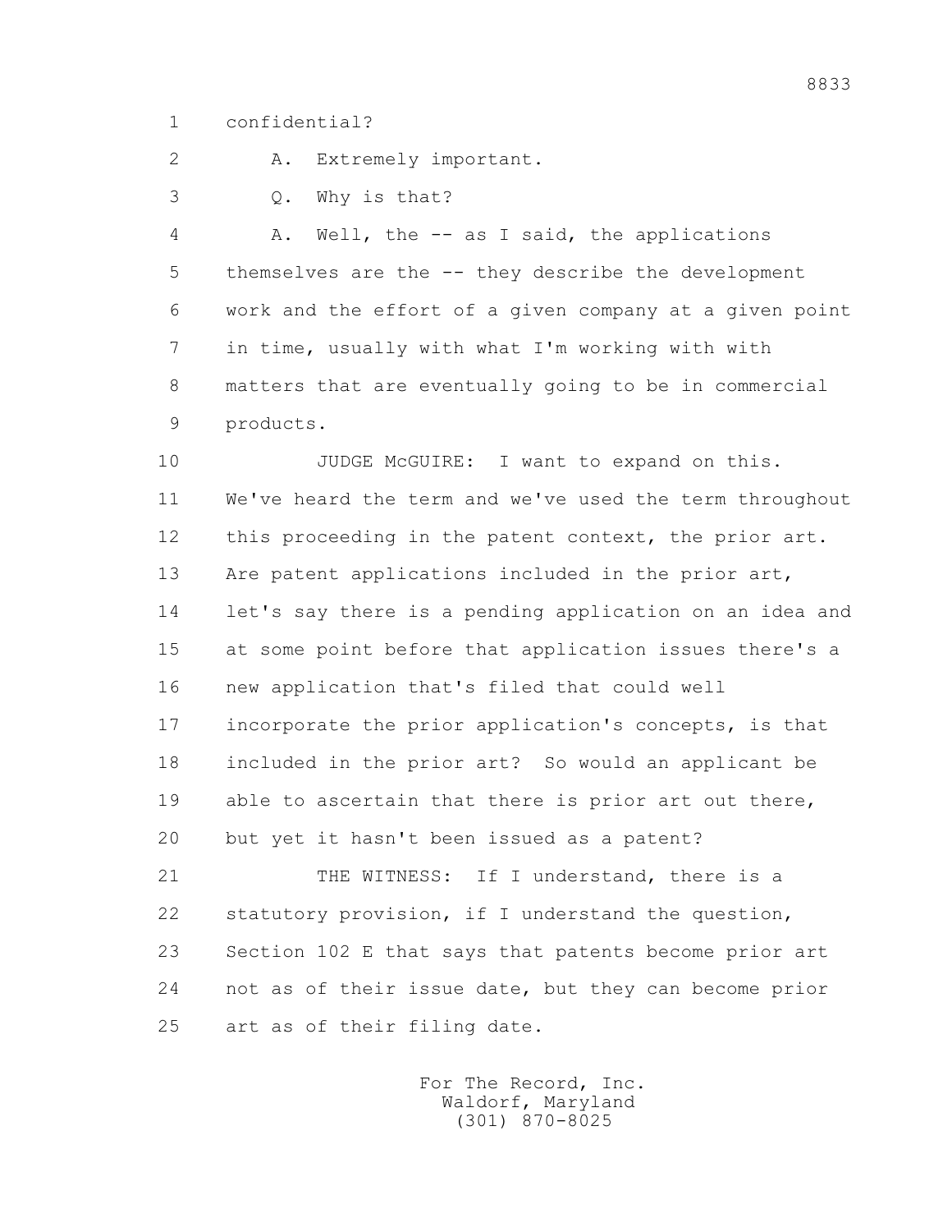1 confidential?

2 A. Extremely important.

3 Q. Why is that?

4 A. Well, the -- as I said, the applications

5 themselves are the -- they describe the development

6 work and the effort of a given company at a given point

7 in time, usually with what I'm working with with

8 matters that are eventually going to be in commercial

9 products.

10 JUDGE McGUIRE: I want to expand on this.

11 We've heard the term and we've used the term throughout

12 this proceeding in the patent context, the prior art.

13 Are patent applications included in the prior art,

14 let's say there is a pending application on an idea and

15 at some point before that application issues there's a

16 new application that's filed that could well

17 incorporate the prior application's concepts, is that

18 included in the prior art? So would an applicant be

19 able to ascertain that there is prior art out there,

20 but yet it hasn't been issued as a patent?

21 THE WITNESS: If I understand, there is a

22 statutory provision, if I understand the question,

23 Section 102 E that says that patents become prior art

24 not as of their issue date, but they can become prior

25 art as of their filing date.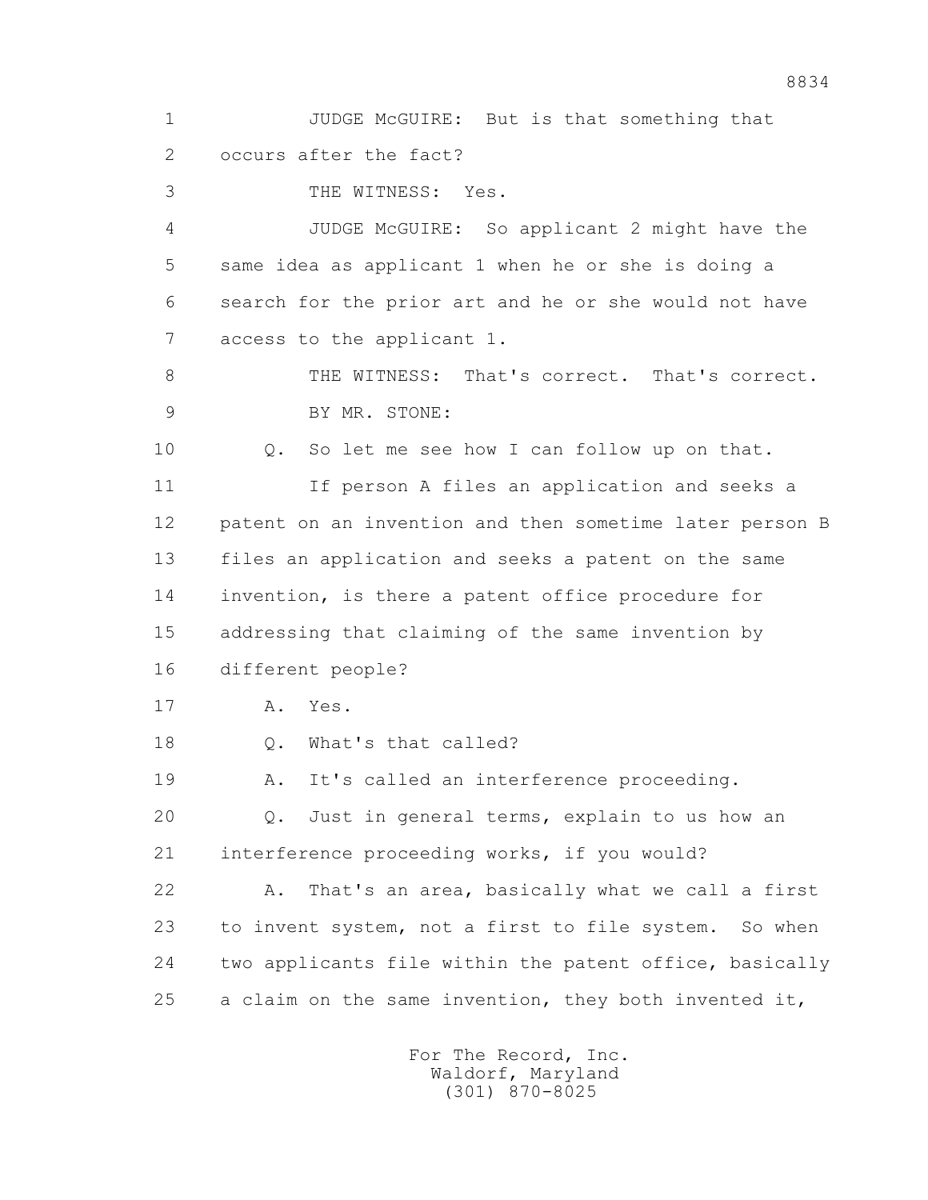1 JUDGE McGUIRE: But is that something that
2 occurs after the fact?
3 THE WITNESS: Yes.
4 JUDGE McGUIRE: So applicant 2 might have the
5 same idea as applicant 1 when he or she is doing a
6 search for the prior art and he or she would not have
7 access to the applicant 1.
8 THE WITNESS: That's correct. That's correct.
9 BY MR. STONE:
10 Q. So let me see how I can follow up on that.
11 If person A files an application and seeks a
12 patent on an invention and then sometime later person B
13 files an application and seeks a patent on the same
14 invention, is there a patent office procedure for
15 addressing that claiming of the same invention by
16 different people?
17 A. Yes.
18 Q. What's that called?
19 A. It's called an interference proceeding.
20 Q. Just in general terms, explain to us how an
21 interference proceeding works, if you would?
22 A. That's an area, basically what we call a first
23 to invent system, not a first to file system. So when
24 two applicants file within the patent office, basically
25 a claim on the same invention, they both invented it,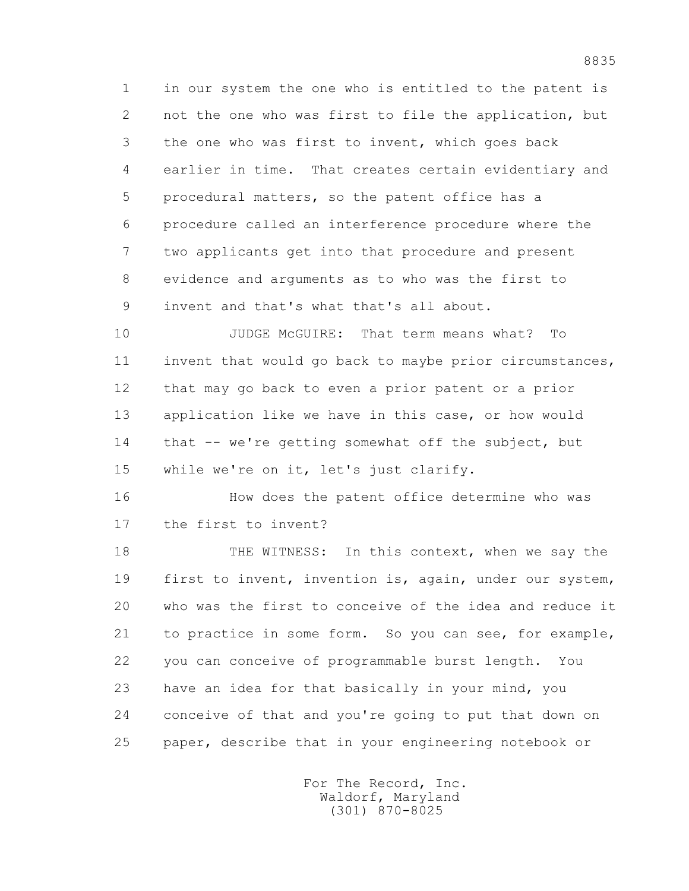in our system the one who is entitled to the patent is not the one who was first to file the application, but the one who was first to invent, which goes back earlier in time. That creates certain evidentiary and procedural matters, so the patent office has a procedure called an interference procedure where the two applicants get into that procedure and present evidence and arguments as to who was the first to invent and that's what that's all about.

JUDGE McGUIRE: That term means what? To invent that would go back to maybe prior circumstances, that may go back to even a prior patent or a prior application like we have in this case, or how would that -- we're getting somewhat off the subject, but while we're on it, let's just clarify.

How does the patent office determine who was the first to invent?

THE WITNESS: In this context, when we say the first to invent, invention is, again, under our system, who was the first to conceive of the idea and reduce it to practice in some form. So you can see, for example, you can conceive of programmable burst length. You have an idea for that basically in your mind, you conceive of that and you're going to put that down on paper, describe that in your engineering notebook or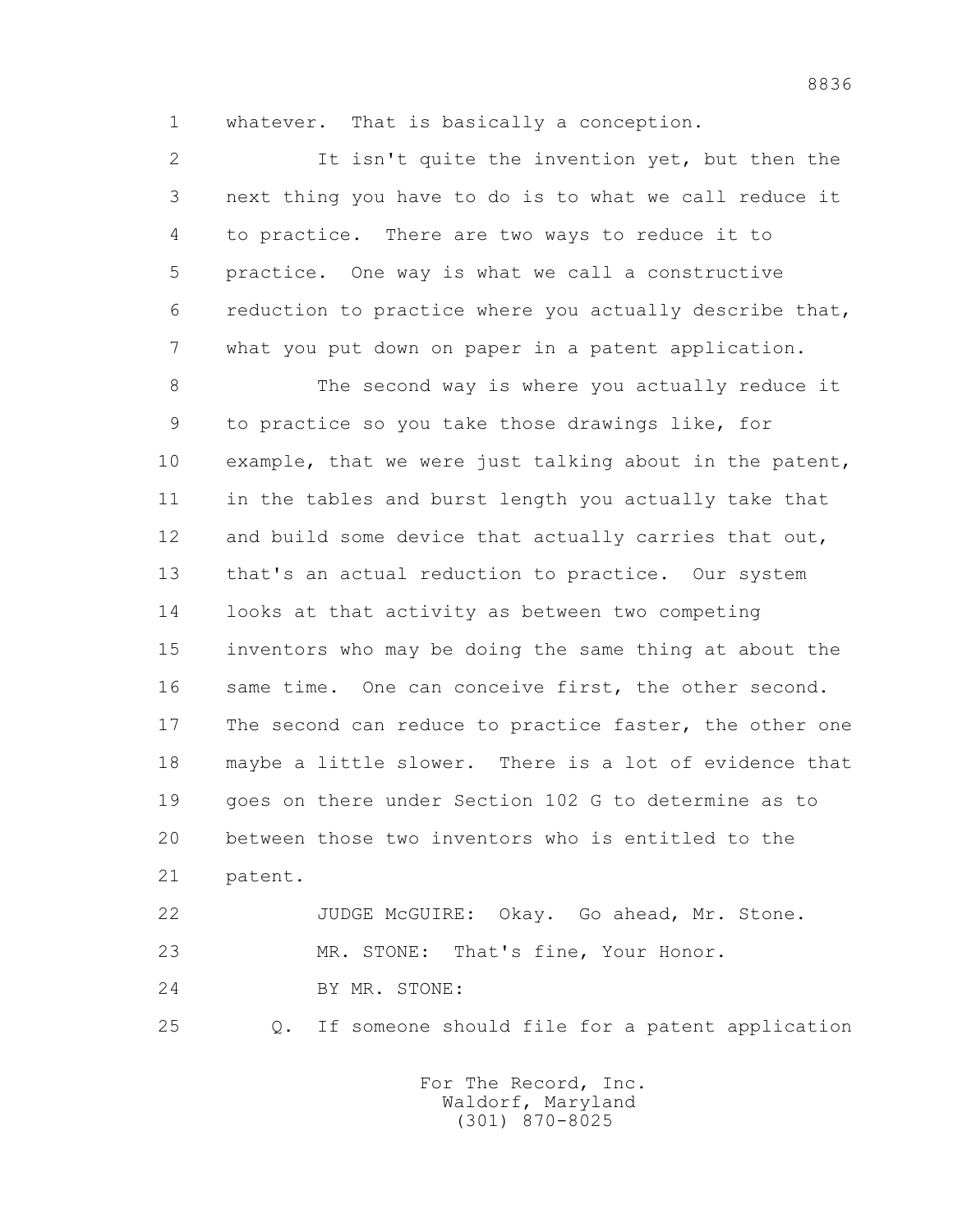whatever. That is basically a conception.

It isn't quite the invention yet, but then the next thing you have to do is to what we call reduce it to practice. There are two ways to reduce it to practice. One way is what we call a constructive reduction to practice where you actually describe that, what you put down on paper in a patent application.

The second way is where you actually reduce it to practice so you take those drawings like, for example, that we were just talking about in the patent, in the tables and burst length you actually take that and build some device that actually carries that out, that's an actual reduction to practice. Our system looks at that activity as between two competing inventors who may be doing the same thing at about the same time. One can conceive first, the other second. The second can reduce to practice faster, the other one maybe a little slower. There is a lot of evidence that goes on there under Section 102 G to determine as to between those two inventors who is entitled to the patent.

JUDGE McGUIRE: Okay. Go ahead, Mr. Stone.

MR. STONE: That's fine, Your Honor.

BY MR. STONE:

Q. If someone should file for a patent application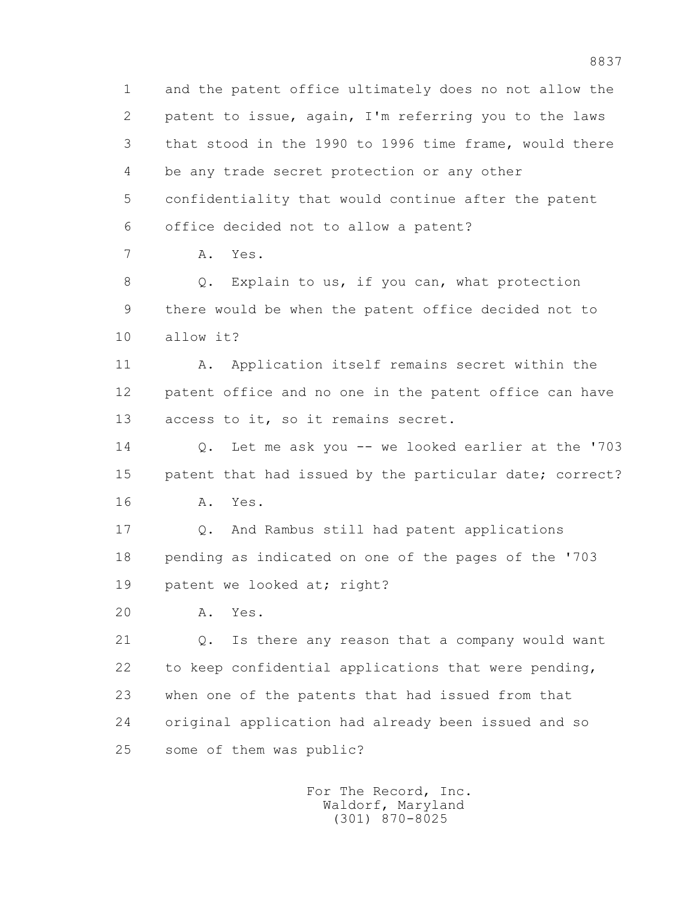1 and the patent office ultimately does no not allow the
2 patent to issue, again, I'm referring you to the laws
3 that stood in the 1990 to 1996 time frame, would there
4 be any trade secret protection or any other
5 confidentiality that would continue after the patent
6 office decided not to allow a patent?

7 A. Yes.

8 Q. Explain to us, if you can, what protection
9 there would be when the patent office decided not to
10 allow it?

11 A. Application itself remains secret within the
12 patent office and no one in the patent office can have
13 access to it, so it remains secret.

14 Q. Let me ask you -- we looked earlier at the '703
15 patent that had issued by the particular date; correct?

16 A. Yes.

17 Q. And Rambus still had patent applications
18 pending as indicated on one of the pages of the '703
19 patent we looked at; right?

20 A. Yes.

21 Q. Is there any reason that a company would want
22 to keep confidential applications that were pending,
23 when one of the patents that had issued from that
24 original application had already been issued and so
25 some of them was public?

For The Record, Inc.
Waldorf, Maryland
(301) 870-8025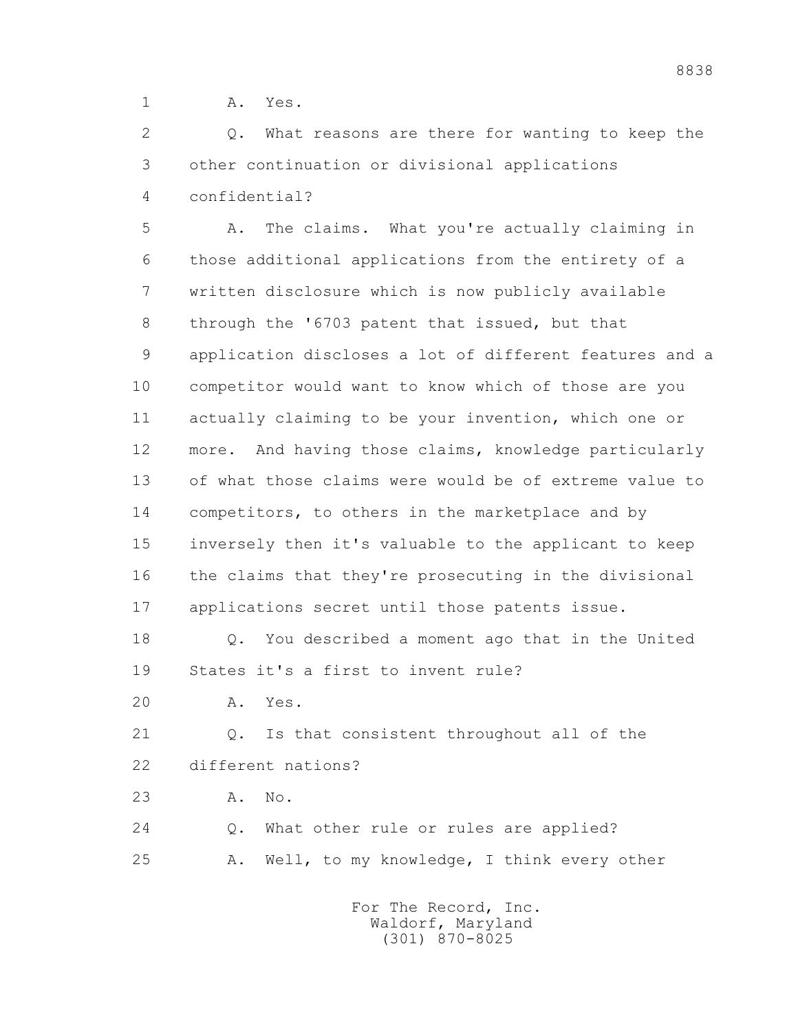1 A. Yes.

2 Q. What reasons are there for wanting to keep the

3 other continuation or divisional applications

4 confidential?

5 A. The claims. What you're actually claiming in

6 those additional applications from the entirety of a

7 written disclosure which is now publicly available

8 through the '6703 patent that issued, but that

9 application discloses a lot of different features and a

10 competitor would want to know which of those are you

11 actually claiming to be your invention, which one or

12 more. And having those claims, knowledge particularly

13 of what those claims were would be of extreme value to

14 competitors, to others in the marketplace and by

15 inversely then it's valuable to the applicant to keep

16 the claims that they're prosecuting in the divisional

17 applications secret until those patents issue.

18 Q. You described a moment ago that in the United

19 States it's a first to invent rule?

20 A. Yes.

21 Q. Is that consistent throughout all of the

22 different nations?

23 A. No.

24 Q. What other rule or rules are applied?

25 A. Well, to my knowledge, I think every other

For The Record, Inc.
Waldorf, Maryland
(301) 870-8025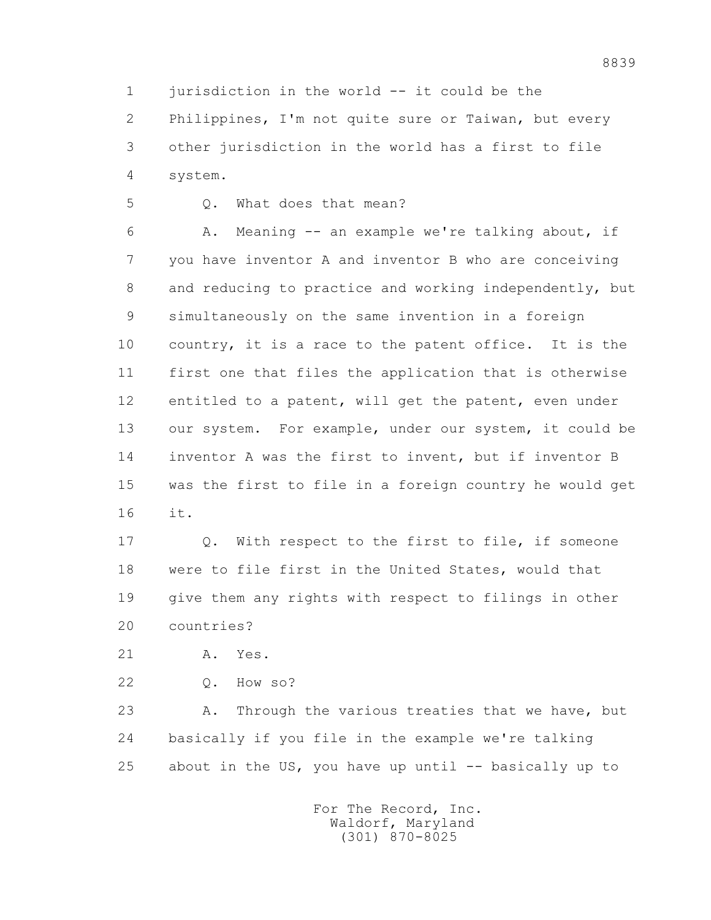1 jurisdiction in the world -- it could be the
2 Philippines, I'm not quite sure or Taiwan, but every
3 other jurisdiction in the world has a first to file
4 system.

5 Q. What does that mean?

6 A. Meaning -- an example we're talking about, if
7 you have inventor A and inventor B who are conceiving
8 and reducing to practice and working independently, but
9 simultaneously on the same invention in a foreign
10 country, it is a race to the patent office. It is the
11 first one that files the application that is otherwise
12 entitled to a patent, will get the patent, even under
13 our system. For example, under our system, it could be
14 inventor A was the first to invent, but if inventor B
15 was the first to file in a foreign country he would get
16 it.

17 Q. With respect to the first to file, if someone
18 were to file first in the United States, would that
19 give them any rights with respect to filings in other
20 countries?

21 A. Yes.

22 Q. How so?

23 A. Through the various treaties that we have, but
24 basically if you file in the example we're talking
25 about in the US, you have up until -- basically up to

For The Record, Inc.
Waldorf, Maryland
(301) 870-8025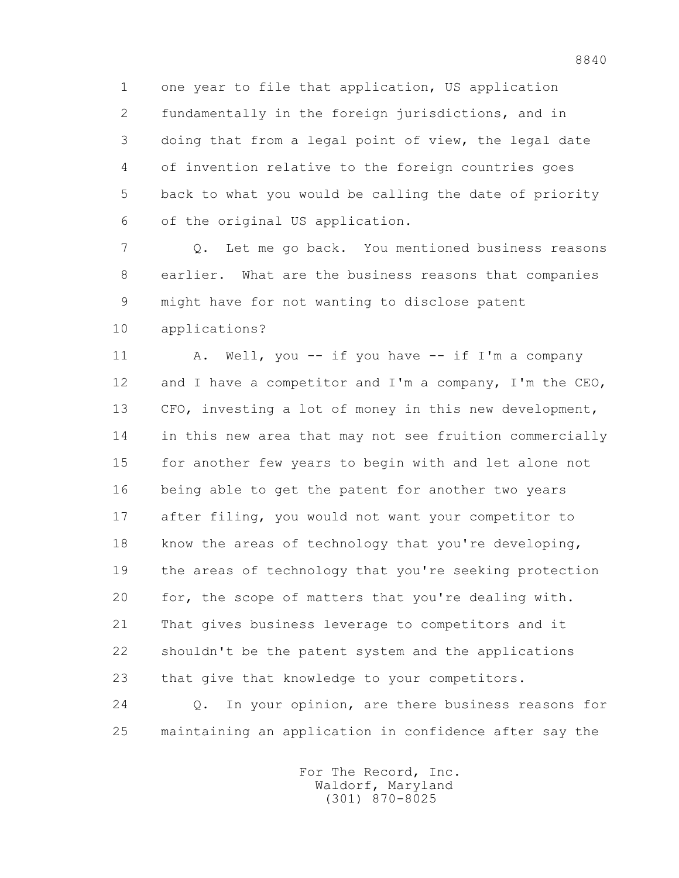1 one year to file that application, US application
2 fundamentally in the foreign jurisdictions, and in
3 doing that from a legal point of view, the legal date
4 of invention relative to the foreign countries goes
5 back to what you would be calling the date of priority
6 of the original US application.

7 Q. Let me go back. You mentioned business reasons
8 earlier. What are the business reasons that companies
9 might have for not wanting to disclose patent
10 applications?

11 A. Well, you -- if you have -- if I'm a company
12 and I have a competitor and I'm a company, I'm the CEO,
13 CFO, investing a lot of money in this new development,
14 in this new area that may not see fruition commercially
15 for another few years to begin with and let alone not
16 being able to get the patent for another two years
17 after filing, you would not want your competitor to
18 know the areas of technology that you're developing,
19 the areas of technology that you're seeking protection
20 for, the scope of matters that you're dealing with.
21 That gives business leverage to competitors and it
22 shouldn't be the patent system and the applications
23 that give that knowledge to your competitors.

24 Q. In your opinion, are there business reasons for
25 maintaining an application in confidence after say the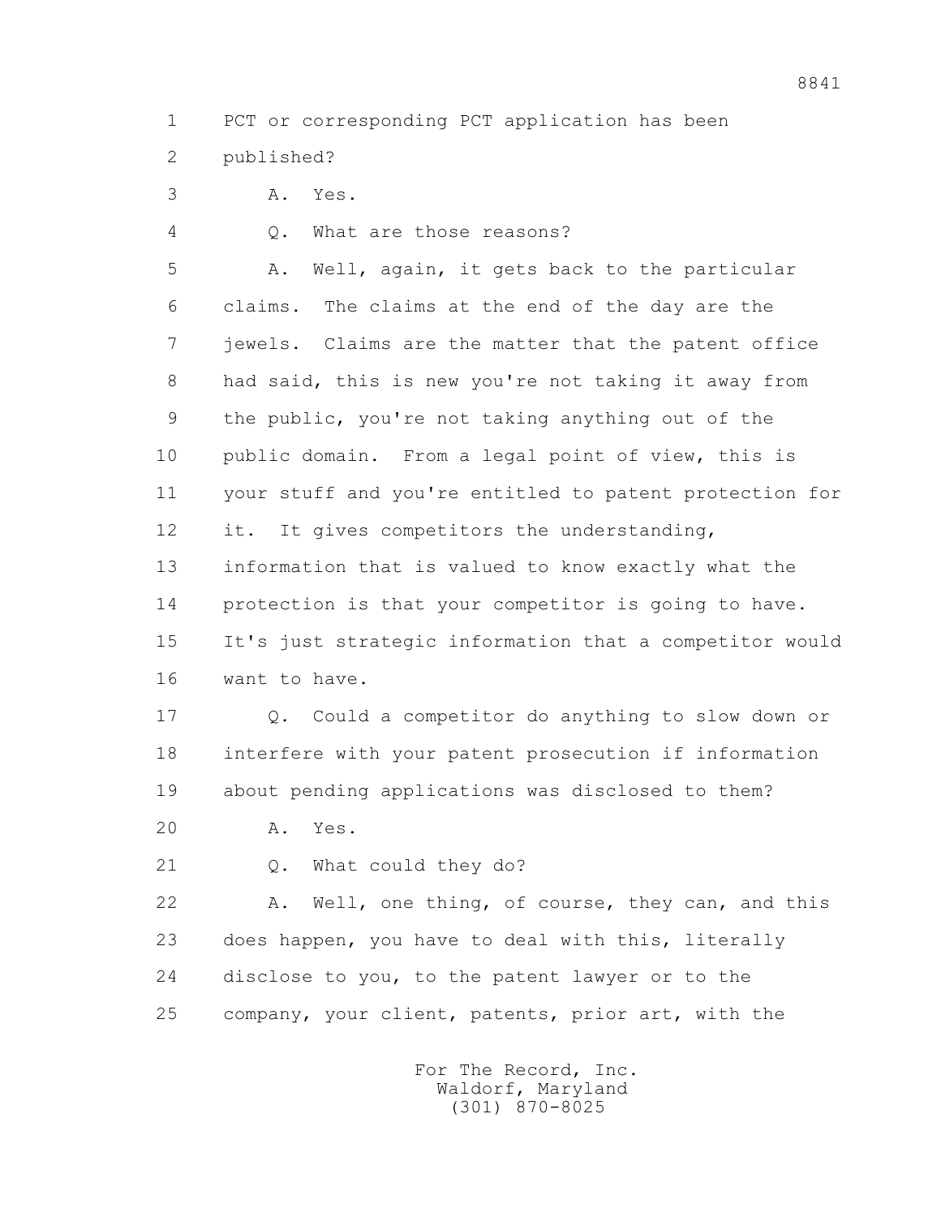1 PCT or corresponding PCT application has been
2 published?

3 A. Yes.

4 Q. What are those reasons?

5 A. Well, again, it gets back to the particular
6 claims. The claims at the end of the day are the
7 jewels. Claims are the matter that the patent office
8 had said, this is new you're not taking it away from
9 the public, you're not taking anything out of the
10 public domain. From a legal point of view, this is
11 your stuff and you're entitled to patent protection for
12 it. It gives competitors the understanding,
13 information that is valued to know exactly what the
14 protection is that your competitor is going to have.
15 It's just strategic information that a competitor would
16 want to have.

17 Q. Could a competitor do anything to slow down or
18 interfere with your patent prosecution if information
19 about pending applications was disclosed to them?

20 A. Yes.

21 Q. What could they do?

22 A. Well, one thing, of course, they can, and this
23 does happen, you have to deal with this, literally
24 disclose to you, to the patent lawyer or to the
25 company, your client, patents, prior art, with the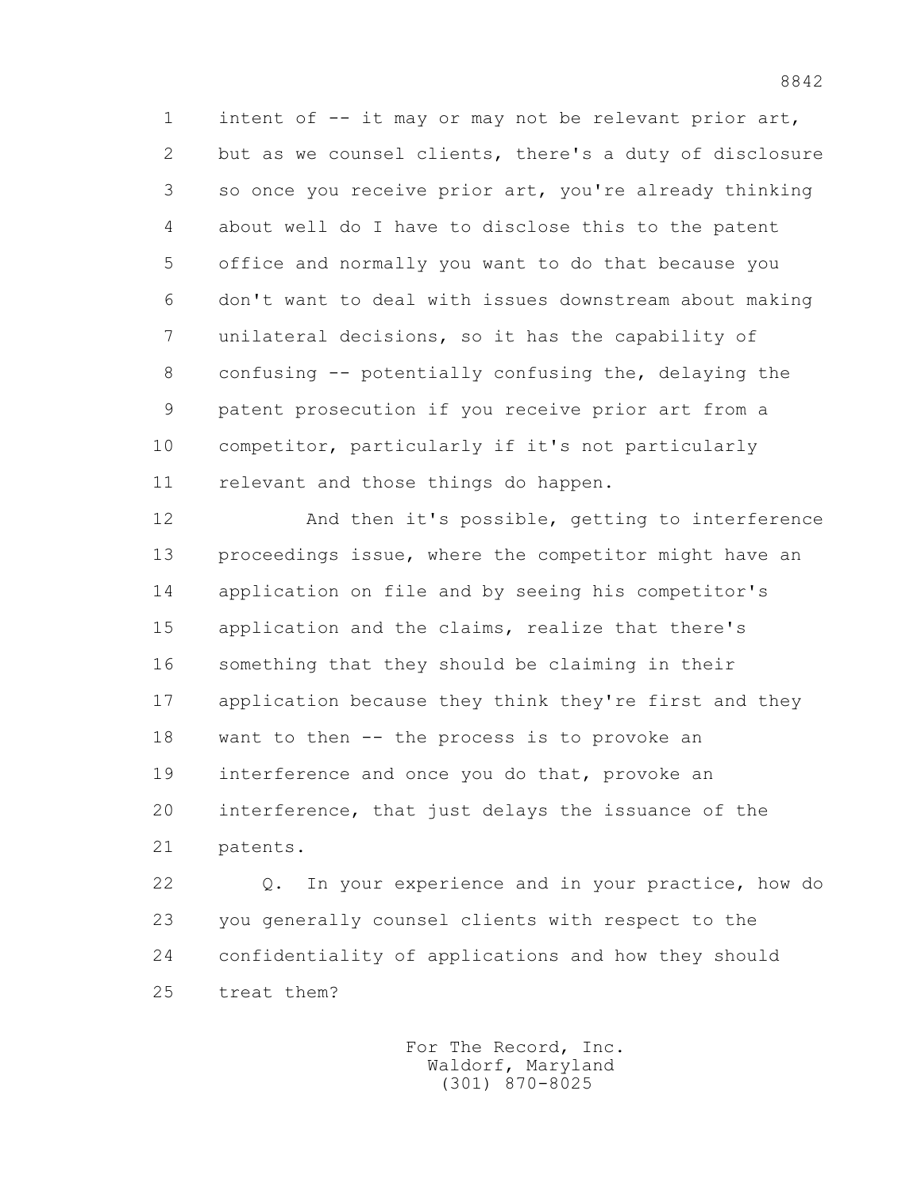1 intent of -- it may or may not be relevant prior art,
2 but as we counsel clients, there's a duty of disclosure
3 so once you receive prior art, you're already thinking
4 about well do I have to disclose this to the patent
5 office and normally you want to do that because you
6 don't want to deal with issues downstream about making
7 unilateral decisions, so it has the capability of
8 confusing -- potentially confusing the, delaying the
9 patent prosecution if you receive prior art from a
10 competitor, particularly if it's not particularly
11 relevant and those things do happen.

12 And then it's possible, getting to interference
13 proceedings issue, where the competitor might have an
14 application on file and by seeing his competitor's
15 application and the claims, realize that there's
16 something that they should be claiming in their
17 application because they think they're first and they
18 want to then -- the process is to provoke an
19 interference and once you do that, provoke an
20 interference, that just delays the issuance of the
21 patents.

22 Q. In your experience and in your practice, how do
23 you generally counsel clients with respect to the
24 confidentiality of applications and how they should
25 treat them?

For The Record, Inc.
Waldorf, Maryland
(301) 870-8025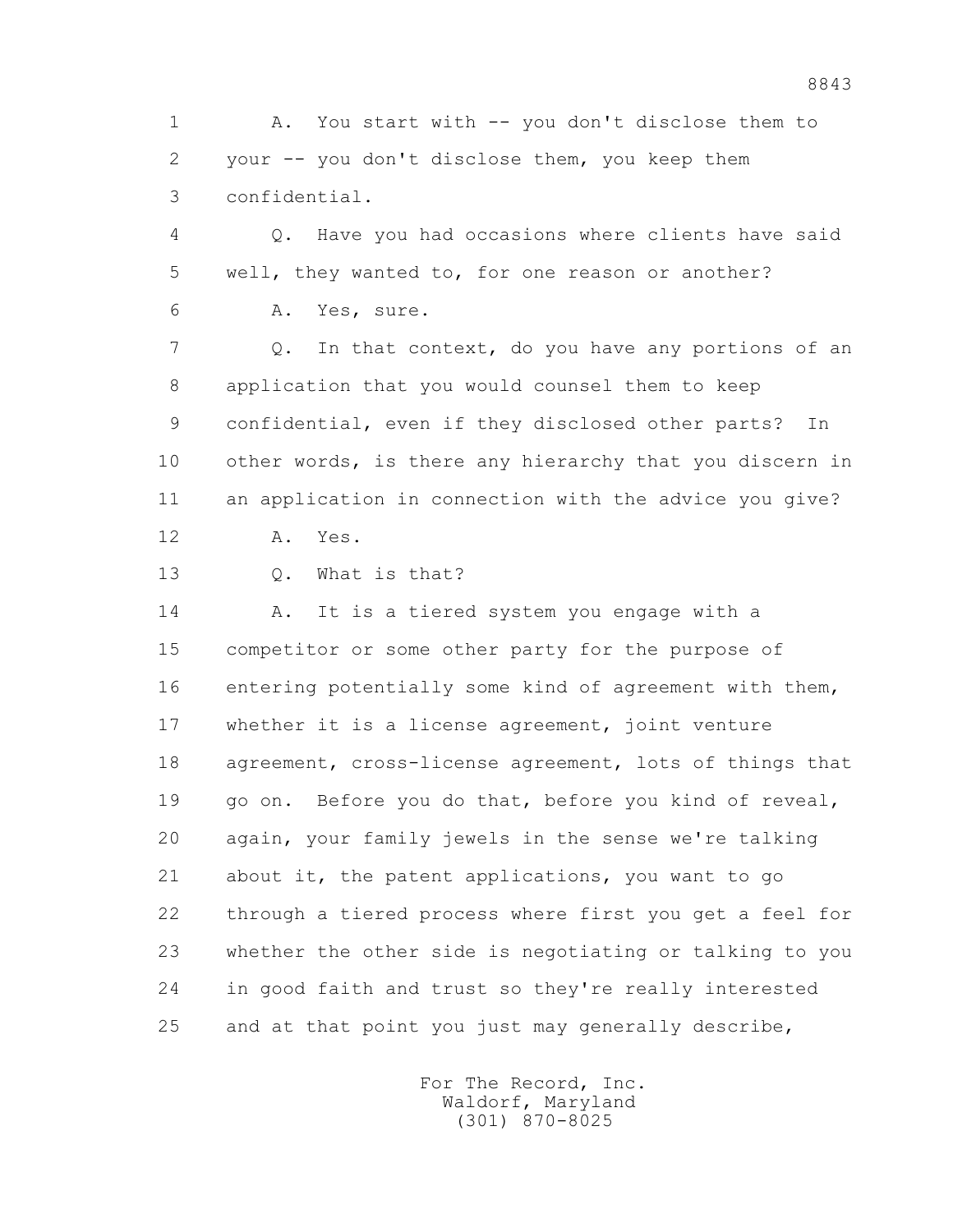A. You start with -- you don't disclose them to your -- you don't disclose them, you keep them confidential.

Q. Have you had occasions where clients have said well, they wanted to, for one reason or another?

A. Yes, sure.

Q. In that context, do you have any portions of an application that you would counsel them to keep confidential, even if they disclosed other parts? In other words, is there any hierarchy that you discern in an application in connection with the advice you give?

A. Yes.

Q. What is that?

A. It is a tiered system you engage with a competitor or some other party for the purpose of entering potentially some kind of agreement with them, whether it is a license agreement, joint venture agreement, cross-license agreement, lots of things that go on. Before you do that, before you kind of reveal, again, your family jewels in the sense we're talking about it, the patent applications, you want to go through a tiered process where first you get a feel for whether the other side is negotiating or talking to you in good faith and trust so they're really interested and at that point you just may generally describe,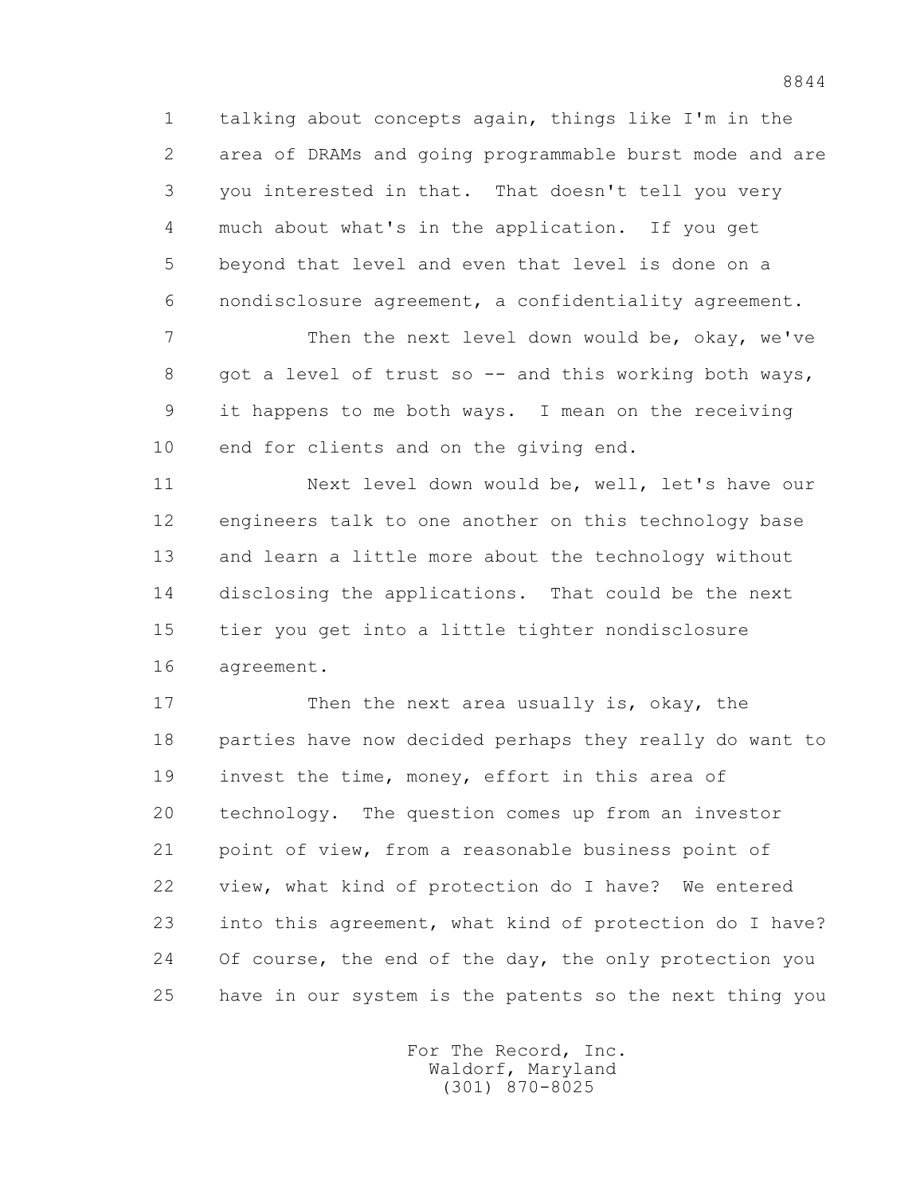talking about concepts again, things like I'm in the area of DRAMs and going programmable burst mode and are you interested in that. That doesn't tell you very much about what's in the application. If you get beyond that level and even that level is done on a nondisclosure agreement, a confidentiality agreement.

Then the next level down would be, okay, we've got a level of trust so -- and this working both ways, it happens to me both ways. I mean on the receiving end for clients and on the giving end.

Next level down would be, well, let's have our engineers talk to one another on this technology base and learn a little more about the technology without disclosing the applications. That could be the next tier you get into a little tighter nondisclosure agreement.

Then the next area usually is, okay, the parties have now decided perhaps they really do want to invest the time, money, effort in this area of technology. The question comes up from an investor point of view, from a reasonable business point of view, what kind of protection do I have? We entered into this agreement, what kind of protection do I have? Of course, the end of the day, the only protection you have in our system is the patents so the next thing you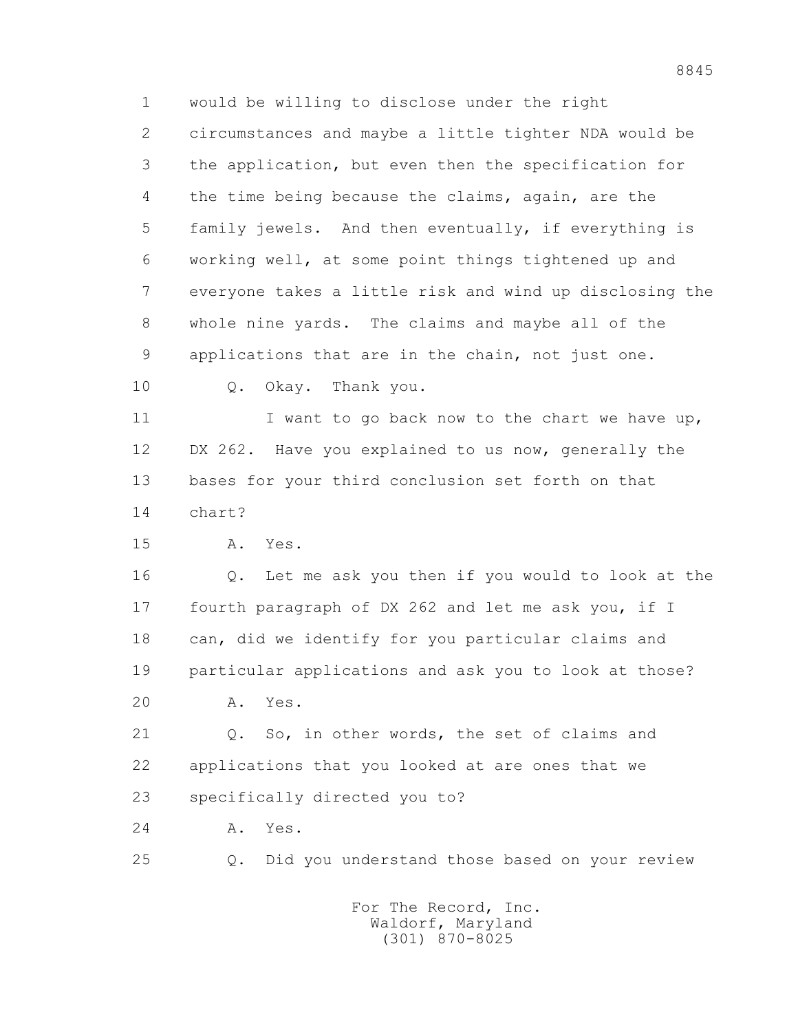1 would be willing to disclose under the right
2 circumstances and maybe a little tighter NDA would be
3 the application, but even then the specification for
4 the time being because the claims, again, are the
5 family jewels. And then eventually, if everything is
6 working well, at some point things tightened up and
7 everyone takes a little risk and wind up disclosing the
8 whole nine yards. The claims and maybe all of the
9 applications that are in the chain, not just one.
10 Q. Okay. Thank you.
11 I want to go back now to the chart we have up,
12 DX 262. Have you explained to us now, generally the
13 bases for your third conclusion set forth on that
14 chart?
15 A. Yes.
16 Q. Let me ask you then if you would to look at the
17 fourth paragraph of DX 262 and let me ask you, if I
18 can, did we identify for you particular claims and
19 particular applications and ask you to look at those?
20 A. Yes.
21 Q. So, in other words, the set of claims and
22 applications that you looked at are ones that we
23 specifically directed you to?
24 A. Yes.
25 Q. Did you understand those based on your review

For The Record, Inc.
Waldorf, Maryland
(301) 870-8025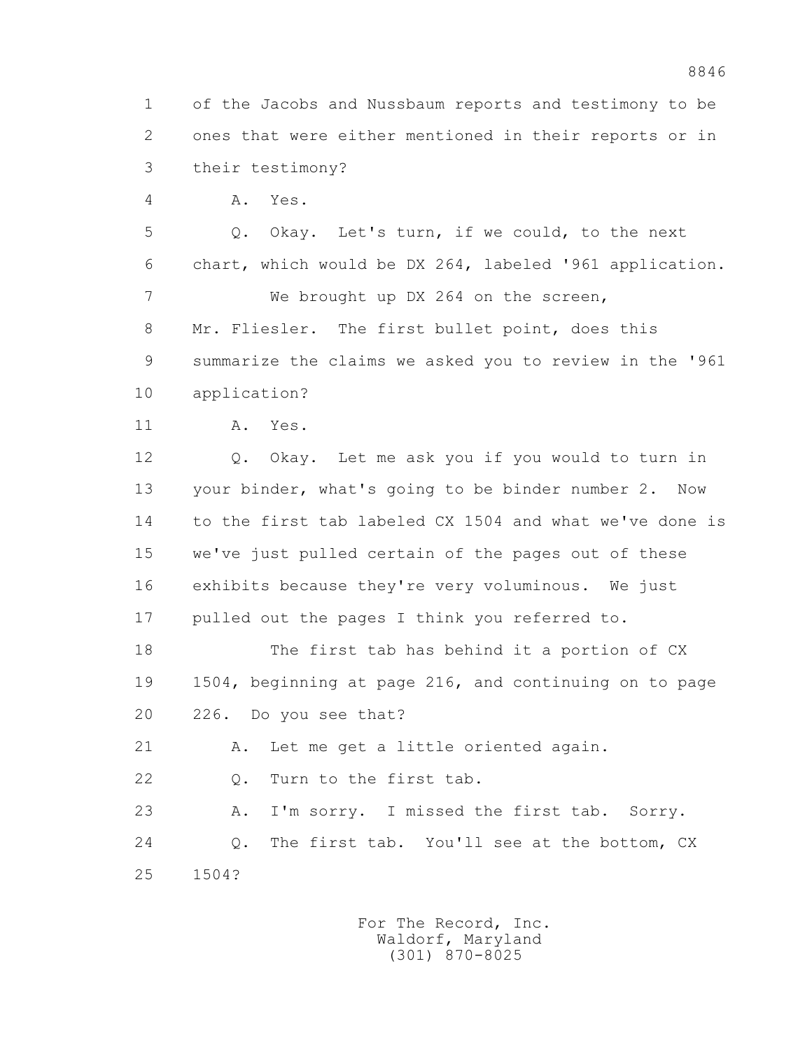1 of the Jacobs and Nussbaum reports and testimony to be
2 ones that were either mentioned in their reports or in
3 their testimony?

4 A. Yes.

5 Q. Okay. Let's turn, if we could, to the next
6 chart, which would be DX 264, labeled '961 application.

7 We brought up DX 264 on the screen,
8 Mr. Fliesler. The first bullet point, does this
9 summarize the claims we asked you to review in the '961
10 application?

11 A. Yes.

12 Q. Okay. Let me ask you if you would to turn in
13 your binder, what's going to be binder number 2. Now
14 to the first tab labeled CX 1504 and what we've done is
15 we've just pulled certain of the pages out of these
16 exhibits because they're very voluminous. We just
17 pulled out the pages I think you referred to.

18 The first tab has behind it a portion of CX
19 1504, beginning at page 216, and continuing on to page
20 226. Do you see that?

21 A. Let me get a little oriented again.

22 Q. Turn to the first tab.

23 A. I'm sorry. I missed the first tab. Sorry.

24 Q. The first tab. You'll see at the bottom, CX
25 1504?

For The Record, Inc.
Waldorf, Maryland
(301) 870-8025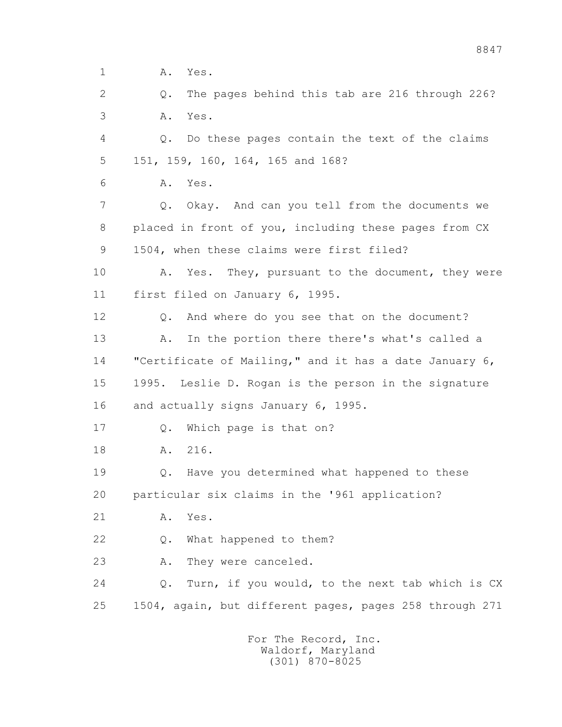1 A. Yes.

2 Q. The pages behind this tab are 216 through 226?

3 A. Yes.

4 Q. Do these pages contain the text of the claims

5 151, 159, 160, 164, 165 and 168?

6 A. Yes.

7 Q. Okay. And can you tell from the documents we

8 placed in front of you, including these pages from CX

9 1504, when these claims were first filed?

10 A. Yes. They, pursuant to the document, they were

11 first filed on January 6, 1995.

12 Q. And where do you see that on the document?

13 A. In the portion there there's what's called a

14 "Certificate of Mailing," and it has a date January 6,

15 1995. Leslie D. Rogan is the person in the signature

16 and actually signs January 6, 1995.

17 Q. Which page is that on?

18 A. 216.

19 Q. Have you determined what happened to these

20 particular six claims in the '961 application?

21 A. Yes.

22 Q. What happened to them?

23 A. They were canceled.

24 Q. Turn, if you would, to the next tab which is CX

25 1504, again, but different pages, pages 258 through 271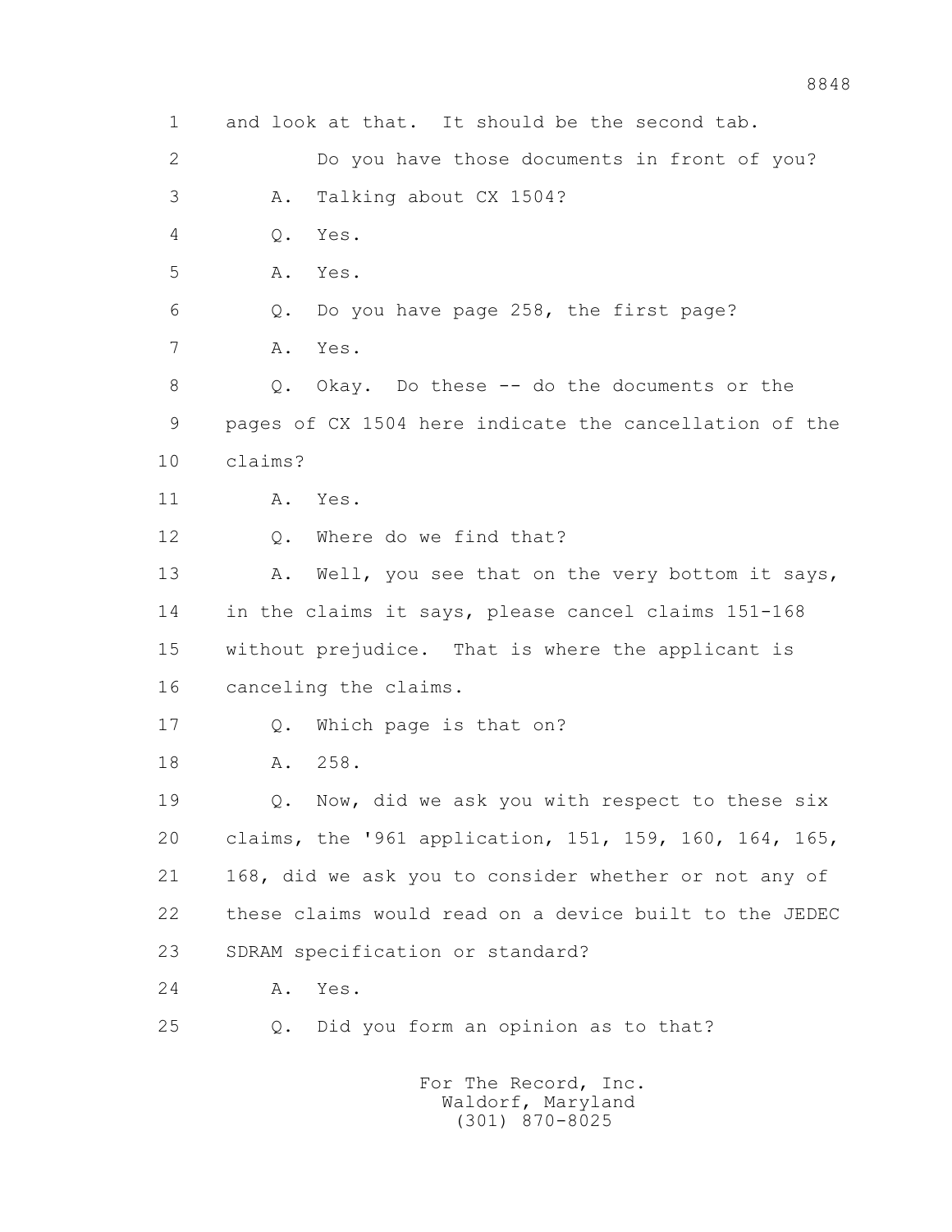1 and look at that. It should be the second tab.

2 Do you have those documents in front of you?

3 A. Talking about CX 1504?

4 Q. Yes.

5 A. Yes.

6 Q. Do you have page 258, the first page?

7 A. Yes.

8 Q. Okay. Do these -- do the documents or the

9 pages of CX 1504 here indicate the cancellation of the

10 claims?

11 A. Yes.

12 Q. Where do we find that?

13 A. Well, you see that on the very bottom it says,

14 in the claims it says, please cancel claims 151-168

15 without prejudice. That is where the applicant is

16 canceling the claims.

17 Q. Which page is that on?

18 A. 258.

19 Q. Now, did we ask you with respect to these six

20 claims, the '961 application, 151, 159, 160, 164, 165,

21 168, did we ask you to consider whether or not any of

22 these claims would read on a device built to the JEDEC

23 SDRAM specification or standard?

24 A. Yes.

25 Q. Did you form an opinion as to that?

For The Record, Inc.
Waldorf, Maryland
(301) 870-8025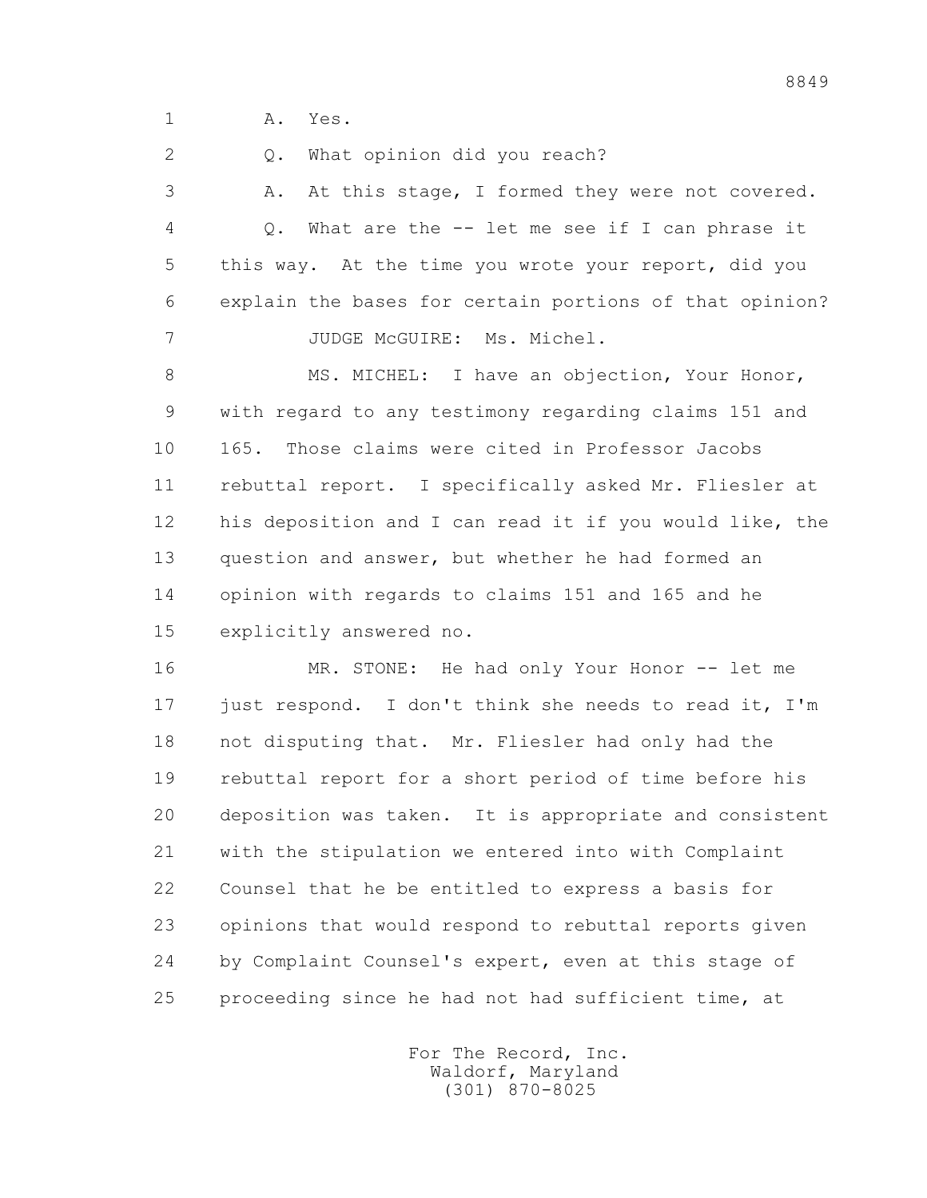1 A. Yes.

2 Q. What opinion did you reach?

3 A. At this stage, I formed they were not covered.

4 Q. What are the -- let me see if I can phrase it

5 this way. At the time you wrote your report, did you

6 explain the bases for certain portions of that opinion?

7 JUDGE McGUIRE: Ms. Michel.

8 MS. MICHEL: I have an objection, Your Honor,

9 with regard to any testimony regarding claims 151 and

10 165. Those claims were cited in Professor Jacobs

11 rebuttal report. I specifically asked Mr. Fliesler at

12 his deposition and I can read it if you would like, the

13 question and answer, but whether he had formed an

14 opinion with regards to claims 151 and 165 and he

15 explicitly answered no.

16 MR. STONE: He had only Your Honor -- let me

17 just respond. I don't think she needs to read it, I'm

18 not disputing that. Mr. Fliesler had only had the

19 rebuttal report for a short period of time before his

20 deposition was taken. It is appropriate and consistent

21 with the stipulation we entered into with Complaint

22 Counsel that he be entitled to express a basis for

23 opinions that would respond to rebuttal reports given

24 by Complaint Counsel's expert, even at this stage of

25 proceeding since he had not had sufficient time, at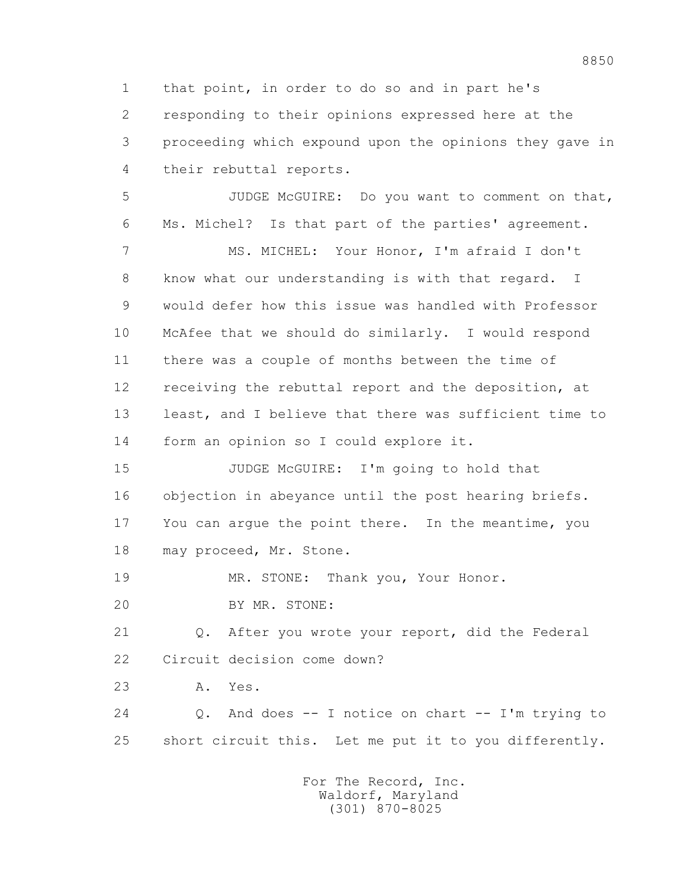1 that point, in order to do so and in part he's
2 responding to their opinions expressed here at the
3 proceeding which expound upon the opinions they gave in
4 their rebuttal reports.

5 JUDGE McGUIRE: Do you want to comment on that,
6 Ms. Michel? Is that part of the parties' agreement.

7 MS. MICHEL: Your Honor, I'm afraid I don't
8 know what our understanding is with that regard. I
9 would defer how this issue was handled with Professor
10 McAfee that we should do similarly. I would respond
11 there was a couple of months between the time of
12 receiving the rebuttal report and the deposition, at
13 least, and I believe that there was sufficient time to
14 form an opinion so I could explore it.

15 JUDGE McGUIRE: I'm going to hold that
16 objection in abeyance until the post hearing briefs.
17 You can argue the point there. In the meantime, you
18 may proceed, Mr. Stone.

19 MR. STONE: Thank you, Your Honor.

20 BY MR. STONE:

21 Q. After you wrote your report, did the Federal
22 Circuit decision come down?

23 A. Yes.

24 Q. And does -- I notice on chart -- I'm trying to
25 short circuit this. Let me put it to you differently.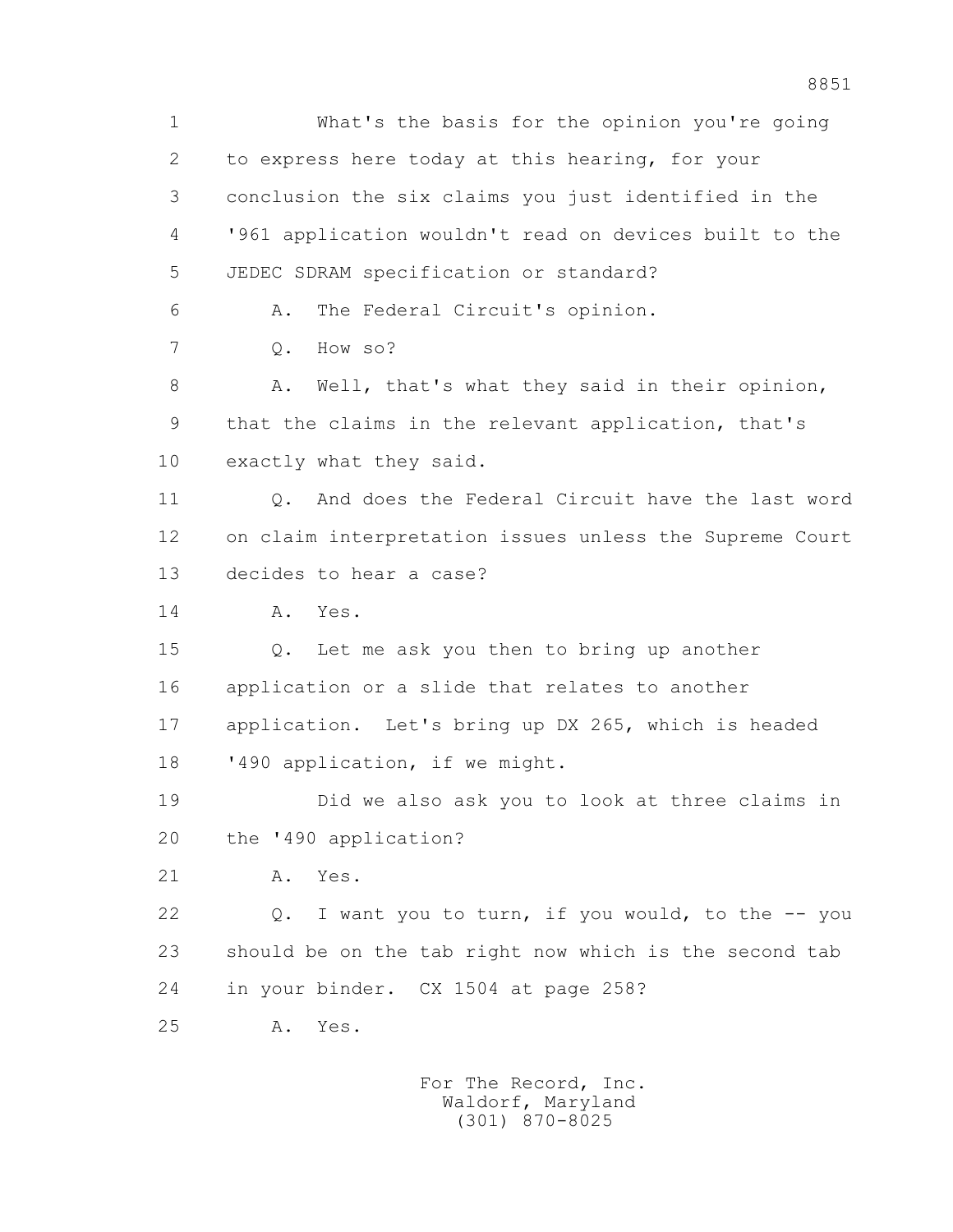1 What's the basis for the opinion you're going
2 to express here today at this hearing, for your
3 conclusion the six claims you just identified in the
4 '961 application wouldn't read on devices built to the
5 JEDEC SDRAM specification or standard?
6 A. The Federal Circuit's opinion.
7 Q. How so?
8 A. Well, that's what they said in their opinion,
9 that the claims in the relevant application, that's
10 exactly what they said.
11 Q. And does the Federal Circuit have the last word
12 on claim interpretation issues unless the Supreme Court
13 decides to hear a case?
14 A. Yes.
15 Q. Let me ask you then to bring up another
16 application or a slide that relates to another
17 application. Let's bring up DX 265, which is headed
18 '490 application, if we might.
19 Did we also ask you to look at three claims in
20 the '490 application?
21 A. Yes.
22 Q. I want you to turn, if you would, to the -- you
23 should be on the tab right now which is the second tab
24 in your binder. CX 1504 at page 258?
25 A. Yes.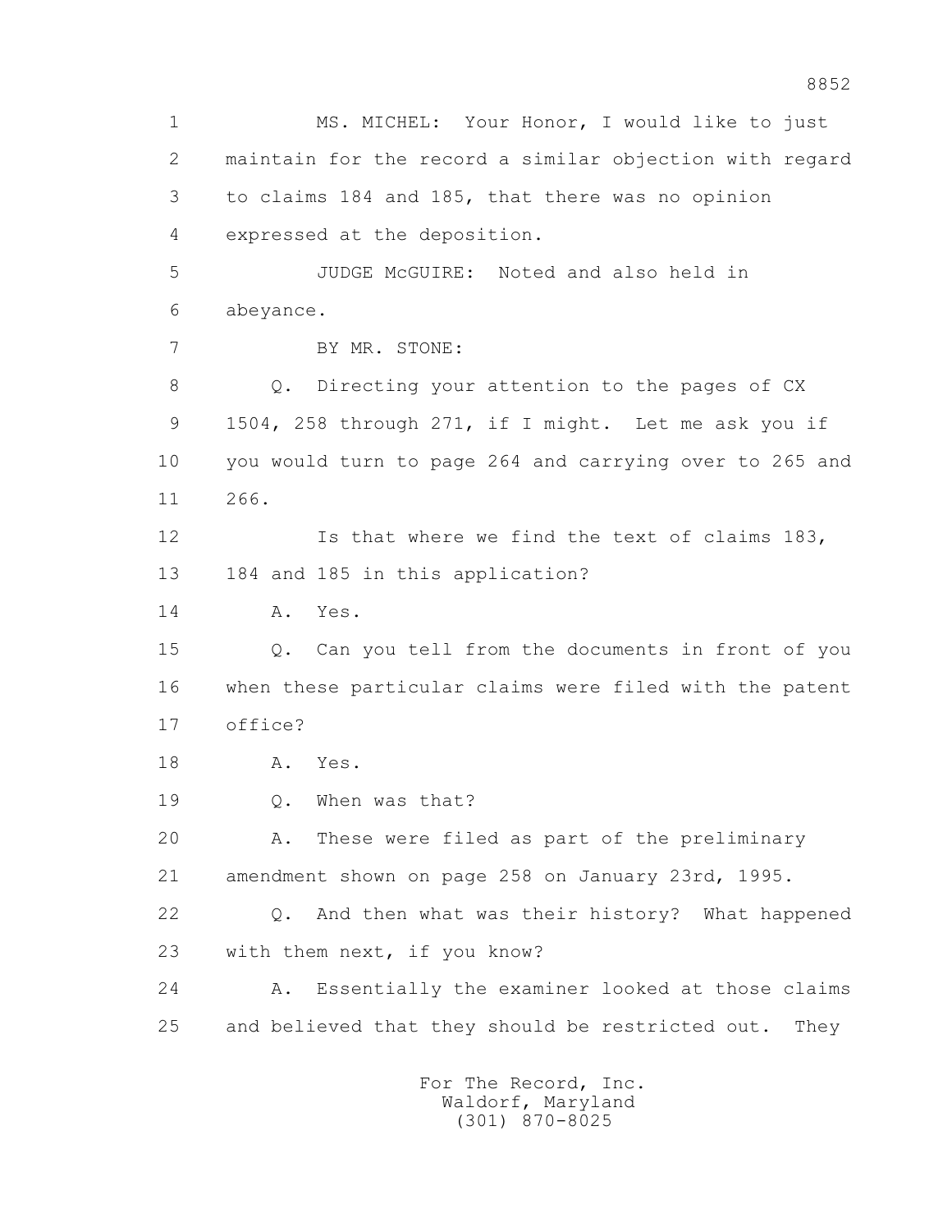1 MS. MICHEL: Your Honor, I would like to just
2 maintain for the record a similar objection with regard
3 to claims 184 and 185, that there was no opinion
4 expressed at the deposition.
5 JUDGE McGUIRE: Noted and also held in
6 abeyance.
7 BY MR. STONE:
8 Q. Directing your attention to the pages of CX
9 1504, 258 through 271, if I might. Let me ask you if
10 you would turn to page 264 and carrying over to 265 and
11 266.
12 Is that where we find the text of claims 183,
13 184 and 185 in this application?
14 A. Yes.
15 Q. Can you tell from the documents in front of you
16 when these particular claims were filed with the patent
17 office?
18 A. Yes.
19 Q. When was that?
20 A. These were filed as part of the preliminary
21 amendment shown on page 258 on January 23rd, 1995.
22 Q. And then what was their history? What happened
23 with them next, if you know?
24 A. Essentially the examiner looked at those claims
25 and believed that they should be restricted out. They

For The Record, Inc.
Waldorf, Maryland
(301) 870-8025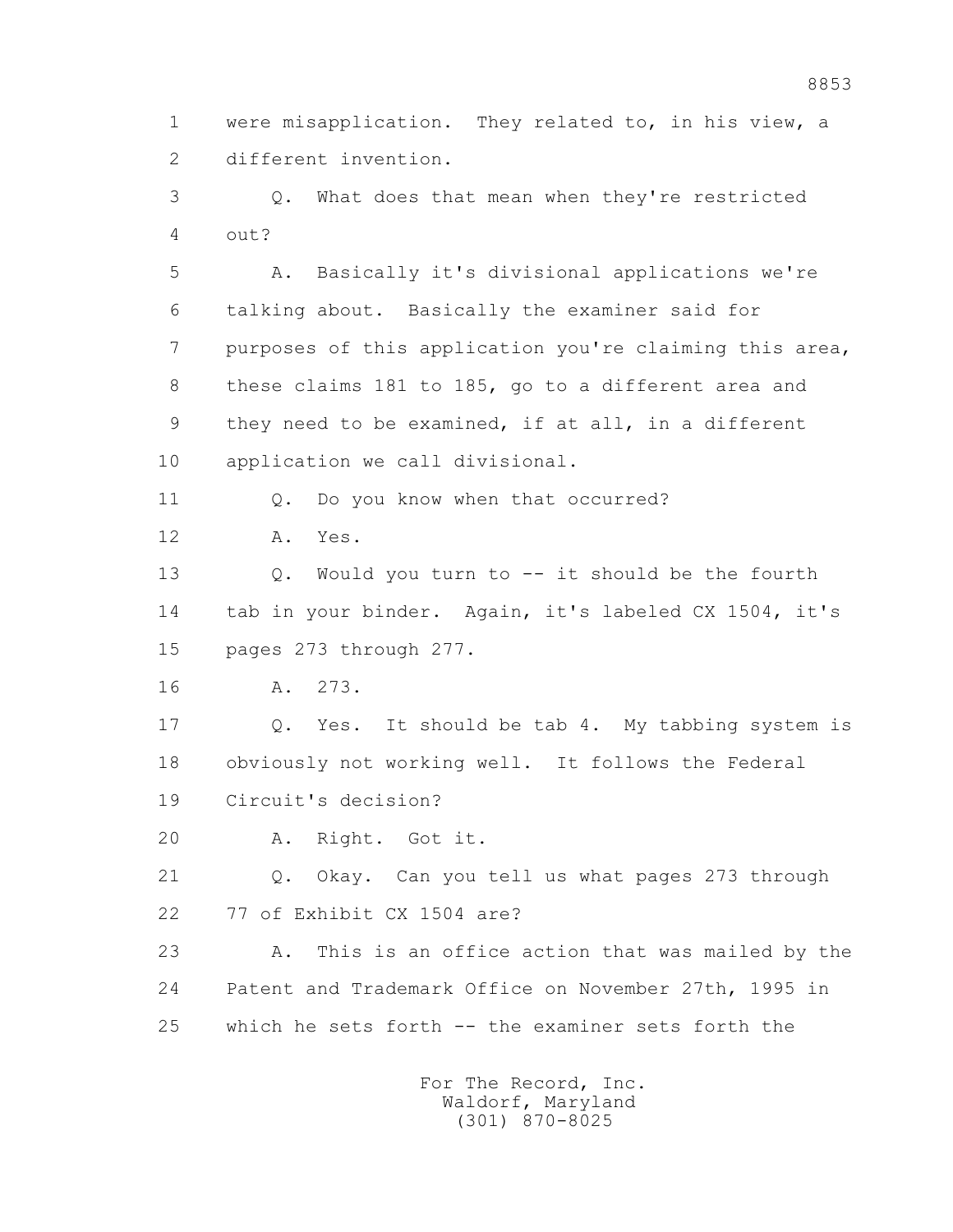1 were misapplication. They related to, in his view, a
2 different invention.

3 Q. What does that mean when they're restricted
4 out?

5 A. Basically it's divisional applications we're
6 talking about. Basically the examiner said for
7 purposes of this application you're claiming this area,
8 these claims 181 to 185, go to a different area and
9 they need to be examined, if at all, in a different
10 application we call divisional.

11 Q. Do you know when that occurred?

12 A. Yes.

13 Q. Would you turn to -- it should be the fourth
14 tab in your binder. Again, it's labeled CX 1504, it's
15 pages 273 through 277.

16 A. 273.

17 Q. Yes. It should be tab 4. My tabbing system is
18 obviously not working well. It follows the Federal
19 Circuit's decision?

20 A. Right. Got it.

21 Q. Okay. Can you tell us what pages 273 through
22 77 of Exhibit CX 1504 are?

23 A. This is an office action that was mailed by the
24 Patent and Trademark Office on November 27th, 1995 in
25 which he sets forth -- the examiner sets forth the

For The Record, Inc.
Waldorf, Maryland
(301) 870-8025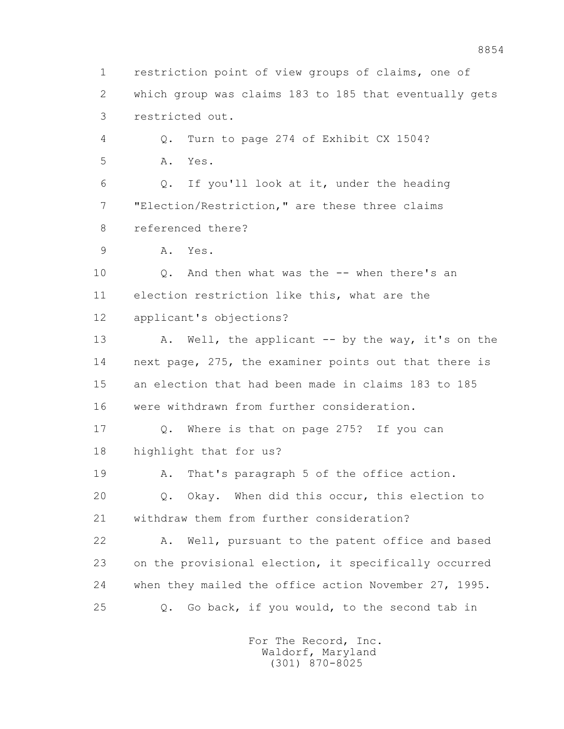1 restriction point of view groups of claims, one of
2 which group was claims 183 to 185 that eventually gets
3 restricted out.
4 Q. Turn to page 274 of Exhibit CX 1504?
5 A. Yes.
6 Q. If you'll look at it, under the heading
7 "Election/Restriction," are these three claims
8 referenced there?
9 A. Yes.
10 Q. And then what was the -- when there's an
11 election restriction like this, what are the
12 applicant's objections?
13 A. Well, the applicant -- by the way, it's on the
14 next page, 275, the examiner points out that there is
15 an election that had been made in claims 183 to 185
16 were withdrawn from further consideration.
17 Q. Where is that on page 275? If you can
18 highlight that for us?
19 A. That's paragraph 5 of the office action.
20 Q. Okay. When did this occur, this election to
21 withdraw them from further consideration?
22 A. Well, pursuant to the patent office and based
23 on the provisional election, it specifically occurred
24 when they mailed the office action November 27, 1995.
25 Q. Go back, if you would, to the second tab in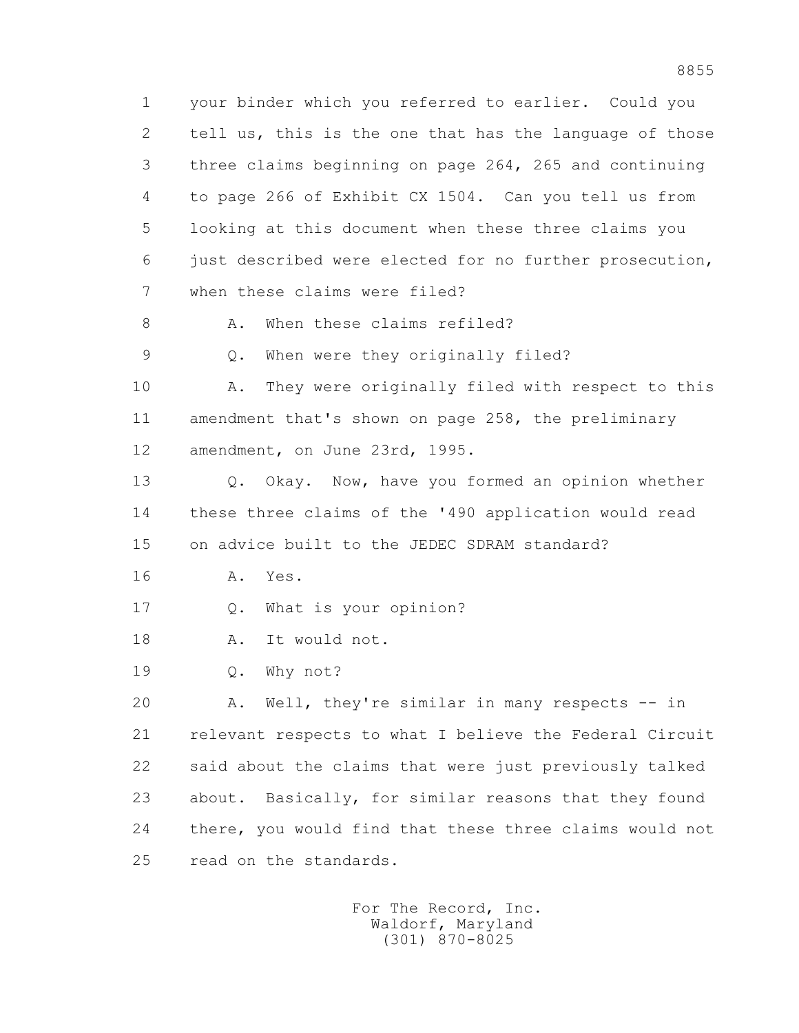1 your binder which you referred to earlier. Could you
2 tell us, this is the one that has the language of those
3 three claims beginning on page 264, 265 and continuing
4 to page 266 of Exhibit CX 1504. Can you tell us from
5 looking at this document when these three claims you
6 just described were elected for no further prosecution,
7 when these claims were filed?

8 A. When these claims refiled?

9 Q. When were they originally filed?

10 A. They were originally filed with respect to this
11 amendment that's shown on page 258, the preliminary
12 amendment, on June 23rd, 1995.

13 Q. Okay. Now, have you formed an opinion whether
14 these three claims of the '490 application would read
15 on advice built to the JEDEC SDRAM standard?

16 A. Yes.

17 Q. What is your opinion?

18 A. It would not.

19 Q. Why not?

20 A. Well, they're similar in many respects -- in
21 relevant respects to what I believe the Federal Circuit
22 said about the claims that were just previously talked
23 about. Basically, for similar reasons that they found
24 there, you would find that these three claims would not
25 read on the standards.

For The Record, Inc.
Waldorf, Maryland
(301) 870-8025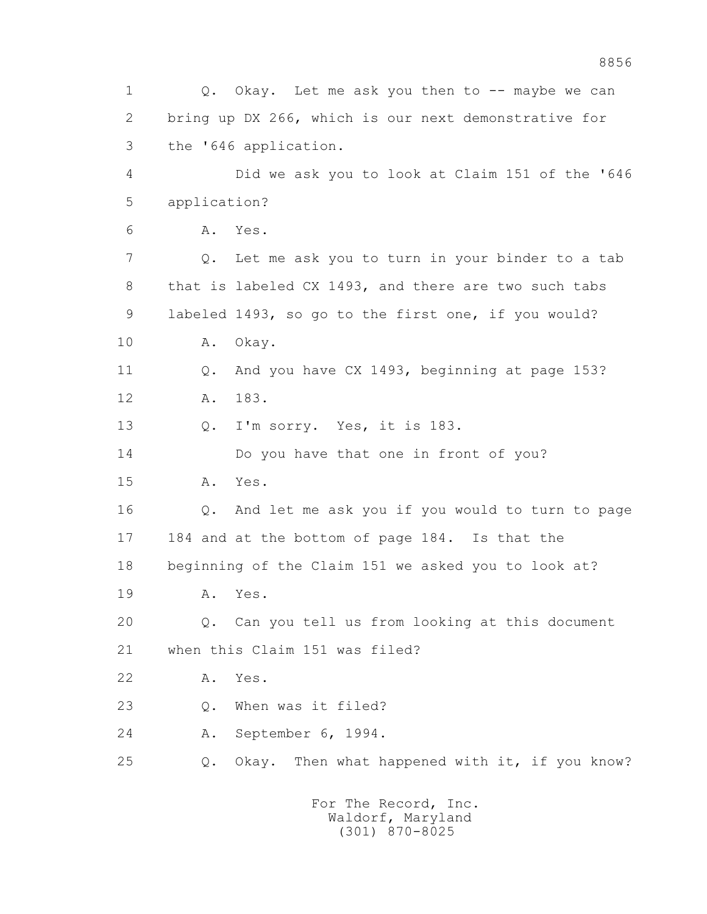1 Q. Okay. Let me ask you then to -- maybe we can
2 bring up DX 266, which is our next demonstrative for
3 the '646 application.
4 Did we ask you to look at Claim 151 of the '646
5 application?
6 A. Yes.
7 Q. Let me ask you to turn in your binder to a tab
8 that is labeled CX 1493, and there are two such tabs
9 labeled 1493, so go to the first one, if you would?
10 A. Okay.
11 Q. And you have CX 1493, beginning at page 153?
12 A. 183.
13 Q. I'm sorry. Yes, it is 183.
14 Do you have that one in front of you?
15 A. Yes.
16 Q. And let me ask you if you would to turn to page
17 184 and at the bottom of page 184. Is that the
18 beginning of the Claim 151 we asked you to look at?
19 A. Yes.
20 Q. Can you tell us from looking at this document
21 when this Claim 151 was filed?
22 A. Yes.
23 Q. When was it filed?
24 A. September 6, 1994.
25 Q. Okay. Then what happened with it, if you know?

For The Record, Inc.
Waldorf, Maryland
(301) 870-8025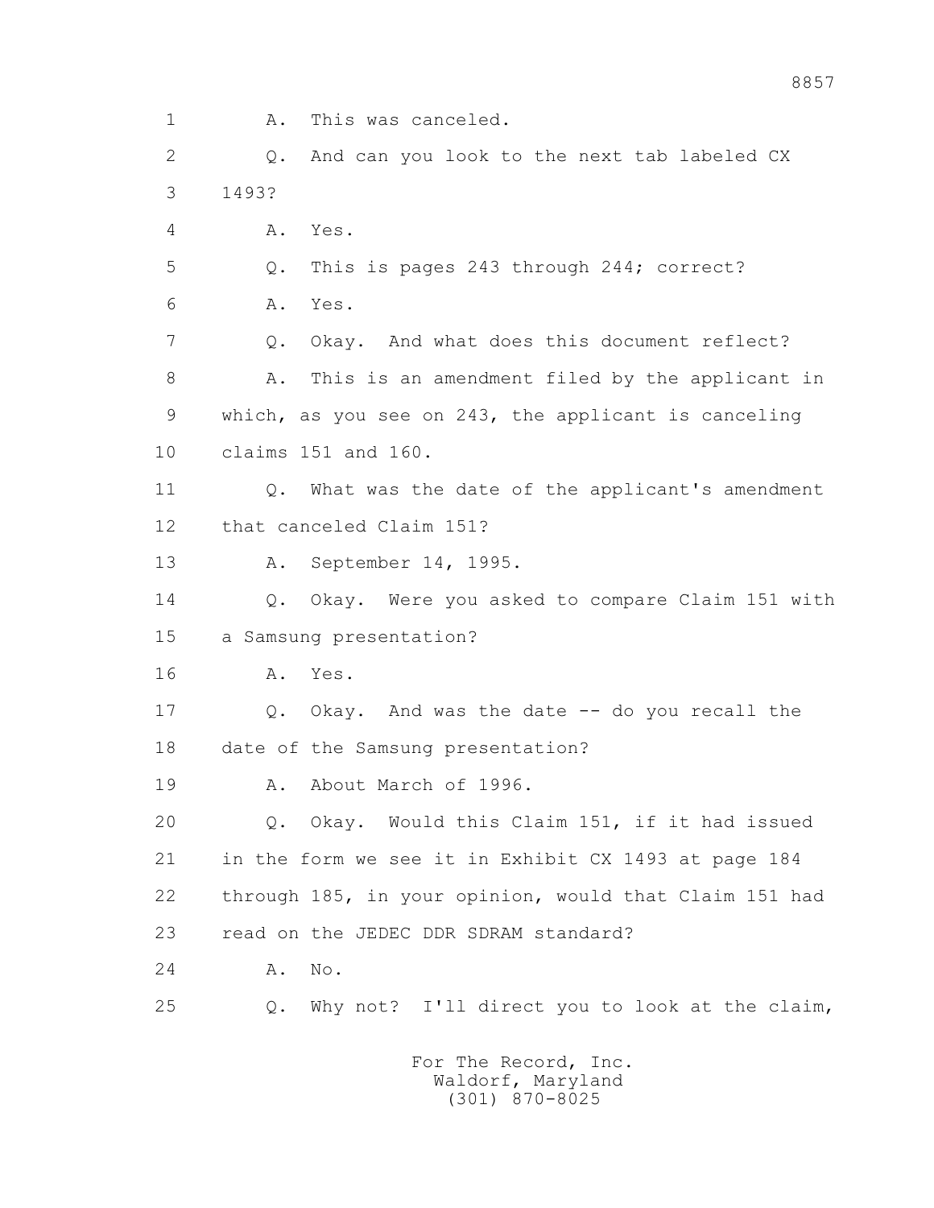1 A. This was canceled.

2 Q. And can you look to the next tab labeled CX

3 1493?

4 A. Yes.

5 Q. This is pages 243 through 244; correct?

6 A. Yes.

7 Q. Okay. And what does this document reflect?

8 A. This is an amendment filed by the applicant in

9 which, as you see on 243, the applicant is canceling

10 claims 151 and 160.

11 Q. What was the date of the applicant's amendment

12 that canceled Claim 151?

13 A. September 14, 1995.

14 Q. Okay. Were you asked to compare Claim 151 with

15 a Samsung presentation?

16 A. Yes.

17 Q. Okay. And was the date -- do you recall the

18 date of the Samsung presentation?

19 A. About March of 1996.

20 Q. Okay. Would this Claim 151, if it had issued

21 in the form we see it in Exhibit CX 1493 at page 184

22 through 185, in your opinion, would that Claim 151 had

23 read on the JEDEC DDR SDRAM standard?

24 A. No.

25 Q. Why not? I'll direct you to look at the claim,

For The Record, Inc.
Waldorf, Maryland
(301) 870-8025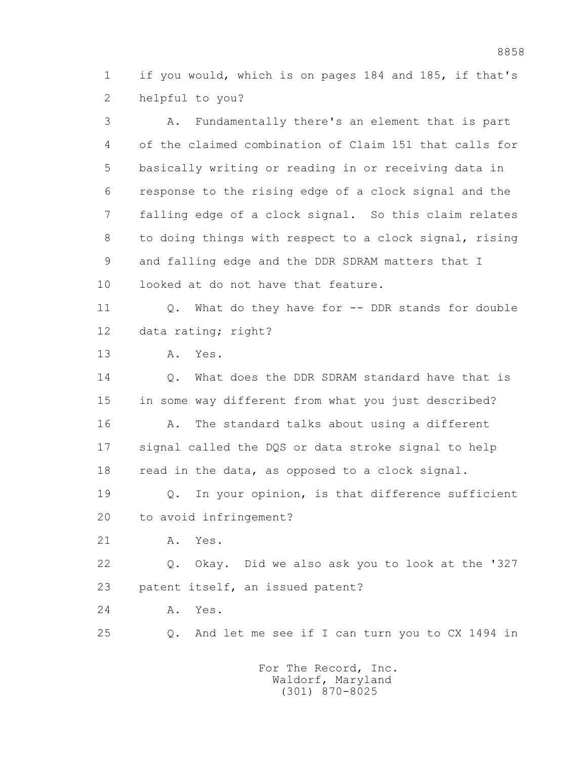1 if you would, which is on pages 184 and 185, if that's
2 helpful to you?

3 A. Fundamentally there's an element that is part
4 of the claimed combination of Claim 151 that calls for
5 basically writing or reading in or receiving data in
6 response to the rising edge of a clock signal and the
7 falling edge of a clock signal. So this claim relates
8 to doing things with respect to a clock signal, rising
9 and falling edge and the DDR SDRAM matters that I
10 looked at do not have that feature.

11 Q. What do they have for -- DDR stands for double
12 data rating; right?

13 A. Yes.

14 Q. What does the DDR SDRAM standard have that is
15 in some way different from what you just described?

16 A. The standard talks about using a different
17 signal called the DQS or data stroke signal to help
18 read in the data, as opposed to a clock signal.

19 Q. In your opinion, is that difference sufficient
20 to avoid infringement?

21 A. Yes.

22 Q. Okay. Did we also ask you to look at the '327
23 patent itself, an issued patent?

24 A. Yes.

25 Q. And let me see if I can turn you to CX 1494 in

For The Record, Inc.
Waldorf, Maryland
(301) 870-8025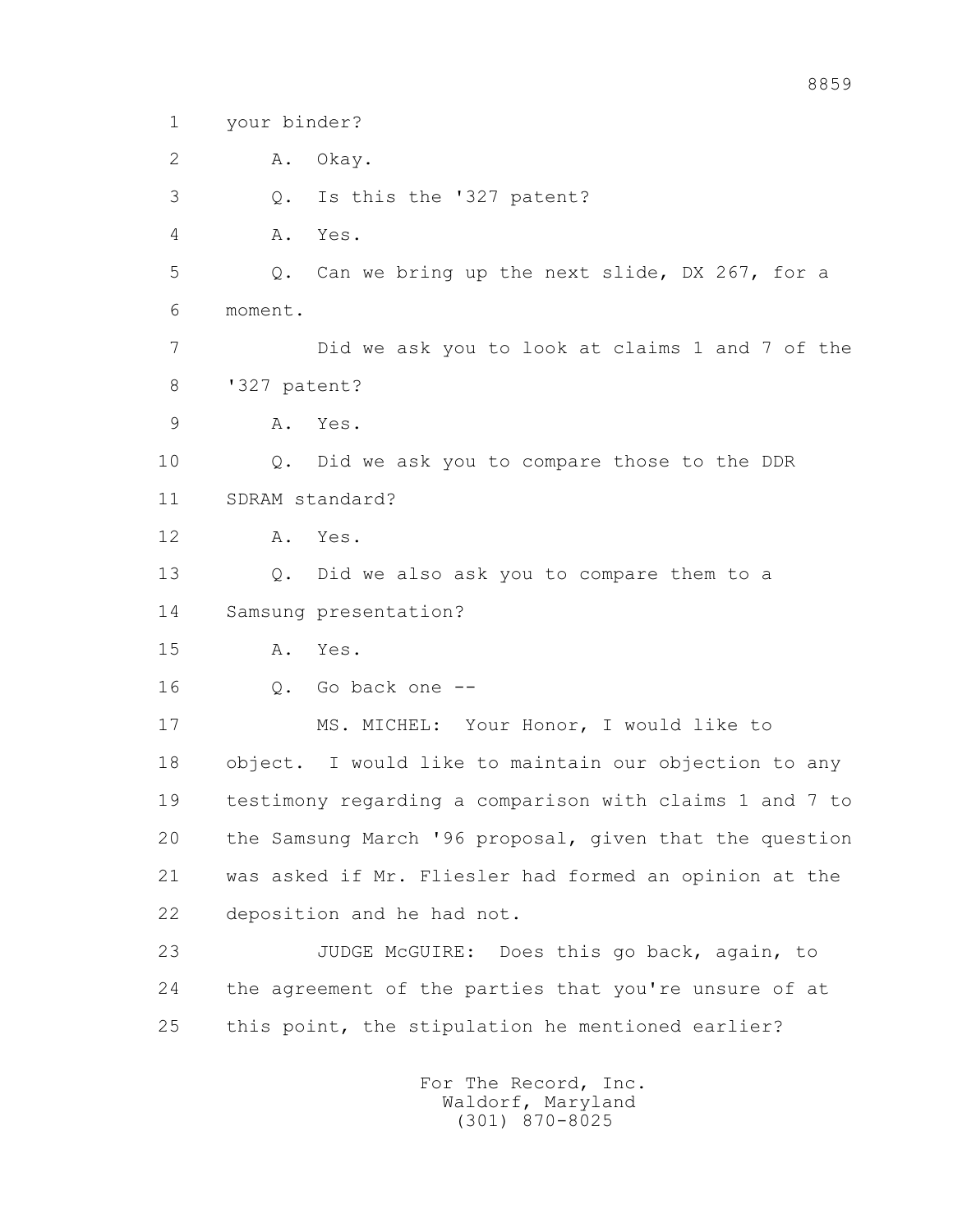1 your binder?

2 A. Okay.

3 Q. Is this the '327 patent?

4 A. Yes.

5 Q. Can we bring up the next slide, DX 267, for a

6 moment.

7 Did we ask you to look at claims 1 and 7 of the

8 '327 patent?

9 A. Yes.

10 Q. Did we ask you to compare those to the DDR

11 SDRAM standard?

12 A. Yes.

13 Q. Did we also ask you to compare them to a

14 Samsung presentation?

15 A. Yes.

16 Q. Go back one --

17 MS. MICHEL: Your Honor, I would like to

18 object. I would like to maintain our objection to any

19 testimony regarding a comparison with claims 1 and 7 to

20 the Samsung March '96 proposal, given that the question

21 was asked if Mr. Fliesler had formed an opinion at the

22 deposition and he had not.

23 JUDGE McGUIRE: Does this go back, again, to

24 the agreement of the parties that you're unsure of at

25 this point, the stipulation he mentioned earlier?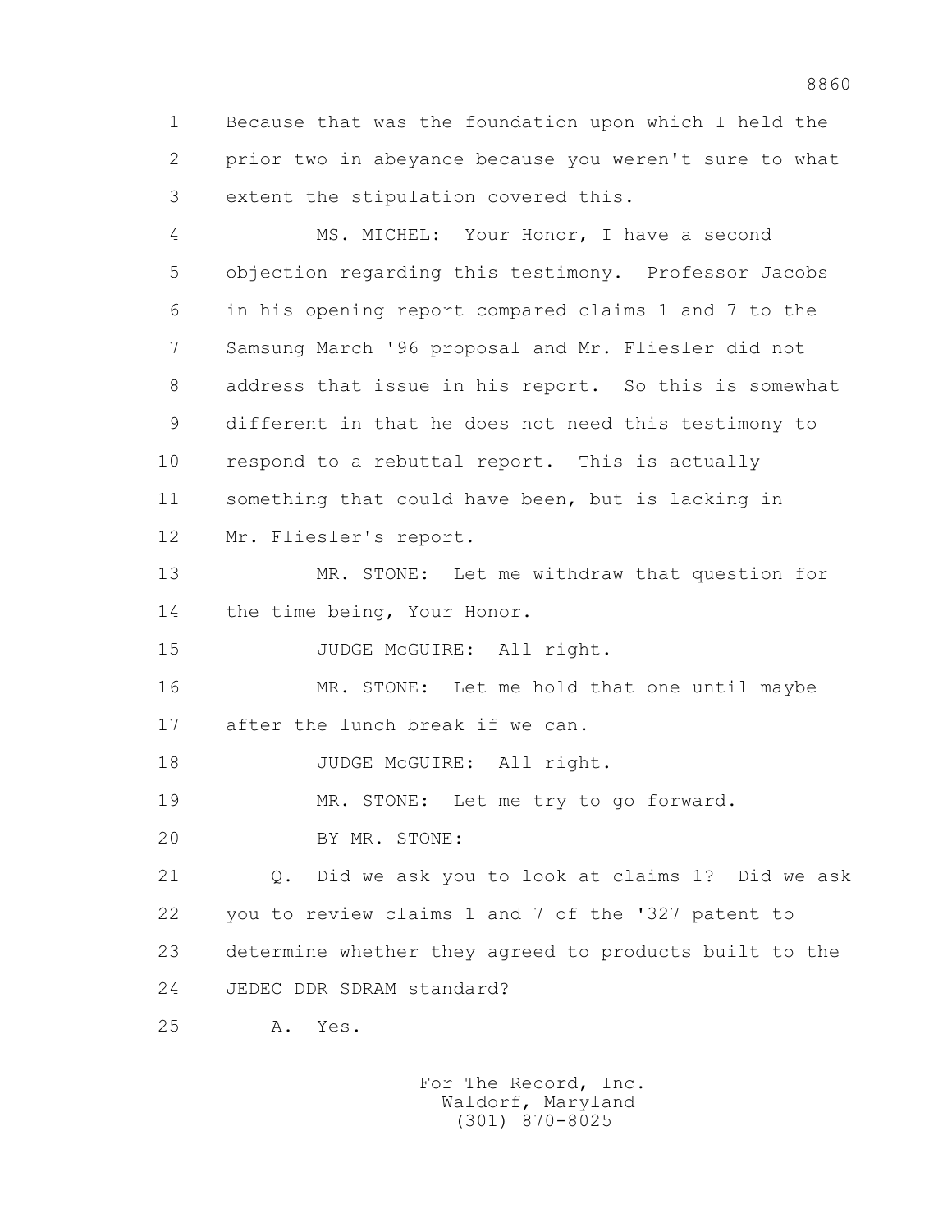1 Because that was the foundation upon which I held the
2 prior two in abeyance because you weren't sure to what
3 extent the stipulation covered this.

4 MS. MICHEL: Your Honor, I have a second
5 objection regarding this testimony. Professor Jacobs
6 in his opening report compared claims 1 and 7 to the
7 Samsung March '96 proposal and Mr. Fliesler did not
8 address that issue in his report. So this is somewhat
9 different in that he does not need this testimony to
10 respond to a rebuttal report. This is actually
11 something that could have been, but is lacking in
12 Mr. Fliesler's report.

13 MR. STONE: Let me withdraw that question for
14 the time being, Your Honor.

15 JUDGE McGUIRE: All right.

16 MR. STONE: Let me hold that one until maybe
17 after the lunch break if we can.

18 JUDGE McGUIRE: All right.

19 MR. STONE: Let me try to go forward.

20 BY MR. STONE:

21 Q. Did we ask you to look at claims 1? Did we ask
22 you to review claims 1 and 7 of the '327 patent to
23 determine whether they agreed to products built to the
24 JEDEC DDR SDRAM standard?

25 A. Yes.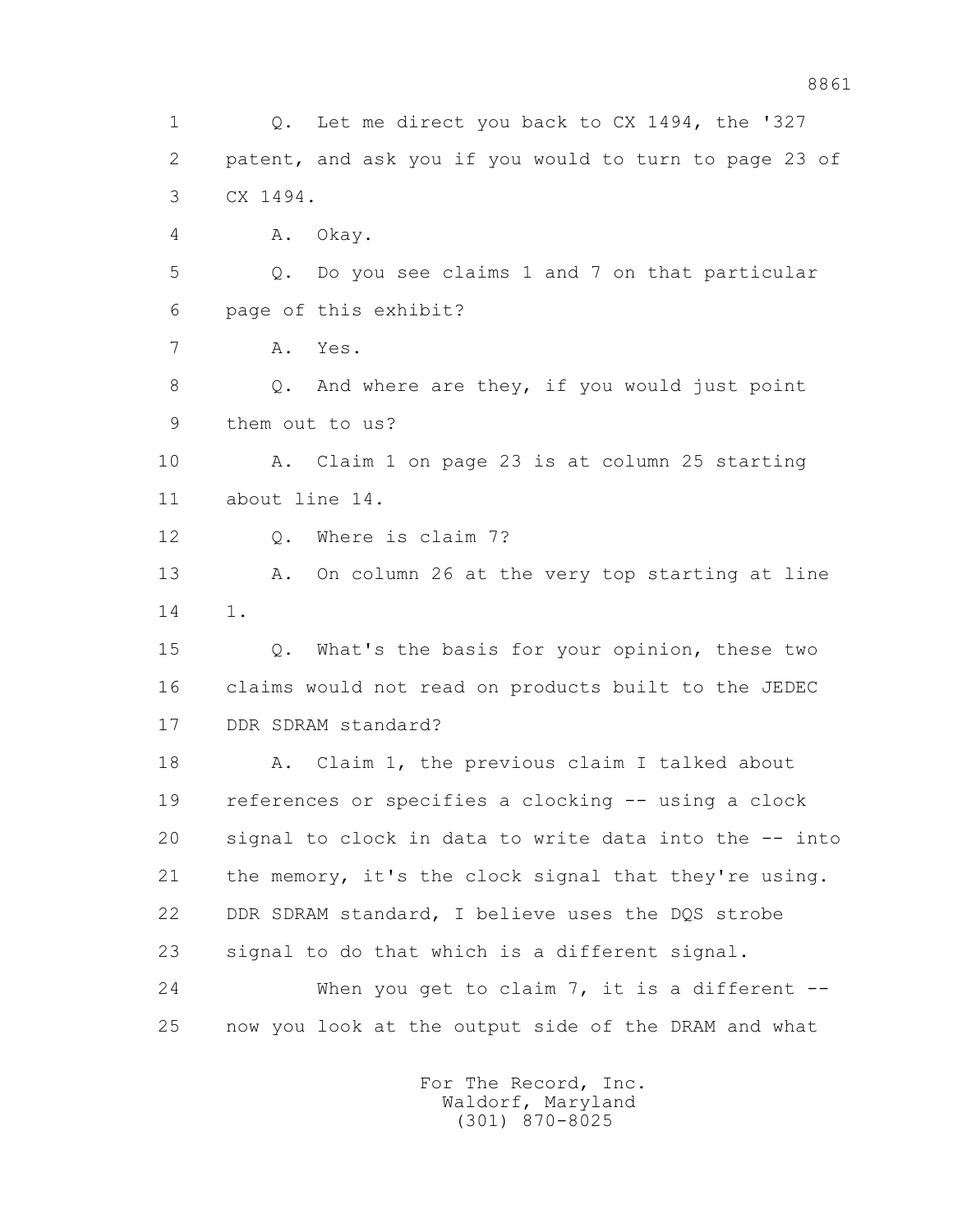Q. Let me direct you back to CX 1494, the '327 patent, and ask you if you would to turn to page 23 of CX 1494.

A. Okay.

Q. Do you see claims 1 and 7 on that particular page of this exhibit?

A. Yes.

Q. And where are they, if you would just point them out to us?

A. Claim 1 on page 23 is at column 25 starting about line 14.

Q. Where is claim 7?

A. On column 26 at the very top starting at line 1.

Q. What's the basis for your opinion, these two claims would not read on products built to the JEDEC DDR SDRAM standard?

A. Claim 1, the previous claim I talked about references or specifies a clocking -- using a clock signal to clock in data to write data into the -- into the memory, it's the clock signal that they're using. DDR SDRAM standard, I believe uses the DQS strobe signal to do that which is a different signal.

When you get to claim 7, it is a different -- now you look at the output side of the DRAM and what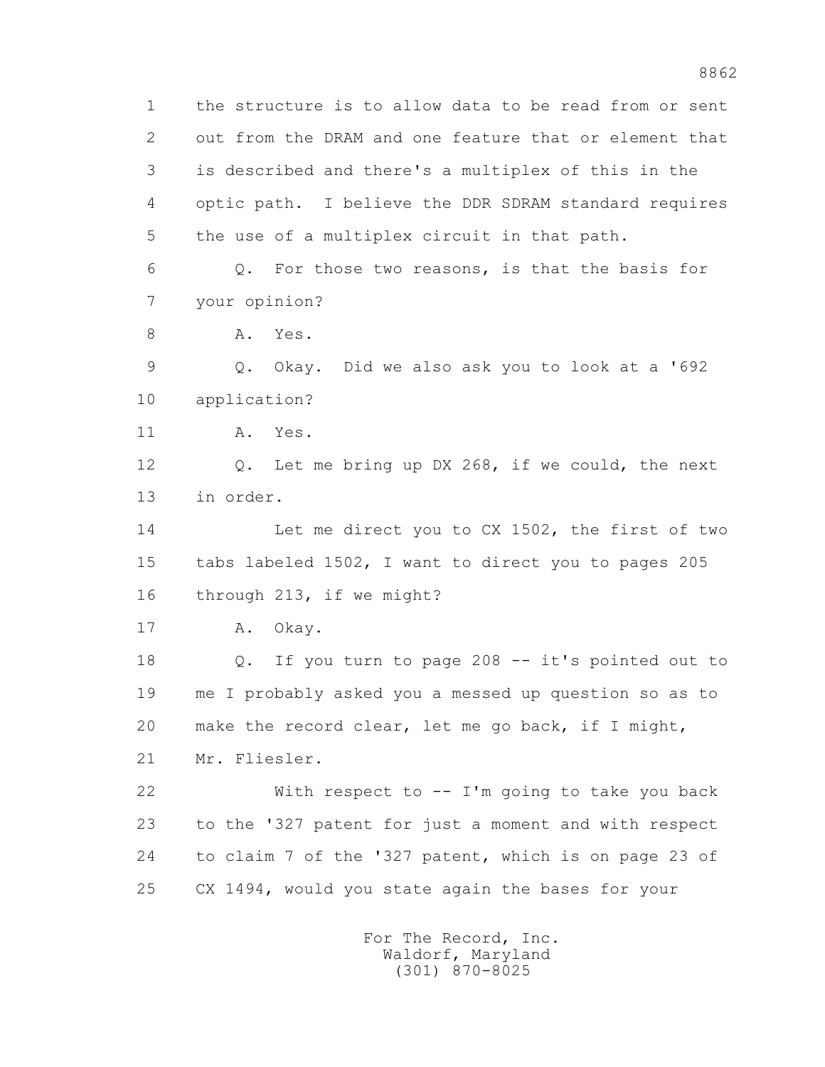1 the structure is to allow data to be read from or sent
2 out from the DRAM and one feature that or element that
3 is described and there's a multiplex of this in the
4 optic path. I believe the DDR SDRAM standard requires
5 the use of a multiplex circuit in that path.

6 Q. For those two reasons, is that the basis for
7 your opinion?

8 A. Yes.

9 Q. Okay. Did we also ask you to look at a '692
10 application?

11 A. Yes.

12 Q. Let me bring up DX 268, if we could, the next
13 in order.

14 Let me direct you to CX 1502, the first of two
15 tabs labeled 1502, I want to direct you to pages 205
16 through 213, if we might?

17 A. Okay.

18 Q. If you turn to page 208 -- it's pointed out to
19 me I probably asked you a messed up question so as to
20 make the record clear, let me go back, if I might,
21 Mr. Fliesler.

22 With respect to -- I'm going to take you back
23 to the '327 patent for just a moment and with respect
24 to claim 7 of the '327 patent, which is on page 23 of
25 CX 1494, would you state again the bases for your

For The Record, Inc.
Waldorf, Maryland
(301) 870-8025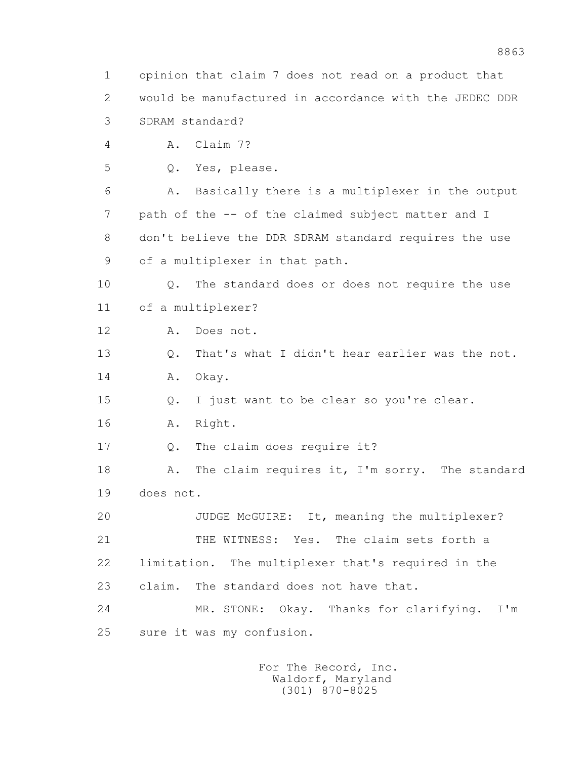1 opinion that claim 7 does not read on a product that
2 would be manufactured in accordance with the JEDEC DDR
3 SDRAM standard?
4 A. Claim 7?
5 Q. Yes, please.
6 A. Basically there is a multiplexer in the output
7 path of the -- of the claimed subject matter and I
8 don't believe the DDR SDRAM standard requires the use
9 of a multiplexer in that path.
10 Q. The standard does or does not require the use
11 of a multiplexer?
12 A. Does not.
13 Q. That's what I didn't hear earlier was the not.
14 A. Okay.
15 Q. I just want to be clear so you're clear.
16 A. Right.
17 Q. The claim does require it?
18 A. The claim requires it, I'm sorry. The standard
19 does not.
20 JUDGE McGUIRE: It, meaning the multiplexer?
21 THE WITNESS: Yes. The claim sets forth a
22 limitation. The multiplexer that's required in the
23 claim. The standard does not have that.
24 MR. STONE: Okay. Thanks for clarifying. I'm
25 sure it was my confusion.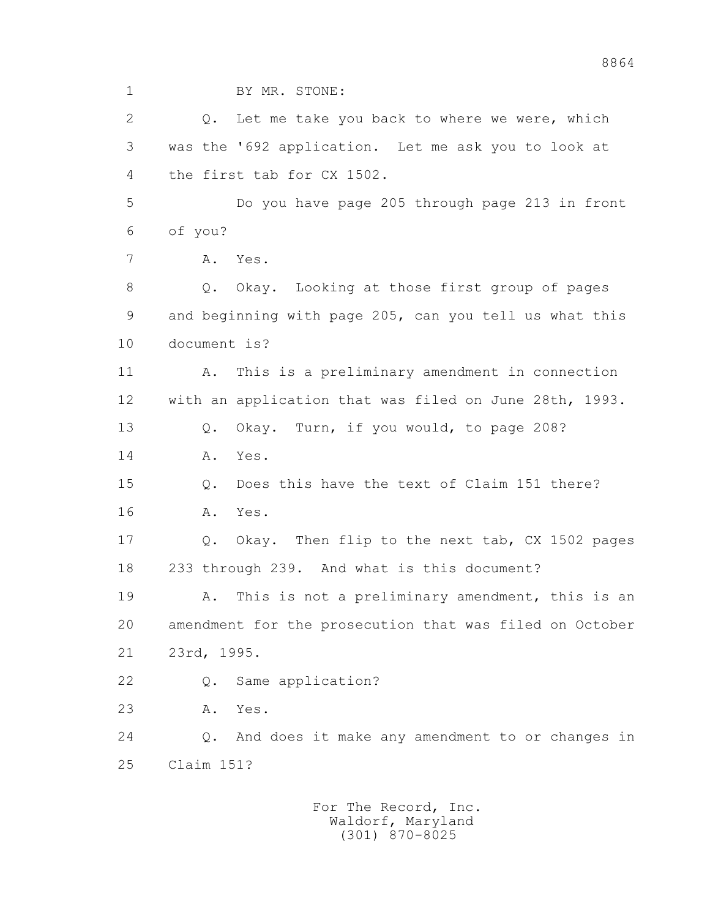BY MR. STONE:

Q. Let me take you back to where we were, which was the '692 application. Let me ask you to look at the first tab for CX 1502.

Do you have page 205 through page 213 in front of you?

A. Yes.

Q. Okay. Looking at those first group of pages and beginning with page 205, can you tell us what this document is?

A. This is a preliminary amendment in connection with an application that was filed on June 28th, 1993.

Q. Okay. Turn, if you would, to page 208?

A. Yes.

Q. Does this have the text of Claim 151 there?

A. Yes.

Q. Okay. Then flip to the next tab, CX 1502 pages 233 through 239. And what is this document?

A. This is not a preliminary amendment, this is an amendment for the prosecution that was filed on October 23rd, 1995.

Q. Same application?

A. Yes.

Q. And does it make any amendment to or changes in Claim 151?

For The Record, Inc.
Waldorf, Maryland
(301) 870-8025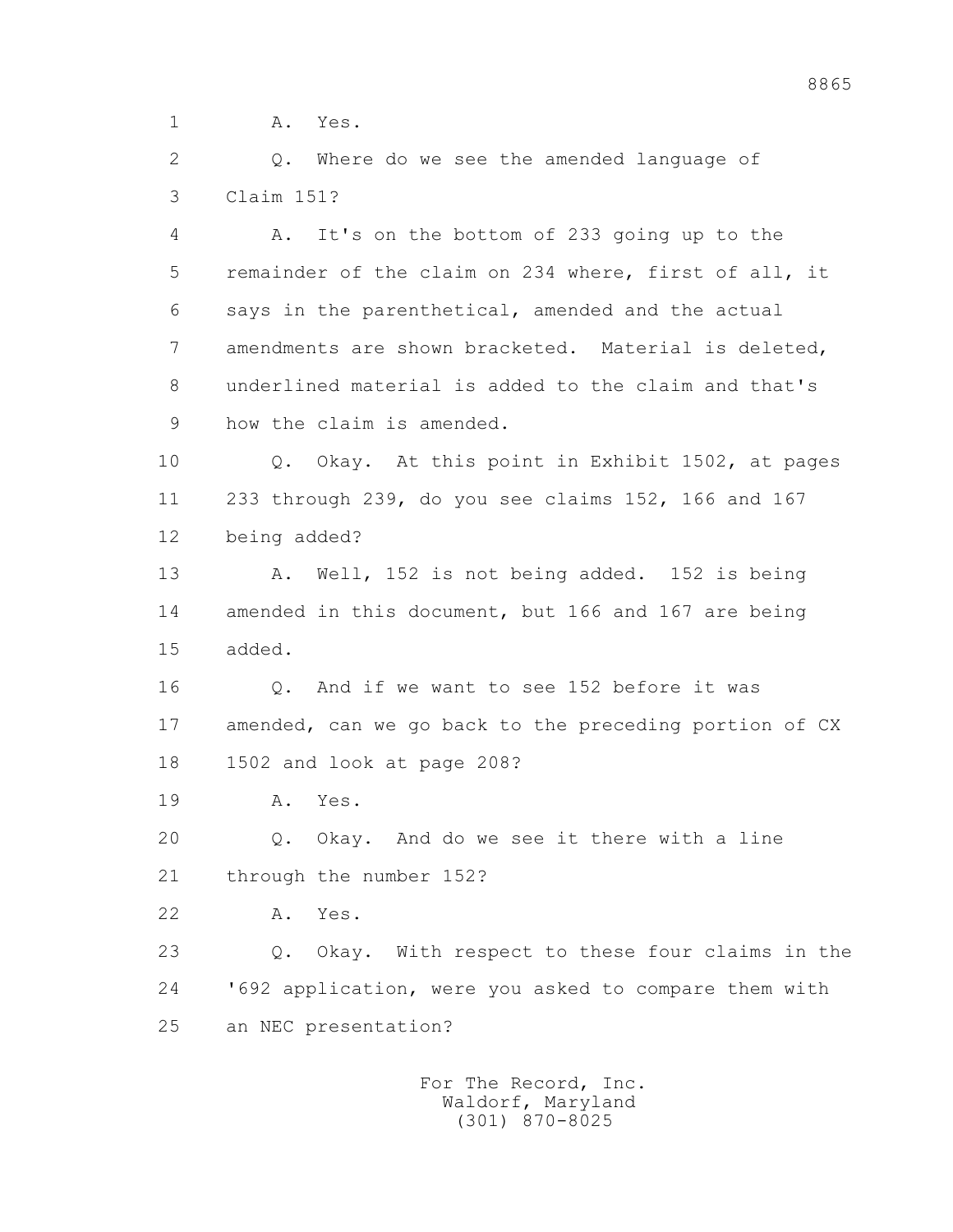1 A. Yes.

2 Q. Where do we see the amended language of
3 Claim 151?

4 A. It's on the bottom of 233 going up to the
5 remainder of the claim on 234 where, first of all, it
6 says in the parenthetical, amended and the actual
7 amendments are shown bracketed. Material is deleted,
8 underlined material is added to the claim and that's
9 how the claim is amended.

10 Q. Okay. At this point in Exhibit 1502, at pages
11 233 through 239, do you see claims 152, 166 and 167
12 being added?

13 A. Well, 152 is not being added. 152 is being
14 amended in this document, but 166 and 167 are being
15 added.

16 Q. And if we want to see 152 before it was
17 amended, can we go back to the preceding portion of CX
18 1502 and look at page 208?

19 A. Yes.

20 Q. Okay. And do we see it there with a line
21 through the number 152?

22 A. Yes.

23 Q. Okay. With respect to these four claims in the
24 '692 application, were you asked to compare them with
25 an NEC presentation?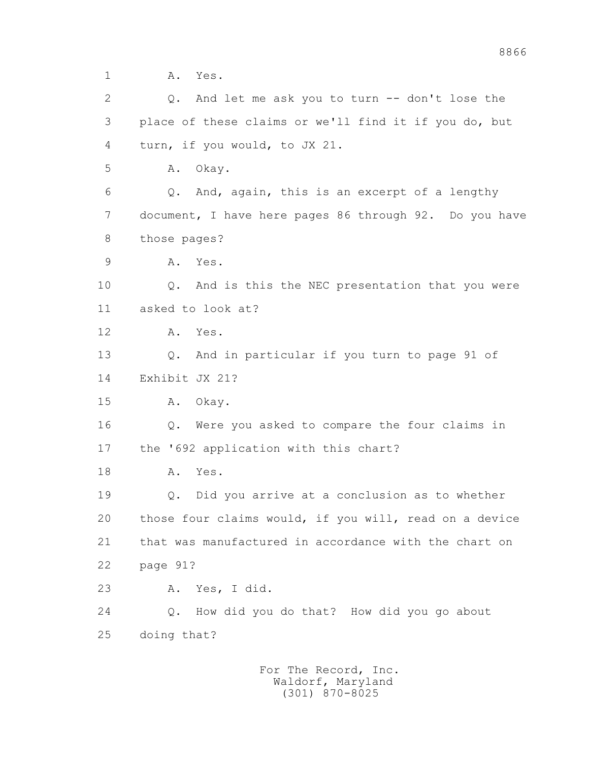1 A. Yes.

2 Q. And let me ask you to turn -- don't lose the

3 place of these claims or we'll find it if you do, but

4 turn, if you would, to JX 21.

5 A. Okay.

6 Q. And, again, this is an excerpt of a lengthy

7 document, I have here pages 86 through 92. Do you have

8 those pages?

9 A. Yes.

10 Q. And is this the NEC presentation that you were

11 asked to look at?

12 A. Yes.

13 Q. And in particular if you turn to page 91 of

14 Exhibit JX 21?

15 A. Okay.

16 Q. Were you asked to compare the four claims in

17 the '692 application with this chart?

18 A. Yes.

19 Q. Did you arrive at a conclusion as to whether

20 those four claims would, if you will, read on a device

21 that was manufactured in accordance with the chart on

22 page 91?

23 A. Yes, I did.

24 Q. How did you do that? How did you go about

25 doing that?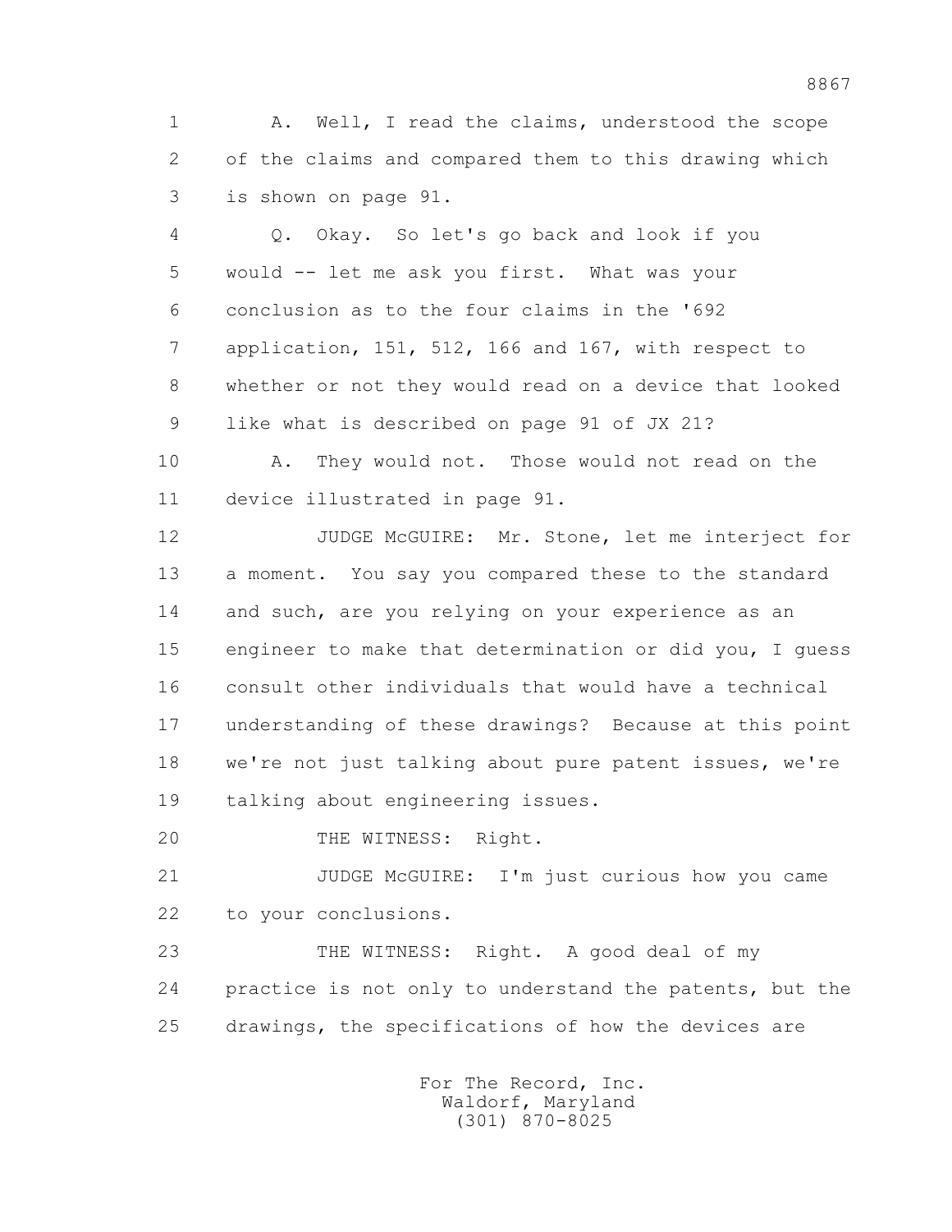1 A. Well, I read the claims, understood the scope
2 of the claims and compared them to this drawing which
3 is shown on page 91.

4 Q. Okay. So let's go back and look if you
5 would -- let me ask you first. What was your
6 conclusion as to the four claims in the '692
7 application, 151, 512, 166 and 167, with respect to
8 whether or not they would read on a device that looked
9 like what is described on page 91 of JX 21?

10 A. They would not. Those would not read on the
11 device illustrated in page 91.

12 JUDGE McGUIRE: Mr. Stone, let me interject for
13 a moment. You say you compared these to the standard
14 and such, are you relying on your experience as an
15 engineer to make that determination or did you, I guess
16 consult other individuals that would have a technical
17 understanding of these drawings? Because at this point
18 we're not just talking about pure patent issues, we're
19 talking about engineering issues.

20 THE WITNESS: Right.

21 JUDGE McGUIRE: I'm just curious how you came
22 to your conclusions.

23 THE WITNESS: Right. A good deal of my
24 practice is not only to understand the patents, but the
25 drawings, the specifications of how the devices are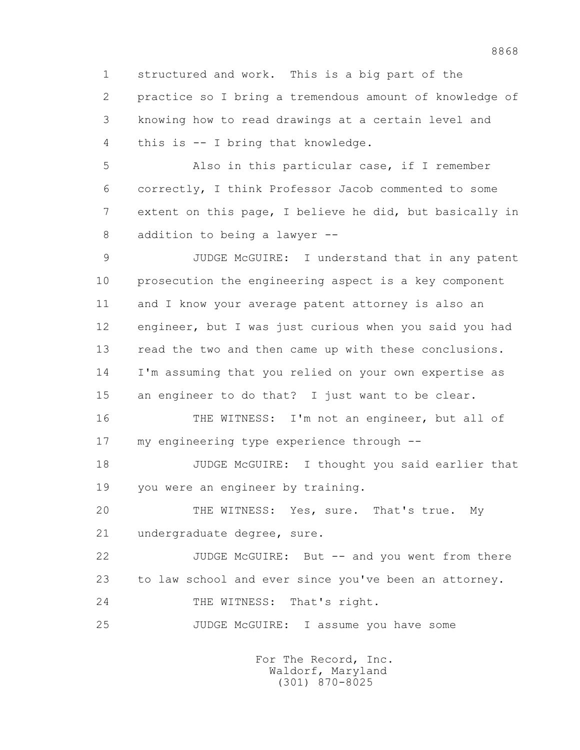1 structured and work. This is a big part of the
2 practice so I bring a tremendous amount of knowledge of
3 knowing how to read drawings at a certain level and
4 this is -- I bring that knowledge.

5 Also in this particular case, if I remember
6 correctly, I think Professor Jacob commented to some
7 extent on this page, I believe he did, but basically in
8 addition to being a lawyer --

9 JUDGE McGUIRE: I understand that in any patent
10 prosecution the engineering aspect is a key component
11 and I know your average patent attorney is also an
12 engineer, but I was just curious when you said you had
13 read the two and then came up with these conclusions.
14 I'm assuming that you relied on your own expertise as
15 an engineer to do that? I just want to be clear.

16 THE WITNESS: I'm not an engineer, but all of
17 my engineering type experience through --

18 JUDGE McGUIRE: I thought you said earlier that
19 you were an engineer by training.

20 THE WITNESS: Yes, sure. That's true. My
21 undergraduate degree, sure.

22 JUDGE McGUIRE: But -- and you went from there
23 to law school and ever since you've been an attorney.

24 THE WITNESS: That's right.

25 JUDGE McGUIRE: I assume you have some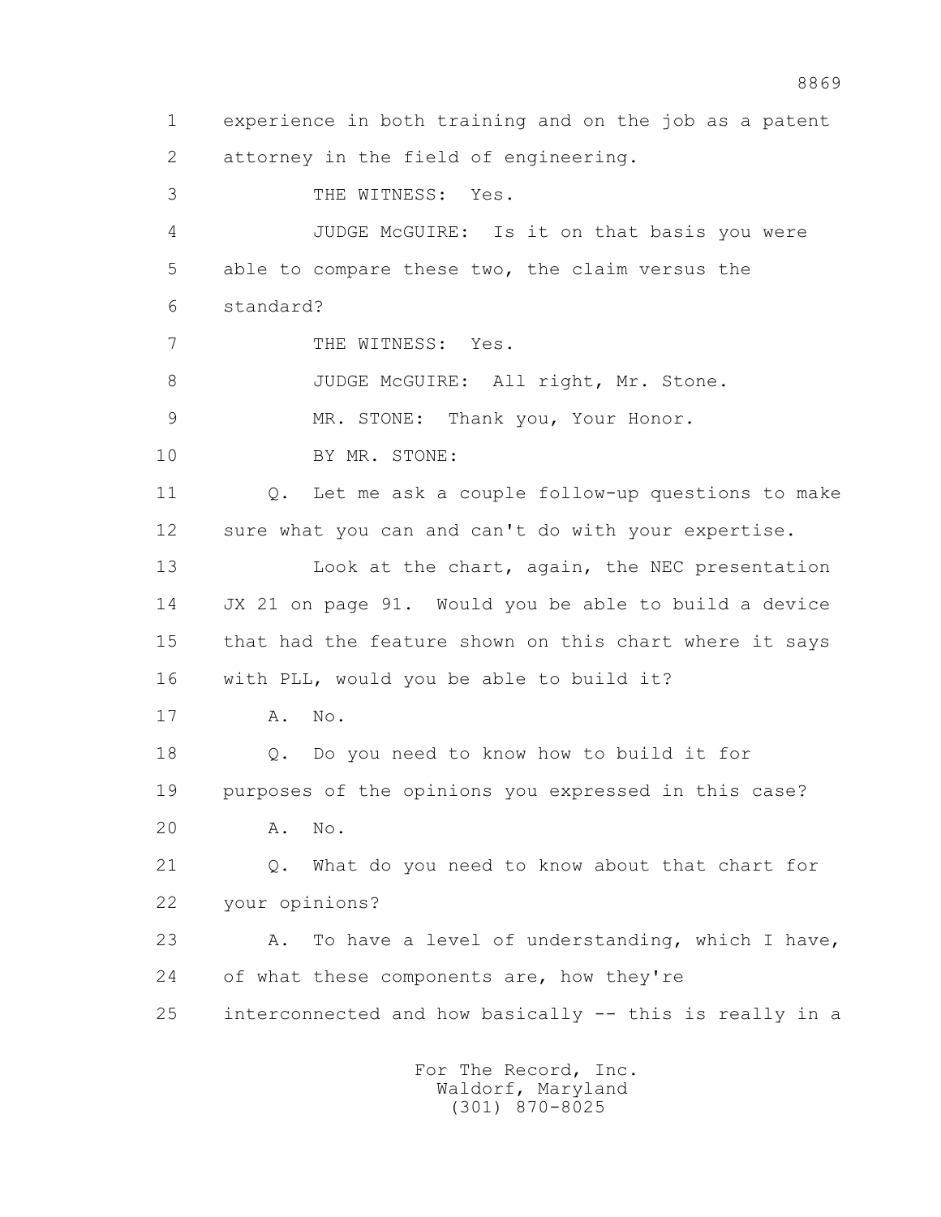1 experience in both training and on the job as a patent
2 attorney in the field of engineering.

3 THE WITNESS: Yes.

4 JUDGE McGUIRE: Is it on that basis you were
5 able to compare these two, the claim versus the
6 standard?

7 THE WITNESS: Yes.

8 JUDGE McGUIRE: All right, Mr. Stone.

9 MR. STONE: Thank you, Your Honor.

10 BY MR. STONE:

11 Q. Let me ask a couple follow-up questions to make
12 sure what you can and can't do with your expertise.

13 Look at the chart, again, the NEC presentation
14 JX 21 on page 91. Would you be able to build a device
15 that had the feature shown on this chart where it says
16 with PLL, would you be able to build it?

17 A. No.

18 Q. Do you need to know how to build it for
19 purposes of the opinions you expressed in this case?

20 A. No.

21 Q. What do you need to know about that chart for
22 your opinions?

23 A. To have a level of understanding, which I have,
24 of what these components are, how they're
25 interconnected and how basically -- this is really in a

For The Record, Inc.
Waldorf, Maryland
(301) 870-8025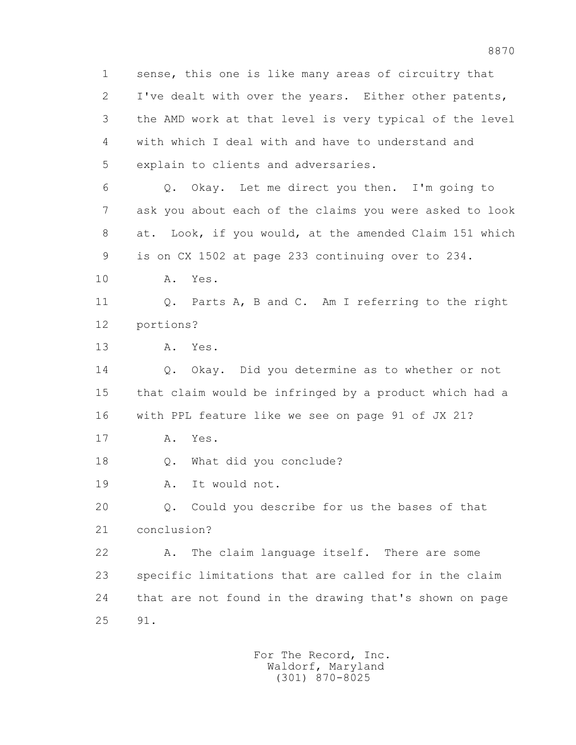1 sense, this one is like many areas of circuitry that
2 I've dealt with over the years. Either other patents,
3 the AMD work at that level is very typical of the level
4 with which I deal with and have to understand and
5 explain to clients and adversaries.

6 Q. Okay. Let me direct you then. I'm going to
7 ask you about each of the claims you were asked to look
8 at. Look, if you would, at the amended Claim 151 which
9 is on CX 1502 at page 233 continuing over to 234.

10 A. Yes.

11 Q. Parts A, B and C. Am I referring to the right
12 portions?

13 A. Yes.

14 Q. Okay. Did you determine as to whether or not
15 that claim would be infringed by a product which had a
16 with PPL feature like we see on page 91 of JX 21?

17 A. Yes.

18 Q. What did you conclude?

19 A. It would not.

20 Q. Could you describe for us the bases of that
21 conclusion?

22 A. The claim language itself. There are some
23 specific limitations that are called for in the claim
24 that are not found in the drawing that's shown on page
25 91.

For The Record, Inc.
Waldorf, Maryland
(301) 870-8025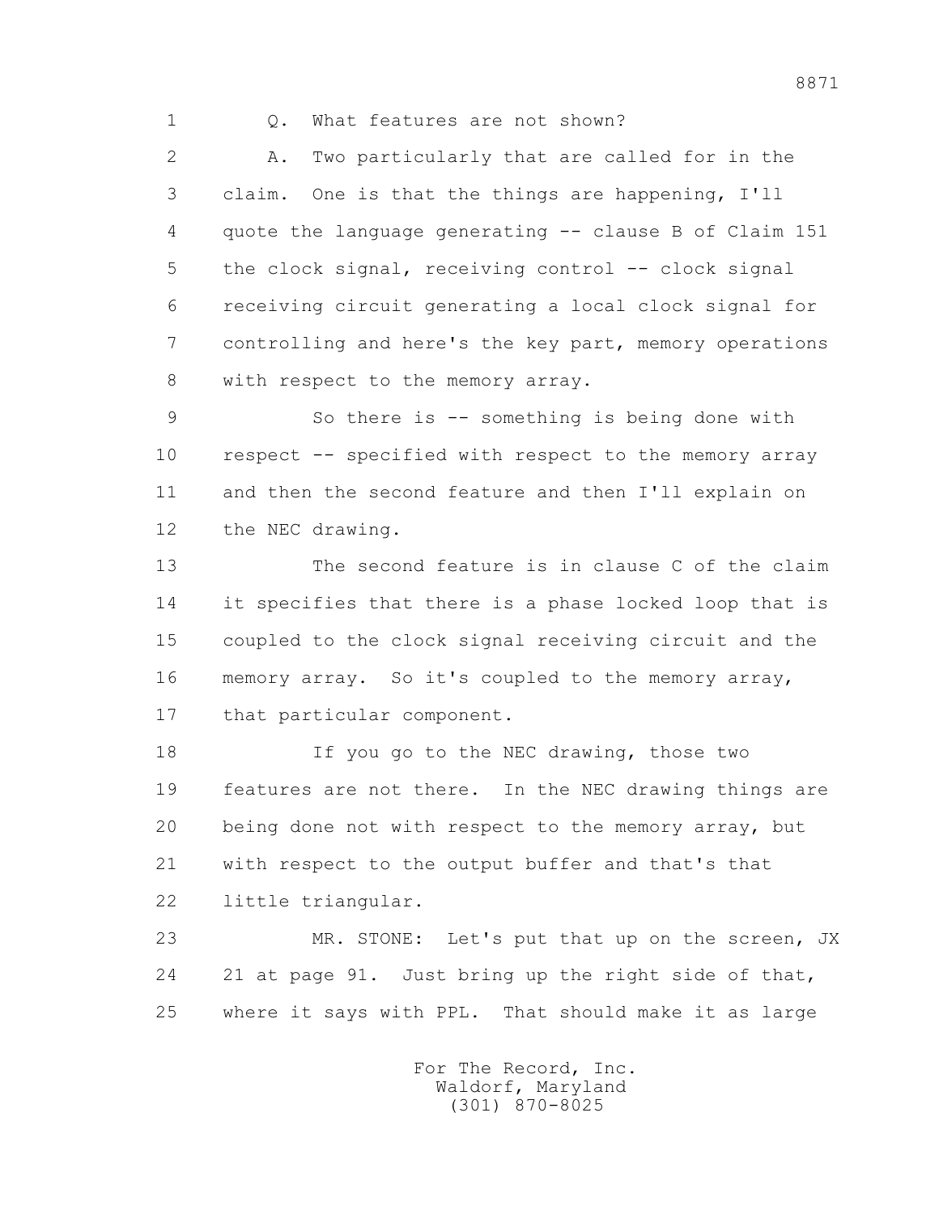Q. What features are not shown?

A. Two particularly that are called for in the claim. One is that the things are happening, I'll quote the language generating -- clause B of Claim 151 the clock signal, receiving control -- clock signal receiving circuit generating a local clock signal for controlling and here's the key part, memory operations with respect to the memory array.

So there is -- something is being done with respect -- specified with respect to the memory array and then the second feature and then I'll explain on the NEC drawing.

The second feature is in clause C of the claim it specifies that there is a phase locked loop that is coupled to the clock signal receiving circuit and the memory array. So it's coupled to the memory array, that particular component.

If you go to the NEC drawing, those two features are not there. In the NEC drawing things are being done not with respect to the memory array, but with respect to the output buffer and that's that little triangular.

MR. STONE: Let's put that up on the screen, JX 21 at page 91. Just bring up the right side of that, where it says with PPL. That should make it as large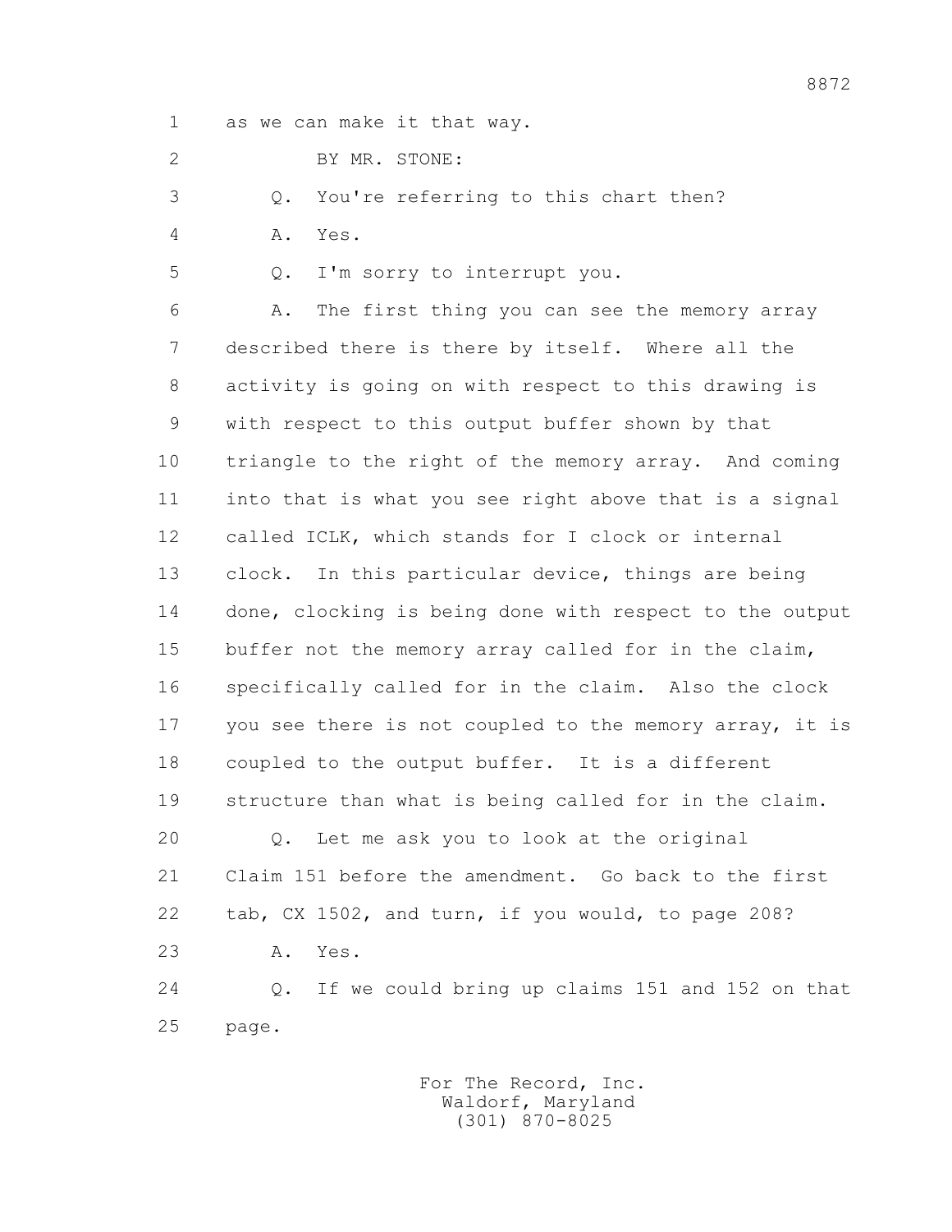1 as we can make it that way.

2 BY MR. STONE:

3 Q. You're referring to this chart then?

4 A. Yes.

5 Q. I'm sorry to interrupt you.

6 A. The first thing you can see the memory array

7 described there is there by itself. Where all the

8 activity is going on with respect to this drawing is

9 with respect to this output buffer shown by that

10 triangle to the right of the memory array. And coming

11 into that is what you see right above that is a signal

12 called ICLK, which stands for I clock or internal

13 clock. In this particular device, things are being

14 done, clocking is being done with respect to the output

15 buffer not the memory array called for in the claim,

16 specifically called for in the claim. Also the clock

17 you see there is not coupled to the memory array, it is

18 coupled to the output buffer. It is a different

19 structure than what is being called for in the claim.

20 Q. Let me ask you to look at the original

21 Claim 151 before the amendment. Go back to the first

22 tab, CX 1502, and turn, if you would, to page 208?

23 A. Yes.

24 Q. If we could bring up claims 151 and 152 on that

25 page.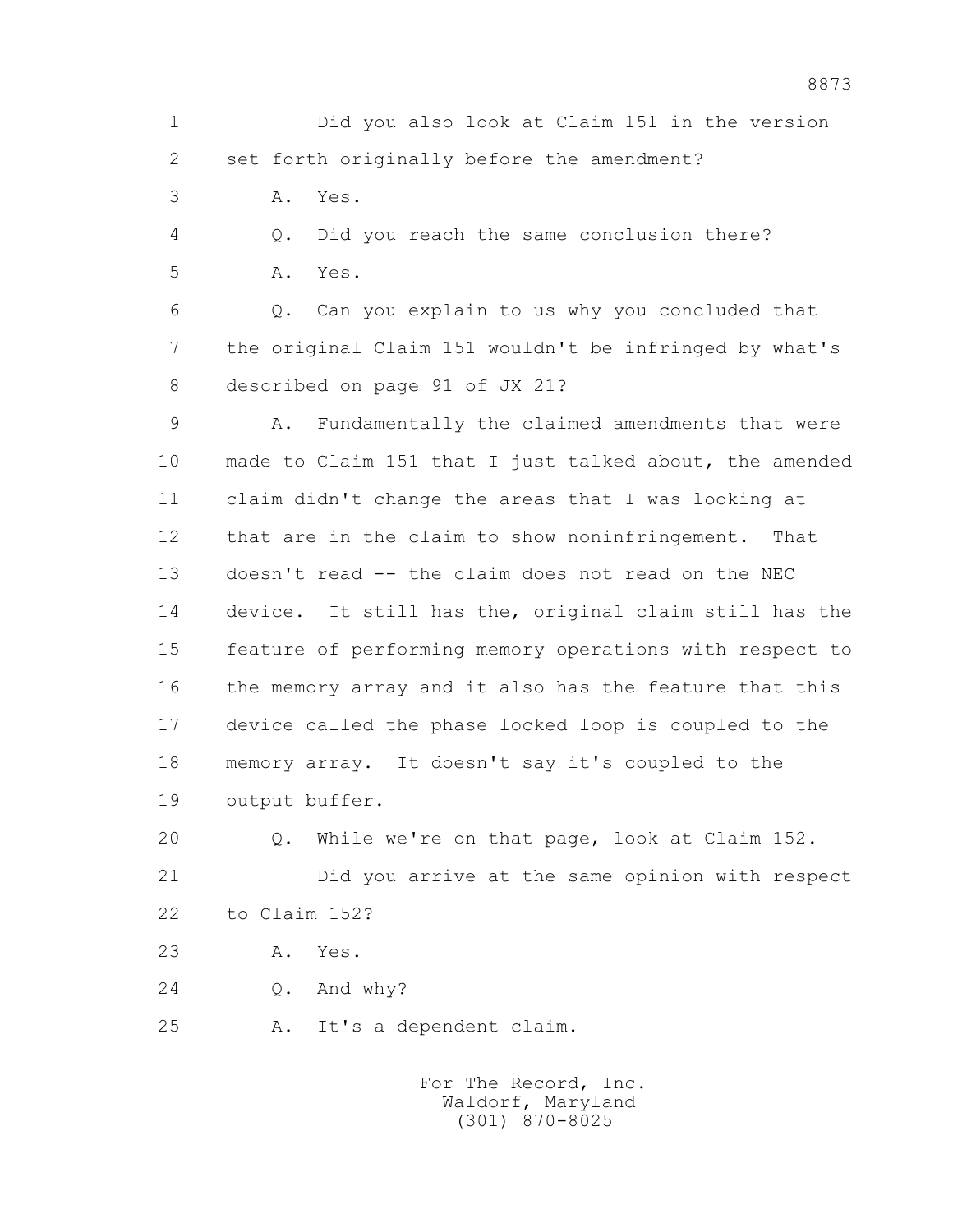1 Did you also look at Claim 151 in the version
2 set forth originally before the amendment?
3 A. Yes.
4 Q. Did you reach the same conclusion there?
5 A. Yes.
6 Q. Can you explain to us why you concluded that
7 the original Claim 151 wouldn't be infringed by what's
8 described on page 91 of JX 21?
9 A. Fundamentally the claimed amendments that were
10 made to Claim 151 that I just talked about, the amended
11 claim didn't change the areas that I was looking at
12 that are in the claim to show noninfringement. That
13 doesn't read -- the claim does not read on the NEC
14 device. It still has the, original claim still has the
15 feature of performing memory operations with respect to
16 the memory array and it also has the feature that this
17 device called the phase locked loop is coupled to the
18 memory array. It doesn't say it's coupled to the
19 output buffer.
20 Q. While we're on that page, look at Claim 152.
21 Did you arrive at the same opinion with respect
22 to Claim 152?
23 A. Yes.
24 Q. And why?
25 A. It's a dependent claim.

For The Record, Inc.
Waldorf, Maryland
(301) 870-8025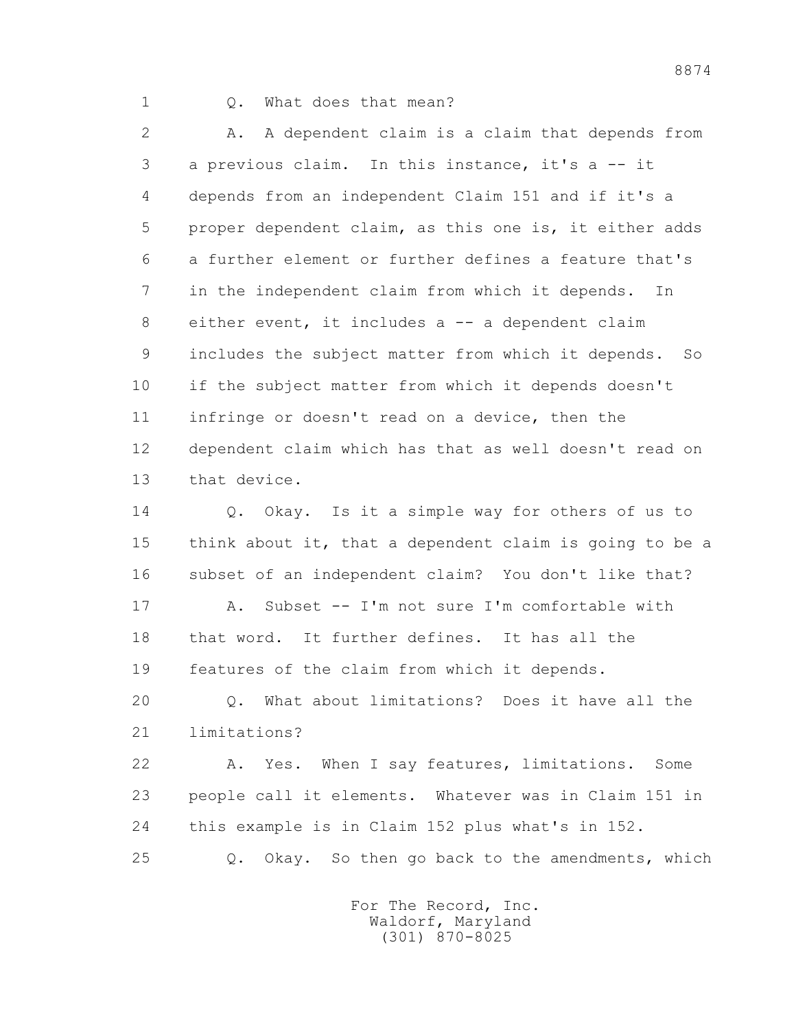Q. What does that mean?

A. A dependent claim is a claim that depends from a previous claim. In this instance, it's a -- it depends from an independent Claim 151 and if it's a proper dependent claim, as this one is, it either adds a further element or further defines a feature that's in the independent claim from which it depends. In either event, it includes a -- a dependent claim includes the subject matter from which it depends. So if the subject matter from which it depends doesn't infringe or doesn't read on a device, then the dependent claim which has that as well doesn't read on that device.

Q. Okay. Is it a simple way for others of us to think about it, that a dependent claim is going to be a subset of an independent claim? You don't like that?

A. Subset -- I'm not sure I'm comfortable with that word. It further defines. It has all the features of the claim from which it depends.

Q. What about limitations? Does it have all the limitations?

A. Yes. When I say features, limitations. Some people call it elements. Whatever was in Claim 151 in this example is in Claim 152 plus what's in 152.

Q. Okay. So then go back to the amendments, which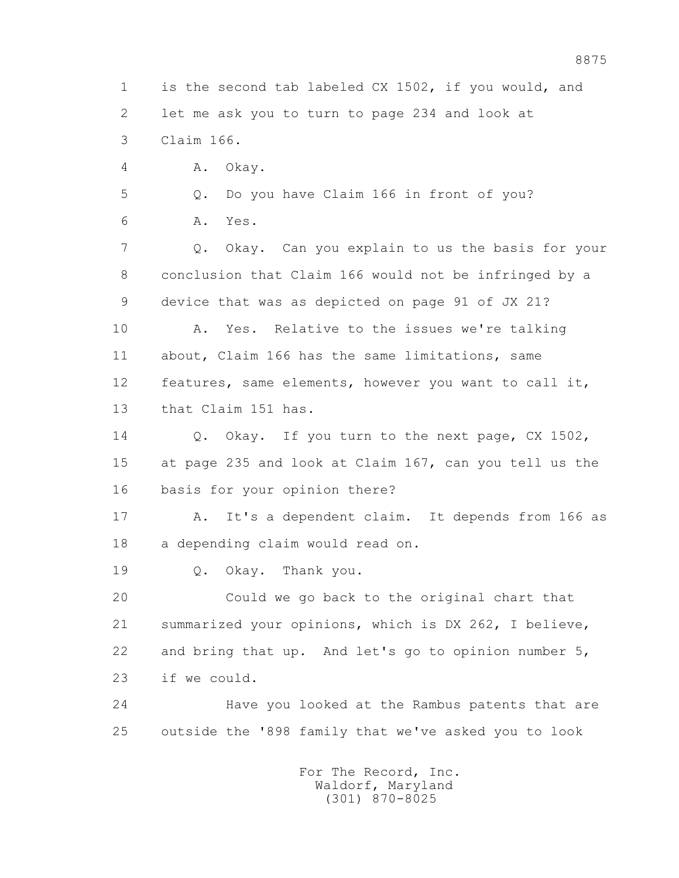is the second tab labeled CX 1502, if you would, and let me ask you to turn to page 234 and look at Claim 166.

A. Okay.

Q. Do you have Claim 166 in front of you?

A. Yes.

Q. Okay. Can you explain to us the basis for your conclusion that Claim 166 would not be infringed by a device that was as depicted on page 91 of JX 21?

A. Yes. Relative to the issues we're talking about, Claim 166 has the same limitations, same features, same elements, however you want to call it, that Claim 151 has.

Q. Okay. If you turn to the next page, CX 1502, at page 235 and look at Claim 167, can you tell us the basis for your opinion there?

A. It's a dependent claim. It depends from 166 as a depending claim would read on.

Q. Okay. Thank you.

Could we go back to the original chart that summarized your opinions, which is DX 262, I believe, and bring that up. And let's go to opinion number 5, if we could.

Have you looked at the Rambus patents that are outside the '898 family that we've asked you to look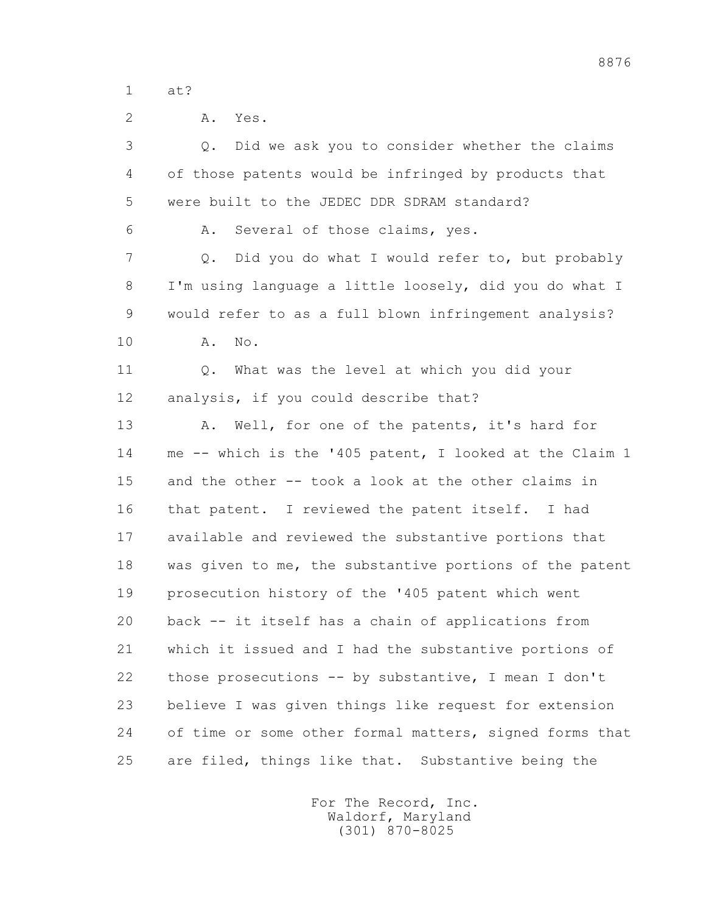1 at?

2 A. Yes.

3 Q. Did we ask you to consider whether the claims

4 of those patents would be infringed by products that

5 were built to the JEDEC DDR SDRAM standard?

6 A. Several of those claims, yes.

7 Q. Did you do what I would refer to, but probably

8 I'm using language a little loosely, did you do what I

9 would refer to as a full blown infringement analysis?

10 A. No.

11 Q. What was the level at which you did your

12 analysis, if you could describe that?

13 A. Well, for one of the patents, it's hard for

14 me -- which is the '405 patent, I looked at the Claim 1

15 and the other -- took a look at the other claims in

16 that patent. I reviewed the patent itself. I had

17 available and reviewed the substantive portions that

18 was given to me, the substantive portions of the patent

19 prosecution history of the '405 patent which went

20 back -- it itself has a chain of applications from

21 which it issued and I had the substantive portions of

22 those prosecutions -- by substantive, I mean I don't

23 believe I was given things like request for extension

24 of time or some other formal matters, signed forms that

25 are filed, things like that. Substantive being the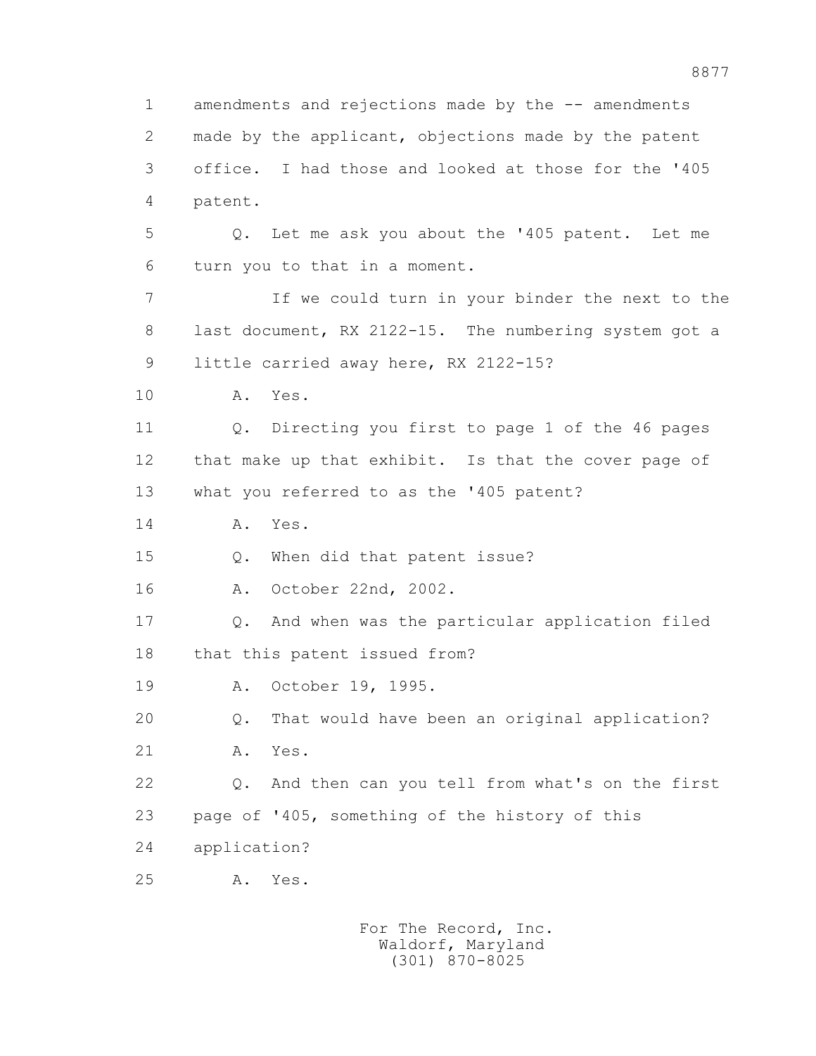1 amendments and rejections made by the -- amendments
2 made by the applicant, objections made by the patent
3 office. I had those and looked at those for the '405
4 patent.

5 Q. Let me ask you about the '405 patent. Let me
6 turn you to that in a moment.

7 If we could turn in your binder the next to the
8 last document, RX 2122-15. The numbering system got a
9 little carried away here, RX 2122-15?

10 A. Yes.

11 Q. Directing you first to page 1 of the 46 pages
12 that make up that exhibit. Is that the cover page of
13 what you referred to as the '405 patent?

14 A. Yes.

15 Q. When did that patent issue?

16 A. October 22nd, 2002.

17 Q. And when was the particular application filed
18 that this patent issued from?

19 A. October 19, 1995.

20 Q. That would have been an original application?

21 A. Yes.

22 Q. And then can you tell from what's on the first
23 page of '405, something of the history of this
24 application?

25 A. Yes.

For The Record, Inc.
Waldorf, Maryland
(301) 870-8025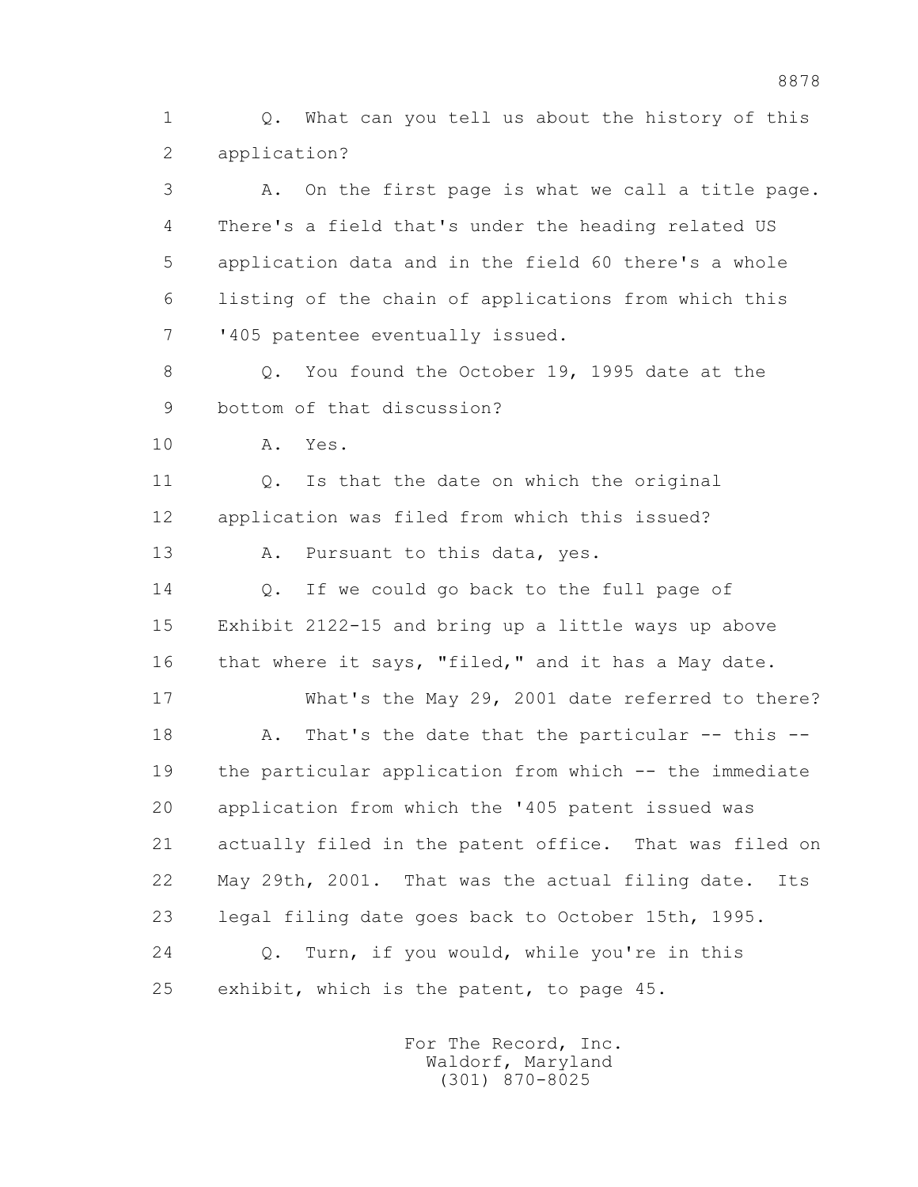1 Q. What can you tell us about the history of this
2 application?
3 A. On the first page is what we call a title page.
4 There's a field that's under the heading related US
5 application data and in the field 60 there's a whole
6 listing of the chain of applications from which this
7 '405 patentee eventually issued.
8 Q. You found the October 19, 1995 date at the
9 bottom of that discussion?
10 A. Yes.
11 Q. Is that the date on which the original
12 application was filed from which this issued?
13 A. Pursuant to this data, yes.
14 Q. If we could go back to the full page of
15 Exhibit 2122-15 and bring up a little ways up above
16 that where it says, "filed," and it has a May date.
17 What's the May 29, 2001 date referred to there?
18 A. That's the date that the particular -- this --
19 the particular application from which -- the immediate
20 application from which the '405 patent issued was
21 actually filed in the patent office. That was filed on
22 May 29th, 2001. That was the actual filing date. Its
23 legal filing date goes back to October 15th, 1995.
24 Q. Turn, if you would, while you're in this
25 exhibit, which is the patent, to page 45.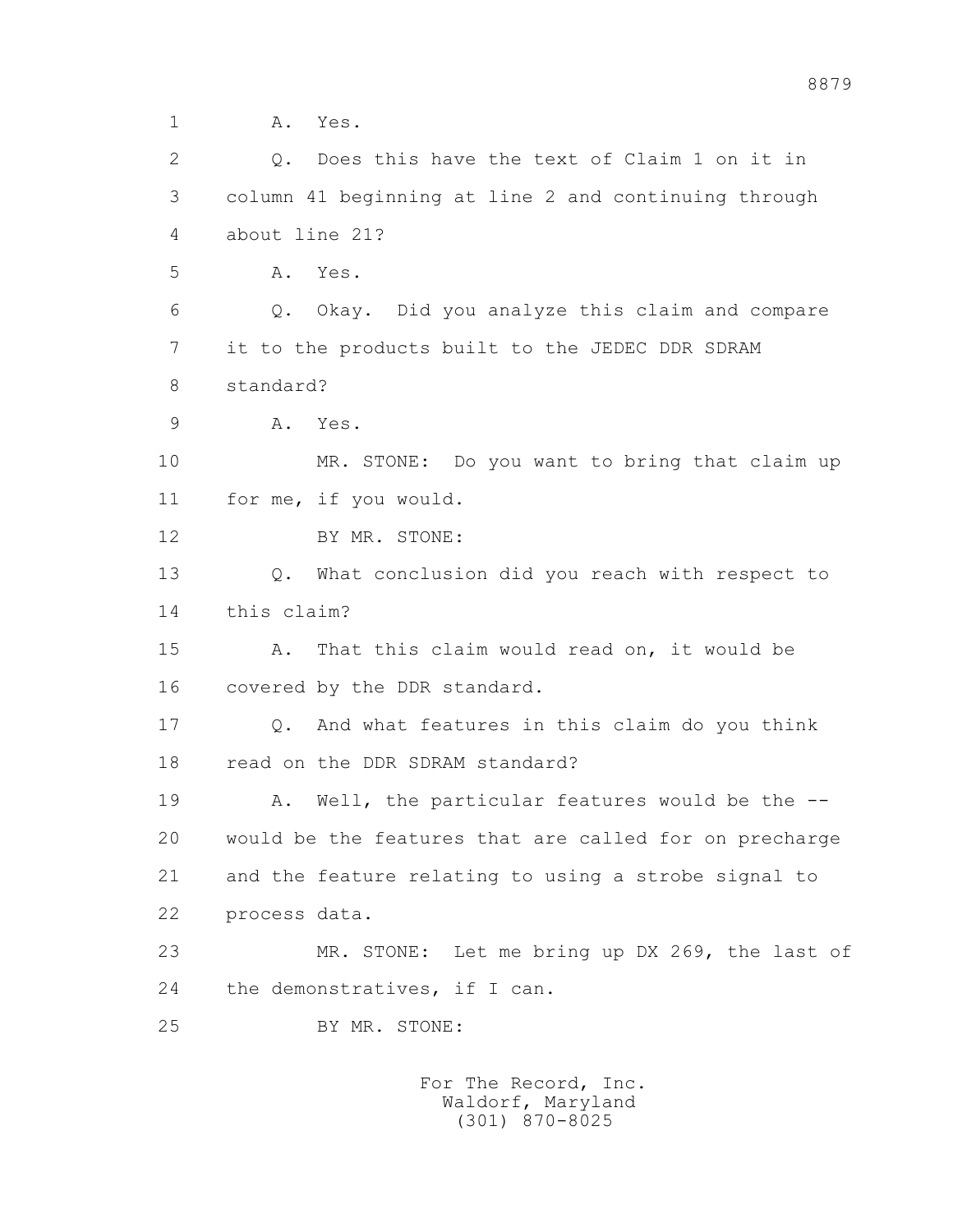1 A. Yes.

2 Q. Does this have the text of Claim 1 on it in

3 column 41 beginning at line 2 and continuing through

4 about line 21?

5 A. Yes.

6 Q. Okay. Did you analyze this claim and compare

7 it to the products built to the JEDEC DDR SDRAM

8 standard?

9 A. Yes.

10 MR. STONE: Do you want to bring that claim up

11 for me, if you would.

12 BY MR. STONE:

13 Q. What conclusion did you reach with respect to

14 this claim?

15 A. That this claim would read on, it would be

16 covered by the DDR standard.

17 Q. And what features in this claim do you think

18 read on the DDR SDRAM standard?

19 A. Well, the particular features would be the --

20 would be the features that are called for on precharge

21 and the feature relating to using a strobe signal to

22 process data.

23 MR. STONE: Let me bring up DX 269, the last of

24 the demonstratives, if I can.

25 BY MR. STONE:

For The Record, Inc.
Waldorf, Maryland
(301) 870-8025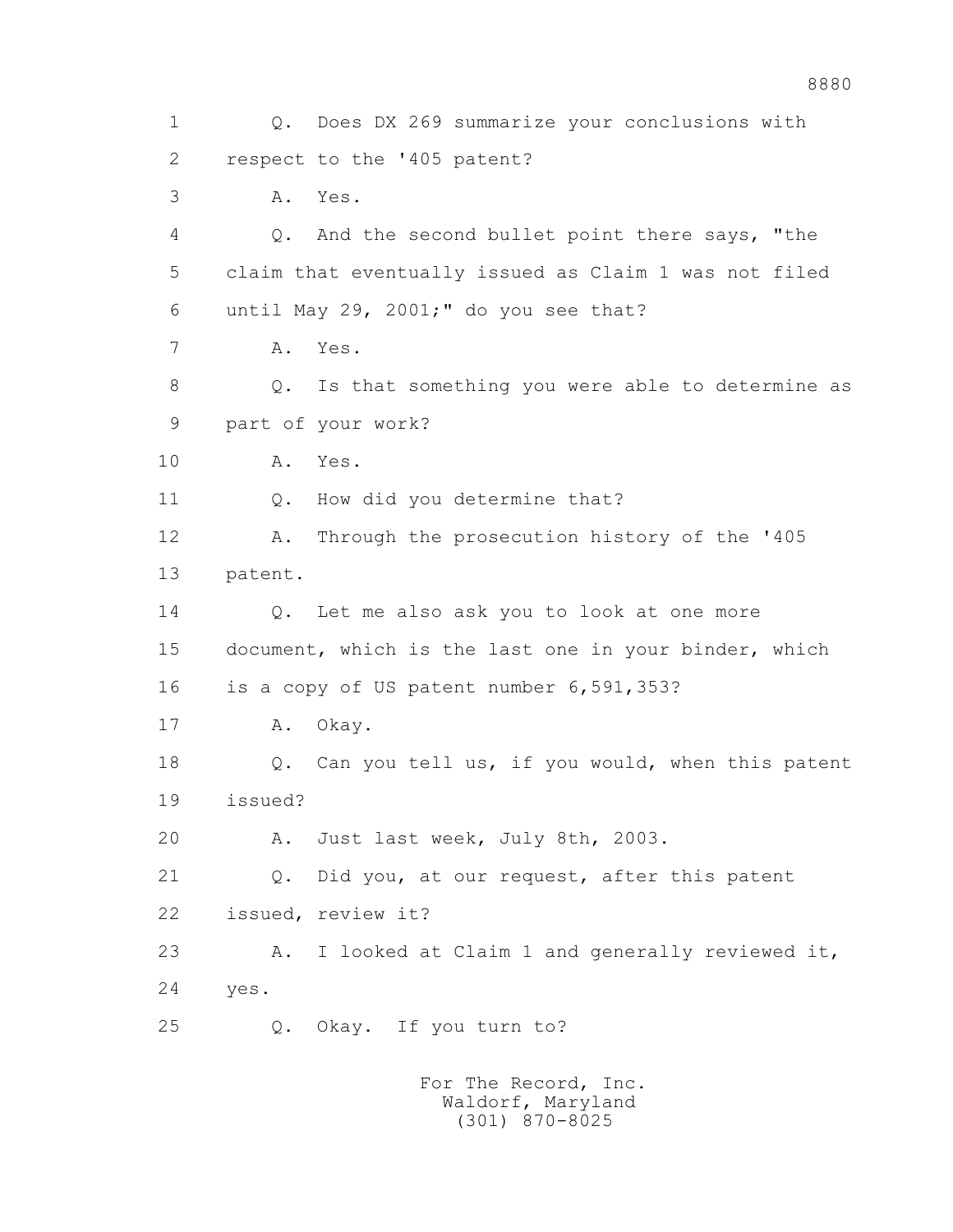1 Q. Does DX 269 summarize your conclusions with
2 respect to the '405 patent?
3 A. Yes.
4 Q. And the second bullet point there says, "the
5 claim that eventually issued as Claim 1 was not filed
6 until May 29, 2001;" do you see that?
7 A. Yes.
8 Q. Is that something you were able to determine as
9 part of your work?
10 A. Yes.
11 Q. How did you determine that?
12 A. Through the prosecution history of the '405
13 patent.
14 Q. Let me also ask you to look at one more
15 document, which is the last one in your binder, which
16 is a copy of US patent number 6,591,353?
17 A. Okay.
18 Q. Can you tell us, if you would, when this patent
19 issued?
20 A. Just last week, July 8th, 2003.
21 Q. Did you, at our request, after this patent
22 issued, review it?
23 A. I looked at Claim 1 and generally reviewed it,
24 yes.
25 Q. Okay. If you turn to?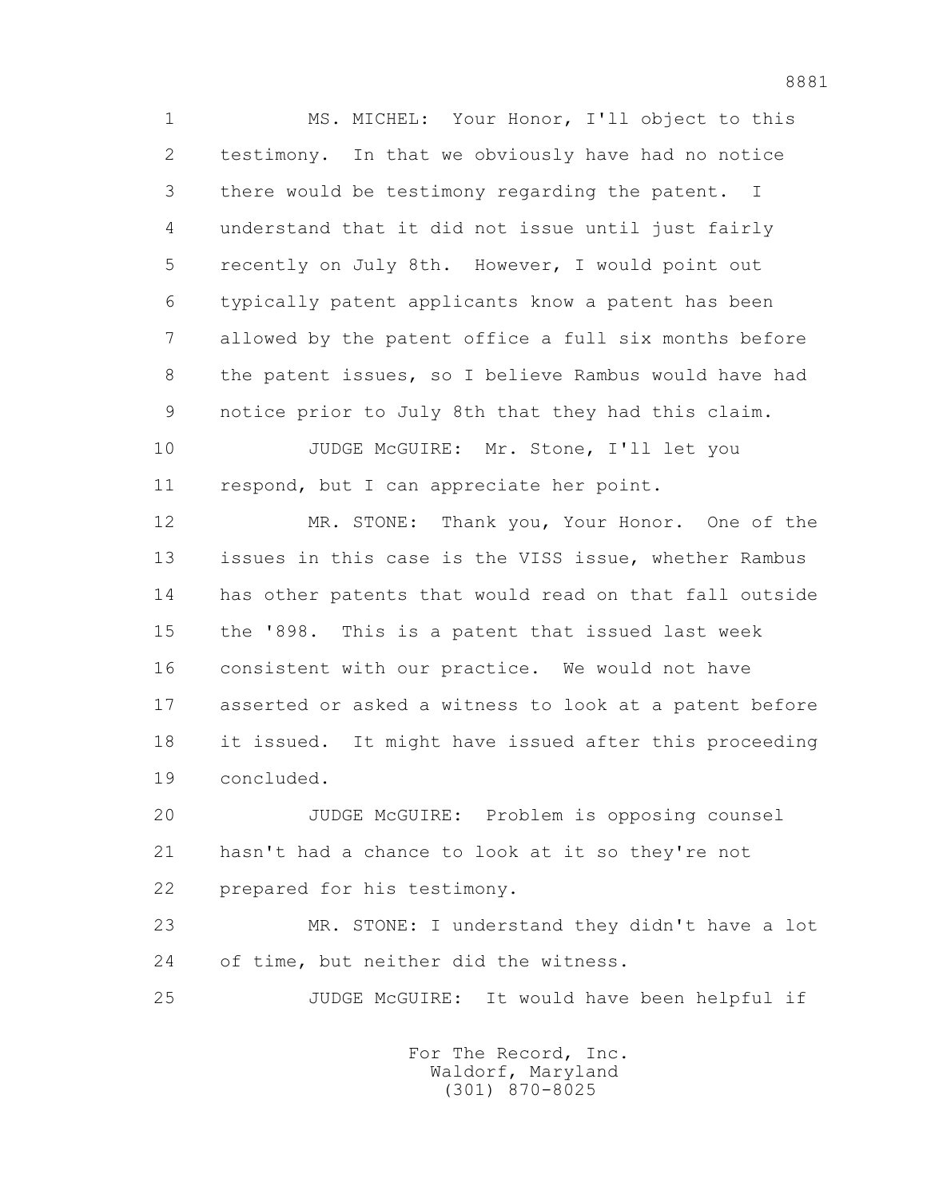MS. MICHEL: Your Honor, I'll object to this testimony. In that we obviously have had no notice there would be testimony regarding the patent. I understand that it did not issue until just fairly recently on July 8th. However, I would point out typically patent applicants know a patent has been allowed by the patent office a full six months before the patent issues, so I believe Rambus would have had notice prior to July 8th that they had this claim.

JUDGE McGUIRE: Mr. Stone, I'll let you respond, but I can appreciate her point.

MR. STONE: Thank you, Your Honor. One of the issues in this case is the VISS issue, whether Rambus has other patents that would read on that fall outside the '898. This is a patent that issued last week consistent with our practice. We would not have asserted or asked a witness to look at a patent before it issued. It might have issued after this proceeding concluded.

JUDGE McGUIRE: Problem is opposing counsel hasn't had a chance to look at it so they're not prepared for his testimony.

MR. STONE: I understand they didn't have a lot of time, but neither did the witness.

JUDGE McGUIRE: It would have been helpful if

For The Record, Inc.
Waldorf, Maryland
(301) 870-8025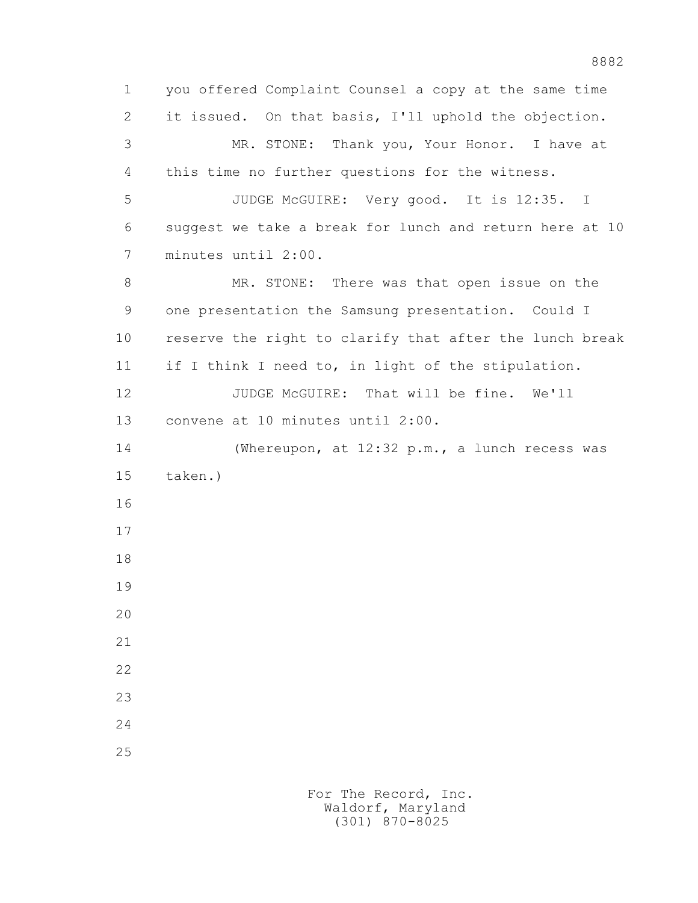you offered Complaint Counsel a copy at the same time it issued. On that basis, I'll uphold the objection.

MR. STONE: Thank you, Your Honor. I have at this time no further questions for the witness.

JUDGE McGUIRE: Very good. It is 12:35. I suggest we take a break for lunch and return here at 10 minutes until 2:00.

MR. STONE: There was that open issue on the one presentation the Samsung presentation. Could I reserve the right to clarify that after the lunch break if I think I need to, in light of the stipulation.

JUDGE McGUIRE: That will be fine. We'll convene at 10 minutes until 2:00.

(Whereupon, at 12:32 p.m., a lunch recess was taken.)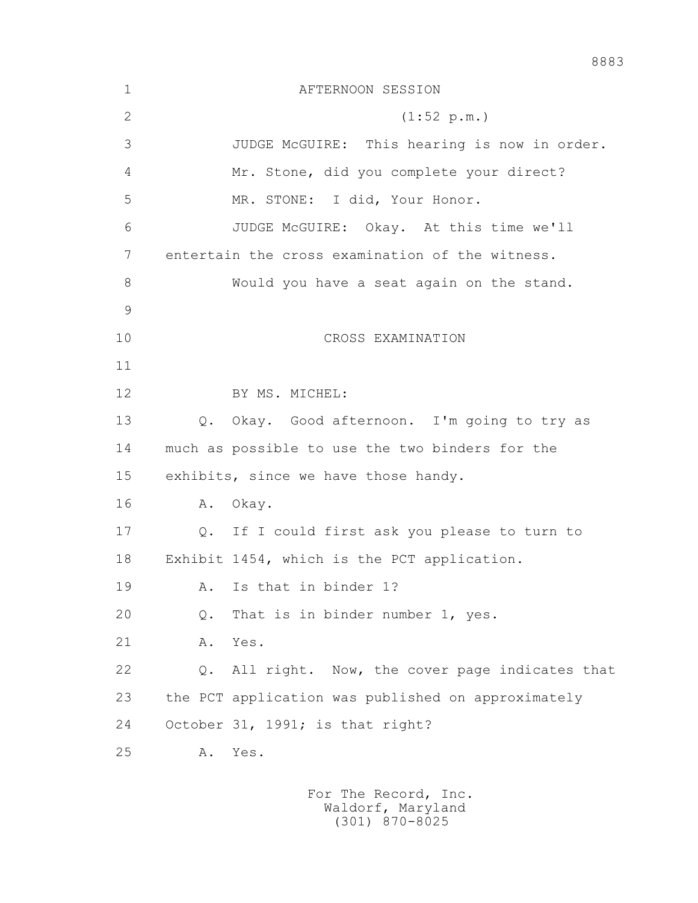AFTERNOON SESSION

(1:52 p.m.)

JUDGE McGUIRE: This hearing is now in order.

Mr. Stone, did you complete your direct?

MR. STONE: I did, Your Honor.

JUDGE McGUIRE: Okay. At this time we'll entertain the cross examination of the witness.

Would you have a seat again on the stand.

CROSS EXAMINATION

BY MS. MICHEL:

Q. Okay. Good afternoon. I'm going to try as much as possible to use the two binders for the exhibits, since we have those handy.

A. Okay.

Q. If I could first ask you please to turn to Exhibit 1454, which is the PCT application.

A. Is that in binder 1?

Q. That is in binder number 1, yes.

A. Yes.

Q. All right. Now, the cover page indicates that the PCT application was published on approximately October 31, 1991; is that right?

A. Yes.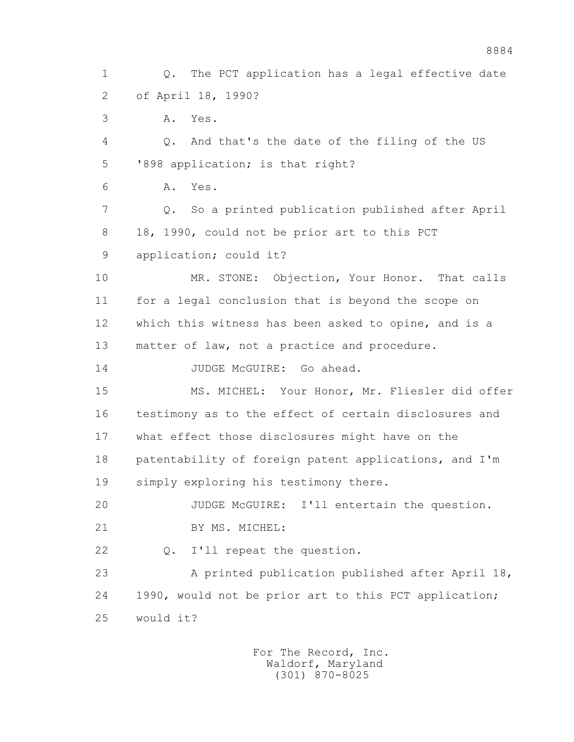1 Q. The PCT application has a legal effective date
2 of April 18, 1990?
3 A. Yes.
4 Q. And that's the date of the filing of the US
5 '898 application; is that right?
6 A. Yes.
7 Q. So a printed publication published after April
8 18, 1990, could not be prior art to this PCT
9 application; could it?
10 MR. STONE: Objection, Your Honor. That calls
11 for a legal conclusion that is beyond the scope on
12 which this witness has been asked to opine, and is a
13 matter of law, not a practice and procedure.
14 JUDGE McGUIRE: Go ahead.
15 MS. MICHEL: Your Honor, Mr. Fliesler did offer
16 testimony as to the effect of certain disclosures and
17 what effect those disclosures might have on the
18 patentability of foreign patent applications, and I'm
19 simply exploring his testimony there.
20 JUDGE McGUIRE: I'll entertain the question.
21 BY MS. MICHEL:
22 Q. I'll repeat the question.
23 A printed publication published after April 18,
24 1990, would not be prior art to this PCT application;
25 would it?

For The Record, Inc.
Waldorf, Maryland
(301) 870-8025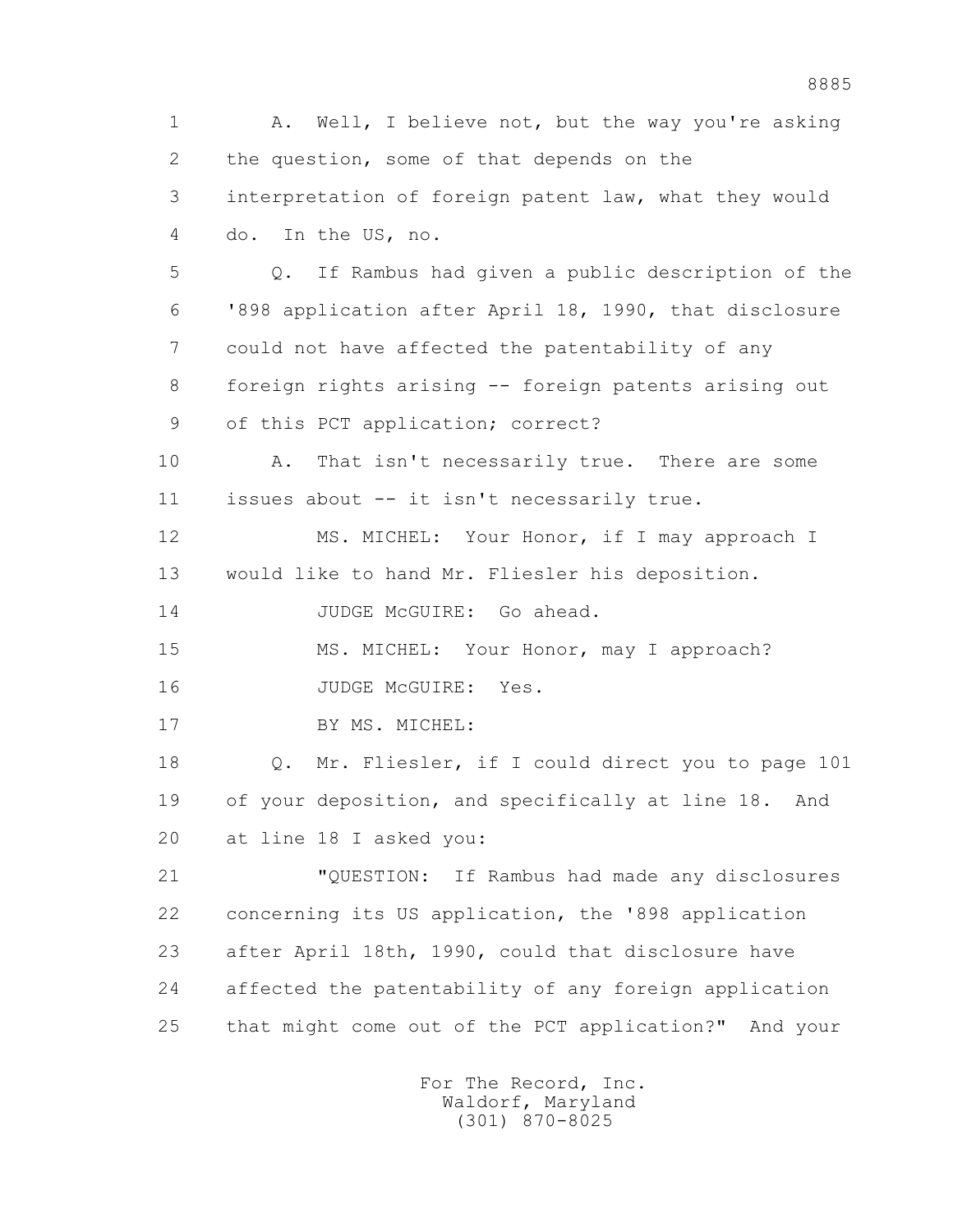1 A. Well, I believe not, but the way you're asking
2 the question, some of that depends on the
3 interpretation of foreign patent law, what they would
4 do. In the US, no.

5 Q. If Rambus had given a public description of the
6 '898 application after April 18, 1990, that disclosure
7 could not have affected the patentability of any
8 foreign rights arising -- foreign patents arising out
9 of this PCT application; correct?

10 A. That isn't necessarily true. There are some
11 issues about -- it isn't necessarily true.

12 MS. MICHEL: Your Honor, if I may approach I
13 would like to hand Mr. Fliesler his deposition.

14 JUDGE McGUIRE: Go ahead.

15 MS. MICHEL: Your Honor, may I approach?

16 JUDGE McGUIRE: Yes.

17 BY MS. MICHEL:

18 Q. Mr. Fliesler, if I could direct you to page 101
19 of your deposition, and specifically at line 18. And
20 at line 18 I asked you:

21 "QUESTION: If Rambus had made any disclosures
22 concerning its US application, the '898 application
23 after April 18th, 1990, could that disclosure have
24 affected the patentability of any foreign application
25 that might come out of the PCT application?" And your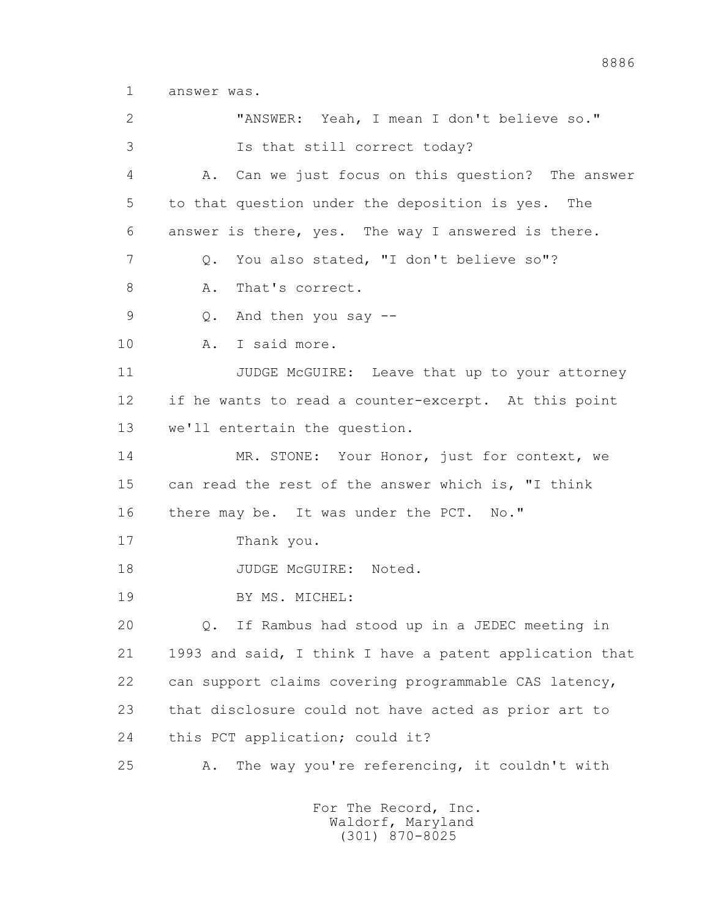1 answer was.

2 "ANSWER: Yeah, I mean I don't believe so."

3 Is that still correct today?

4 A. Can we just focus on this question? The answer

5 to that question under the deposition is yes. The

6 answer is there, yes. The way I answered is there.

7 Q. You also stated, "I don't believe so"?

8 A. That's correct.

9 Q. And then you say --

10 A. I said more.

11 JUDGE McGUIRE: Leave that up to your attorney

12 if he wants to read a counter-excerpt. At this point

13 we'll entertain the question.

14 MR. STONE: Your Honor, just for context, we

15 can read the rest of the answer which is, "I think

16 there may be. It was under the PCT. No."

17 Thank you.

18 JUDGE McGUIRE: Noted.

19 BY MS. MICHEL:

20 Q. If Rambus had stood up in a JEDEC meeting in

21 1993 and said, I think I have a patent application that

22 can support claims covering programmable CAS latency,

23 that disclosure could not have acted as prior art to

24 this PCT application; could it?

25 A. The way you're referencing, it couldn't with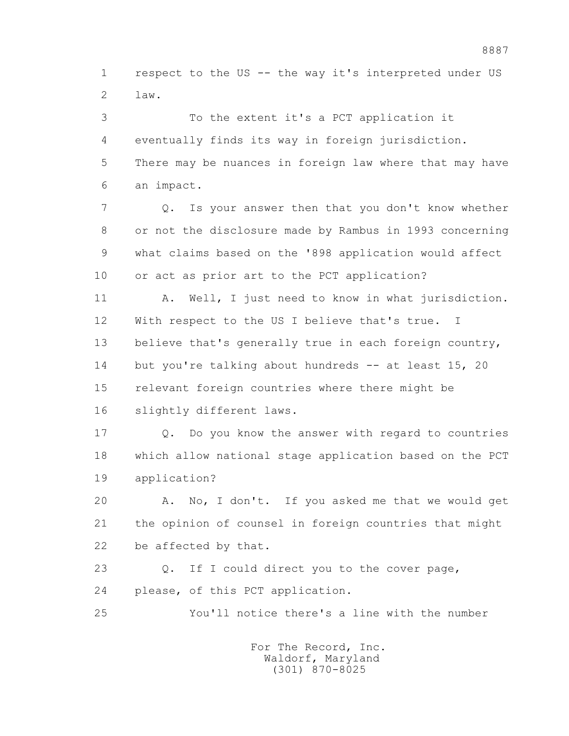1 respect to the US -- the way it's interpreted under US
2 law.

3 To the extent it's a PCT application it
4 eventually finds its way in foreign jurisdiction.
5 There may be nuances in foreign law where that may have
6 an impact.

7 Q. Is your answer then that you don't know whether
8 or not the disclosure made by Rambus in 1993 concerning
9 what claims based on the '898 application would affect
10 or act as prior art to the PCT application?

11 A. Well, I just need to know in what jurisdiction.
12 With respect to the US I believe that's true. I
13 believe that's generally true in each foreign country,
14 but you're talking about hundreds -- at least 15, 20
15 relevant foreign countries where there might be
16 slightly different laws.

17 Q. Do you know the answer with regard to countries
18 which allow national stage application based on the PCT
19 application?

20 A. No, I don't. If you asked me that we would get
21 the opinion of counsel in foreign countries that might
22 be affected by that.

23 Q. If I could direct you to the cover page,
24 please, of this PCT application.

25 You'll notice there's a line with the number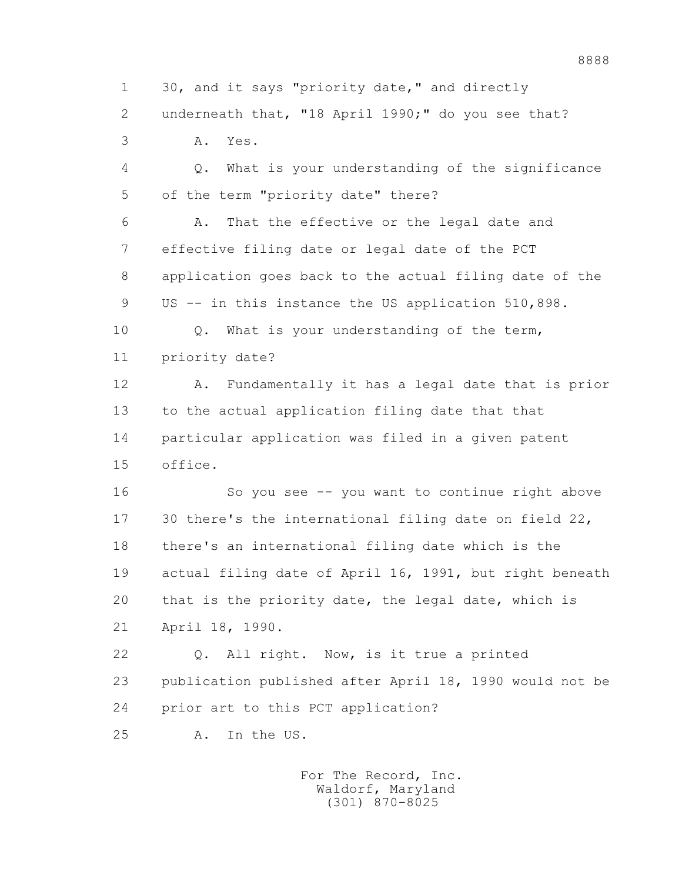1 30, and it says "priority date," and directly

2 underneath that, "18 April 1990;" do you see that?

3 A. Yes.

4 Q. What is your understanding of the significance

5 of the term "priority date" there?

6 A. That the effective or the legal date and

7 effective filing date or legal date of the PCT

8 application goes back to the actual filing date of the

9 US -- in this instance the US application 510,898.

10 Q. What is your understanding of the term,

11 priority date?

12 A. Fundamentally it has a legal date that is prior

13 to the actual application filing date that that

14 particular application was filed in a given patent

15 office.

16 So you see -- you want to continue right above

17 30 there's the international filing date on field 22,

18 there's an international filing date which is the

19 actual filing date of April 16, 1991, but right beneath

20 that is the priority date, the legal date, which is

21 April 18, 1990.

22 Q. All right. Now, is it true a printed

23 publication published after April 18, 1990 would not be

24 prior art to this PCT application?

25 A. In the US.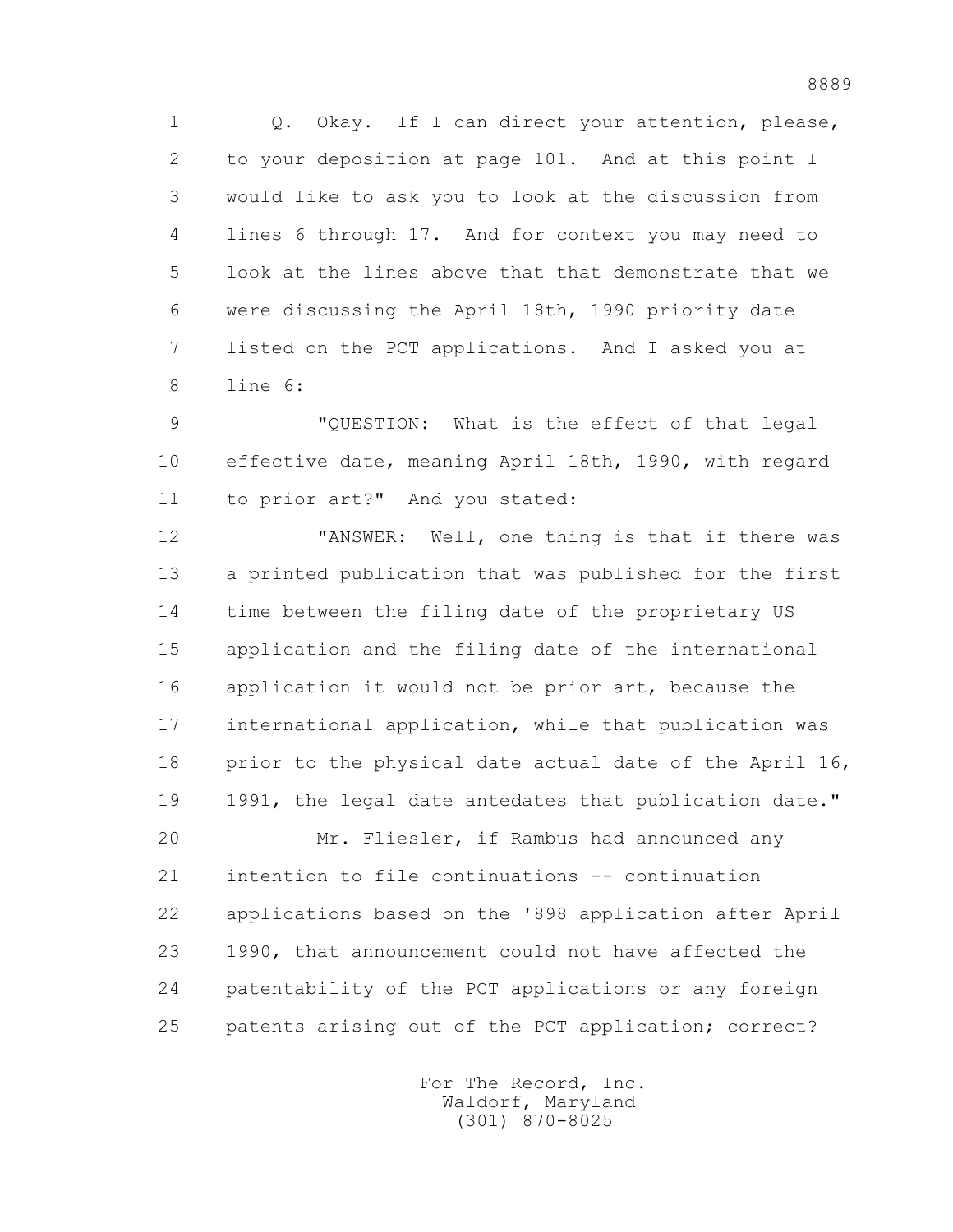1 Q. Okay. If I can direct your attention, please,
2 to your deposition at page 101. And at this point I
3 would like to ask you to look at the discussion from
4 lines 6 through 17. And for context you may need to
5 look at the lines above that that demonstrate that we
6 were discussing the April 18th, 1990 priority date
7 listed on the PCT applications. And I asked you at
8 line 6:

9 "QUESTION: What is the effect of that legal
10 effective date, meaning April 18th, 1990, with regard
11 to prior art?" And you stated:

12 "ANSWER: Well, one thing is that if there was
13 a printed publication that was published for the first
14 time between the filing date of the proprietary US
15 application and the filing date of the international
16 application it would not be prior art, because the
17 international application, while that publication was
18 prior to the physical date actual date of the April 16,
19 1991, the legal date antedates that publication date."

20 Mr. Fliesler, if Rambus had announced any
21 intention to file continuations -- continuation
22 applications based on the '898 application after April
23 1990, that announcement could not have affected the
24 patentability of the PCT applications or any foreign
25 patents arising out of the PCT application; correct?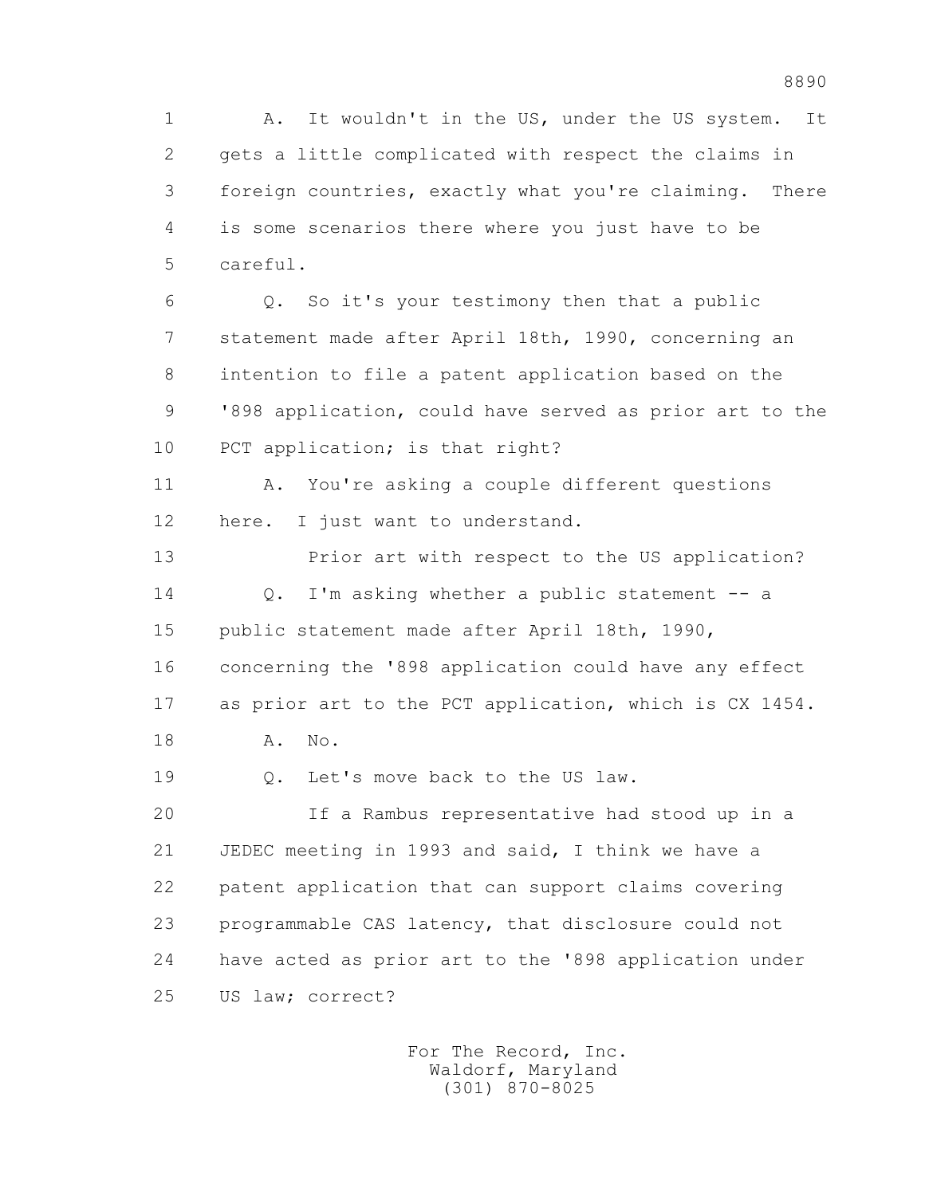1 A. It wouldn't in the US, under the US system. It
2 gets a little complicated with respect the claims in
3 foreign countries, exactly what you're claiming. There
4 is some scenarios there where you just have to be
5 careful.

6 Q. So it's your testimony then that a public
7 statement made after April 18th, 1990, concerning an
8 intention to file a patent application based on the
9 '898 application, could have served as prior art to the
10 PCT application; is that right?

11 A. You're asking a couple different questions
12 here. I just want to understand.

13 Prior art with respect to the US application?

14 Q. I'm asking whether a public statement -- a
15 public statement made after April 18th, 1990,
16 concerning the '898 application could have any effect
17 as prior art to the PCT application, which is CX 1454.

18 A. No.

19 Q. Let's move back to the US law.

20 If a Rambus representative had stood up in a
21 JEDEC meeting in 1993 and said, I think we have a
22 patent application that can support claims covering
23 programmable CAS latency, that disclosure could not
24 have acted as prior art to the '898 application under
25 US law; correct?

For The Record, Inc.
Waldorf, Maryland
(301) 870-8025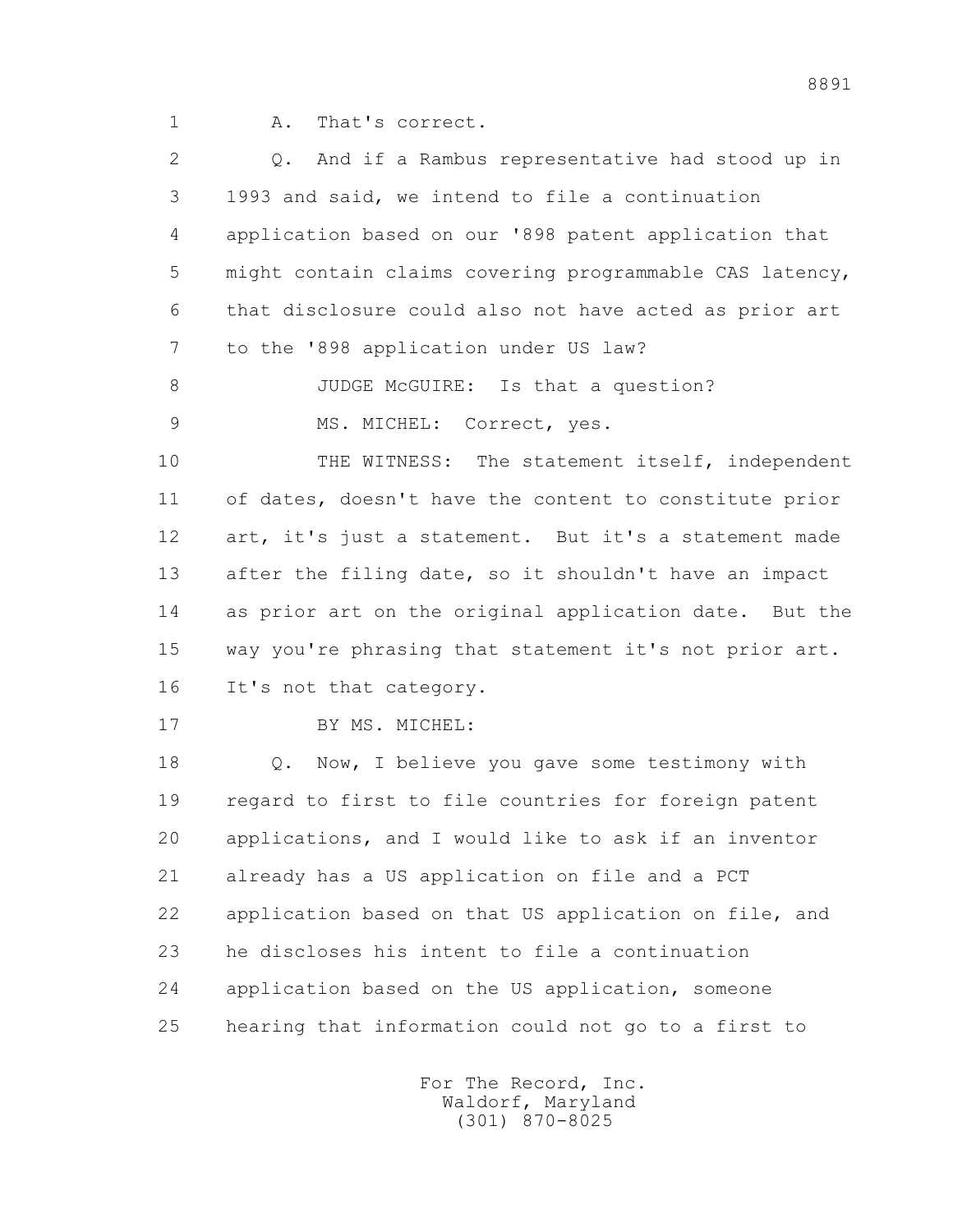1 A. That's correct.

2 Q. And if a Rambus representative had stood up in

3 1993 and said, we intend to file a continuation

4 application based on our '898 patent application that

5 might contain claims covering programmable CAS latency,

6 that disclosure could also not have acted as prior art

7 to the '898 application under US law?

8 JUDGE McGUIRE: Is that a question?

9 MS. MICHEL: Correct, yes.

10 THE WITNESS: The statement itself, independent

11 of dates, doesn't have the content to constitute prior

12 art, it's just a statement. But it's a statement made

13 after the filing date, so it shouldn't have an impact

14 as prior art on the original application date. But the

15 way you're phrasing that statement it's not prior art.

16 It's not that category.

17 BY MS. MICHEL:

18 Q. Now, I believe you gave some testimony with

19 regard to first to file countries for foreign patent

20 applications, and I would like to ask if an inventor

21 already has a US application on file and a PCT

22 application based on that US application on file, and

23 he discloses his intent to file a continuation

24 application based on the US application, someone

25 hearing that information could not go to a first to

For The Record, Inc.
Waldorf, Maryland
(301) 870-8025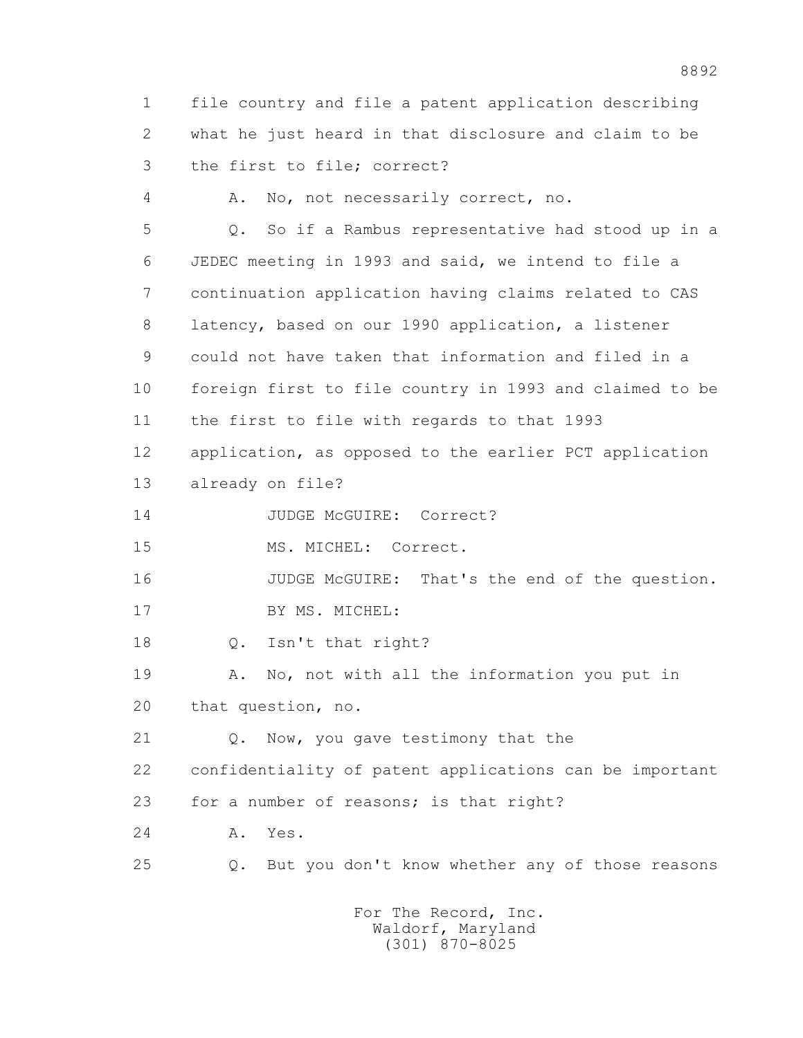1 file country and file a patent application describing
2 what he just heard in that disclosure and claim to be
3 the first to file; correct?

4 A. No, not necessarily correct, no.

5 Q. So if a Rambus representative had stood up in a
6 JEDEC meeting in 1993 and said, we intend to file a
7 continuation application having claims related to CAS
8 latency, based on our 1990 application, a listener
9 could not have taken that information and filed in a
10 foreign first to file country in 1993 and claimed to be
11 the first to file with regards to that 1993
12 application, as opposed to the earlier PCT application
13 already on file?

14 JUDGE McGUIRE: Correct?

15 MS. MICHEL: Correct.

16 JUDGE McGUIRE: That's the end of the question.

17 BY MS. MICHEL:

18 Q. Isn't that right?

19 A. No, not with all the information you put in
20 that question, no.

21 Q. Now, you gave testimony that the
22 confidentiality of patent applications can be important
23 for a number of reasons; is that right?

24 A. Yes.

25 Q. But you don't know whether any of those reasons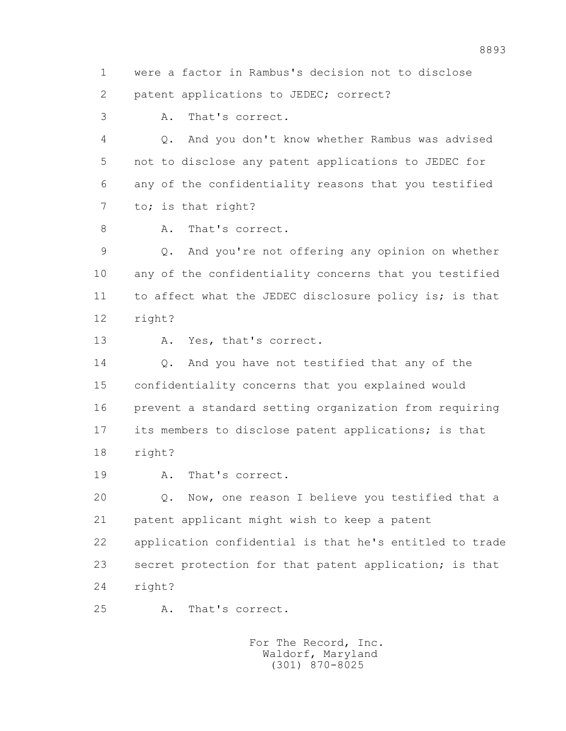1 were a factor in Rambus's decision not to disclose
2 patent applications to JEDEC; correct?
3 A. That's correct.
4 Q. And you don't know whether Rambus was advised
5 not to disclose any patent applications to JEDEC for
6 any of the confidentiality reasons that you testified
7 to; is that right?
8 A. That's correct.
9 Q. And you're not offering any opinion on whether
10 any of the confidentiality concerns that you testified
11 to affect what the JEDEC disclosure policy is; is that
12 right?
13 A. Yes, that's correct.
14 Q. And you have not testified that any of the
15 confidentiality concerns that you explained would
16 prevent a standard setting organization from requiring
17 its members to disclose patent applications; is that
18 right?
19 A. That's correct.
20 Q. Now, one reason I believe you testified that a
21 patent applicant might wish to keep a patent
22 application confidential is that he's entitled to trade
23 secret protection for that patent application; is that
24 right?
25 A. That's correct.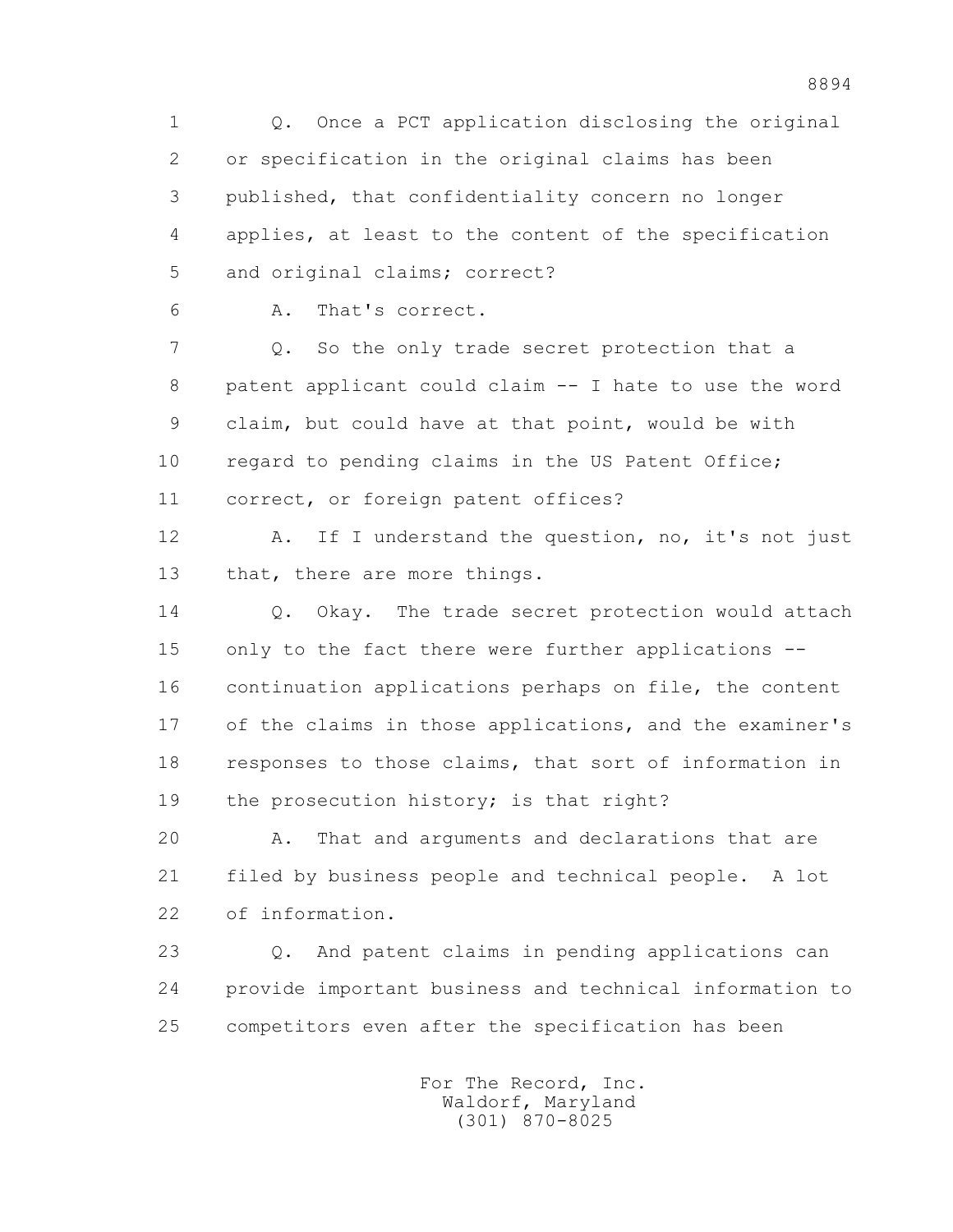1 Q. Once a PCT application disclosing the original
2 or specification in the original claims has been
3 published, that confidentiality concern no longer
4 applies, at least to the content of the specification
5 and original claims; correct?
6 A. That's correct.
7 Q. So the only trade secret protection that a
8 patent applicant could claim -- I hate to use the word
9 claim, but could have at that point, would be with
10 regard to pending claims in the US Patent Office;
11 correct, or foreign patent offices?
12 A. If I understand the question, no, it's not just
13 that, there are more things.
14 Q. Okay. The trade secret protection would attach
15 only to the fact there were further applications --
16 continuation applications perhaps on file, the content
17 of the claims in those applications, and the examiner's
18 responses to those claims, that sort of information in
19 the prosecution history; is that right?
20 A. That and arguments and declarations that are
21 filed by business people and technical people. A lot
22 of information.
23 Q. And patent claims in pending applications can
24 provide important business and technical information to
25 competitors even after the specification has been

For The Record, Inc.
Waldorf, Maryland
(301) 870-8025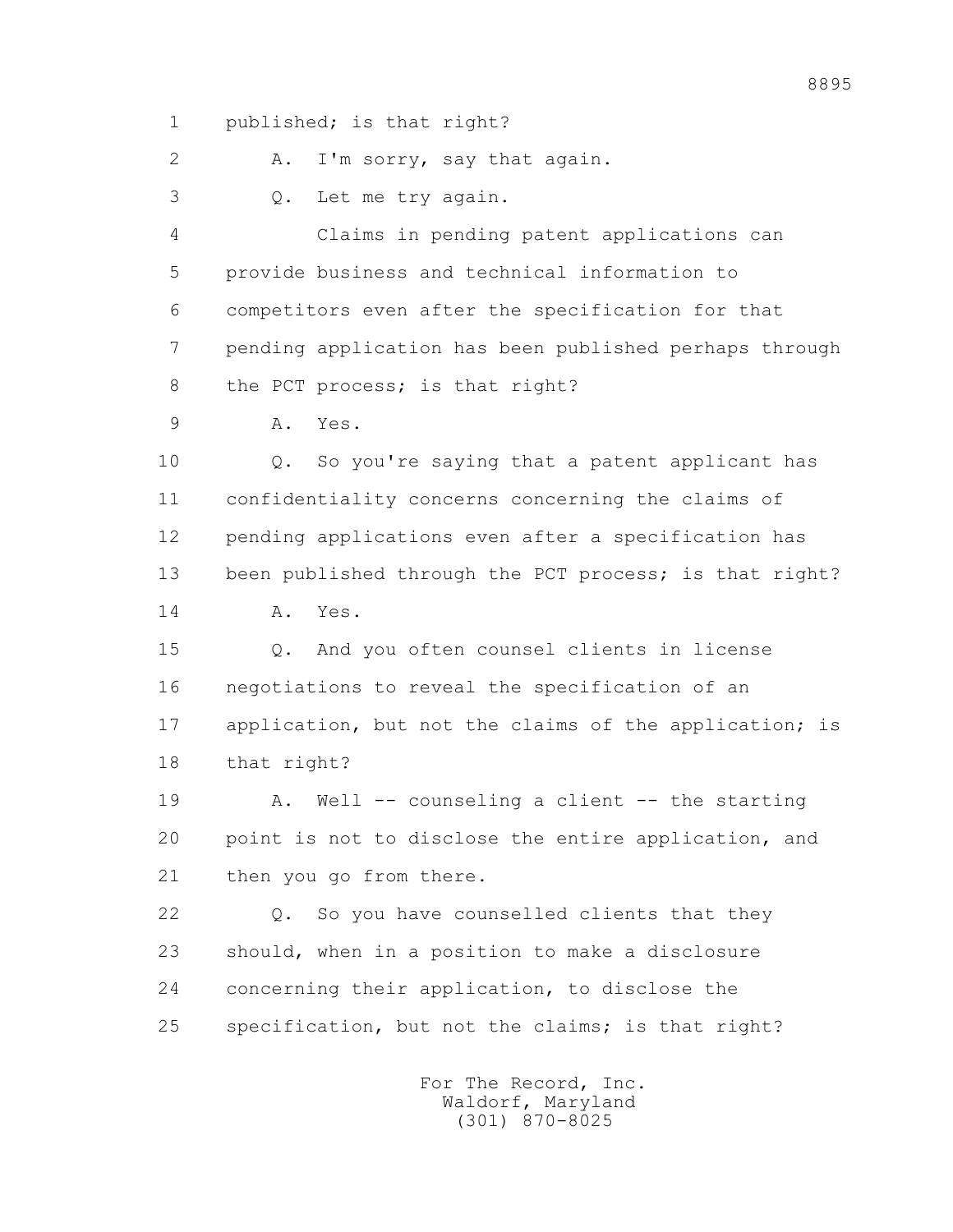1 published; is that right?

2 A. I'm sorry, say that again.

3 Q. Let me try again.

4 Claims in pending patent applications can

5 provide business and technical information to

6 competitors even after the specification for that

7 pending application has been published perhaps through

8 the PCT process; is that right?

9 A. Yes.

10 Q. So you're saying that a patent applicant has

11 confidentiality concerns concerning the claims of

12 pending applications even after a specification has

13 been published through the PCT process; is that right?

14 A. Yes.

15 Q. And you often counsel clients in license

16 negotiations to reveal the specification of an

17 application, but not the claims of the application; is

18 that right?

19 A. Well -- counseling a client -- the starting

20 point is not to disclose the entire application, and

21 then you go from there.

22 Q. So you have counselled clients that they

23 should, when in a position to make a disclosure

24 concerning their application, to disclose the

25 specification, but not the claims; is that right?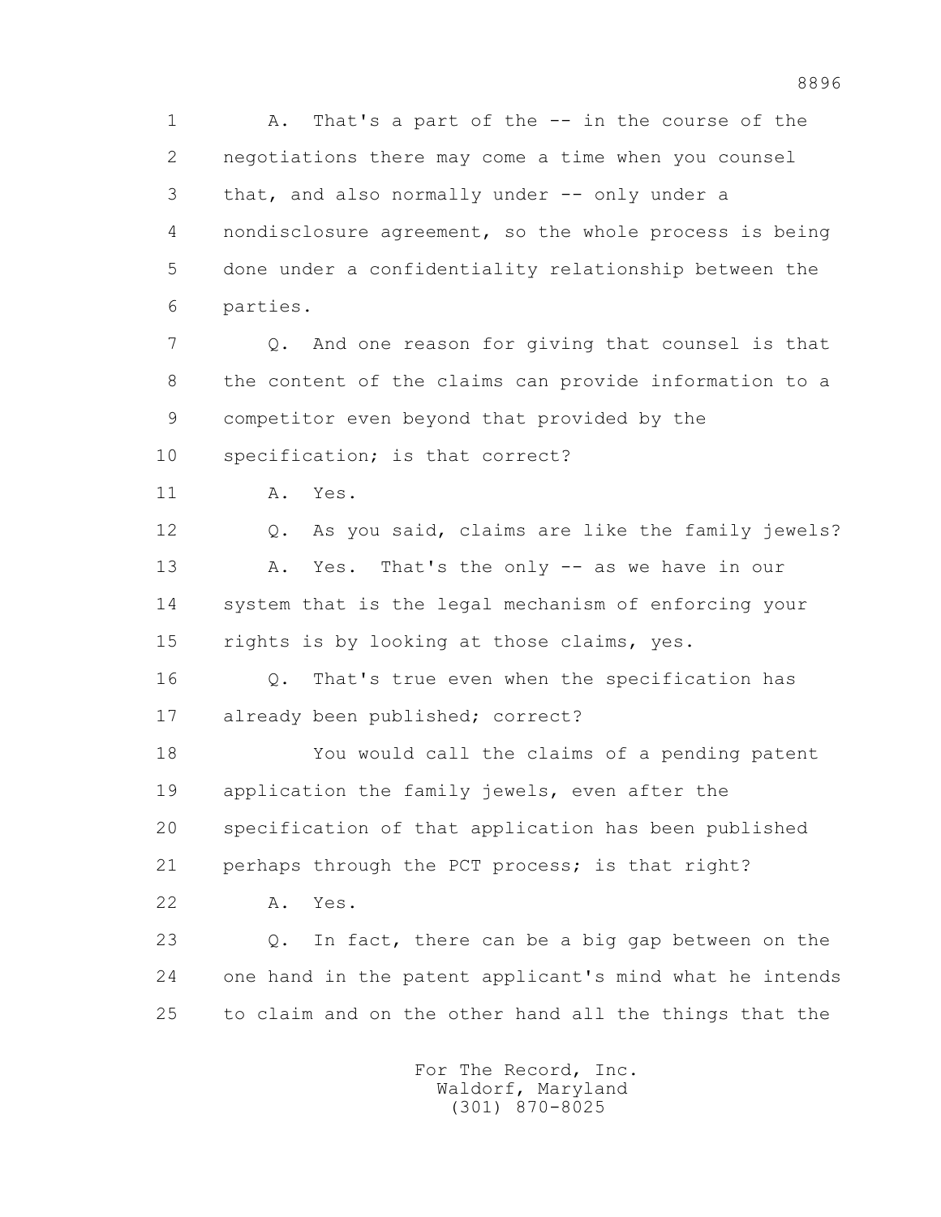A. That's a part of the -- in the course of the negotiations there may come a time when you counsel that, and also normally under -- only under a nondisclosure agreement, so the whole process is being done under a confidentiality relationship between the parties.

Q. And one reason for giving that counsel is that the content of the claims can provide information to a competitor even beyond that provided by the specification; is that correct?

A. Yes.

Q. As you said, claims are like the family jewels?

A. Yes. That's the only -- as we have in our system that is the legal mechanism of enforcing your rights is by looking at those claims, yes.

Q. That's true even when the specification has already been published; correct?

You would call the claims of a pending patent application the family jewels, even after the specification of that application has been published perhaps through the PCT process; is that right?

A. Yes.

Q. In fact, there can be a big gap between on the one hand in the patent applicant's mind what he intends to claim and on the other hand all the things that the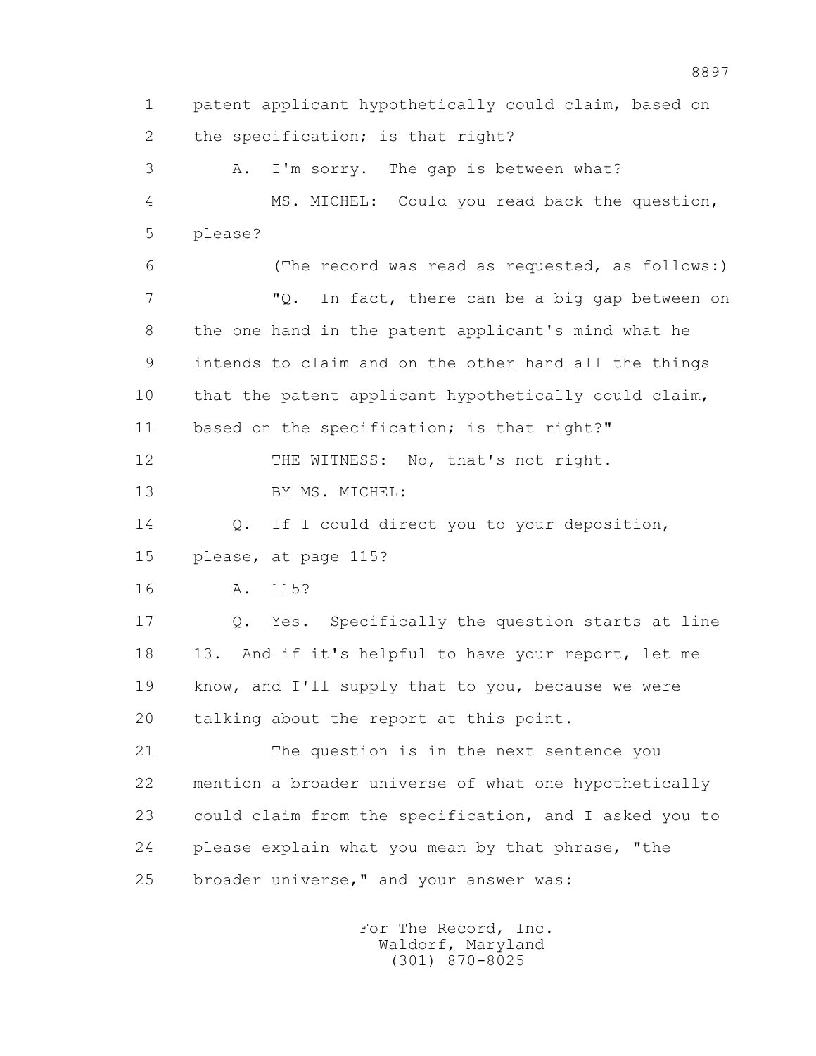1 patent applicant hypothetically could claim, based on
2 the specification; is that right?
3 A. I'm sorry. The gap is between what?
4 MS. MICHEL: Could you read back the question,
5 please?
6 (The record was read as requested, as follows:)
7 "Q. In fact, there can be a big gap between on
8 the one hand in the patent applicant's mind what he
9 intends to claim and on the other hand all the things
10 that the patent applicant hypothetically could claim,
11 based on the specification; is that right?"
12 THE WITNESS: No, that's not right.
13 BY MS. MICHEL:
14 Q. If I could direct you to your deposition,
15 please, at page 115?
16 A. 115?
17 Q. Yes. Specifically the question starts at line
18 13. And if it's helpful to have your report, let me
19 know, and I'll supply that to you, because we were
20 talking about the report at this point.
21 The question is in the next sentence you
22 mention a broader universe of what one hypothetically
23 could claim from the specification, and I asked you to
24 please explain what you mean by that phrase, "the
25 broader universe," and your answer was: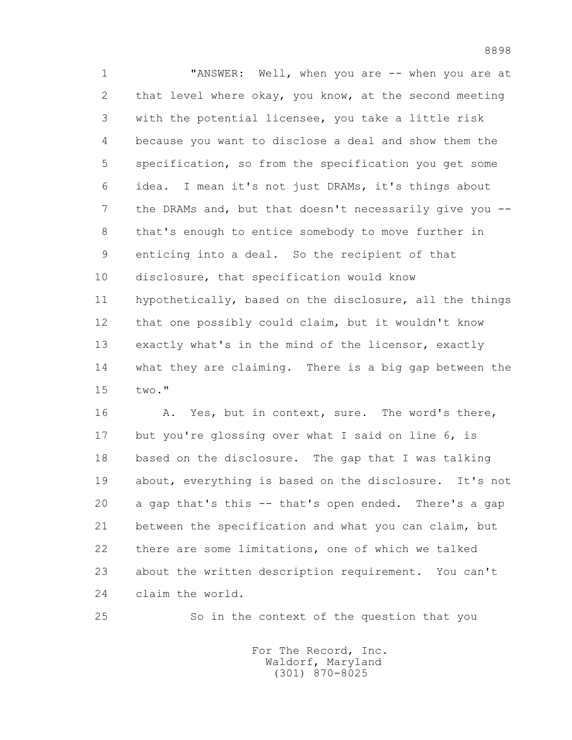"ANSWER: Well, when you are -- when you are at that level where okay, you know, at the second meeting with the potential licensee, you take a little risk because you want to disclose a deal and show them the specification, so from the specification you get some idea. I mean it's not just DRAMs, it's things about the DRAMs and, but that doesn't necessarily give you -- that's enough to entice somebody to move further in enticing into a deal. So the recipient of that disclosure, that specification would know hypothetically, based on the disclosure, all the things that one possibly could claim, but it wouldn't know exactly what's in the mind of the licensor, exactly what they are claiming. There is a big gap between the two."

A. Yes, but in context, sure. The word's there, but you're glossing over what I said on line 6, is based on the disclosure. The gap that I was talking about, everything is based on the disclosure. It's not a gap that's this -- that's open ended. There's a gap between the specification and what you can claim, but there are some limitations, one of which we talked about the written description requirement. You can't claim the world.

So in the context of the question that you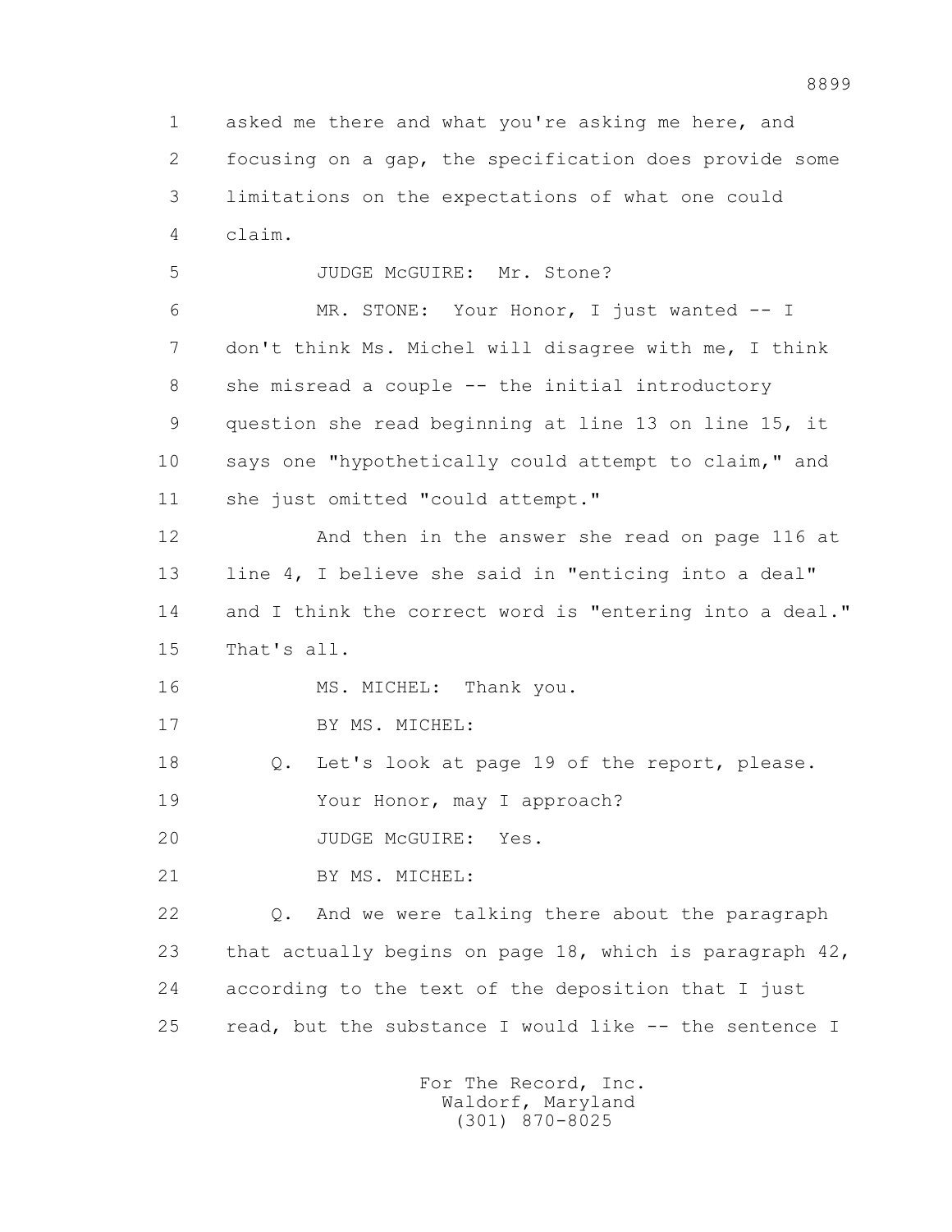1 asked me there and what you're asking me here, and
2 focusing on a gap, the specification does provide some
3 limitations on the expectations of what one could
4 claim.

5 JUDGE McGUIRE: Mr. Stone?

6 MR. STONE: Your Honor, I just wanted -- I
7 don't think Ms. Michel will disagree with me, I think
8 she misread a couple -- the initial introductory
9 question she read beginning at line 13 on line 15, it
10 says one "hypothetically could attempt to claim," and
11 she just omitted "could attempt."

12 And then in the answer she read on page 116 at
13 line 4, I believe she said in "enticing into a deal"
14 and I think the correct word is "entering into a deal."
15 That's all.

16 MS. MICHEL: Thank you.

17 BY MS. MICHEL:

18 Q. Let's look at page 19 of the report, please.
19 Your Honor, may I approach?

20 JUDGE McGUIRE: Yes.

21 BY MS. MICHEL:

22 Q. And we were talking there about the paragraph
23 that actually begins on page 18, which is paragraph 42,
24 according to the text of the deposition that I just
25 read, but the substance I would like -- the sentence I

For The Record, Inc.
Waldorf, Maryland
(301) 870-8025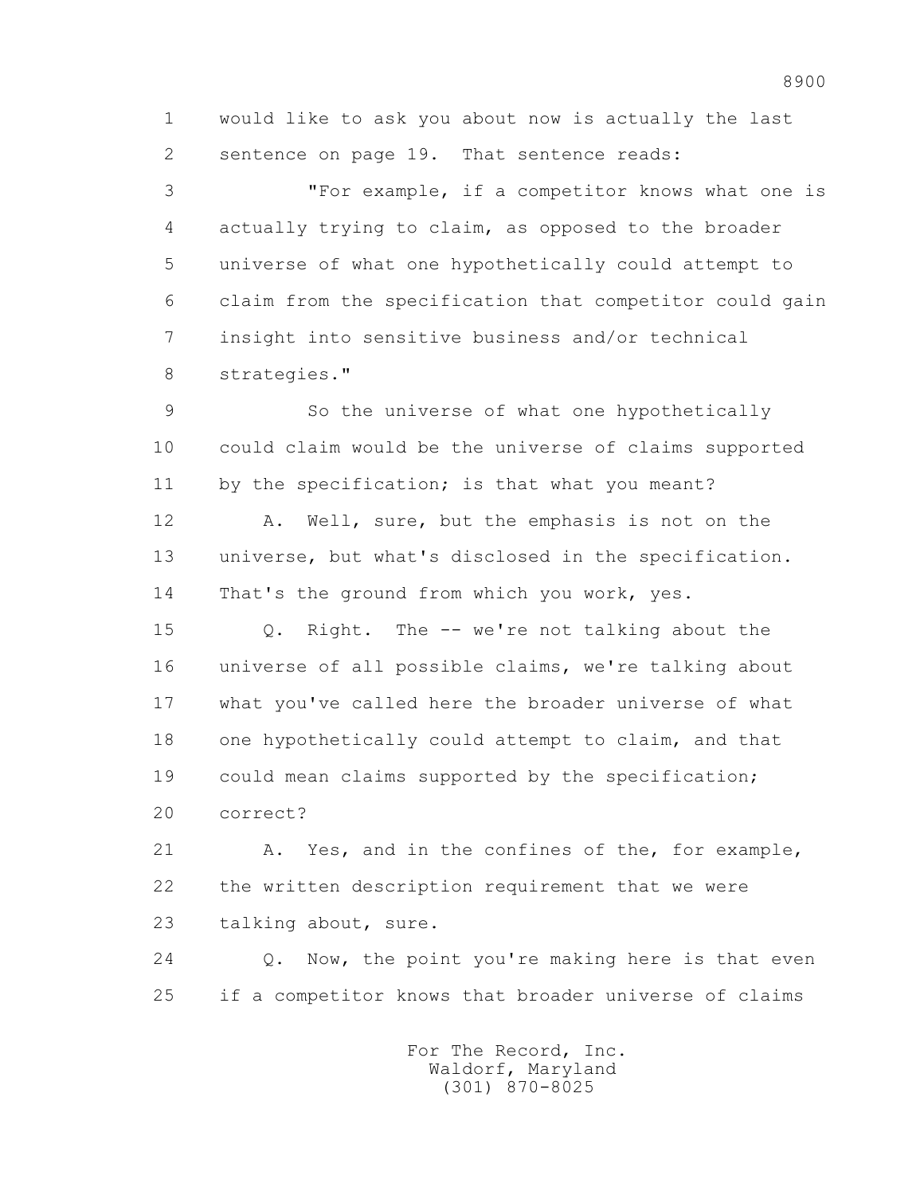would like to ask you about now is actually the last sentence on page 19. That sentence reads:

"For example, if a competitor knows what one is actually trying to claim, as opposed to the broader universe of what one hypothetically could attempt to claim from the specification that competitor could gain insight into sensitive business and/or technical strategies."

So the universe of what one hypothetically could claim would be the universe of claims supported by the specification; is that what you meant?

A. Well, sure, but the emphasis is not on the universe, but what's disclosed in the specification. That's the ground from which you work, yes.

Q. Right. The -- we're not talking about the universe of all possible claims, we're talking about what you've called here the broader universe of what one hypothetically could attempt to claim, and that could mean claims supported by the specification; correct?

A. Yes, and in the confines of the, for example, the written description requirement that we were talking about, sure.

Q. Now, the point you're making here is that even if a competitor knows that broader universe of claims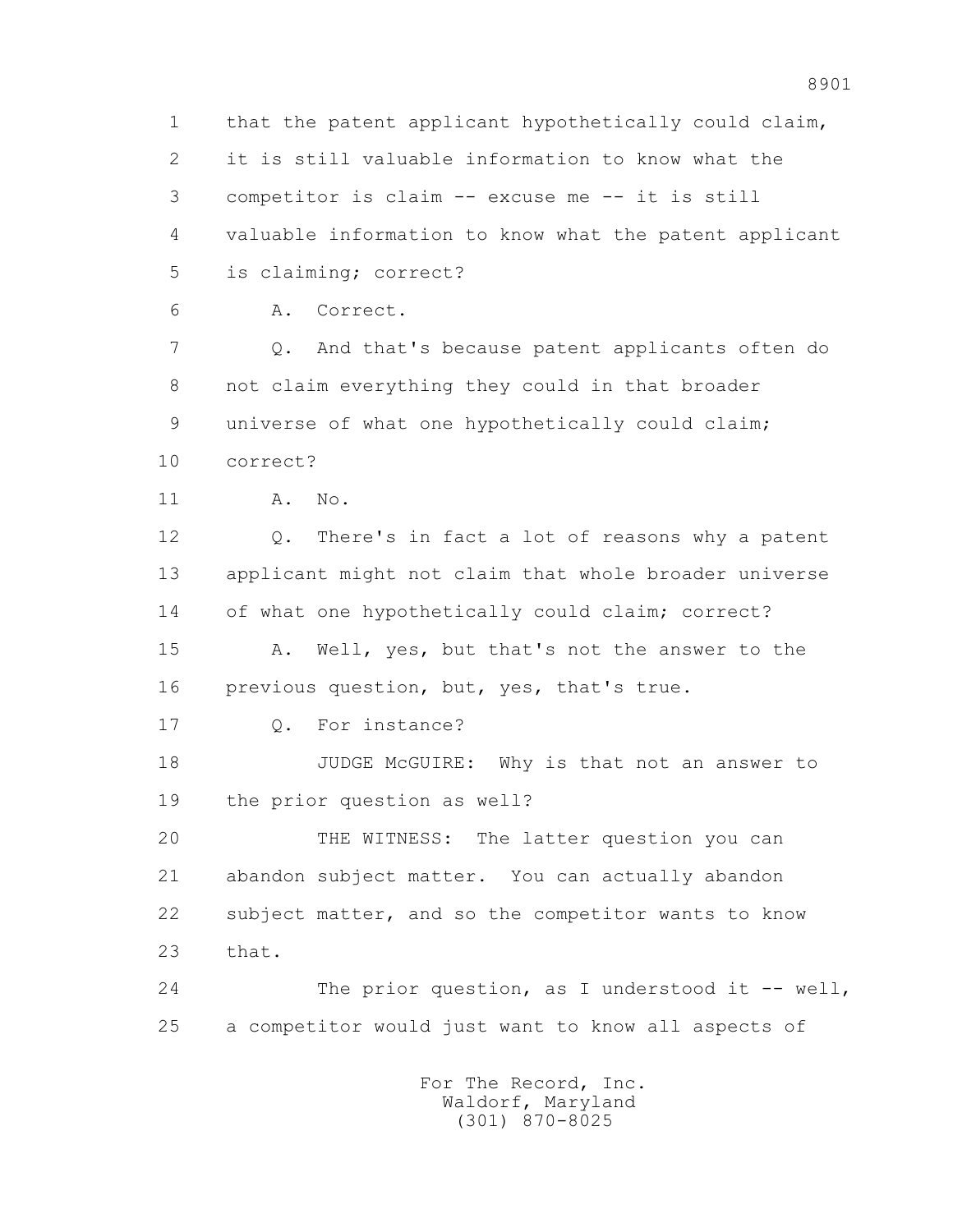1 that the patent applicant hypothetically could claim,
2 it is still valuable information to know what the
3 competitor is claim -- excuse me -- it is still
4 valuable information to know what the patent applicant
5 is claiming; correct?

6 A. Correct.

7 Q. And that's because patent applicants often do
8 not claim everything they could in that broader
9 universe of what one hypothetically could claim;
10 correct?

11 A. No.

12 Q. There's in fact a lot of reasons why a patent
13 applicant might not claim that whole broader universe
14 of what one hypothetically could claim; correct?

15 A. Well, yes, but that's not the answer to the
16 previous question, but, yes, that's true.

17 Q. For instance?

18 JUDGE McGUIRE: Why is that not an answer to
19 the prior question as well?

20 THE WITNESS: The latter question you can
21 abandon subject matter. You can actually abandon
22 subject matter, and so the competitor wants to know
23 that.

24 The prior question, as I understood it -- well,
25 a competitor would just want to know all aspects of

For The Record, Inc.
Waldorf, Maryland
(301) 870-8025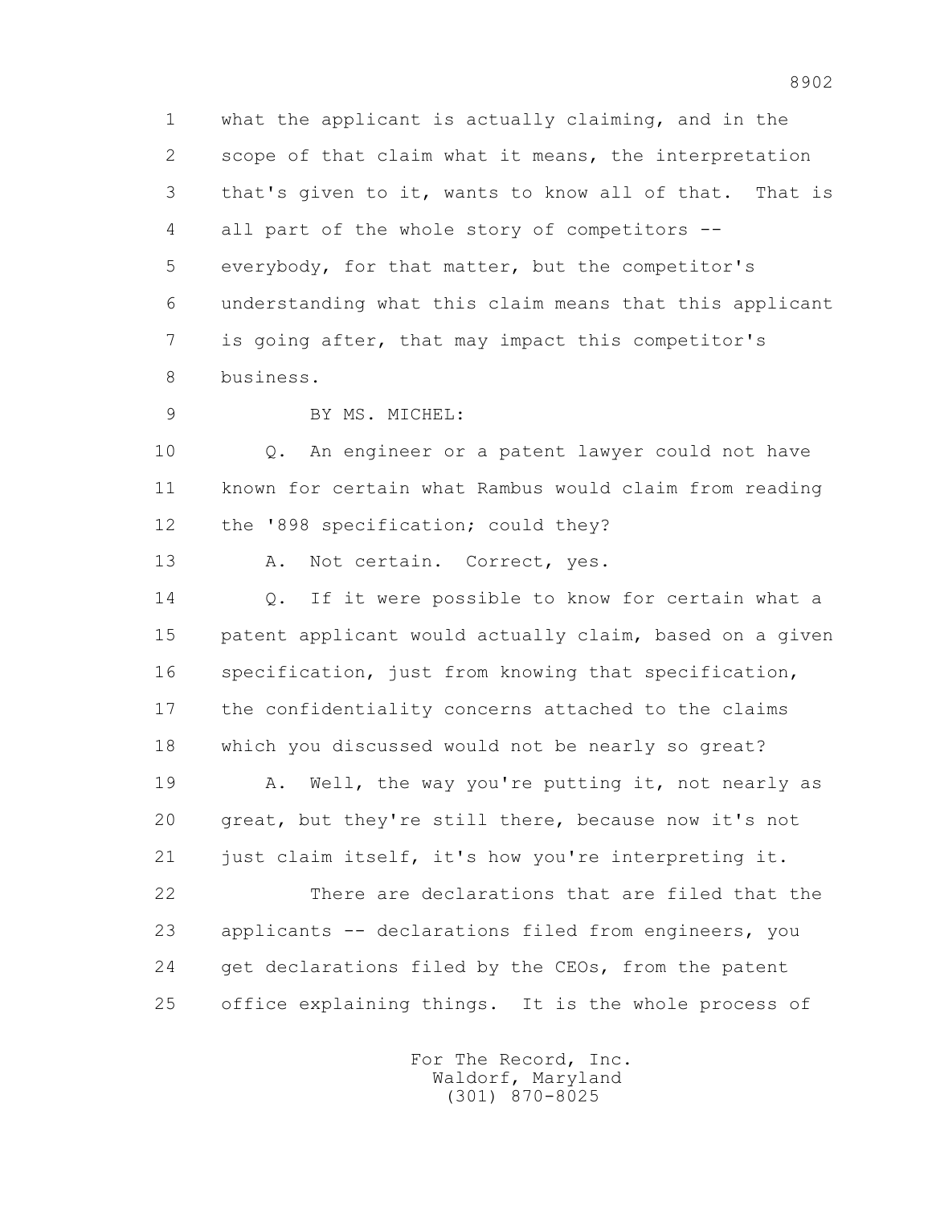what the applicant is actually claiming, and in the scope of that claim what it means, the interpretation that's given to it, wants to know all of that. That is all part of the whole story of competitors -- everybody, for that matter, but the competitor's understanding what this claim means that this applicant is going after, that may impact this competitor's business.

BY MS. MICHEL:

Q. An engineer or a patent lawyer could not have known for certain what Rambus would claim from reading the '898 specification; could they?

A. Not certain. Correct, yes.

Q. If it were possible to know for certain what a patent applicant would actually claim, based on a given specification, just from knowing that specification, the confidentiality concerns attached to the claims which you discussed would not be nearly so great?

A. Well, the way you're putting it, not nearly as great, but they're still there, because now it's not just claim itself, it's how you're interpreting it.

There are declarations that are filed that the applicants -- declarations filed from engineers, you get declarations filed by the CEOs, from the patent office explaining things. It is the whole process of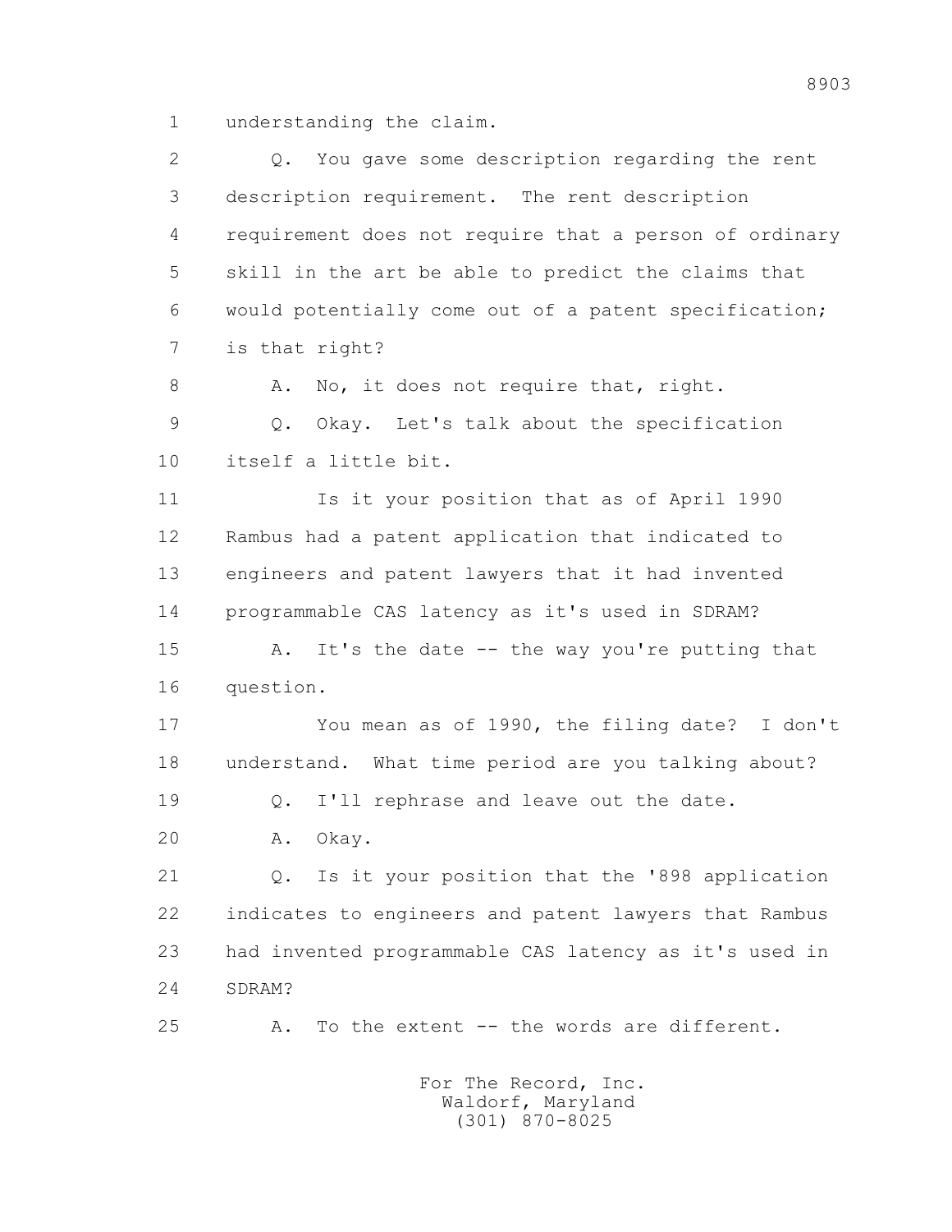1 understanding the claim.

2 Q. You gave some description regarding the rent

3 description requirement. The rent description

4 requirement does not require that a person of ordinary

5 skill in the art be able to predict the claims that

6 would potentially come out of a patent specification;

7 is that right?

8 A. No, it does not require that, right.

9 Q. Okay. Let's talk about the specification

10 itself a little bit.

11 Is it your position that as of April 1990

12 Rambus had a patent application that indicated to

13 engineers and patent lawyers that it had invented

14 programmable CAS latency as it's used in SDRAM?

15 A. It's the date -- the way you're putting that

16 question.

17 You mean as of 1990, the filing date? I don't

18 understand. What time period are you talking about?

19 Q. I'll rephrase and leave out the date.

20 A. Okay.

21 Q. Is it your position that the '898 application

22 indicates to engineers and patent lawyers that Rambus

23 had invented programmable CAS latency as it's used in

24 SDRAM?

25 A. To the extent -- the words are different.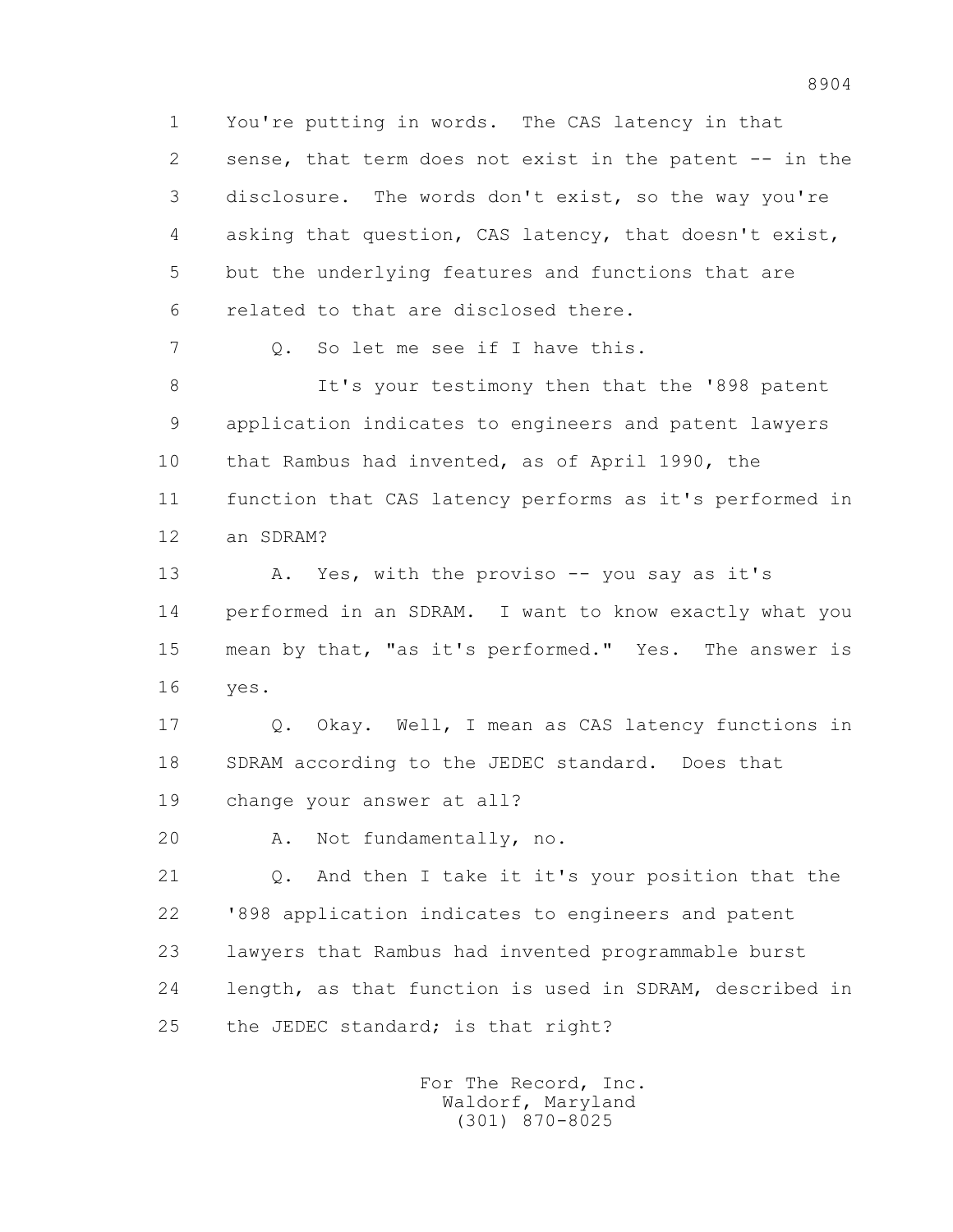1 You're putting in words. The CAS latency in that
2 sense, that term does not exist in the patent -- in the
3 disclosure. The words don't exist, so the way you're
4 asking that question, CAS latency, that doesn't exist,
5 but the underlying features and functions that are
6 related to that are disclosed there.

7 Q. So let me see if I have this.

8 It's your testimony then that the '898 patent
9 application indicates to engineers and patent lawyers
10 that Rambus had invented, as of April 1990, the
11 function that CAS latency performs as it's performed in
12 an SDRAM?

13 A. Yes, with the proviso -- you say as it's
14 performed in an SDRAM. I want to know exactly what you
15 mean by that, "as it's performed." Yes. The answer is
16 yes.

17 Q. Okay. Well, I mean as CAS latency functions in
18 SDRAM according to the JEDEC standard. Does that
19 change your answer at all?

20 A. Not fundamentally, no.

21 Q. And then I take it it's your position that the
22 '898 application indicates to engineers and patent
23 lawyers that Rambus had invented programmable burst
24 length, as that function is used in SDRAM, described in
25 the JEDEC standard; is that right?

For The Record, Inc.
Waldorf, Maryland
(301) 870-8025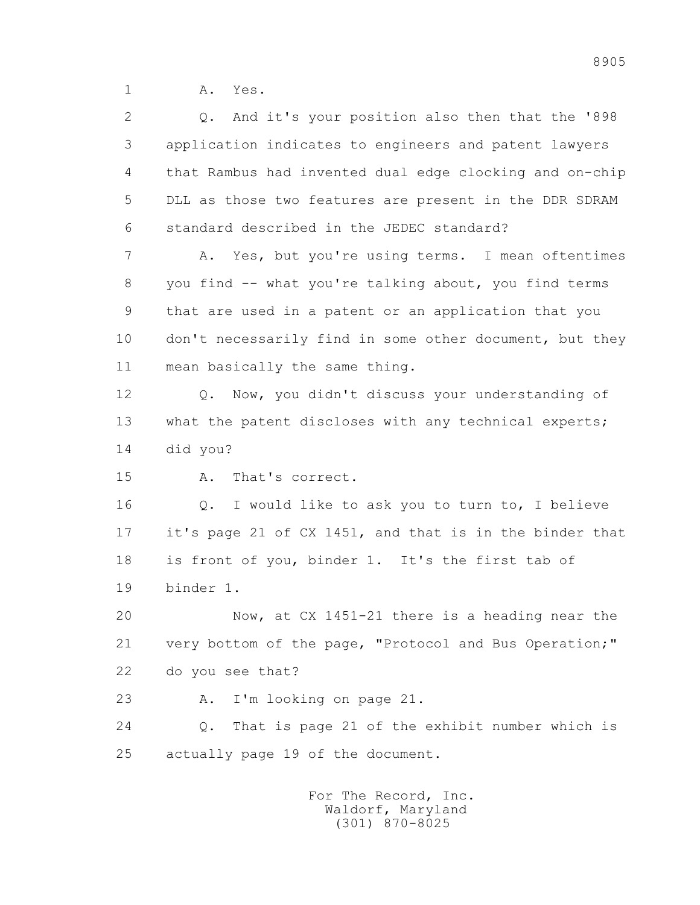1 A. Yes.

2 Q. And it's your position also then that the '898

3 application indicates to engineers and patent lawyers

4 that Rambus had invented dual edge clocking and on-chip

5 DLL as those two features are present in the DDR SDRAM

6 standard described in the JEDEC standard?

7 A. Yes, but you're using terms. I mean oftentimes

8 you find -- what you're talking about, you find terms

9 that are used in a patent or an application that you

10 don't necessarily find in some other document, but they

11 mean basically the same thing.

12 Q. Now, you didn't discuss your understanding of

13 what the patent discloses with any technical experts;

14 did you?

15 A. That's correct.

16 Q. I would like to ask you to turn to, I believe

17 it's page 21 of CX 1451, and that is in the binder that

18 is front of you, binder 1. It's the first tab of

19 binder 1.

20 Now, at CX 1451-21 there is a heading near the

21 very bottom of the page, "Protocol and Bus Operation;"

22 do you see that?

23 A. I'm looking on page 21.

24 Q. That is page 21 of the exhibit number which is

25 actually page 19 of the document.

For The Record, Inc.
Waldorf, Maryland
(301) 870-8025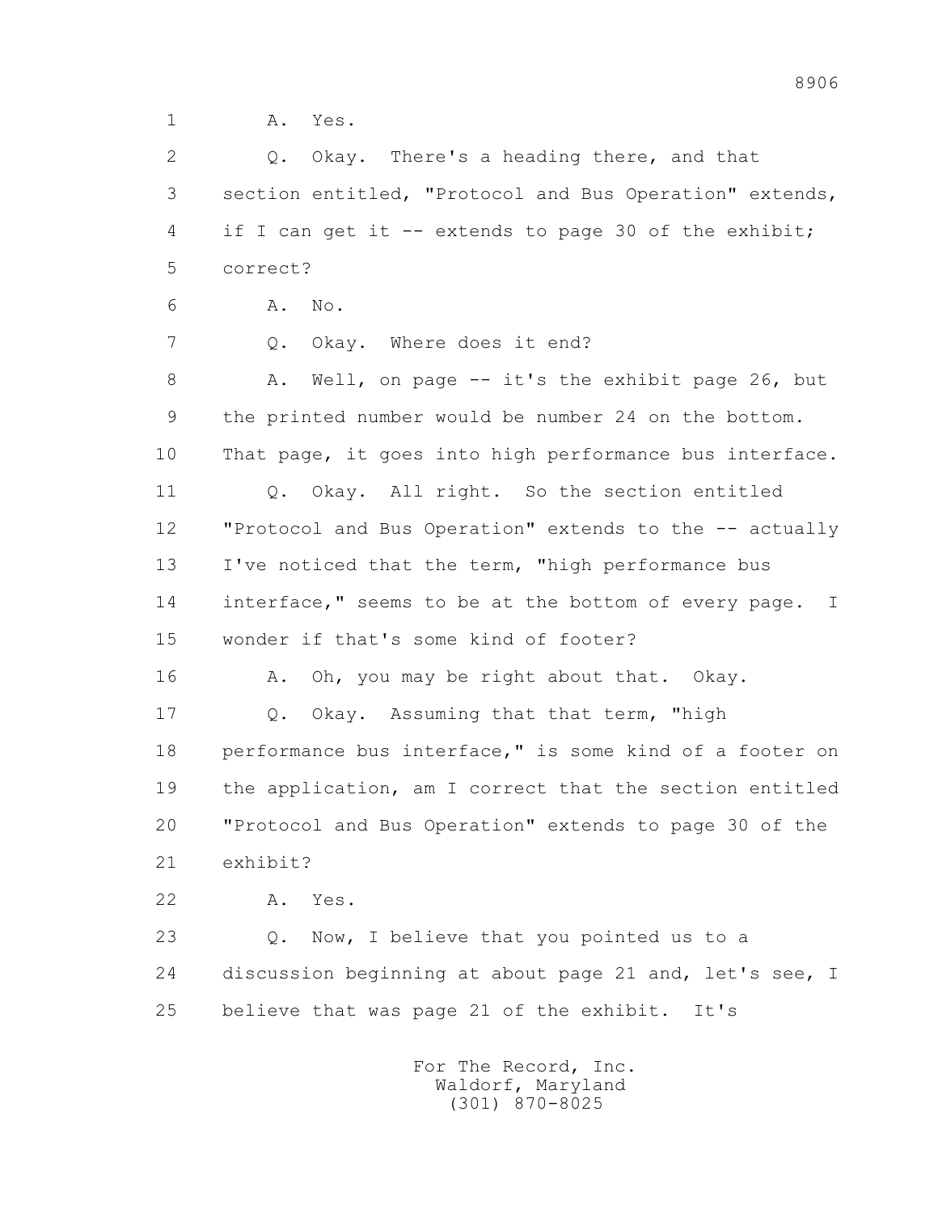1 A. Yes.

2 Q. Okay. There's a heading there, and that

3 section entitled, "Protocol and Bus Operation" extends,

4 if I can get it -- extends to page 30 of the exhibit;

5 correct?

6 A. No.

7 Q. Okay. Where does it end?

8 A. Well, on page -- it's the exhibit page 26, but

9 the printed number would be number 24 on the bottom.

10 That page, it goes into high performance bus interface.

11 Q. Okay. All right. So the section entitled

12 "Protocol and Bus Operation" extends to the -- actually

13 I've noticed that the term, "high performance bus

14 interface," seems to be at the bottom of every page. I

15 wonder if that's some kind of footer?

16 A. Oh, you may be right about that. Okay.

17 Q. Okay. Assuming that that term, "high

18 performance bus interface," is some kind of a footer on

19 the application, am I correct that the section entitled

20 "Protocol and Bus Operation" extends to page 30 of the

21 exhibit?

22 A. Yes.

23 Q. Now, I believe that you pointed us to a

24 discussion beginning at about page 21 and, let's see, I

25 believe that was page 21 of the exhibit. It's

For The Record, Inc.
Waldorf, Maryland
(301) 870-8025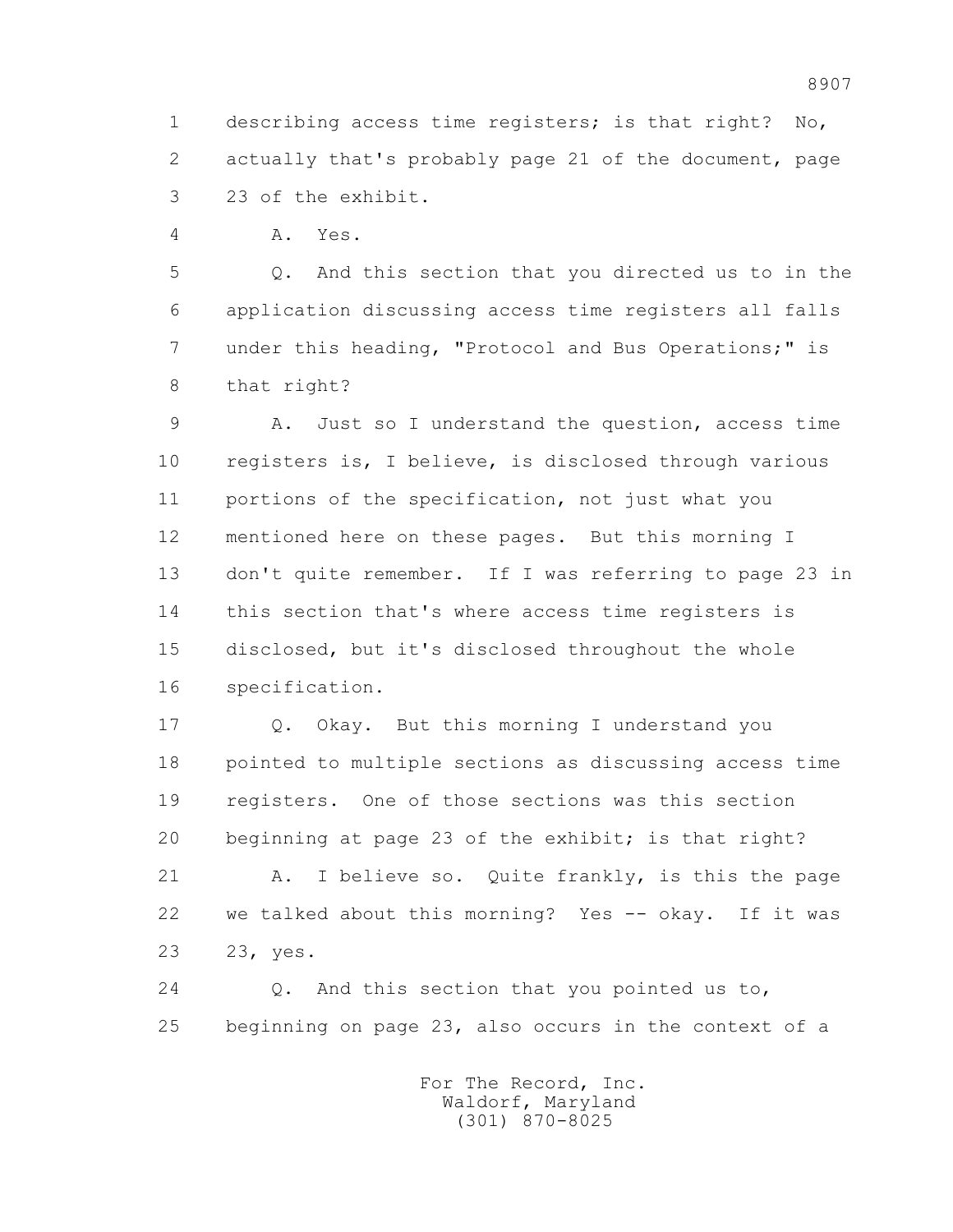1 describing access time registers; is that right? No,
2 actually that's probably page 21 of the document, page
3 23 of the exhibit.

4 A. Yes.

5 Q. And this section that you directed us to in the
6 application discussing access time registers all falls
7 under this heading, "Protocol and Bus Operations;" is
8 that right?

9 A. Just so I understand the question, access time
10 registers is, I believe, is disclosed through various
11 portions of the specification, not just what you
12 mentioned here on these pages. But this morning I
13 don't quite remember. If I was referring to page 23 in
14 this section that's where access time registers is
15 disclosed, but it's disclosed throughout the whole
16 specification.

17 Q. Okay. But this morning I understand you
18 pointed to multiple sections as discussing access time
19 registers. One of those sections was this section
20 beginning at page 23 of the exhibit; is that right?

21 A. I believe so. Quite frankly, is this the page
22 we talked about this morning? Yes -- okay. If it was
23 23, yes.

24 Q. And this section that you pointed us to,
25 beginning on page 23, also occurs in the context of a

For The Record, Inc.
Waldorf, Maryland
(301) 870-8025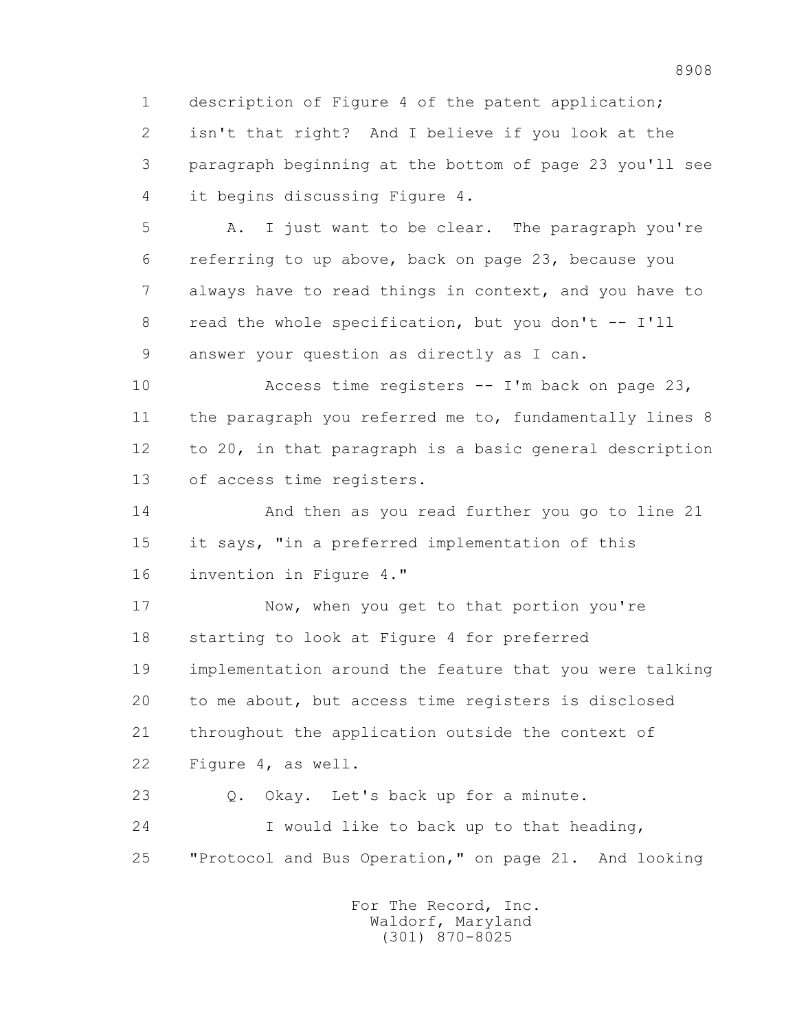1 description of Figure 4 of the patent application;
2 isn't that right? And I believe if you look at the
3 paragraph beginning at the bottom of page 23 you'll see
4 it begins discussing Figure 4.

5 A. I just want to be clear. The paragraph you're
6 referring to up above, back on page 23, because you
7 always have to read things in context, and you have to
8 read the whole specification, but you don't -- I'll
9 answer your question as directly as I can.

10 Access time registers -- I'm back on page 23,
11 the paragraph you referred me to, fundamentally lines 8
12 to 20, in that paragraph is a basic general description
13 of access time registers.

14 And then as you read further you go to line 21
15 it says, "in a preferred implementation of this
16 invention in Figure 4."

17 Now, when you get to that portion you're
18 starting to look at Figure 4 for preferred
19 implementation around the feature that you were talking
20 to me about, but access time registers is disclosed
21 throughout the application outside the context of
22 Figure 4, as well.

23 Q. Okay. Let's back up for a minute.

24 I would like to back up to that heading,
25 "Protocol and Bus Operation," on page 21. And looking

For The Record, Inc.
Waldorf, Maryland
(301) 870-8025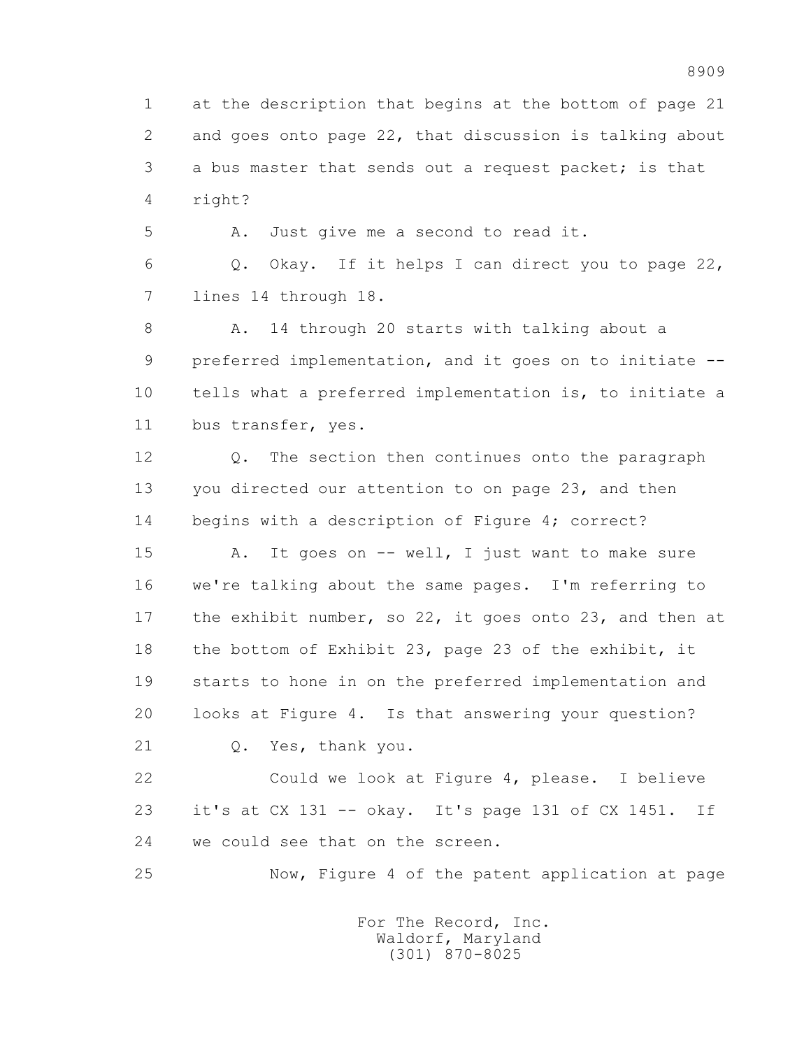1 at the description that begins at the bottom of page 21
2 and goes onto page 22, that discussion is talking about
3 a bus master that sends out a request packet; is that
4 right?

5 A. Just give me a second to read it.

6 Q. Okay. If it helps I can direct you to page 22,
7 lines 14 through 18.

8 A. 14 through 20 starts with talking about a
9 preferred implementation, and it goes on to initiate --
10 tells what a preferred implementation is, to initiate a
11 bus transfer, yes.

12 Q. The section then continues onto the paragraph
13 you directed our attention to on page 23, and then
14 begins with a description of Figure 4; correct?

15 A. It goes on -- well, I just want to make sure
16 we're talking about the same pages. I'm referring to
17 the exhibit number, so 22, it goes onto 23, and then at
18 the bottom of Exhibit 23, page 23 of the exhibit, it
19 starts to hone in on the preferred implementation and
20 looks at Figure 4. Is that answering your question?

21 Q. Yes, thank you.

22 Could we look at Figure 4, please. I believe
23 it's at CX 131 -- okay. It's page 131 of CX 1451. If
24 we could see that on the screen.

25 Now, Figure 4 of the patent application at page

For The Record, Inc.
Waldorf, Maryland
(301) 870-8025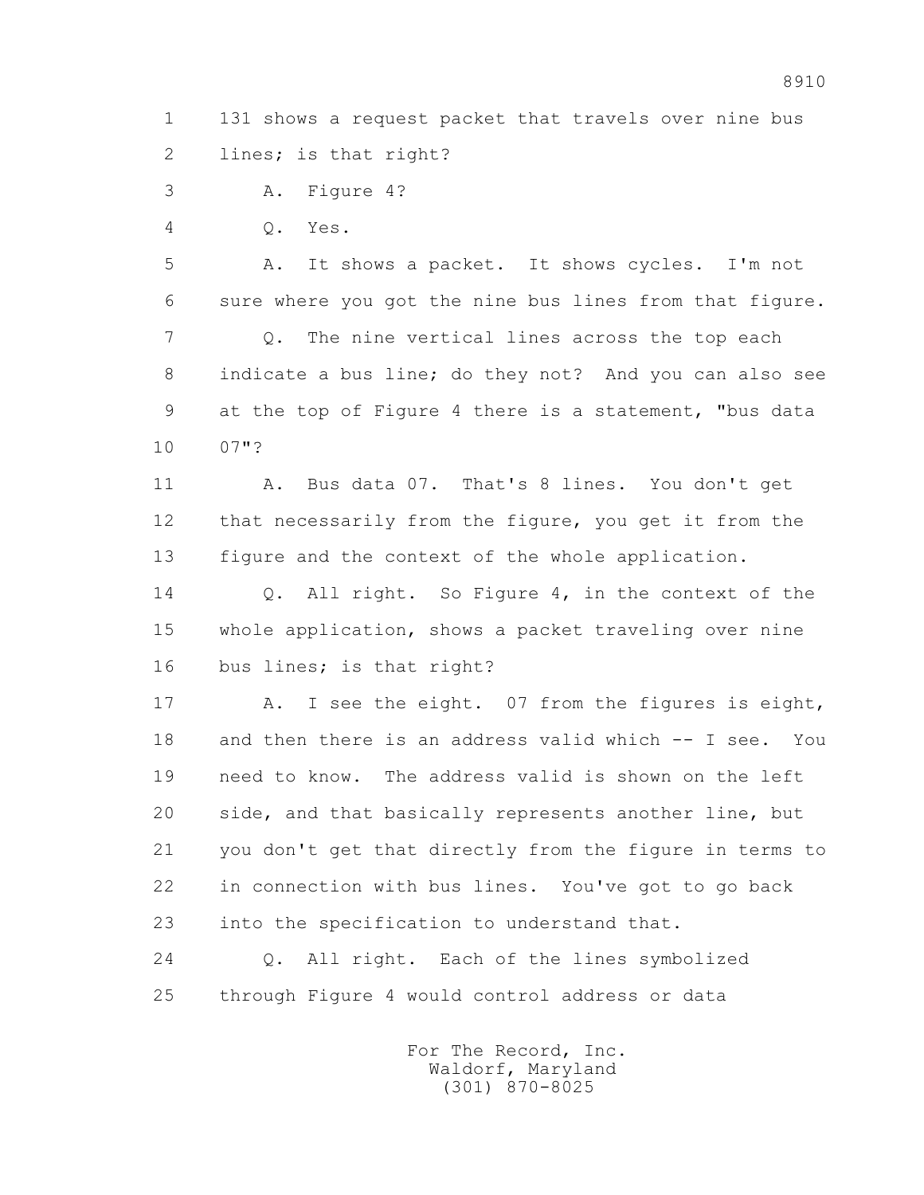1 131 shows a request packet that travels over nine bus
2 lines; is that right?

3 A. Figure 4?

4 Q. Yes.

5 A. It shows a packet. It shows cycles. I'm not
6 sure where you got the nine bus lines from that figure.

7 Q. The nine vertical lines across the top each
8 indicate a bus line; do they not? And you can also see
9 at the top of Figure 4 there is a statement, "bus data
10 07"?

11 A. Bus data 07. That's 8 lines. You don't get
12 that necessarily from the figure, you get it from the
13 figure and the context of the whole application.

14 Q. All right. So Figure 4, in the context of the
15 whole application, shows a packet traveling over nine
16 bus lines; is that right?

17 A. I see the eight. 07 from the figures is eight,
18 and then there is an address valid which -- I see. You
19 need to know. The address valid is shown on the left
20 side, and that basically represents another line, but
21 you don't get that directly from the figure in terms to
22 in connection with bus lines. You've got to go back
23 into the specification to understand that.

24 Q. All right. Each of the lines symbolized
25 through Figure 4 would control address or data

For The Record, Inc.
Waldorf, Maryland
(301) 870-8025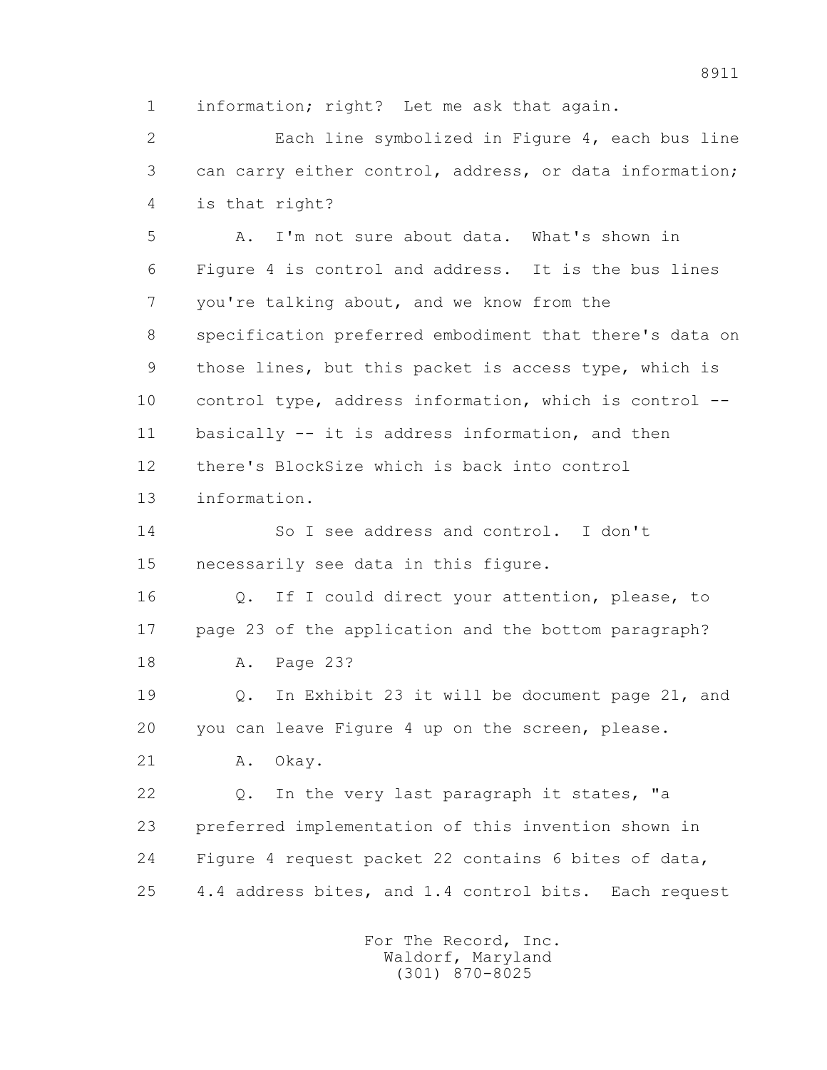1 information; right? Let me ask that again.

2 Each line symbolized in Figure 4, each bus line

3 can carry either control, address, or data information;

4 is that right?

5 A. I'm not sure about data. What's shown in

6 Figure 4 is control and address. It is the bus lines

7 you're talking about, and we know from the

8 specification preferred embodiment that there's data on

9 those lines, but this packet is access type, which is

10 control type, address information, which is control --

11 basically -- it is address information, and then

12 there's BlockSize which is back into control

13 information.

14 So I see address and control. I don't

15 necessarily see data in this figure.

16 Q. If I could direct your attention, please, to

17 page 23 of the application and the bottom paragraph?

18 A. Page 23?

19 Q. In Exhibit 23 it will be document page 21, and

20 you can leave Figure 4 up on the screen, please.

21 A. Okay.

22 Q. In the very last paragraph it states, "a

23 preferred implementation of this invention shown in

24 Figure 4 request packet 22 contains 6 bites of data,

25 4.4 address bites, and 1.4 control bits. Each request

For The Record, Inc.
Waldorf, Maryland
(301) 870-8025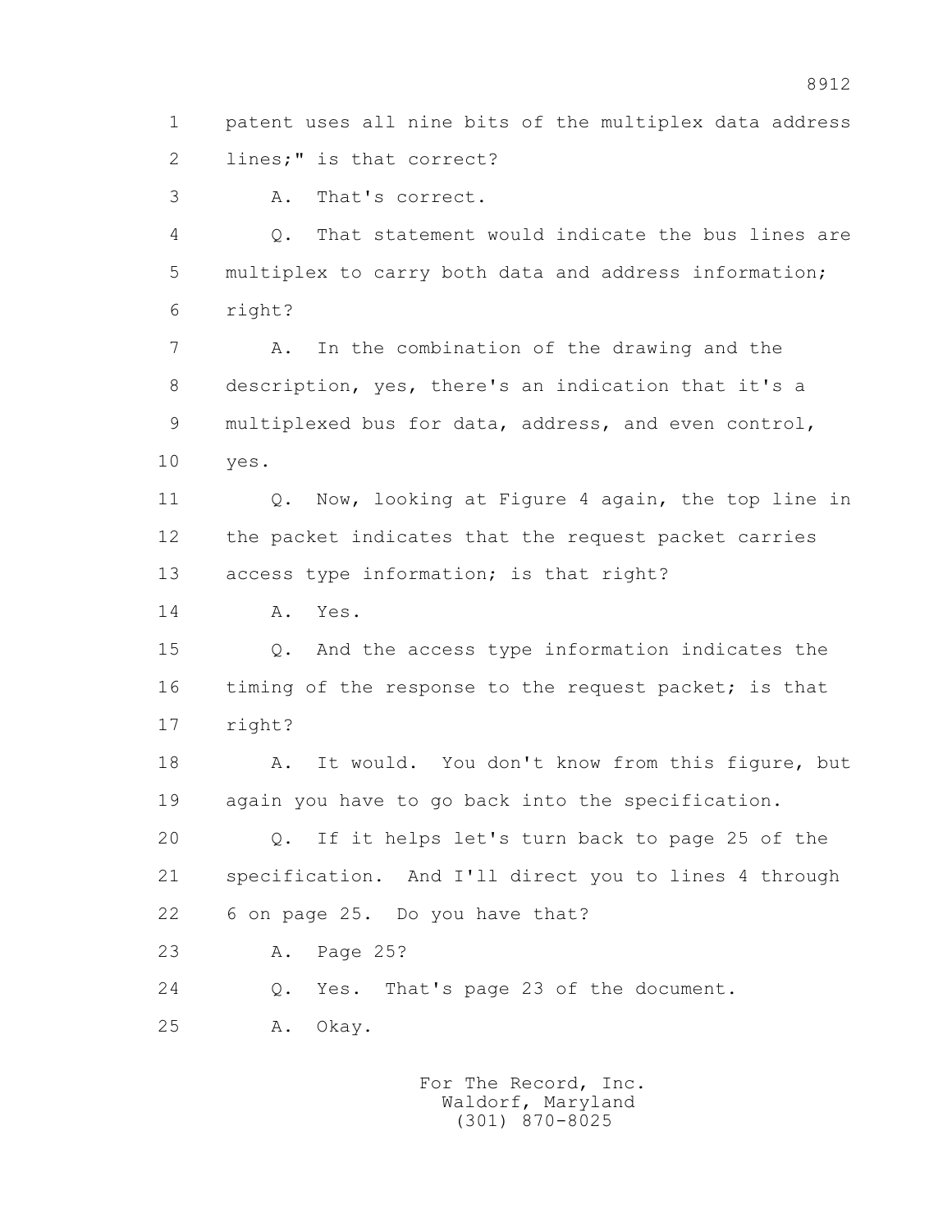1 patent uses all nine bits of the multiplex data address
2 lines;" is that correct?

3 A. That's correct.

4 Q. That statement would indicate the bus lines are
5 multiplex to carry both data and address information;
6 right?

7 A. In the combination of the drawing and the
8 description, yes, there's an indication that it's a
9 multiplexed bus for data, address, and even control,
10 yes.

11 Q. Now, looking at Figure 4 again, the top line in
12 the packet indicates that the request packet carries
13 access type information; is that right?

14 A. Yes.

15 Q. And the access type information indicates the
16 timing of the response to the request packet; is that
17 right?

18 A. It would. You don't know from this figure, but
19 again you have to go back into the specification.

20 Q. If it helps let's turn back to page 25 of the
21 specification. And I'll direct you to lines 4 through
22 6 on page 25. Do you have that?

23 A. Page 25?

24 Q. Yes. That's page 23 of the document.

25 A. Okay.

For The Record, Inc.
Waldorf, Maryland
(301) 870-8025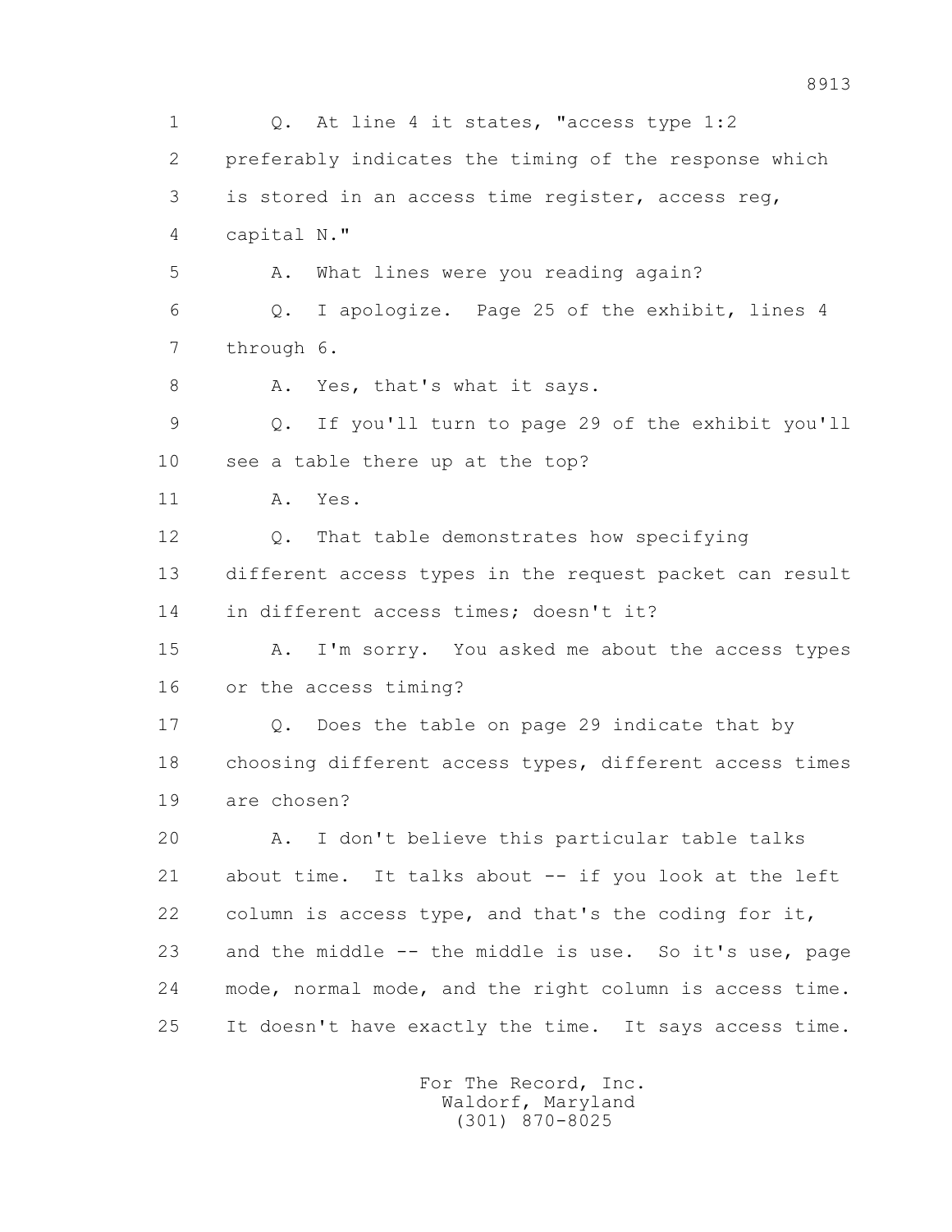1 Q. At line 4 it states, "access type 1:2

2 preferably indicates the timing of the response which

3 is stored in an access time register, access reg,

4 capital N."

5 A. What lines were you reading again?

6 Q. I apologize. Page 25 of the exhibit, lines 4

7 through 6.

8 A. Yes, that's what it says.

9 Q. If you'll turn to page 29 of the exhibit you'll

10 see a table there up at the top?

11 A. Yes.

12 Q. That table demonstrates how specifying

13 different access types in the request packet can result

14 in different access times; doesn't it?

15 A. I'm sorry. You asked me about the access types

16 or the access timing?

17 Q. Does the table on page 29 indicate that by

18 choosing different access types, different access times

19 are chosen?

20 A. I don't believe this particular table talks

21 about time. It talks about -- if you look at the left

22 column is access type, and that's the coding for it,

23 and the middle -- the middle is use. So it's use, page

24 mode, normal mode, and the right column is access time.

25 It doesn't have exactly the time. It says access time.

For The Record, Inc.
Waldorf, Maryland
(301) 870-8025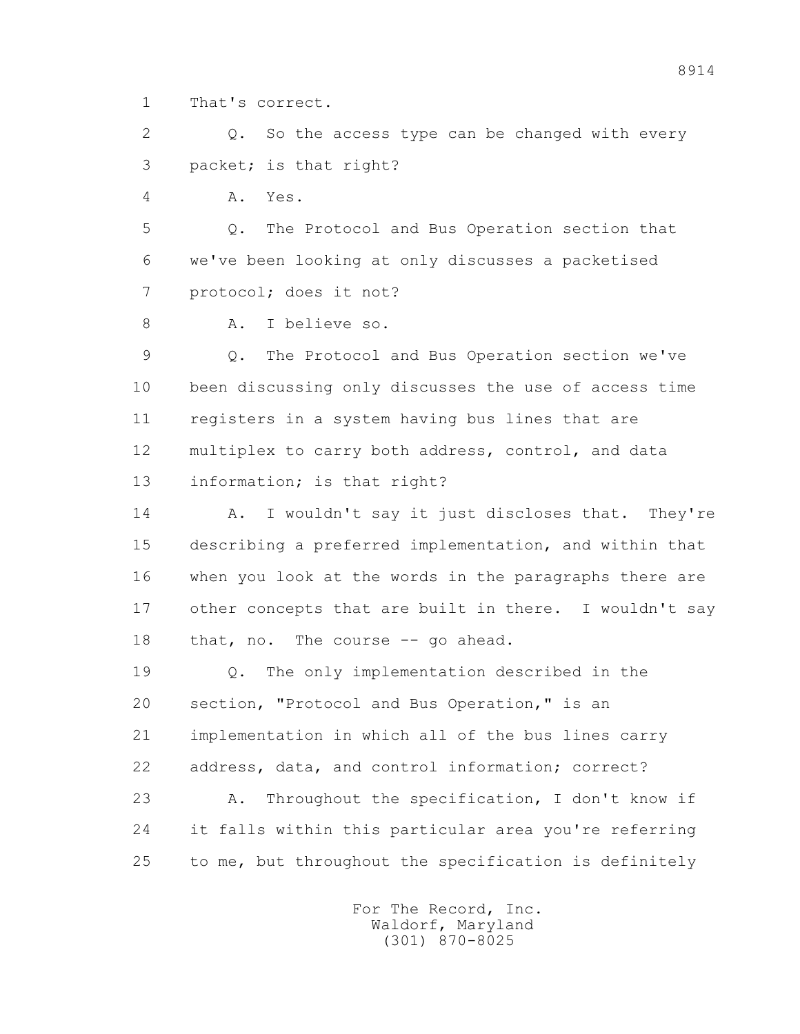1 That's correct.

2 Q. So the access type can be changed with every

3 packet; is that right?

4 A. Yes.

5 Q. The Protocol and Bus Operation section that

6 we've been looking at only discusses a packetised

7 protocol; does it not?

8 A. I believe so.

9 Q. The Protocol and Bus Operation section we've

10 been discussing only discusses the use of access time

11 registers in a system having bus lines that are

12 multiplex to carry both address, control, and data

13 information; is that right?

14 A. I wouldn't say it just discloses that. They're

15 describing a preferred implementation, and within that

16 when you look at the words in the paragraphs there are

17 other concepts that are built in there. I wouldn't say

18 that, no. The course -- go ahead.

19 Q. The only implementation described in the

20 section, "Protocol and Bus Operation," is an

21 implementation in which all of the bus lines carry

22 address, data, and control information; correct?

23 A. Throughout the specification, I don't know if

24 it falls within this particular area you're referring

25 to me, but throughout the specification is definitely

For The Record, Inc.
Waldorf, Maryland
(301) 870-8025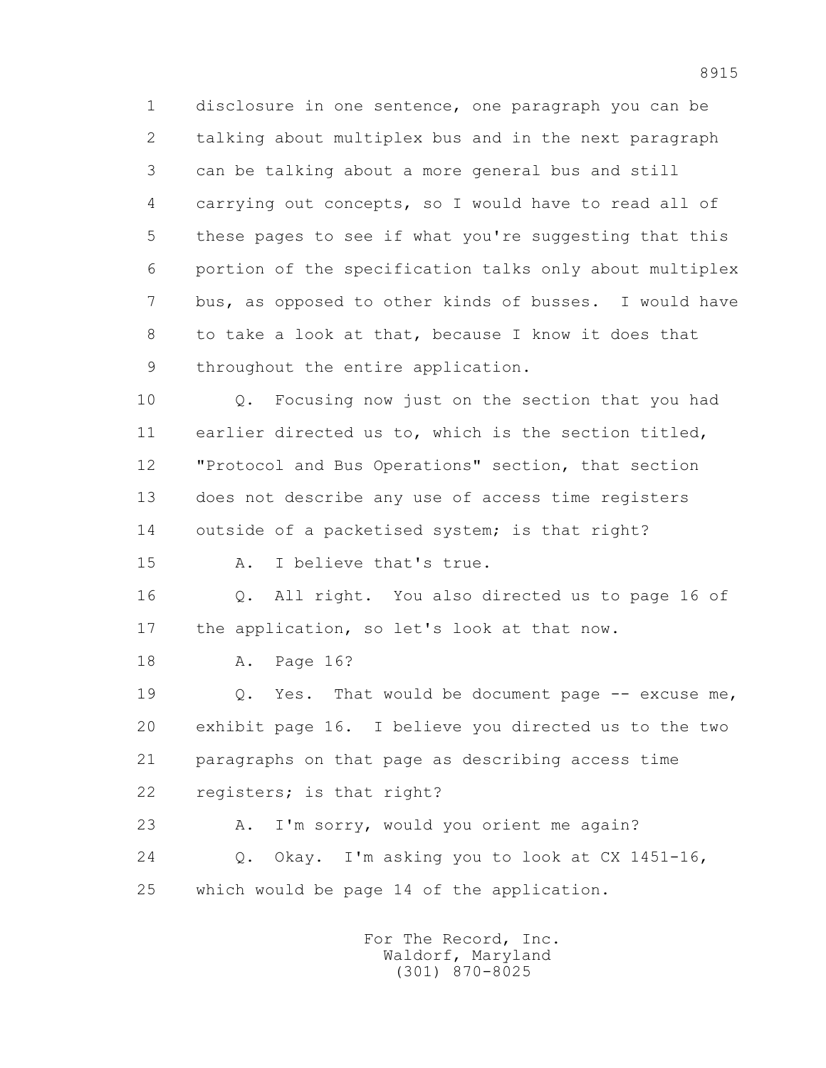1 disclosure in one sentence, one paragraph you can be
2 talking about multiplex bus and in the next paragraph
3 can be talking about a more general bus and still
4 carrying out concepts, so I would have to read all of
5 these pages to see if what you're suggesting that this
6 portion of the specification talks only about multiplex
7 bus, as opposed to other kinds of busses. I would have
8 to take a look at that, because I know it does that
9 throughout the entire application.

10 Q. Focusing now just on the section that you had
11 earlier directed us to, which is the section titled,
12 "Protocol and Bus Operations" section, that section
13 does not describe any use of access time registers
14 outside of a packetised system; is that right?

15 A. I believe that's true.

16 Q. All right. You also directed us to page 16 of
17 the application, so let's look at that now.

18 A. Page 16?

19 Q. Yes. That would be document page -- excuse me,
20 exhibit page 16. I believe you directed us to the two
21 paragraphs on that page as describing access time
22 registers; is that right?

23 A. I'm sorry, would you orient me again?

24 Q. Okay. I'm asking you to look at CX 1451-16,
25 which would be page 14 of the application.

For The Record, Inc.
Waldorf, Maryland
(301) 870-8025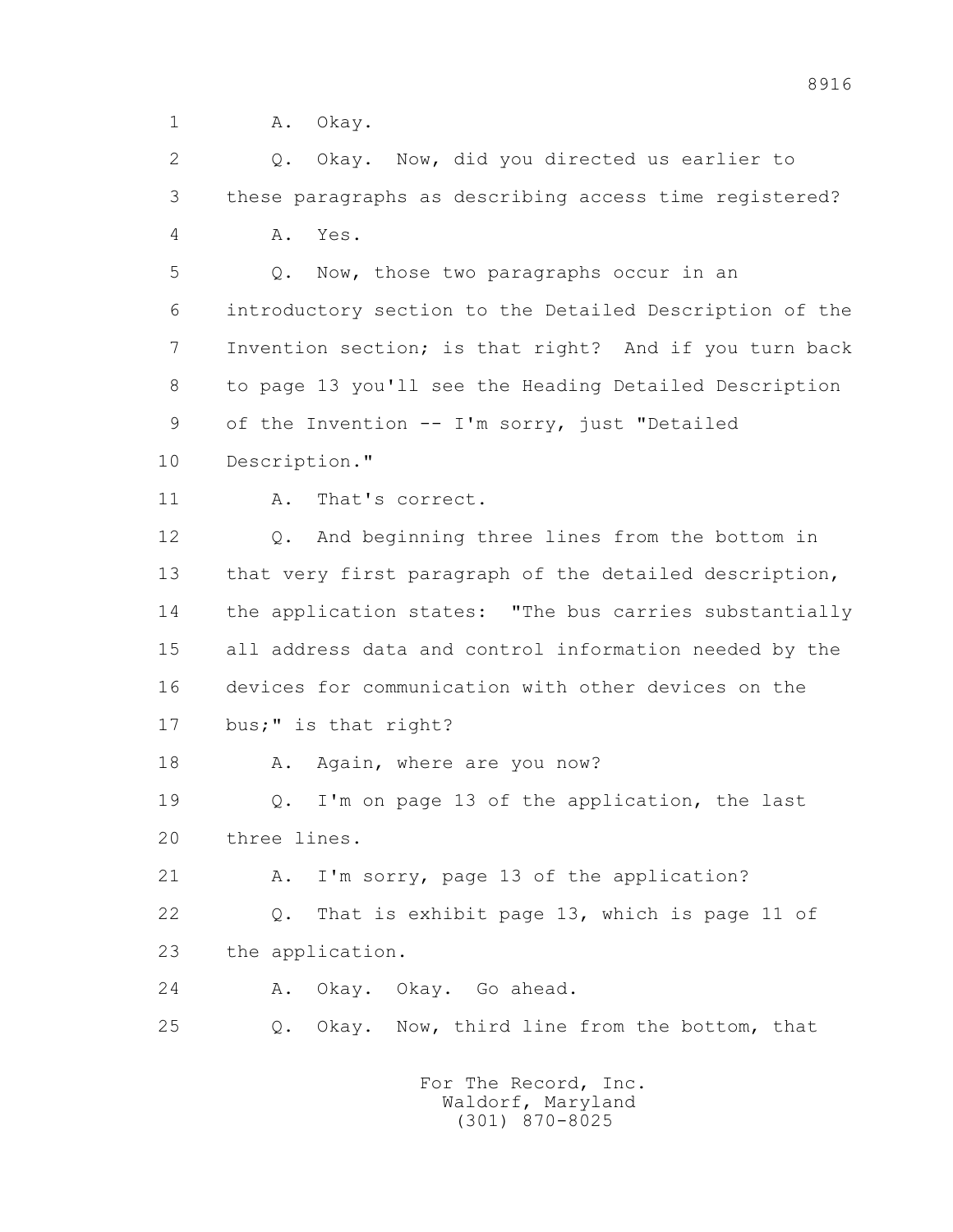1 A. Okay.

2 Q. Okay. Now, did you directed us earlier to

3 these paragraphs as describing access time registered?

4 A. Yes.

5 Q. Now, those two paragraphs occur in an

6 introductory section to the Detailed Description of the

7 Invention section; is that right? And if you turn back

8 to page 13 you'll see the Heading Detailed Description

9 of the Invention -- I'm sorry, just "Detailed

10 Description."

11 A. That's correct.

12 Q. And beginning three lines from the bottom in

13 that very first paragraph of the detailed description,

14 the application states: "The bus carries substantially

15 all address data and control information needed by the

16 devices for communication with other devices on the

17 bus;" is that right?

18 A. Again, where are you now?

19 Q. I'm on page 13 of the application, the last

20 three lines.

21 A. I'm sorry, page 13 of the application?

22 Q. That is exhibit page 13, which is page 11 of

23 the application.

24 A. Okay. Okay. Go ahead.

25 Q. Okay. Now, third line from the bottom, that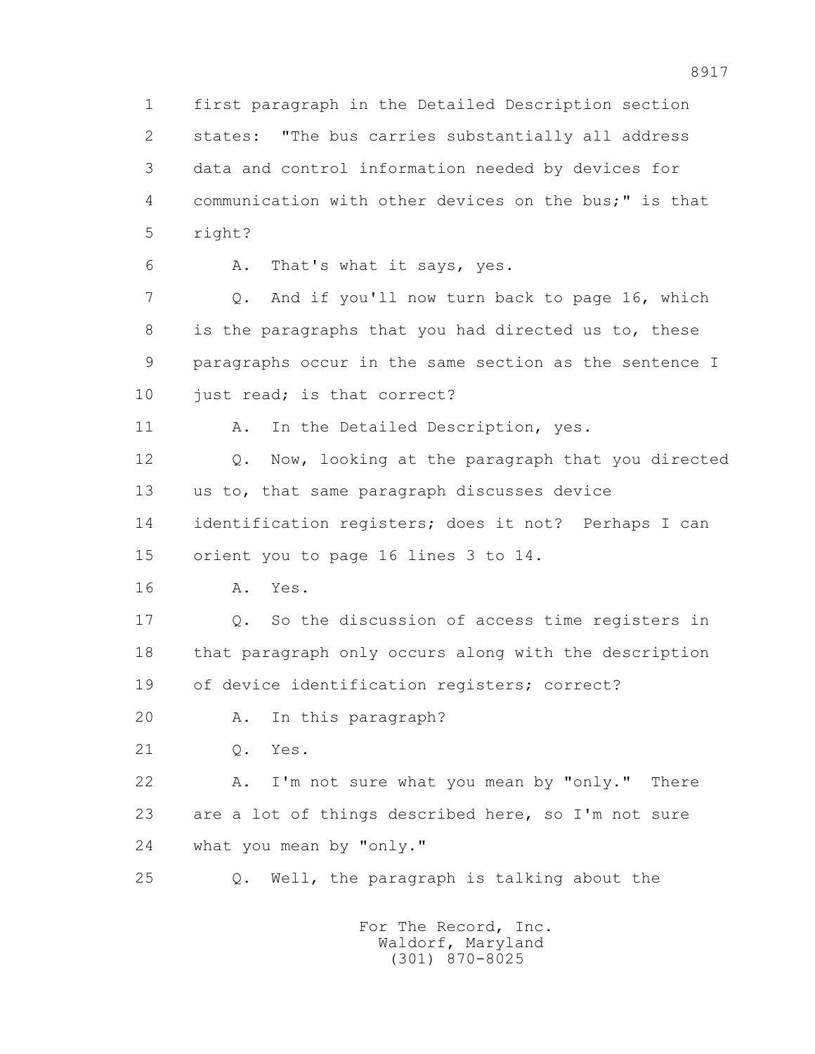1 first paragraph in the Detailed Description section
2 states: "The bus carries substantially all address
3 data and control information needed by devices for
4 communication with other devices on the bus;" is that
5 right?

6 A. That's what it says, yes.

7 Q. And if you'll now turn back to page 16, which
8 is the paragraphs that you had directed us to, these
9 paragraphs occur in the same section as the sentence I
10 just read; is that correct?

11 A. In the Detailed Description, yes.

12 Q. Now, looking at the paragraph that you directed
13 us to, that same paragraph discusses device
14 identification registers; does it not? Perhaps I can
15 orient you to page 16 lines 3 to 14.

16 A. Yes.

17 Q. So the discussion of access time registers in
18 that paragraph only occurs along with the description
19 of device identification registers; correct?

20 A. In this paragraph?

21 Q. Yes.

22 A. I'm not sure what you mean by "only." There
23 are a lot of things described here, so I'm not sure
24 what you mean by "only."

25 Q. Well, the paragraph is talking about the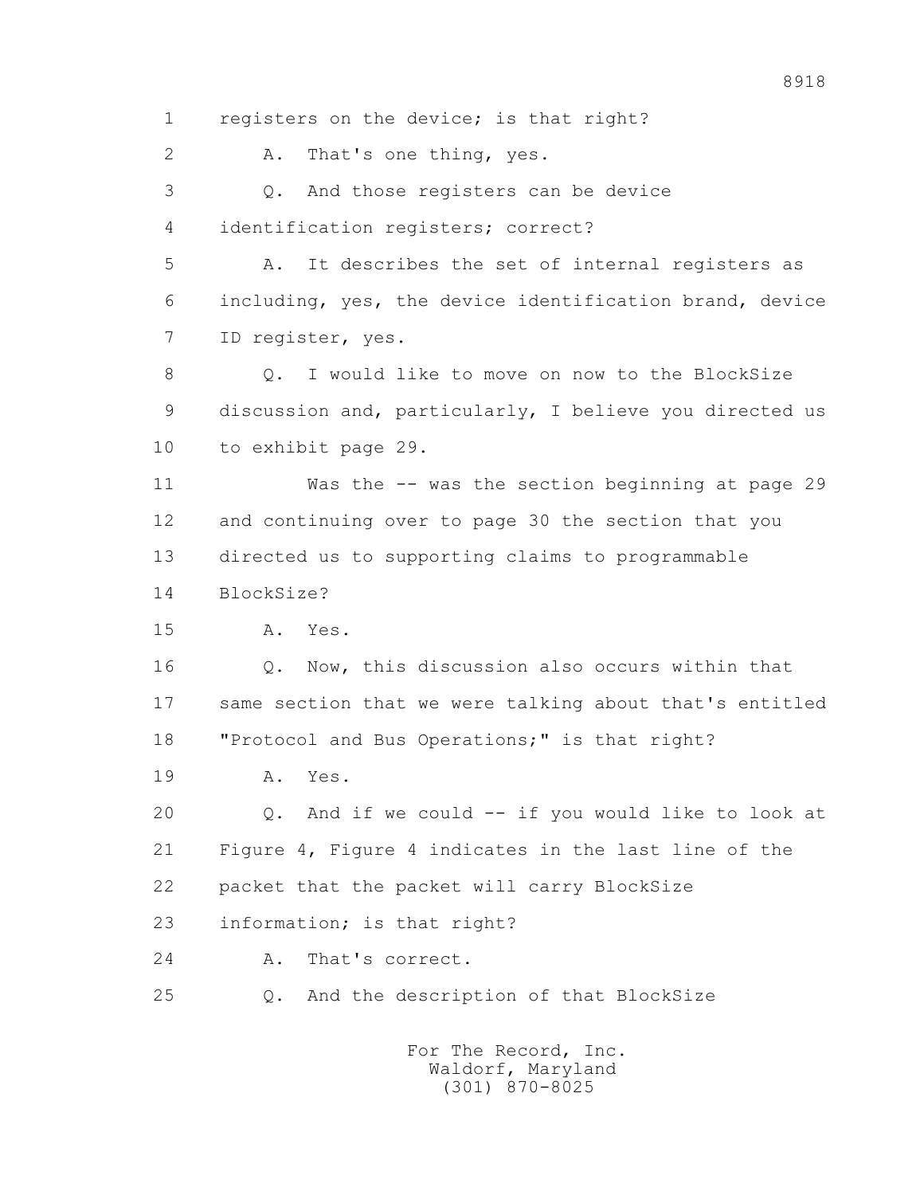1 registers on the device; is that right?

2 A. That's one thing, yes.

3 Q. And those registers can be device

4 identification registers; correct?

5 A. It describes the set of internal registers as

6 including, yes, the device identification brand, device

7 ID register, yes.

8 Q. I would like to move on now to the BlockSize

9 discussion and, particularly, I believe you directed us

10 to exhibit page 29.

11 Was the -- was the section beginning at page 29

12 and continuing over to page 30 the section that you

13 directed us to supporting claims to programmable

14 BlockSize?

15 A. Yes.

16 Q. Now, this discussion also occurs within that

17 same section that we were talking about that's entitled

18 "Protocol and Bus Operations;" is that right?

19 A. Yes.

20 Q. And if we could -- if you would like to look at

21 Figure 4, Figure 4 indicates in the last line of the

22 packet that the packet will carry BlockSize

23 information; is that right?

24 A. That's correct.

25 Q. And the description of that BlockSize

For The Record, Inc.
Waldorf, Maryland
(301) 870-8025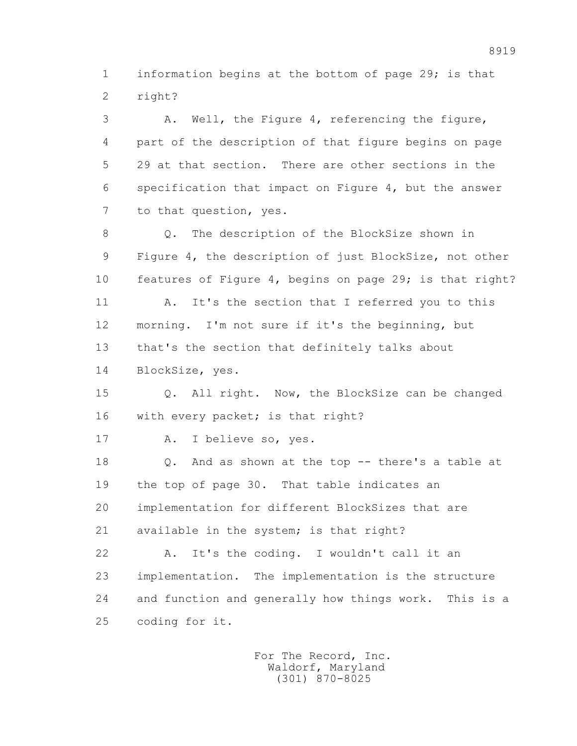1 information begins at the bottom of page 29; is that
2 right?

3 A. Well, the Figure 4, referencing the figure,
4 part of the description of that figure begins on page
5 29 at that section. There are other sections in the
6 specification that impact on Figure 4, but the answer
7 to that question, yes.

8 Q. The description of the BlockSize shown in
9 Figure 4, the description of just BlockSize, not other
10 features of Figure 4, begins on page 29; is that right?

11 A. It's the section that I referred you to this
12 morning. I'm not sure if it's the beginning, but
13 that's the section that definitely talks about
14 BlockSize, yes.

15 Q. All right. Now, the BlockSize can be changed
16 with every packet; is that right?

17 A. I believe so, yes.

18 Q. And as shown at the top -- there's a table at
19 the top of page 30. That table indicates an
20 implementation for different BlockSizes that are
21 available in the system; is that right?

22 A. It's the coding. I wouldn't call it an
23 implementation. The implementation is the structure
24 and function and generally how things work. This is a
25 coding for it.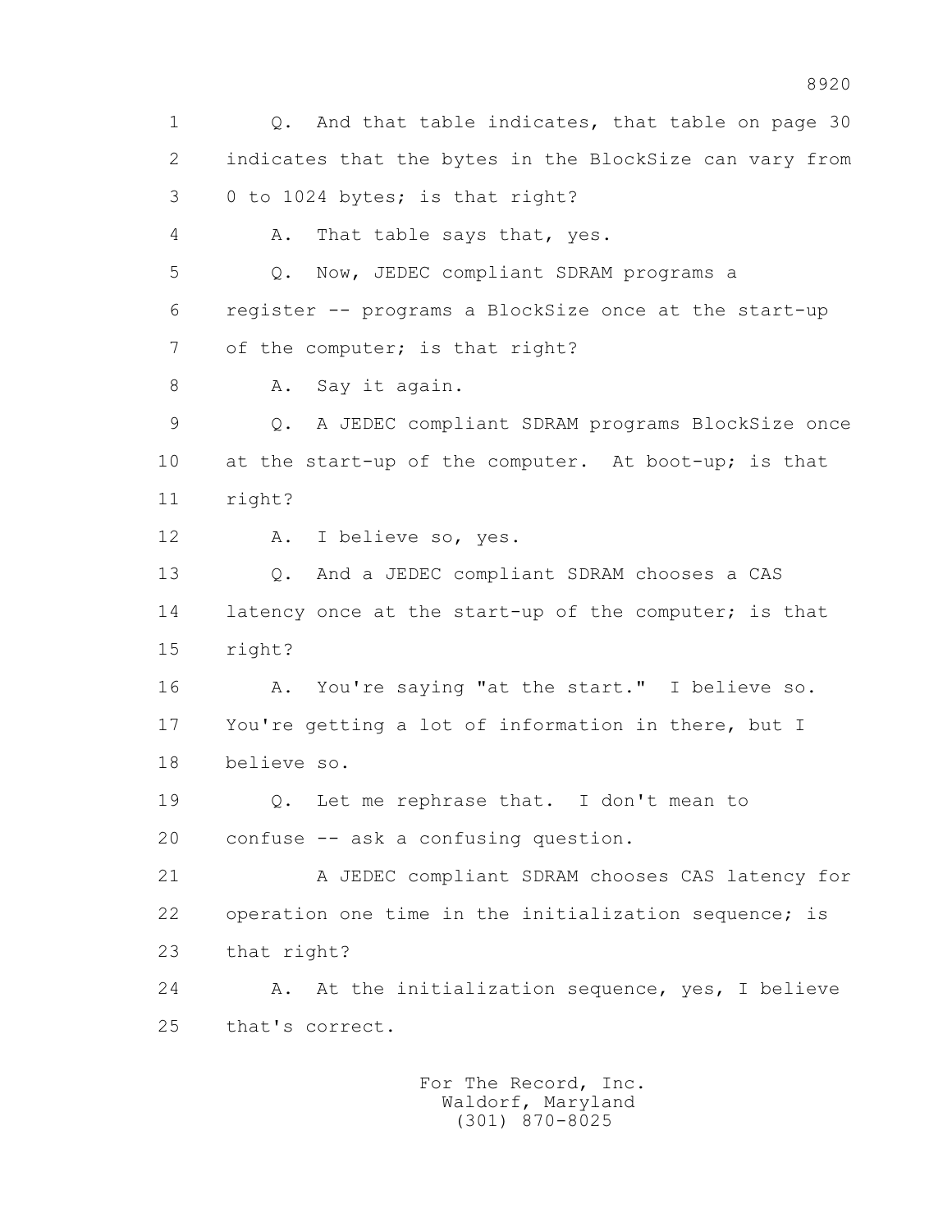1 Q. And that table indicates, that table on page 30

2 indicates that the bytes in the BlockSize can vary from

3 0 to 1024 bytes; is that right?

4 A. That table says that, yes.

5 Q. Now, JEDEC compliant SDRAM programs a

6 register -- programs a BlockSize once at the start-up

7 of the computer; is that right?

8 A. Say it again.

9 Q. A JEDEC compliant SDRAM programs BlockSize once

10 at the start-up of the computer. At boot-up; is that

11 right?

12 A. I believe so, yes.

13 Q. And a JEDEC compliant SDRAM chooses a CAS

14 latency once at the start-up of the computer; is that

15 right?

16 A. You're saying "at the start." I believe so.

17 You're getting a lot of information in there, but I

18 believe so.

19 Q. Let me rephrase that. I don't mean to

20 confuse -- ask a confusing question.

21 A JEDEC compliant SDRAM chooses CAS latency for

22 operation one time in the initialization sequence; is

23 that right?

24 A. At the initialization sequence, yes, I believe

25 that's correct.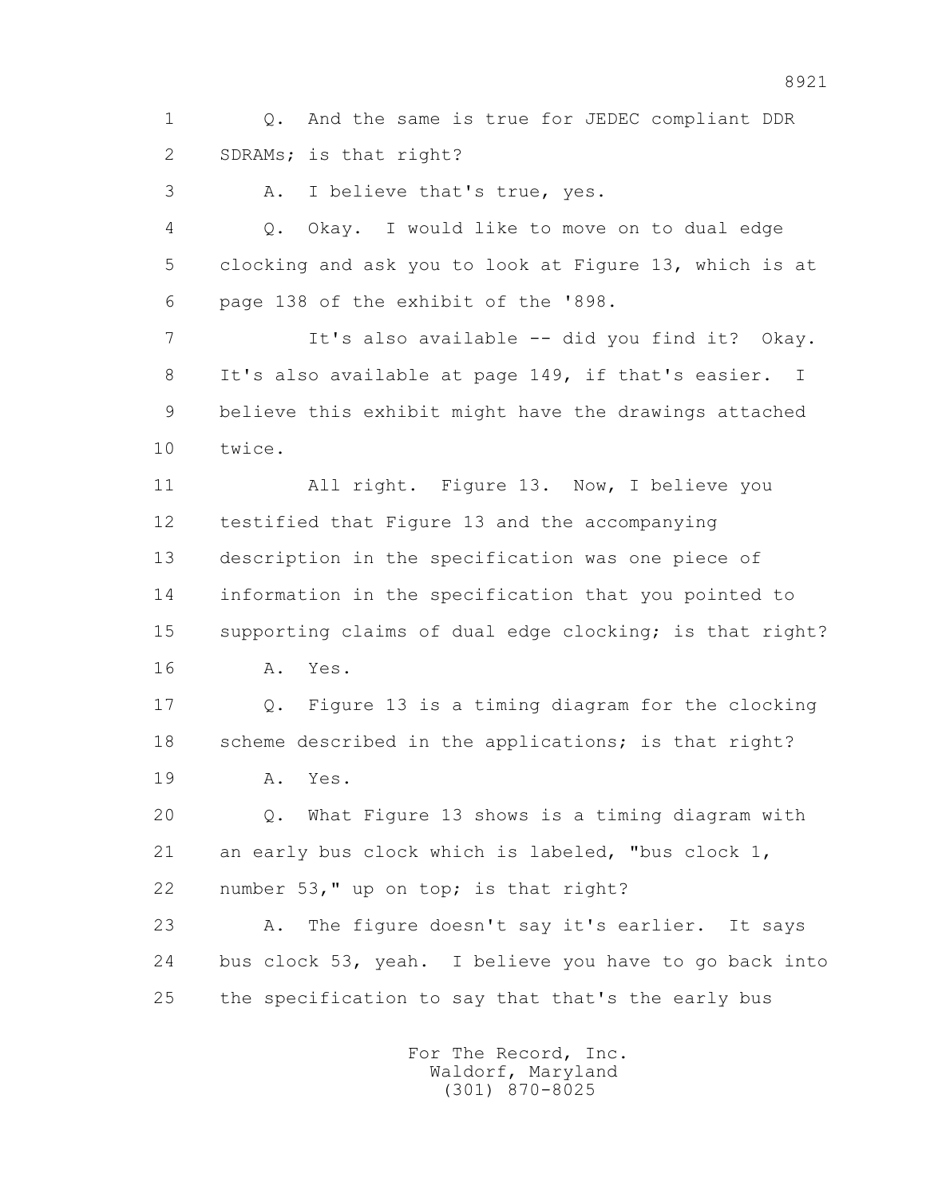1 Q. And the same is true for JEDEC compliant DDR
2 SDRAMs; is that right?
3 A. I believe that's true, yes.
4 Q. Okay. I would like to move on to dual edge
5 clocking and ask you to look at Figure 13, which is at
6 page 138 of the exhibit of the '898.
7 It's also available -- did you find it? Okay.
8 It's also available at page 149, if that's easier. I
9 believe this exhibit might have the drawings attached
10 twice.
11 All right. Figure 13. Now, I believe you
12 testified that Figure 13 and the accompanying
13 description in the specification was one piece of
14 information in the specification that you pointed to
15 supporting claims of dual edge clocking; is that right?
16 A. Yes.
17 Q. Figure 13 is a timing diagram for the clocking
18 scheme described in the applications; is that right?
19 A. Yes.
20 Q. What Figure 13 shows is a timing diagram with
21 an early bus clock which is labeled, "bus clock 1,
22 number 53," up on top; is that right?
23 A. The figure doesn't say it's earlier. It says
24 bus clock 53, yeah. I believe you have to go back into
25 the specification to say that that's the early bus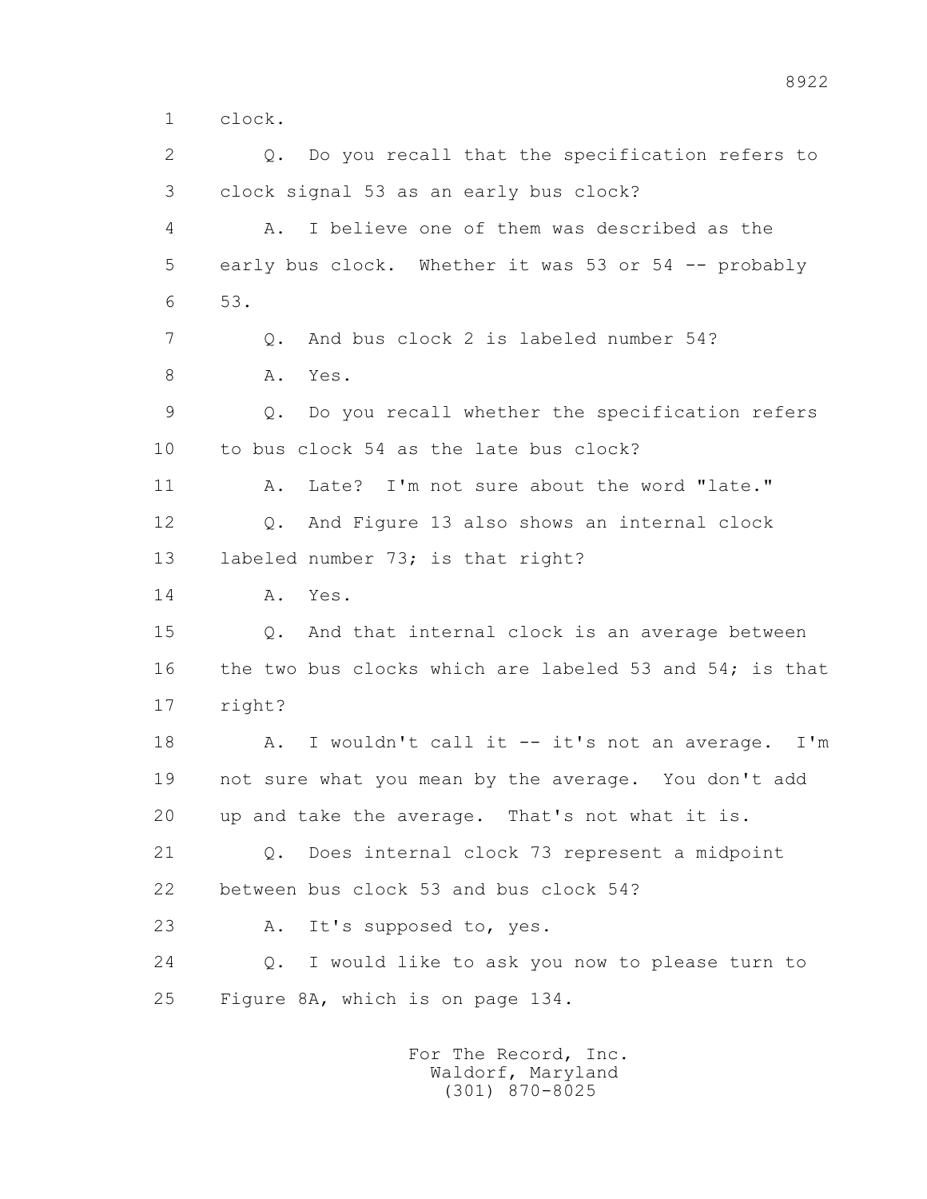clock.

Q. Do you recall that the specification refers to clock signal 53 as an early bus clock?

A. I believe one of them was described as the early bus clock. Whether it was 53 or 54 -- probably 53.

Q. And bus clock 2 is labeled number 54?

A. Yes.

Q. Do you recall whether the specification refers to bus clock 54 as the late bus clock?

A. Late? I'm not sure about the word "late."

Q. And Figure 13 also shows an internal clock labeled number 73; is that right?

A. Yes.

Q. And that internal clock is an average between the two bus clocks which are labeled 53 and 54; is that right?

A. I wouldn't call it -- it's not an average. I'm not sure what you mean by the average. You don't add up and take the average. That's not what it is.

Q. Does internal clock 73 represent a midpoint between bus clock 53 and bus clock 54?

A. It's supposed to, yes.

Q. I would like to ask you now to please turn to Figure 8A, which is on page 134.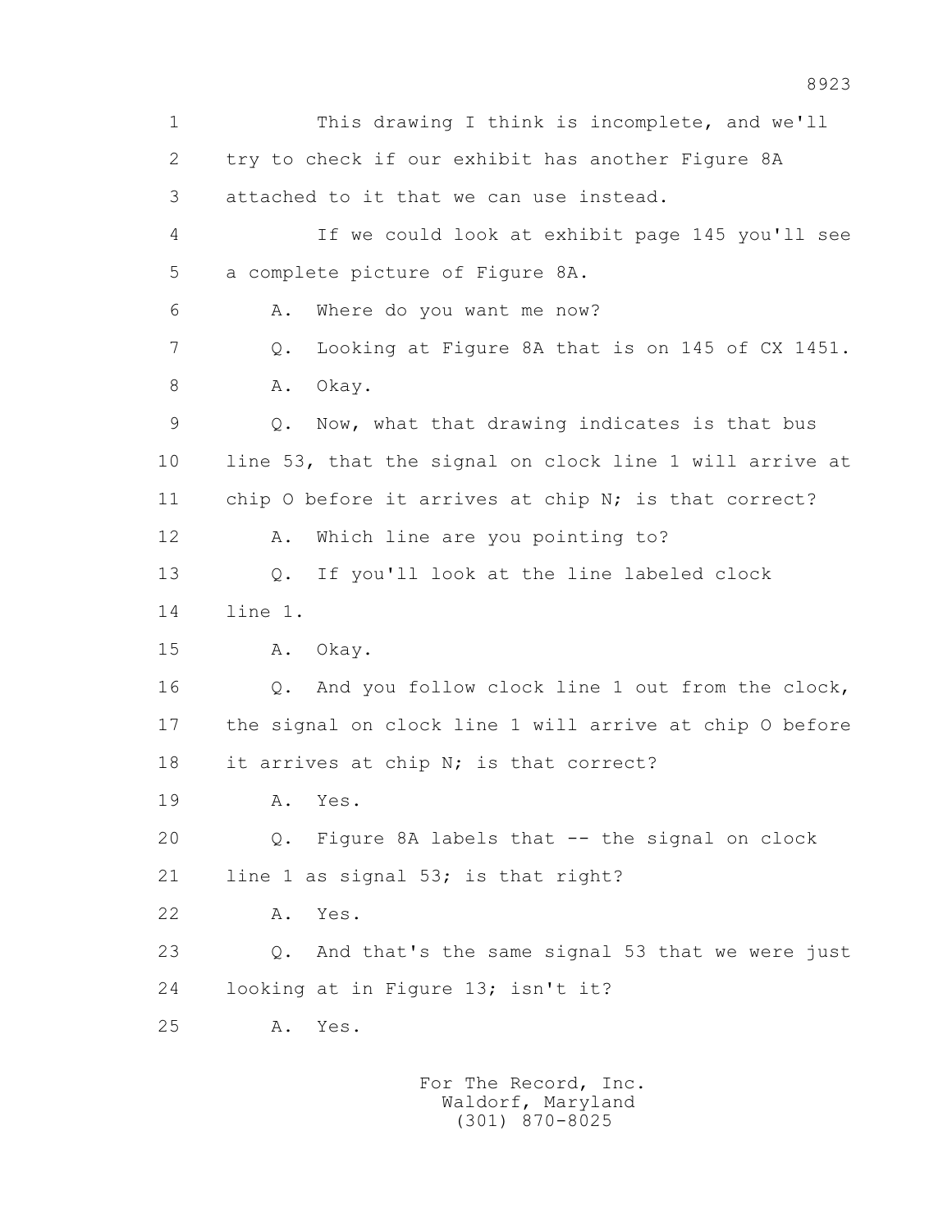1 This drawing I think is incomplete, and we'll
2 try to check if our exhibit has another Figure 8A
3 attached to it that we can use instead.
4 If we could look at exhibit page 145 you'll see
5 a complete picture of Figure 8A.
6 A. Where do you want me now?
7 Q. Looking at Figure 8A that is on 145 of CX 1451.
8 A. Okay.
9 Q. Now, what that drawing indicates is that bus
10 line 53, that the signal on clock line 1 will arrive at
11 chip O before it arrives at chip N; is that correct?
12 A. Which line are you pointing to?
13 Q. If you'll look at the line labeled clock
14 line 1.
15 A. Okay.
16 Q. And you follow clock line 1 out from the clock,
17 the signal on clock line 1 will arrive at chip O before
18 it arrives at chip N; is that correct?
19 A. Yes.
20 Q. Figure 8A labels that -- the signal on clock
21 line 1 as signal 53; is that right?
22 A. Yes.
23 Q. And that's the same signal 53 that we were just
24 looking at in Figure 13; isn't it?
25 A. Yes.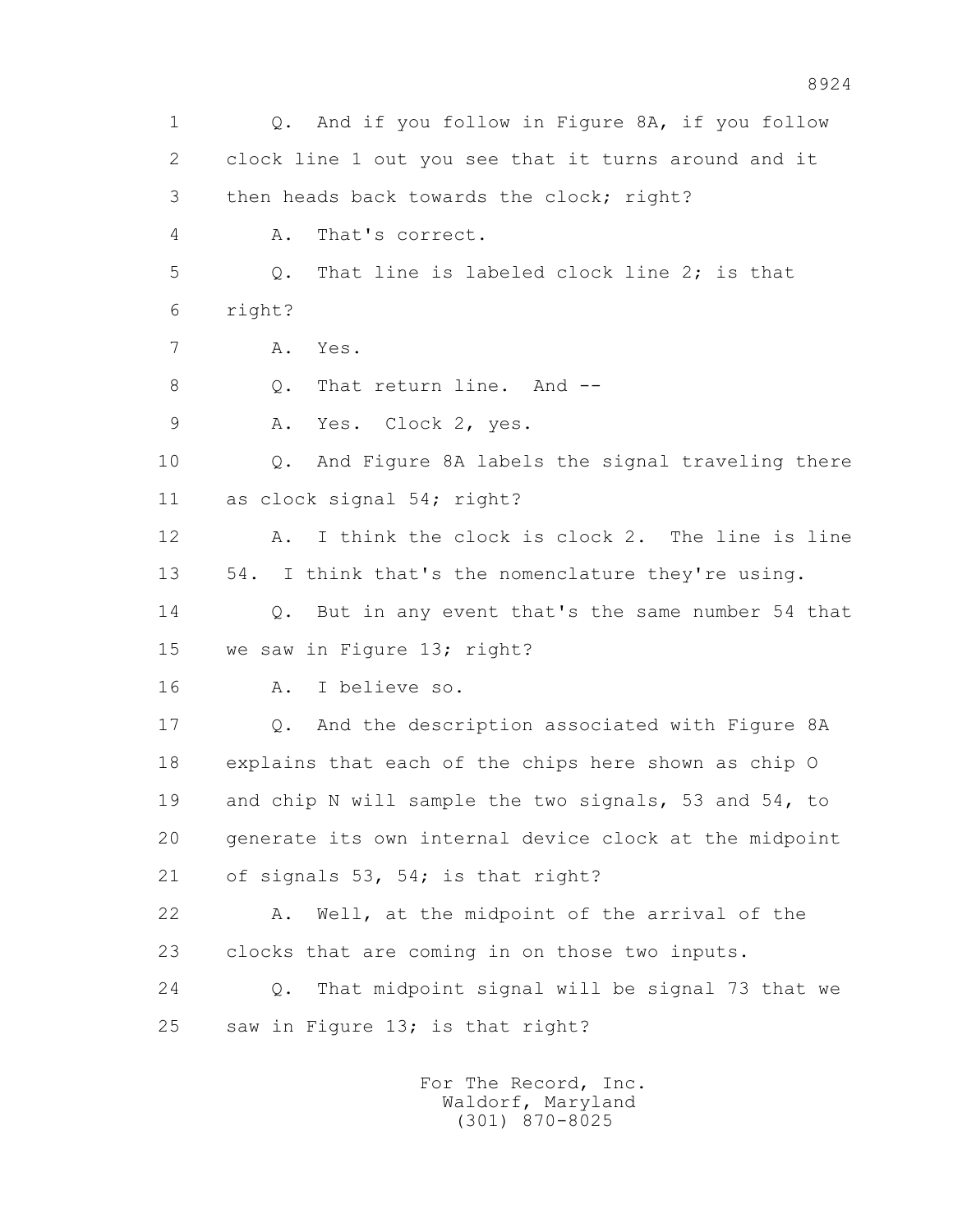1 Q. And if you follow in Figure 8A, if you follow
2 clock line 1 out you see that it turns around and it
3 then heads back towards the clock; right?
4 A. That's correct.
5 Q. That line is labeled clock line 2; is that
6 right?
7 A. Yes.
8 Q. That return line. And --
9 A. Yes. Clock 2, yes.
10 Q. And Figure 8A labels the signal traveling there
11 as clock signal 54; right?
12 A. I think the clock is clock 2. The line is line
13 54. I think that's the nomenclature they're using.
14 Q. But in any event that's the same number 54 that
15 we saw in Figure 13; right?
16 A. I believe so.
17 Q. And the description associated with Figure 8A
18 explains that each of the chips here shown as chip O
19 and chip N will sample the two signals, 53 and 54, to
20 generate its own internal device clock at the midpoint
21 of signals 53, 54; is that right?
22 A. Well, at the midpoint of the arrival of the
23 clocks that are coming in on those two inputs.
24 Q. That midpoint signal will be signal 73 that we
25 saw in Figure 13; is that right?

For The Record, Inc.
Waldorf, Maryland
(301) 870-8025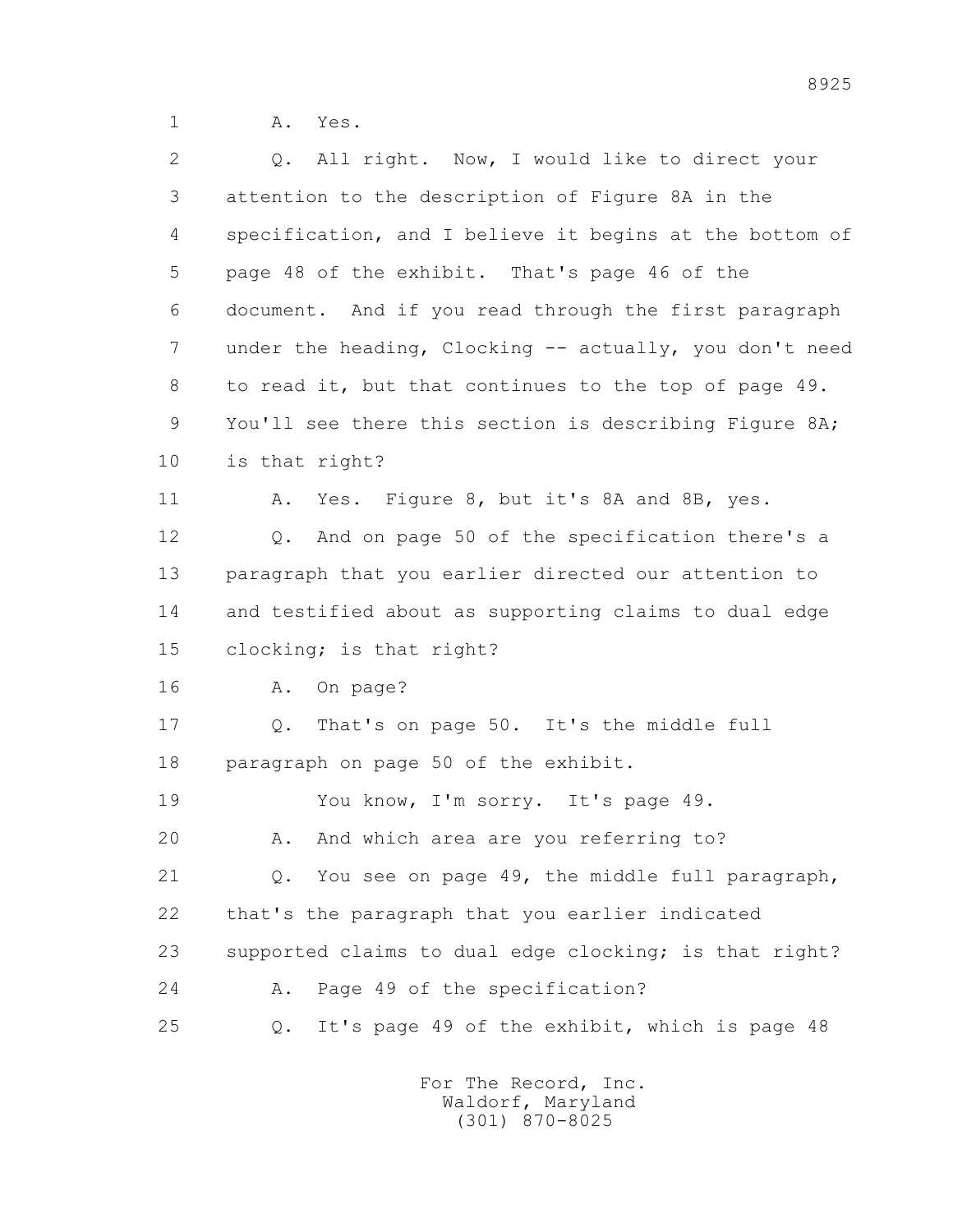1 A. Yes.

2 Q. All right. Now, I would like to direct your
3 attention to the description of Figure 8A in the
4 specification, and I believe it begins at the bottom of
5 page 48 of the exhibit. That's page 46 of the
6 document. And if you read through the first paragraph
7 under the heading, Clocking -- actually, you don't need
8 to read it, but that continues to the top of page 49.
9 You'll see there this section is describing Figure 8A;
10 is that right?

11 A. Yes. Figure 8, but it's 8A and 8B, yes.

12 Q. And on page 50 of the specification there's a
13 paragraph that you earlier directed our attention to
14 and testified about as supporting claims to dual edge
15 clocking; is that right?

16 A. On page?

17 Q. That's on page 50. It's the middle full
18 paragraph on page 50 of the exhibit.

19 You know, I'm sorry. It's page 49.

20 A. And which area are you referring to?

21 Q. You see on page 49, the middle full paragraph,
22 that's the paragraph that you earlier indicated
23 supported claims to dual edge clocking; is that right?

24 A. Page 49 of the specification?

25 Q. It's page 49 of the exhibit, which is page 48

For The Record, Inc.
Waldorf, Maryland
(301) 870-8025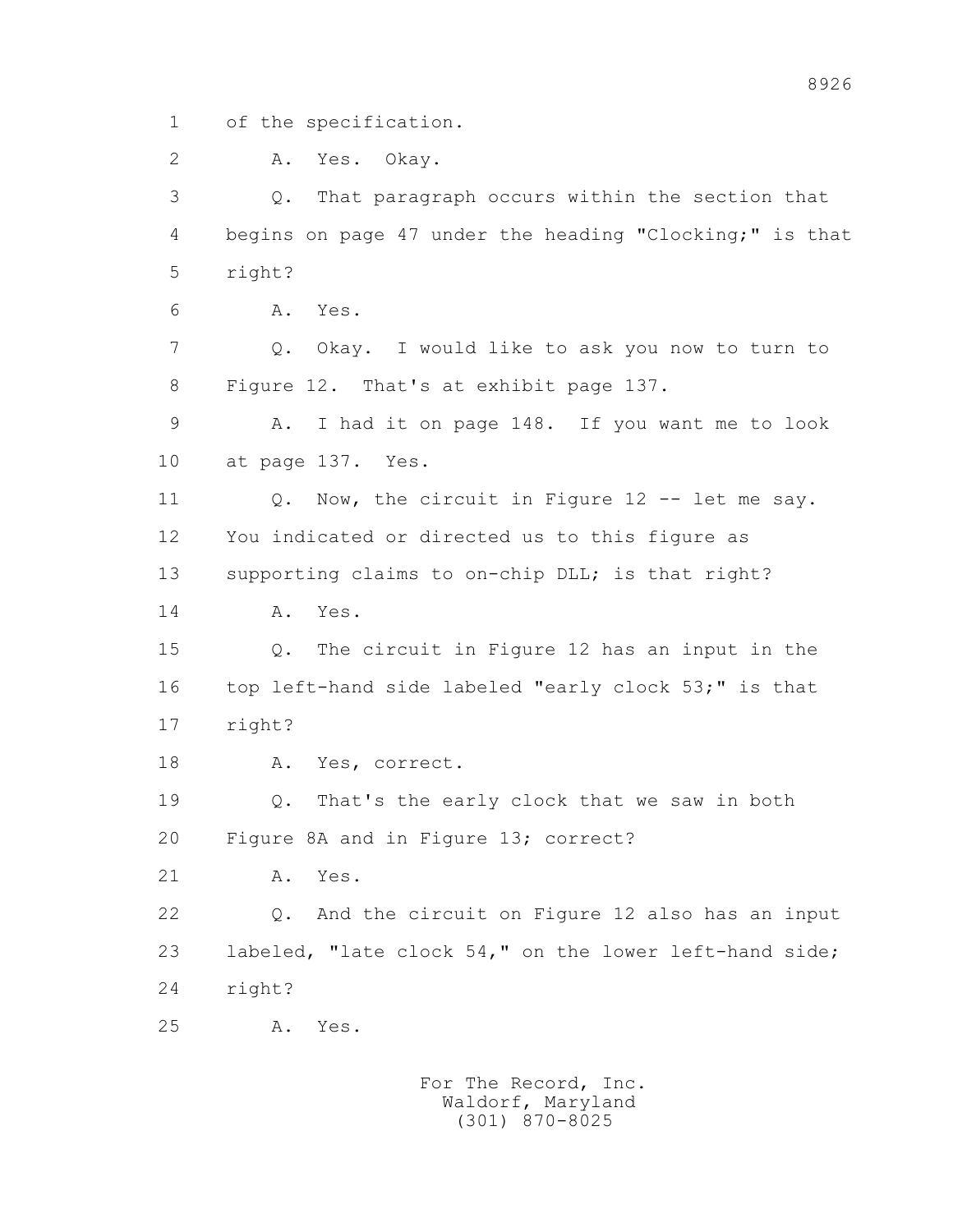1 of the specification.

2 A. Yes. Okay.

3 Q. That paragraph occurs within the section that

4 begins on page 47 under the heading "Clocking;" is that

5 right?

6 A. Yes.

7 Q. Okay. I would like to ask you now to turn to

8 Figure 12. That's at exhibit page 137.

9 A. I had it on page 148. If you want me to look

10 at page 137. Yes.

11 Q. Now, the circuit in Figure 12 -- let me say.

12 You indicated or directed us to this figure as

13 supporting claims to on-chip DLL; is that right?

14 A. Yes.

15 Q. The circuit in Figure 12 has an input in the

16 top left-hand side labeled "early clock 53;" is that

17 right?

18 A. Yes, correct.

19 Q. That's the early clock that we saw in both

20 Figure 8A and in Figure 13; correct?

21 A. Yes.

22 Q. And the circuit on Figure 12 also has an input

23 labeled, "late clock 54," on the lower left-hand side;

24 right?

25 A. Yes.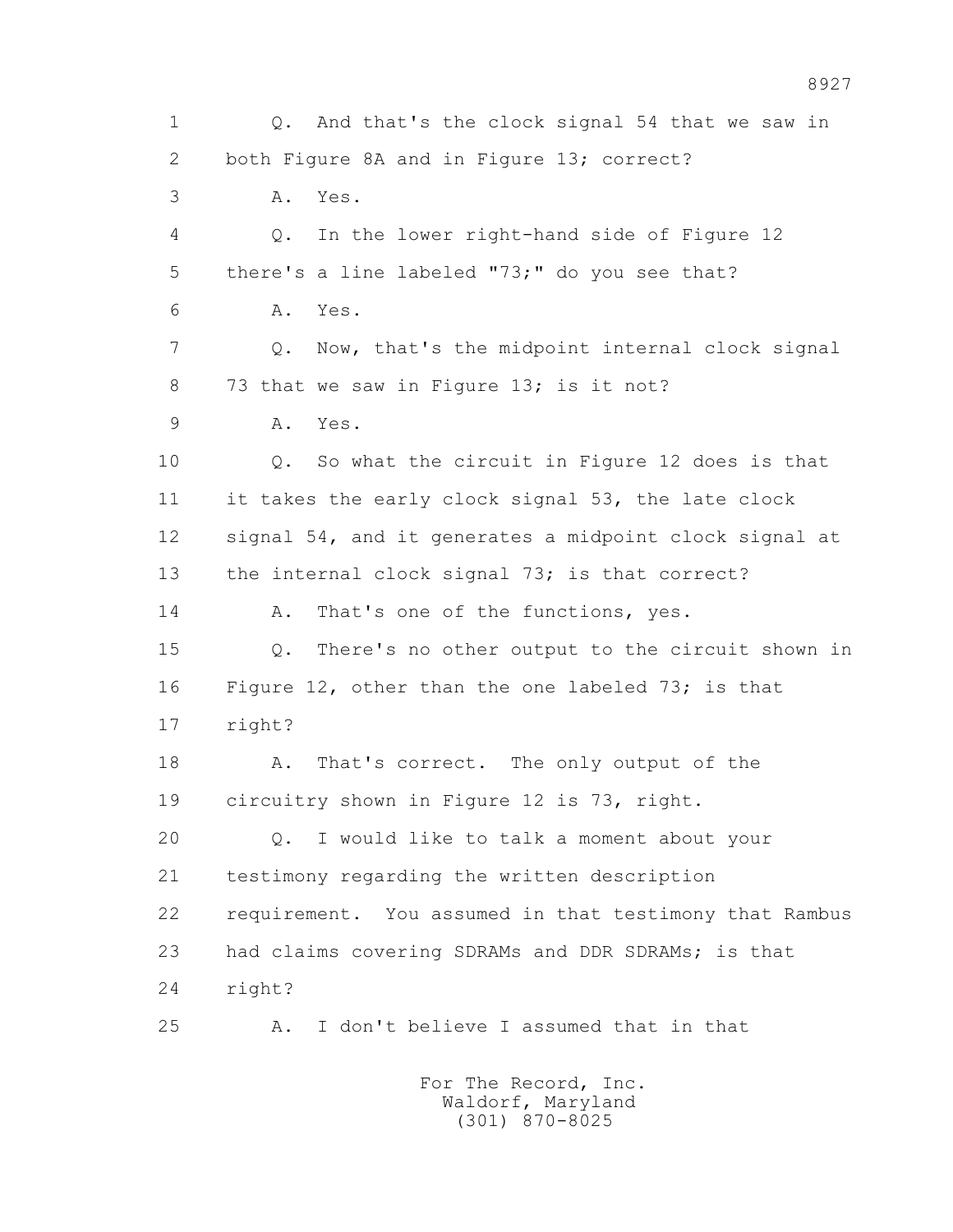1 Q. And that's the clock signal 54 that we saw in
2 both Figure 8A and in Figure 13; correct?
3 A. Yes.
4 Q. In the lower right-hand side of Figure 12
5 there's a line labeled "73;" do you see that?
6 A. Yes.
7 Q. Now, that's the midpoint internal clock signal
8 73 that we saw in Figure 13; is it not?
9 A. Yes.
10 Q. So what the circuit in Figure 12 does is that
11 it takes the early clock signal 53, the late clock
12 signal 54, and it generates a midpoint clock signal at
13 the internal clock signal 73; is that correct?
14 A. That's one of the functions, yes.
15 Q. There's no other output to the circuit shown in
16 Figure 12, other than the one labeled 73; is that
17 right?
18 A. That's correct. The only output of the
19 circuitry shown in Figure 12 is 73, right.
20 Q. I would like to talk a moment about your
21 testimony regarding the written description
22 requirement. You assumed in that testimony that Rambus
23 had claims covering SDRAMs and DDR SDRAMs; is that
24 right?
25 A. I don't believe I assumed that in that

For The Record, Inc.
Waldorf, Maryland
(301) 870-8025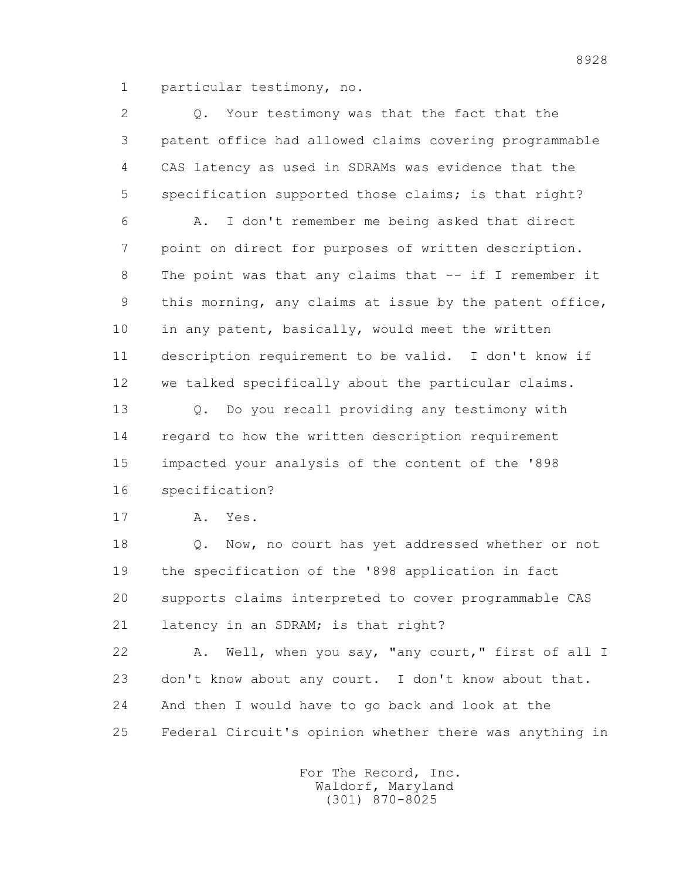1 particular testimony, no.

2 Q. Your testimony was that the fact that the

3 patent office had allowed claims covering programmable

4 CAS latency as used in SDRAMs was evidence that the

5 specification supported those claims; is that right?

6 A. I don't remember me being asked that direct

7 point on direct for purposes of written description.

8 The point was that any claims that -- if I remember it

9 this morning, any claims at issue by the patent office,

10 in any patent, basically, would meet the written

11 description requirement to be valid. I don't know if

12 we talked specifically about the particular claims.

13 Q. Do you recall providing any testimony with

14 regard to how the written description requirement

15 impacted your analysis of the content of the '898

16 specification?

17 A. Yes.

18 Q. Now, no court has yet addressed whether or not

19 the specification of the '898 application in fact

20 supports claims interpreted to cover programmable CAS

21 latency in an SDRAM; is that right?

22 A. Well, when you say, "any court," first of all I

23 don't know about any court. I don't know about that.

24 And then I would have to go back and look at the

25 Federal Circuit's opinion whether there was anything in

For The Record, Inc.
Waldorf, Maryland
(301) 870-8025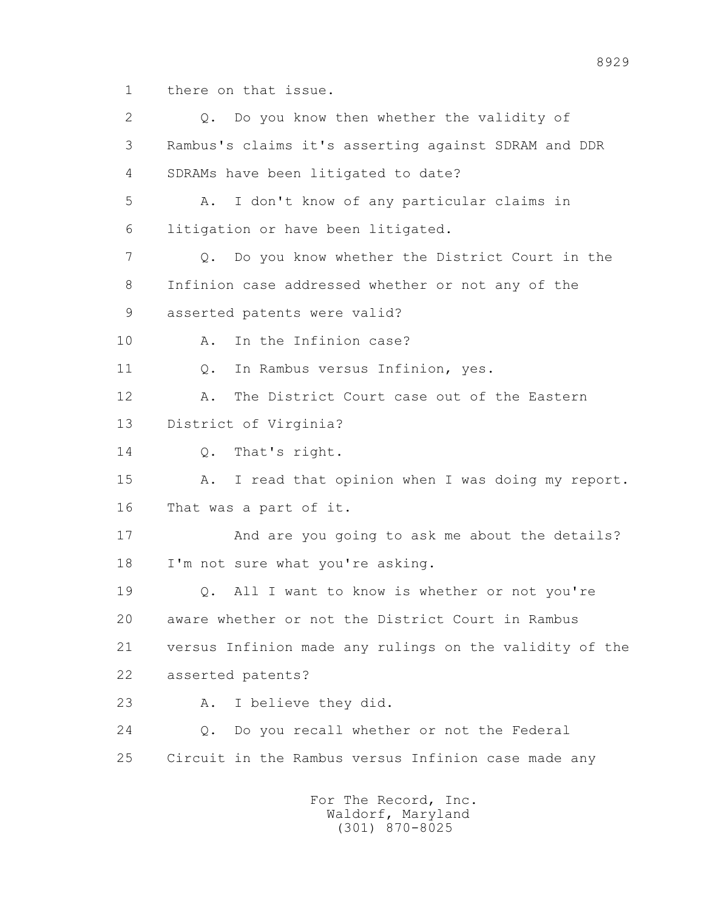1 there on that issue.

2 Q. Do you know then whether the validity of

3 Rambus's claims it's asserting against SDRAM and DDR

4 SDRAMs have been litigated to date?

5 A. I don't know of any particular claims in

6 litigation or have been litigated.

7 Q. Do you know whether the District Court in the

8 Infinion case addressed whether or not any of the

9 asserted patents were valid?

10 A. In the Infinion case?

11 Q. In Rambus versus Infinion, yes.

12 A. The District Court case out of the Eastern

13 District of Virginia?

14 Q. That's right.

15 A. I read that opinion when I was doing my report.

16 That was a part of it.

17 And are you going to ask me about the details?

18 I'm not sure what you're asking.

19 Q. All I want to know is whether or not you're

20 aware whether or not the District Court in Rambus

21 versus Infinion made any rulings on the validity of the

22 asserted patents?

23 A. I believe they did.

24 Q. Do you recall whether or not the Federal

25 Circuit in the Rambus versus Infinion case made any

For The Record, Inc.
Waldorf, Maryland
(301) 870-8025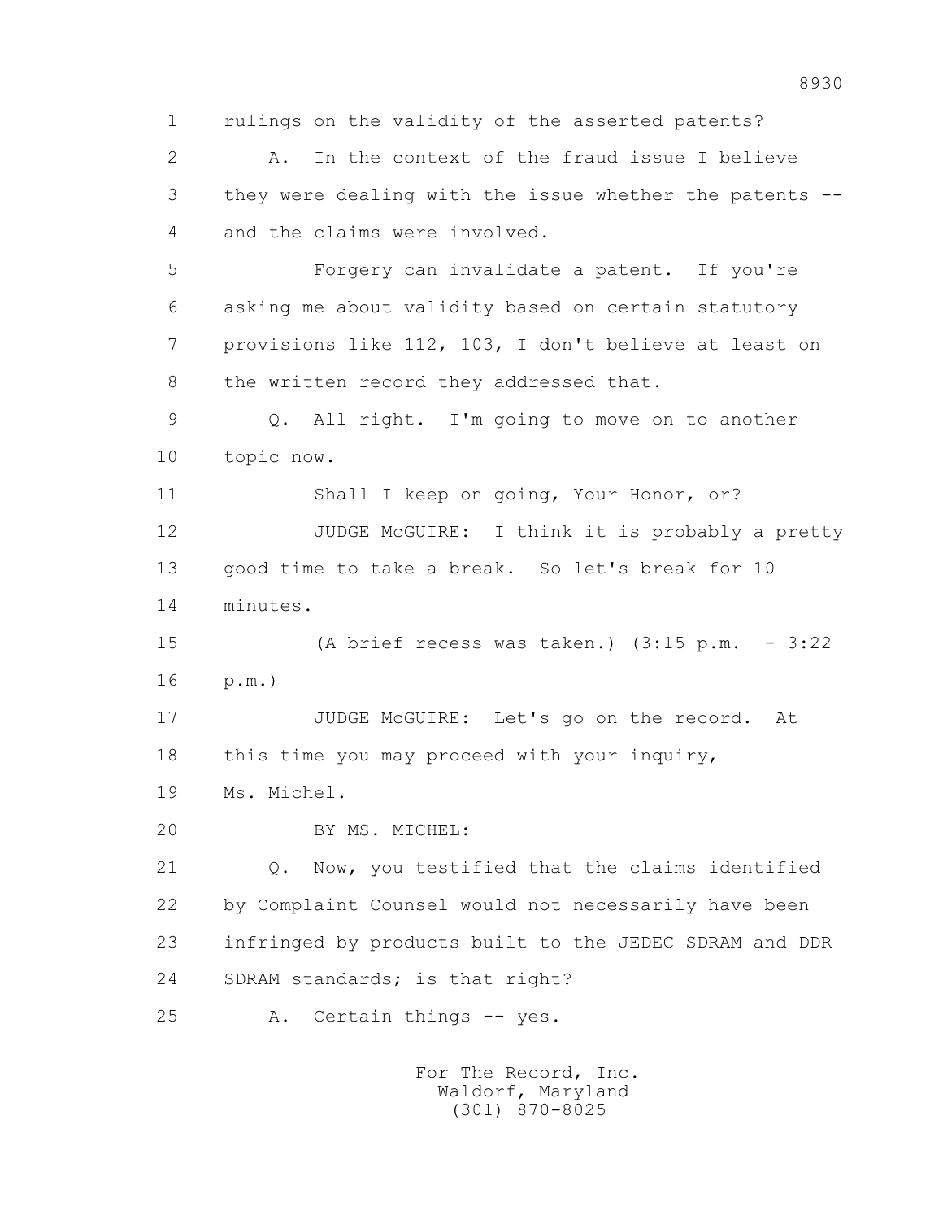1 rulings on the validity of the asserted patents?

2 A. In the context of the fraud issue I believe

3 they were dealing with the issue whether the patents --

4 and the claims were involved.

5 Forgery can invalidate a patent. If you're

6 asking me about validity based on certain statutory

7 provisions like 112, 103, I don't believe at least on

8 the written record they addressed that.

9 Q. All right. I'm going to move on to another

10 topic now.

11 Shall I keep on going, Your Honor, or?

12 JUDGE McGUIRE: I think it is probably a pretty

13 good time to take a break. So let's break for 10

14 minutes.

15 (A brief recess was taken.) (3:15 p.m. - 3:22

16 p.m.)

17 JUDGE McGUIRE: Let's go on the record. At

18 this time you may proceed with your inquiry,

19 Ms. Michel.

20 BY MS. MICHEL:

21 Q. Now, you testified that the claims identified

22 by Complaint Counsel would not necessarily have been

23 infringed by products built to the JEDEC SDRAM and DDR

24 SDRAM standards; is that right?

25 A. Certain things -- yes.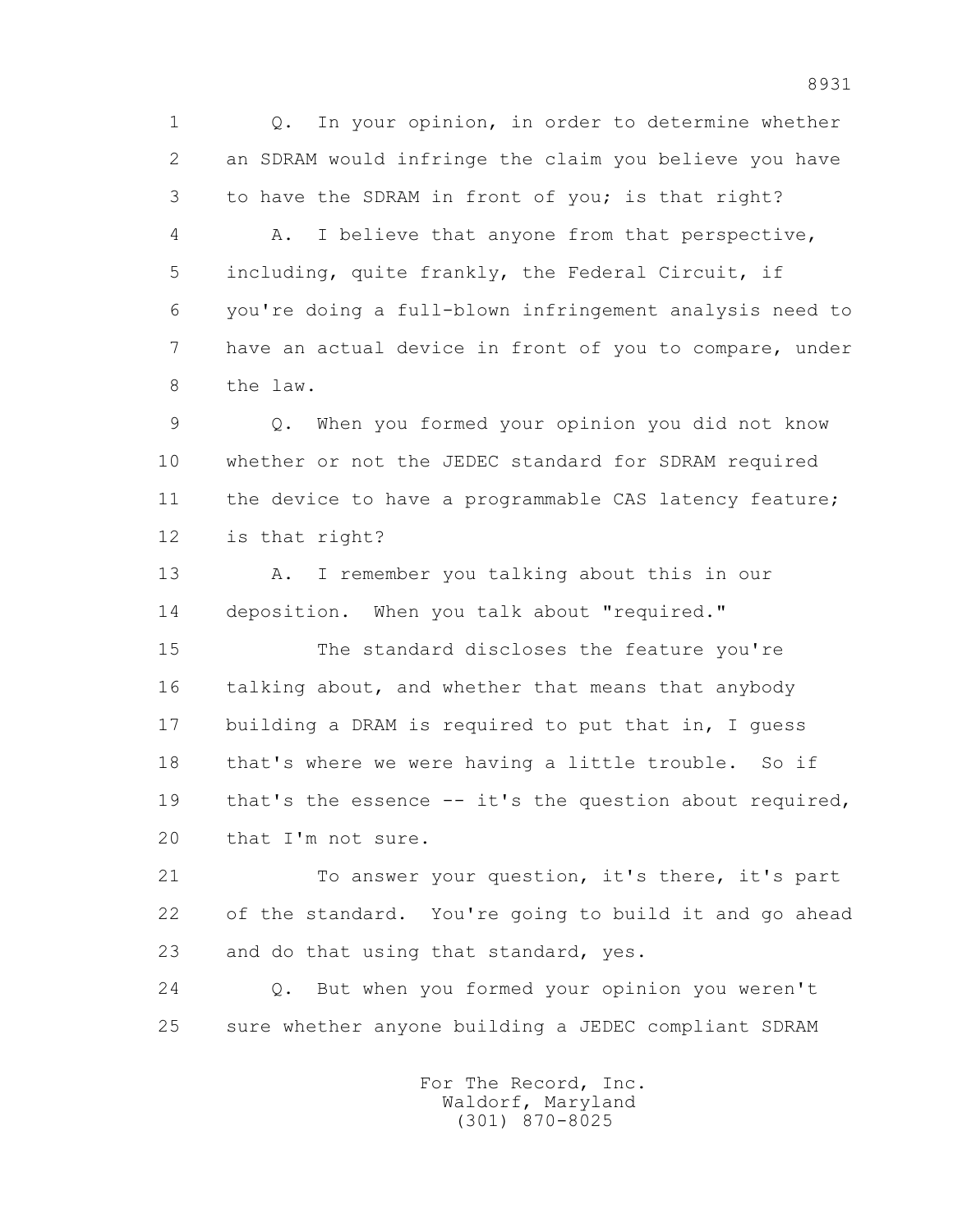1 Q. In your opinion, in order to determine whether
2 an SDRAM would infringe the claim you believe you have
3 to have the SDRAM in front of you; is that right?
4 A. I believe that anyone from that perspective,
5 including, quite frankly, the Federal Circuit, if
6 you're doing a full-blown infringement analysis need to
7 have an actual device in front of you to compare, under
8 the law.
9 Q. When you formed your opinion you did not know
10 whether or not the JEDEC standard for SDRAM required
11 the device to have a programmable CAS latency feature;
12 is that right?
13 A. I remember you talking about this in our
14 deposition. When you talk about "required."
15 The standard discloses the feature you're
16 talking about, and whether that means that anybody
17 building a DRAM is required to put that in, I guess
18 that's where we were having a little trouble. So if
19 that's the essence -- it's the question about required,
20 that I'm not sure.
21 To answer your question, it's there, it's part
22 of the standard. You're going to build it and go ahead
23 and do that using that standard, yes.
24 Q. But when you formed your opinion you weren't
25 sure whether anyone building a JEDEC compliant SDRAM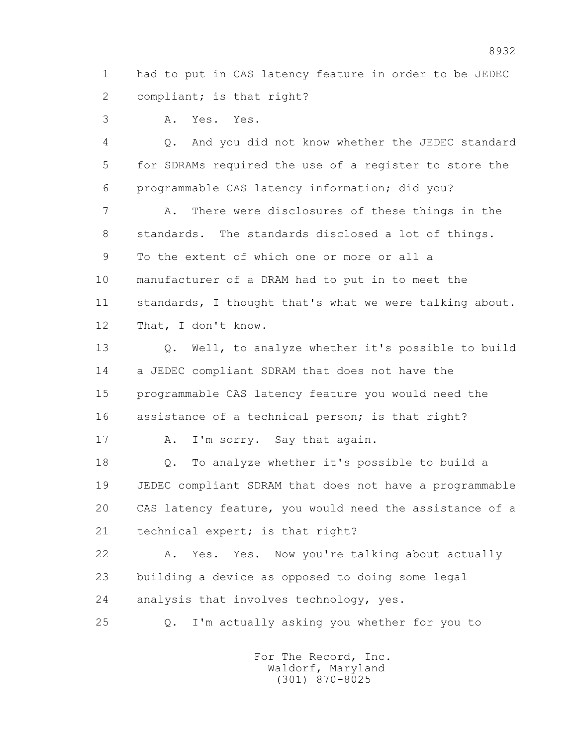1 had to put in CAS latency feature in order to be JEDEC
2 compliant; is that right?

3 A. Yes. Yes.

4 Q. And you did not know whether the JEDEC standard
5 for SDRAMs required the use of a register to store the
6 programmable CAS latency information; did you?

7 A. There were disclosures of these things in the
8 standards. The standards disclosed a lot of things.
9 To the extent of which one or more or all a
10 manufacturer of a DRAM had to put in to meet the
11 standards, I thought that's what we were talking about.
12 That, I don't know.

13 Q. Well, to analyze whether it's possible to build
14 a JEDEC compliant SDRAM that does not have the
15 programmable CAS latency feature you would need the
16 assistance of a technical person; is that right?

17 A. I'm sorry. Say that again.

18 Q. To analyze whether it's possible to build a
19 JEDEC compliant SDRAM that does not have a programmable
20 CAS latency feature, you would need the assistance of a
21 technical expert; is that right?

22 A. Yes. Yes. Now you're talking about actually
23 building a device as opposed to doing some legal
24 analysis that involves technology, yes.

25 Q. I'm actually asking you whether for you to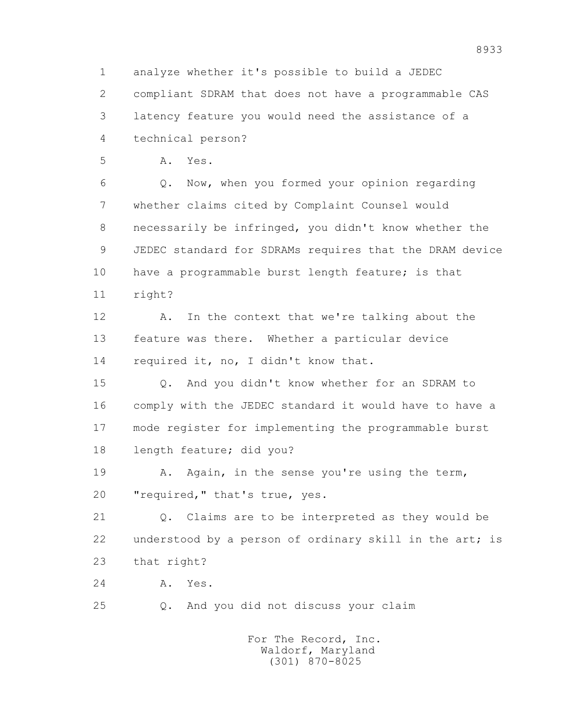1 analyze whether it's possible to build a JEDEC
2 compliant SDRAM that does not have a programmable CAS
3 latency feature you would need the assistance of a
4 technical person?

5 A. Yes.

6 Q. Now, when you formed your opinion regarding
7 whether claims cited by Complaint Counsel would
8 necessarily be infringed, you didn't know whether the
9 JEDEC standard for SDRAMs requires that the DRAM device
10 have a programmable burst length feature; is that
11 right?

12 A. In the context that we're talking about the
13 feature was there. Whether a particular device
14 required it, no, I didn't know that.

15 Q. And you didn't know whether for an SDRAM to
16 comply with the JEDEC standard it would have to have a
17 mode register for implementing the programmable burst
18 length feature; did you?

19 A. Again, in the sense you're using the term,
20 "required," that's true, yes.

21 Q. Claims are to be interpreted as they would be
22 understood by a person of ordinary skill in the art; is
23 that right?

24 A. Yes.

25 Q. And you did not discuss your claim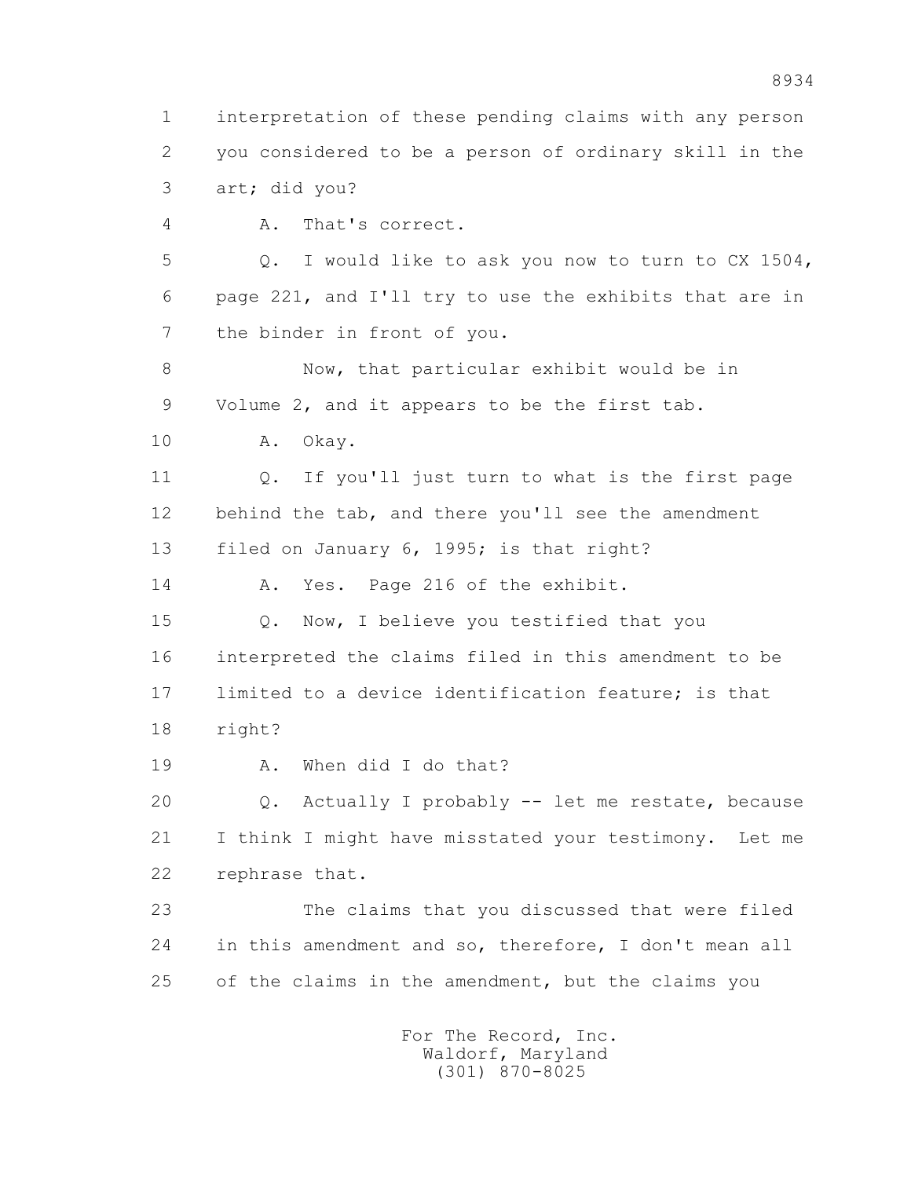1 interpretation of these pending claims with any person
2 you considered to be a person of ordinary skill in the
3 art; did you?

4 A. That's correct.

5 Q. I would like to ask you now to turn to CX 1504,
6 page 221, and I'll try to use the exhibits that are in
7 the binder in front of you.

8 Now, that particular exhibit would be in
9 Volume 2, and it appears to be the first tab.

10 A. Okay.

11 Q. If you'll just turn to what is the first page
12 behind the tab, and there you'll see the amendment
13 filed on January 6, 1995; is that right?

14 A. Yes. Page 216 of the exhibit.

15 Q. Now, I believe you testified that you
16 interpreted the claims filed in this amendment to be
17 limited to a device identification feature; is that
18 right?

19 A. When did I do that?

20 Q. Actually I probably -- let me restate, because
21 I think I might have misstated your testimony. Let me
22 rephrase that.

23 The claims that you discussed that were filed
24 in this amendment and so, therefore, I don't mean all
25 of the claims in the amendment, but the claims you

For The Record, Inc.
Waldorf, Maryland
(301) 870-8025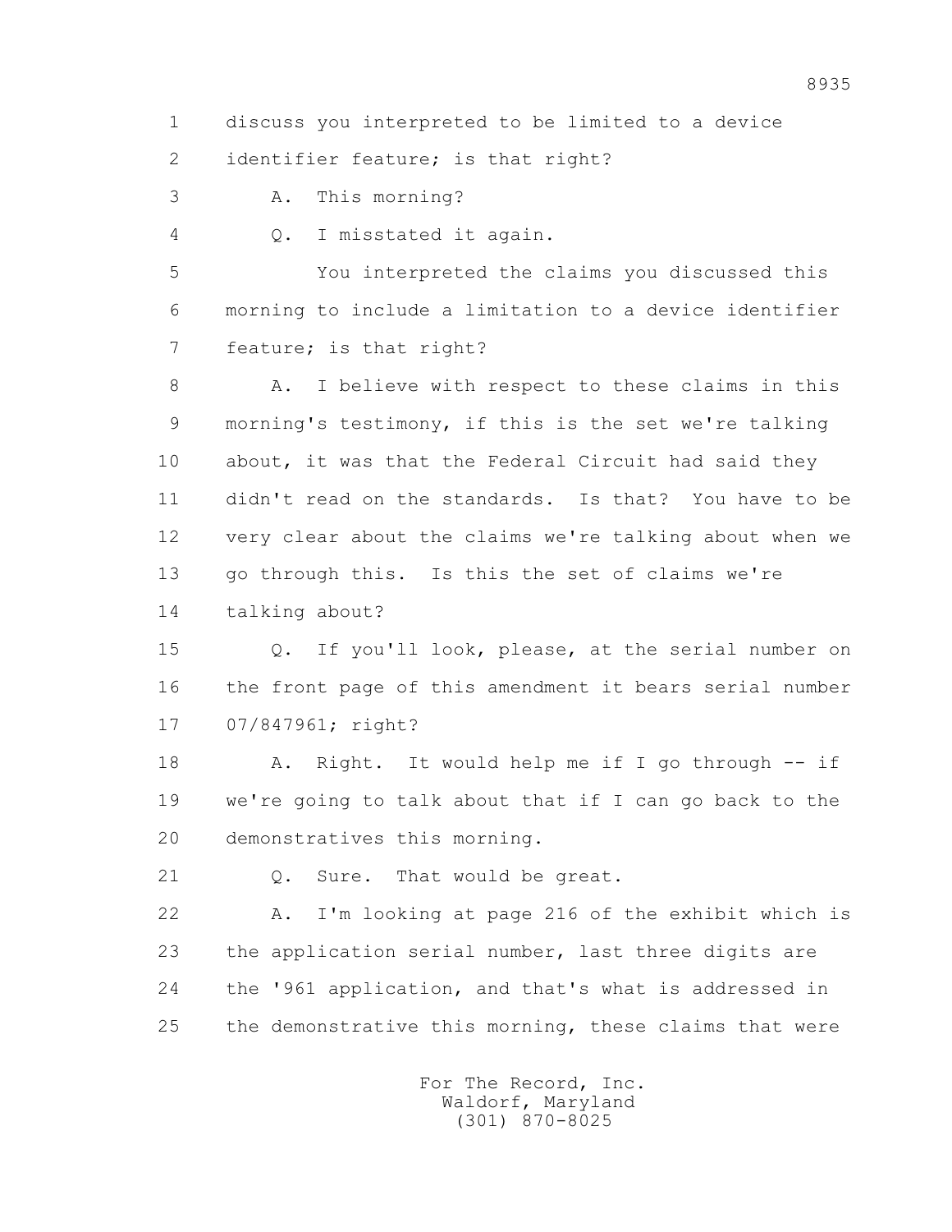1 discuss you interpreted to be limited to a device
2 identifier feature; is that right?
3 A. This morning?
4 Q. I misstated it again.
5 You interpreted the claims you discussed this
6 morning to include a limitation to a device identifier
7 feature; is that right?
8 A. I believe with respect to these claims in this
9 morning's testimony, if this is the set we're talking
10 about, it was that the Federal Circuit had said they
11 didn't read on the standards. Is that? You have to be
12 very clear about the claims we're talking about when we
13 go through this. Is this the set of claims we're
14 talking about?
15 Q. If you'll look, please, at the serial number on
16 the front page of this amendment it bears serial number
17 07/847961; right?
18 A. Right. It would help me if I go through -- if
19 we're going to talk about that if I can go back to the
20 demonstratives this morning.
21 Q. Sure. That would be great.
22 A. I'm looking at page 216 of the exhibit which is
23 the application serial number, last three digits are
24 the '961 application, and that's what is addressed in
25 the demonstrative this morning, these claims that were

For The Record, Inc.
Waldorf, Maryland
(301) 870-8025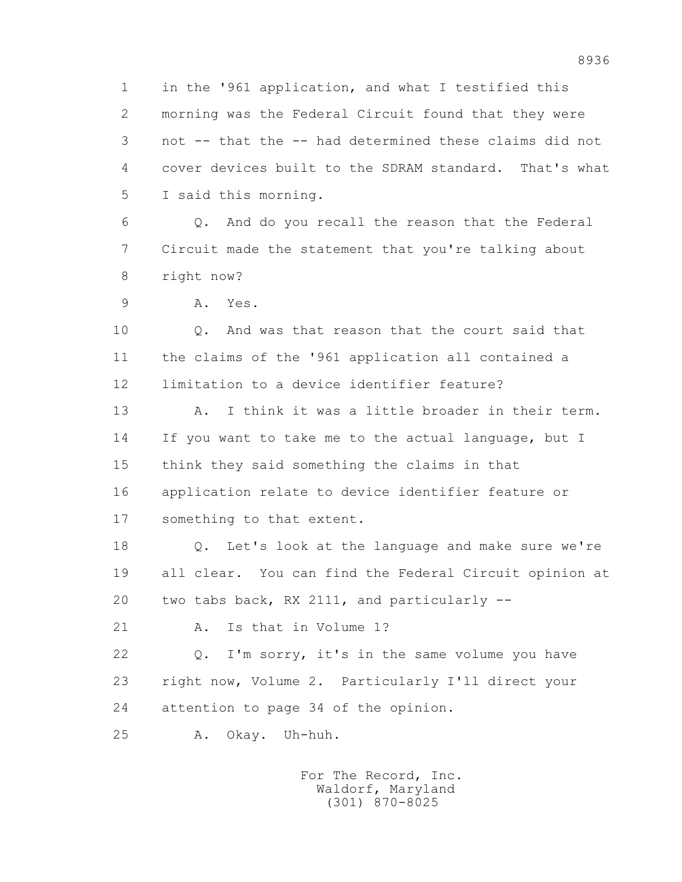1 in the '961 application, and what I testified this
2 morning was the Federal Circuit found that they were
3 not -- that the -- had determined these claims did not
4 cover devices built to the SDRAM standard. That's what
5 I said this morning.

6 Q. And do you recall the reason that the Federal
7 Circuit made the statement that you're talking about
8 right now?

9 A. Yes.

10 Q. And was that reason that the court said that
11 the claims of the '961 application all contained a
12 limitation to a device identifier feature?

13 A. I think it was a little broader in their term.
14 If you want to take me to the actual language, but I
15 think they said something the claims in that
16 application relate to device identifier feature or
17 something to that extent.

18 Q. Let's look at the language and make sure we're
19 all clear. You can find the Federal Circuit opinion at
20 two tabs back, RX 2111, and particularly --

21 A. Is that in Volume 1?

22 Q. I'm sorry, it's in the same volume you have
23 right now, Volume 2. Particularly I'll direct your
24 attention to page 34 of the opinion.

25 A. Okay. Uh-huh.

For The Record, Inc.
Waldorf, Maryland
(301) 870-8025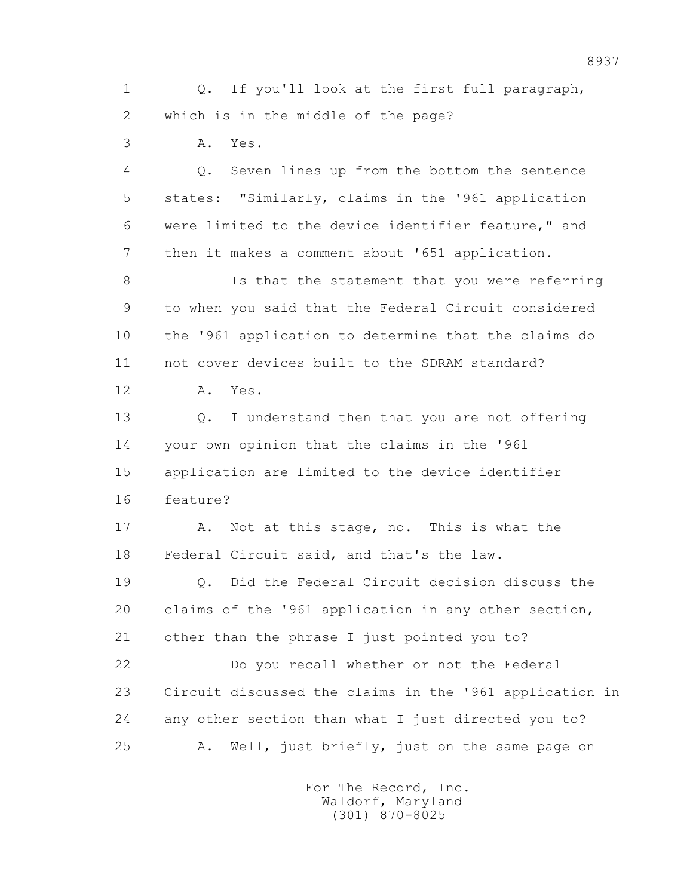1 Q. If you'll look at the first full paragraph,
2 which is in the middle of the page?
3 A. Yes.
4 Q. Seven lines up from the bottom the sentence
5 states: "Similarly, claims in the '961 application
6 were limited to the device identifier feature," and
7 then it makes a comment about '651 application.
8 Is that the statement that you were referring
9 to when you said that the Federal Circuit considered
10 the '961 application to determine that the claims do
11 not cover devices built to the SDRAM standard?
12 A. Yes.
13 Q. I understand then that you are not offering
14 your own opinion that the claims in the '961
15 application are limited to the device identifier
16 feature?
17 A. Not at this stage, no. This is what the
18 Federal Circuit said, and that's the law.
19 Q. Did the Federal Circuit decision discuss the
20 claims of the '961 application in any other section,
21 other than the phrase I just pointed you to?
22 Do you recall whether or not the Federal
23 Circuit discussed the claims in the '961 application in
24 any other section than what I just directed you to?
25 A. Well, just briefly, just on the same page on

For The Record, Inc.
Waldorf, Maryland
(301) 870-8025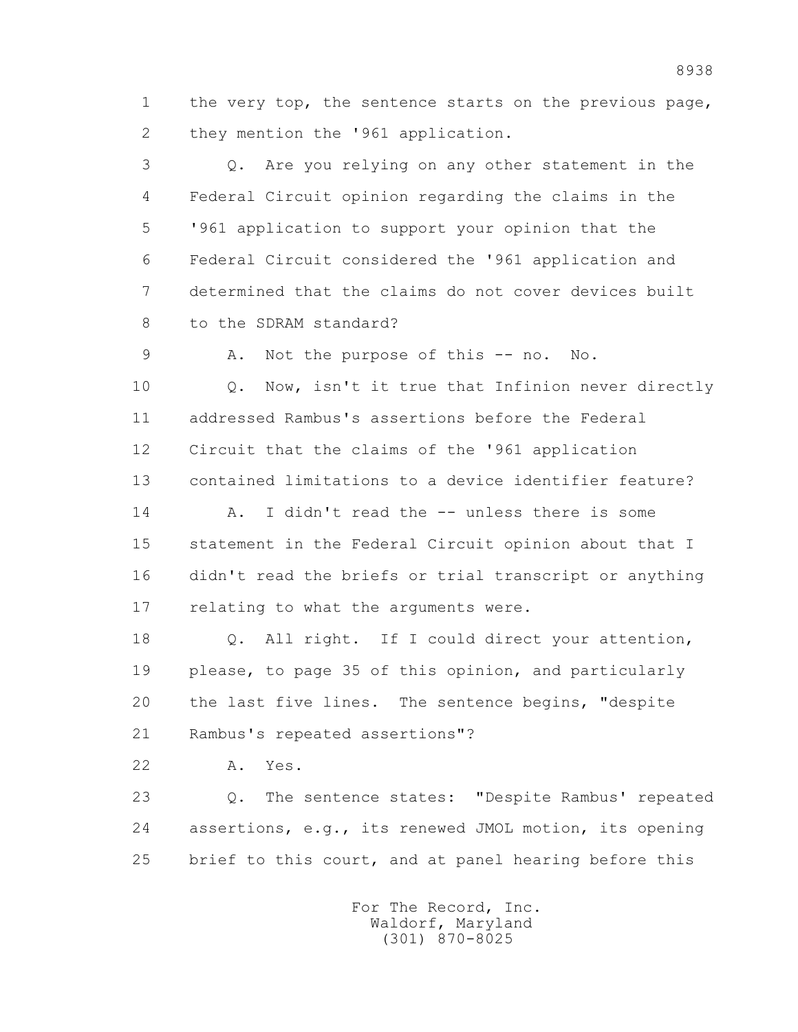1 the very top, the sentence starts on the previous page,
2 they mention the '961 application.

3 Q. Are you relying on any other statement in the
4 Federal Circuit opinion regarding the claims in the
5 '961 application to support your opinion that the
6 Federal Circuit considered the '961 application and
7 determined that the claims do not cover devices built
8 to the SDRAM standard?

9 A. Not the purpose of this -- no. No.

10 Q. Now, isn't it true that Infinion never directly
11 addressed Rambus's assertions before the Federal
12 Circuit that the claims of the '961 application
13 contained limitations to a device identifier feature?

14 A. I didn't read the -- unless there is some
15 statement in the Federal Circuit opinion about that I
16 didn't read the briefs or trial transcript or anything
17 relating to what the arguments were.

18 Q. All right. If I could direct your attention,
19 please, to page 35 of this opinion, and particularly
20 the last five lines. The sentence begins, "despite
21 Rambus's repeated assertions"?

22 A. Yes.

23 Q. The sentence states: "Despite Rambus' repeated
24 assertions, e.g., its renewed JMOL motion, its opening
25 brief to this court, and at panel hearing before this

For The Record, Inc.
Waldorf, Maryland
(301) 870-8025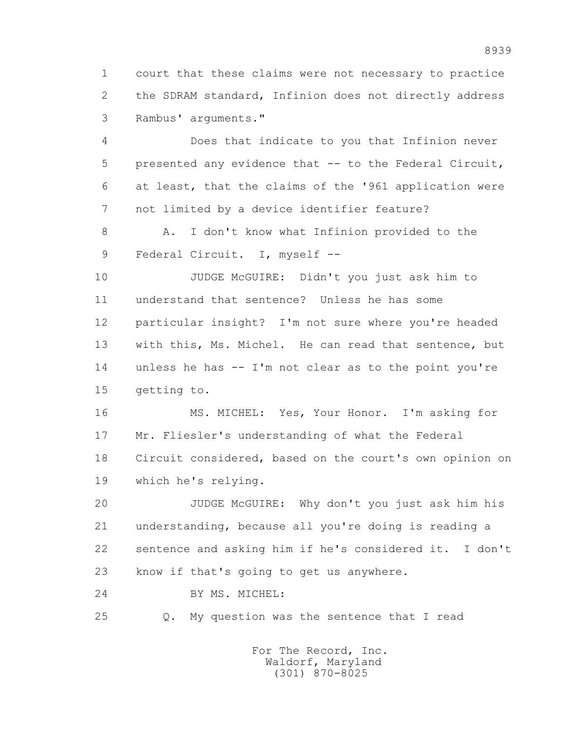1 court that these claims were not necessary to practice
2 the SDRAM standard, Infinion does not directly address
3 Rambus' arguments."

4 Does that indicate to you that Infinion never
5 presented any evidence that -- to the Federal Circuit,
6 at least, that the claims of the '961 application were
7 not limited by a device identifier feature?

8 A. I don't know what Infinion provided to the
9 Federal Circuit. I, myself --

10 JUDGE McGUIRE: Didn't you just ask him to
11 understand that sentence? Unless he has some
12 particular insight? I'm not sure where you're headed
13 with this, Ms. Michel. He can read that sentence, but
14 unless he has -- I'm not clear as to the point you're
15 getting to.

16 MS. MICHEL: Yes, Your Honor. I'm asking for
17 Mr. Fliesler's understanding of what the Federal
18 Circuit considered, based on the court's own opinion on
19 which he's relying.

20 JUDGE McGUIRE: Why don't you just ask him his
21 understanding, because all you're doing is reading a
22 sentence and asking him if he's considered it. I don't
23 know if that's going to get us anywhere.

24 BY MS. MICHEL:

25 Q. My question was the sentence that I read

For The Record, Inc.
Waldorf, Maryland
(301) 870-8025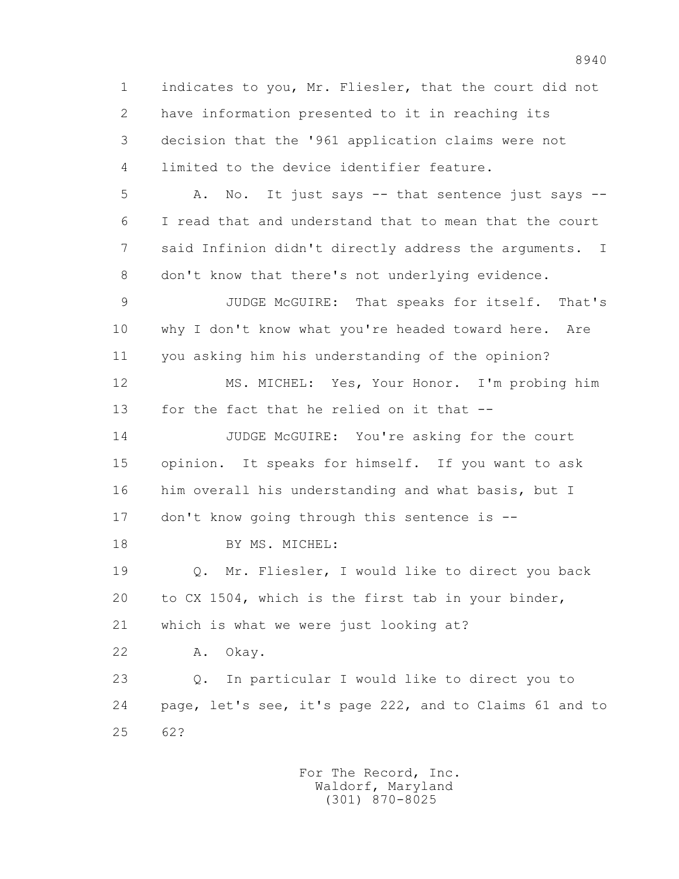1 indicates to you, Mr. Fliesler, that the court did not
2 have information presented to it in reaching its
3 decision that the '961 application claims were not
4 limited to the device identifier feature.

5 A. No. It just says -- that sentence just says --
6 I read that and understand that to mean that the court
7 said Infinion didn't directly address the arguments. I
8 don't know that there's not underlying evidence.

9 JUDGE McGUIRE: That speaks for itself. That's
10 why I don't know what you're headed toward here. Are
11 you asking him his understanding of the opinion?

12 MS. MICHEL: Yes, Your Honor. I'm probing him
13 for the fact that he relied on it that --

14 JUDGE McGUIRE: You're asking for the court
15 opinion. It speaks for himself. If you want to ask
16 him overall his understanding and what basis, but I
17 don't know going through this sentence is --

18 BY MS. MICHEL:

19 Q. Mr. Fliesler, I would like to direct you back
20 to CX 1504, which is the first tab in your binder,
21 which is what we were just looking at?

22 A. Okay.

23 Q. In particular I would like to direct you to
24 page, let's see, it's page 222, and to Claims 61 and to
25 62?

For The Record, Inc.
Waldorf, Maryland
(301) 870-8025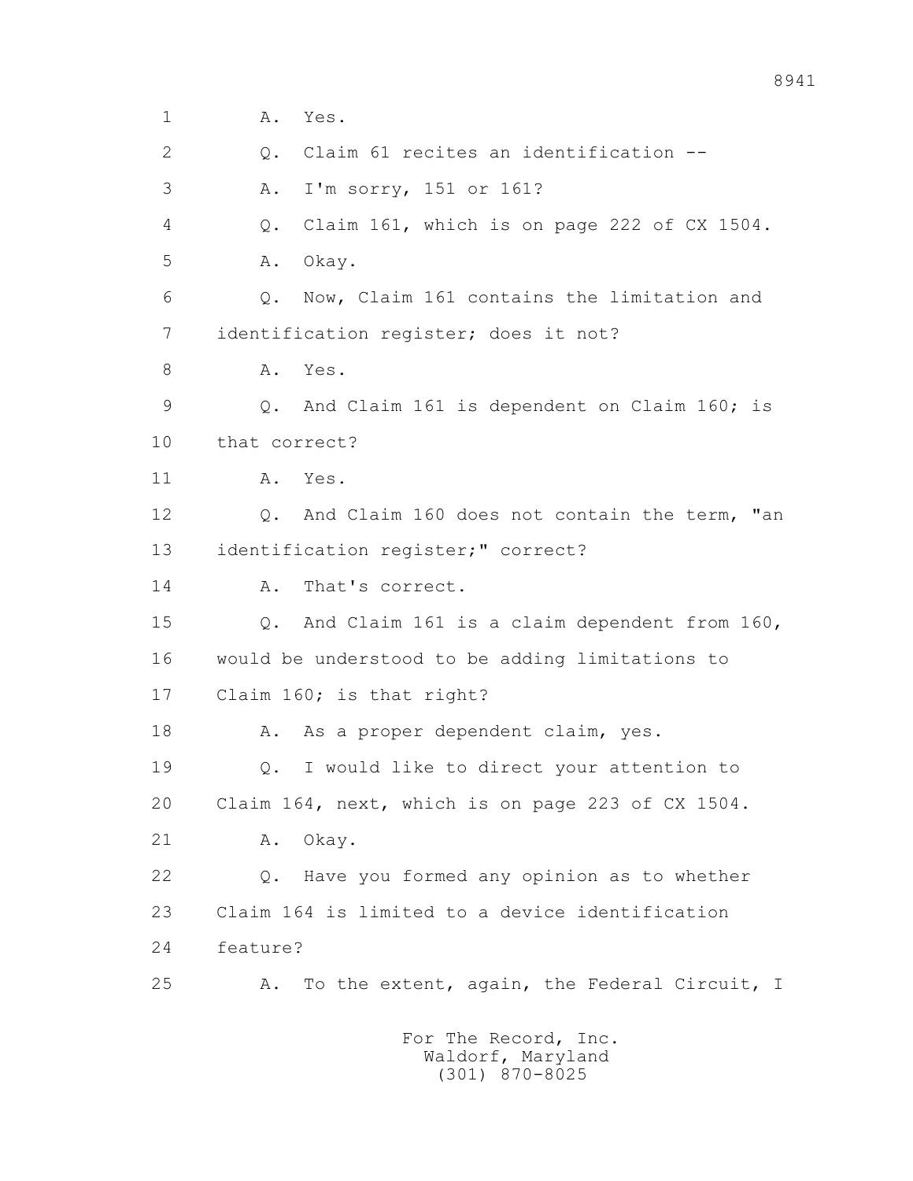1 A. Yes.

2 Q. Claim 61 recites an identification --

3 A. I'm sorry, 151 or 161?

4 Q. Claim 161, which is on page 222 of CX 1504.

5 A. Okay.

6 Q. Now, Claim 161 contains the limitation and

7 identification register; does it not?

8 A. Yes.

9 Q. And Claim 161 is dependent on Claim 160; is

10 that correct?

11 A. Yes.

12 Q. And Claim 160 does not contain the term, "an

13 identification register;" correct?

14 A. That's correct.

15 Q. And Claim 161 is a claim dependent from 160,

16 would be understood to be adding limitations to

17 Claim 160; is that right?

18 A. As a proper dependent claim, yes.

19 Q. I would like to direct your attention to

20 Claim 164, next, which is on page 223 of CX 1504.

21 A. Okay.

22 Q. Have you formed any opinion as to whether

23 Claim 164 is limited to a device identification

24 feature?

25 A. To the extent, again, the Federal Circuit, I

For The Record, Inc.
Waldorf, Maryland
(301) 870-8025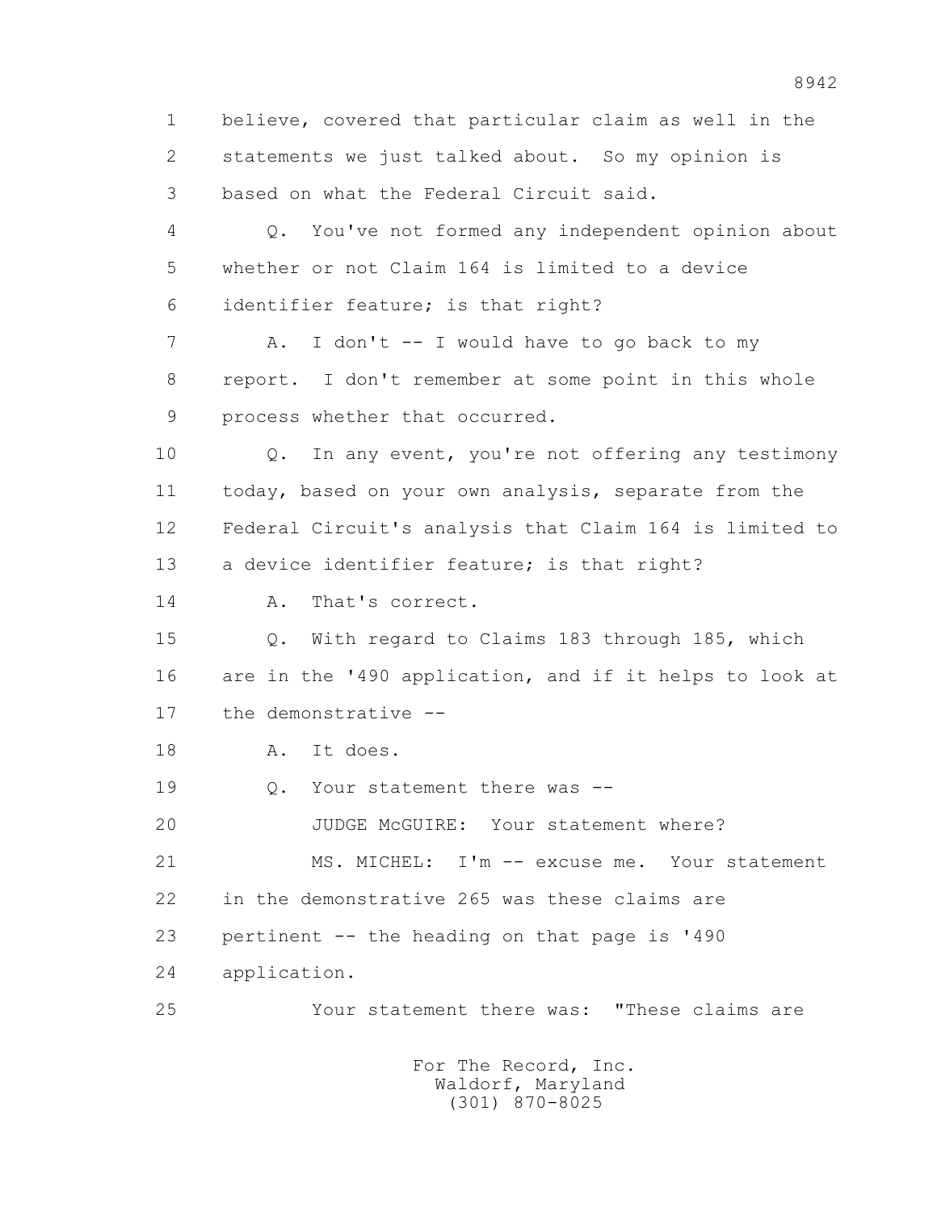1 believe, covered that particular claim as well in the
2 statements we just talked about. So my opinion is
3 based on what the Federal Circuit said.

4 Q. You've not formed any independent opinion about
5 whether or not Claim 164 is limited to a device
6 identifier feature; is that right?

7 A. I don't -- I would have to go back to my
8 report. I don't remember at some point in this whole
9 process whether that occurred.

10 Q. In any event, you're not offering any testimony
11 today, based on your own analysis, separate from the
12 Federal Circuit's analysis that Claim 164 is limited to
13 a device identifier feature; is that right?

14 A. That's correct.

15 Q. With regard to Claims 183 through 185, which
16 are in the '490 application, and if it helps to look at
17 the demonstrative --

18 A. It does.

19 Q. Your statement there was --

20 JUDGE McGUIRE: Your statement where?

21 MS. MICHEL: I'm -- excuse me. Your statement
22 in the demonstrative 265 was these claims are
23 pertinent -- the heading on that page is '490
24 application.

25 Your statement there was: "These claims are

For The Record, Inc.
Waldorf, Maryland
(301) 870-8025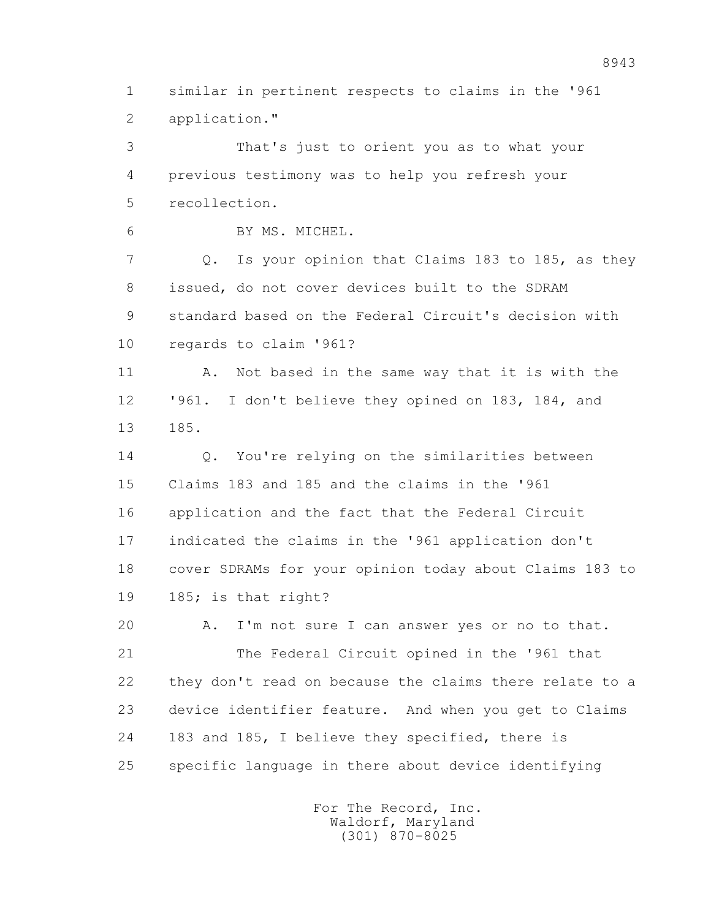1 similar in pertinent respects to claims in the '961
2 application."

3 That's just to orient you as to what your
4 previous testimony was to help you refresh your
5 recollection.

6 BY MS. MICHEL.

7 Q. Is your opinion that Claims 183 to 185, as they
8 issued, do not cover devices built to the SDRAM
9 standard based on the Federal Circuit's decision with
10 regards to claim '961?

11 A. Not based in the same way that it is with the
12 '961. I don't believe they opined on 183, 184, and
13 185.

14 Q. You're relying on the similarities between
15 Claims 183 and 185 and the claims in the '961
16 application and the fact that the Federal Circuit
17 indicated the claims in the '961 application don't
18 cover SDRAMs for your opinion today about Claims 183 to
19 185; is that right?

20 A. I'm not sure I can answer yes or no to that.

21 The Federal Circuit opined in the '961 that
22 they don't read on because the claims there relate to a
23 device identifier feature. And when you get to Claims
24 183 and 185, I believe they specified, there is
25 specific language in there about device identifying

For The Record, Inc.
Waldorf, Maryland
(301) 870-8025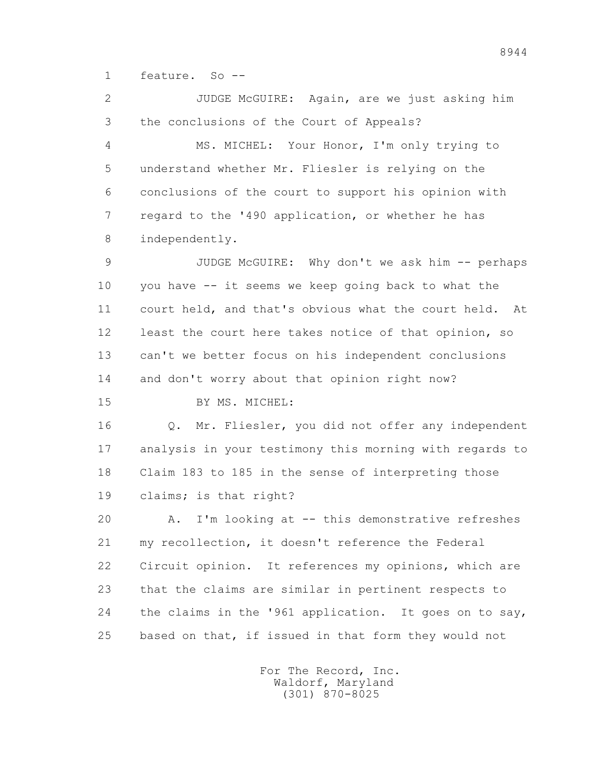1 feature. So --

2 JUDGE McGUIRE: Again, are we just asking him

3 the conclusions of the Court of Appeals?

4 MS. MICHEL: Your Honor, I'm only trying to

5 understand whether Mr. Fliesler is relying on the

6 conclusions of the court to support his opinion with

7 regard to the '490 application, or whether he has

8 independently.

9 JUDGE McGUIRE: Why don't we ask him -- perhaps

10 you have -- it seems we keep going back to what the

11 court held, and that's obvious what the court held. At

12 least the court here takes notice of that opinion, so

13 can't we better focus on his independent conclusions

14 and don't worry about that opinion right now?

15 BY MS. MICHEL:

16 Q. Mr. Fliesler, you did not offer any independent

17 analysis in your testimony this morning with regards to

18 Claim 183 to 185 in the sense of interpreting those

19 claims; is that right?

20 A. I'm looking at -- this demonstrative refreshes

21 my recollection, it doesn't reference the Federal

22 Circuit opinion. It references my opinions, which are

23 that the claims are similar in pertinent respects to

24 the claims in the '961 application. It goes on to say,

25 based on that, if issued in that form they would not

For The Record, Inc.
Waldorf, Maryland
(301) 870-8025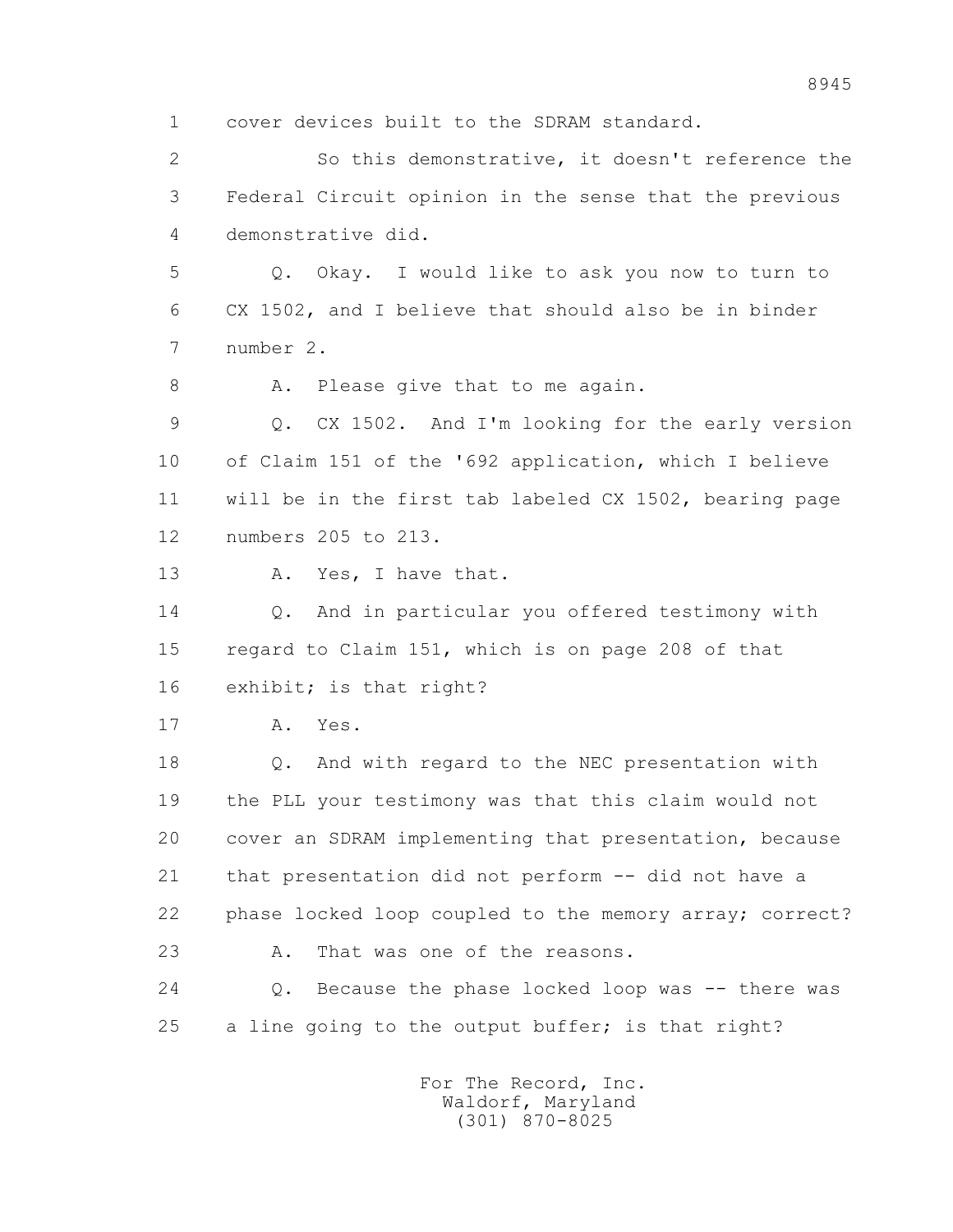1 cover devices built to the SDRAM standard.

2 So this demonstrative, it doesn't reference the

3 Federal Circuit opinion in the sense that the previous

4 demonstrative did.

5 Q. Okay. I would like to ask you now to turn to

6 CX 1502, and I believe that should also be in binder

7 number 2.

8 A. Please give that to me again.

9 Q. CX 1502. And I'm looking for the early version

10 of Claim 151 of the '692 application, which I believe

11 will be in the first tab labeled CX 1502, bearing page

12 numbers 205 to 213.

13 A. Yes, I have that.

14 Q. And in particular you offered testimony with

15 regard to Claim 151, which is on page 208 of that

16 exhibit; is that right?

17 A. Yes.

18 Q. And with regard to the NEC presentation with

19 the PLL your testimony was that this claim would not

20 cover an SDRAM implementing that presentation, because

21 that presentation did not perform -- did not have a

22 phase locked loop coupled to the memory array; correct?

23 A. That was one of the reasons.

24 Q. Because the phase locked loop was -- there was

25 a line going to the output buffer; is that right?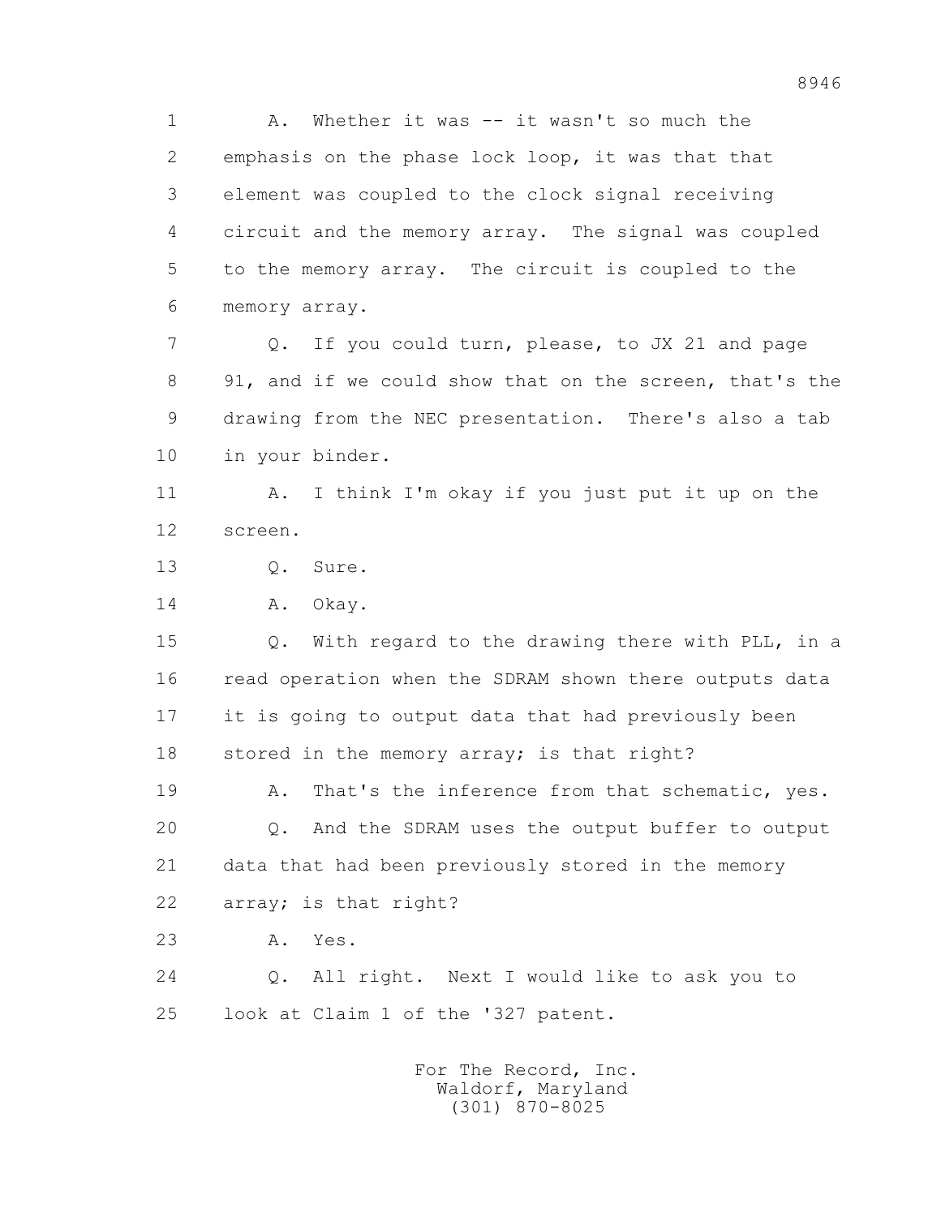1 A. Whether it was -- it wasn't so much the
2 emphasis on the phase lock loop, it was that that
3 element was coupled to the clock signal receiving
4 circuit and the memory array. The signal was coupled
5 to the memory array. The circuit is coupled to the
6 memory array.
7 Q. If you could turn, please, to JX 21 and page
8 91, and if we could show that on the screen, that's the
9 drawing from the NEC presentation. There's also a tab
10 in your binder.
11 A. I think I'm okay if you just put it up on the
12 screen.
13 Q. Sure.
14 A. Okay.
15 Q. With regard to the drawing there with PLL, in a
16 read operation when the SDRAM shown there outputs data
17 it is going to output data that had previously been
18 stored in the memory array; is that right?
19 A. That's the inference from that schematic, yes.
20 Q. And the SDRAM uses the output buffer to output
21 data that had been previously stored in the memory
22 array; is that right?
23 A. Yes.
24 Q. All right. Next I would like to ask you to
25 look at Claim 1 of the '327 patent.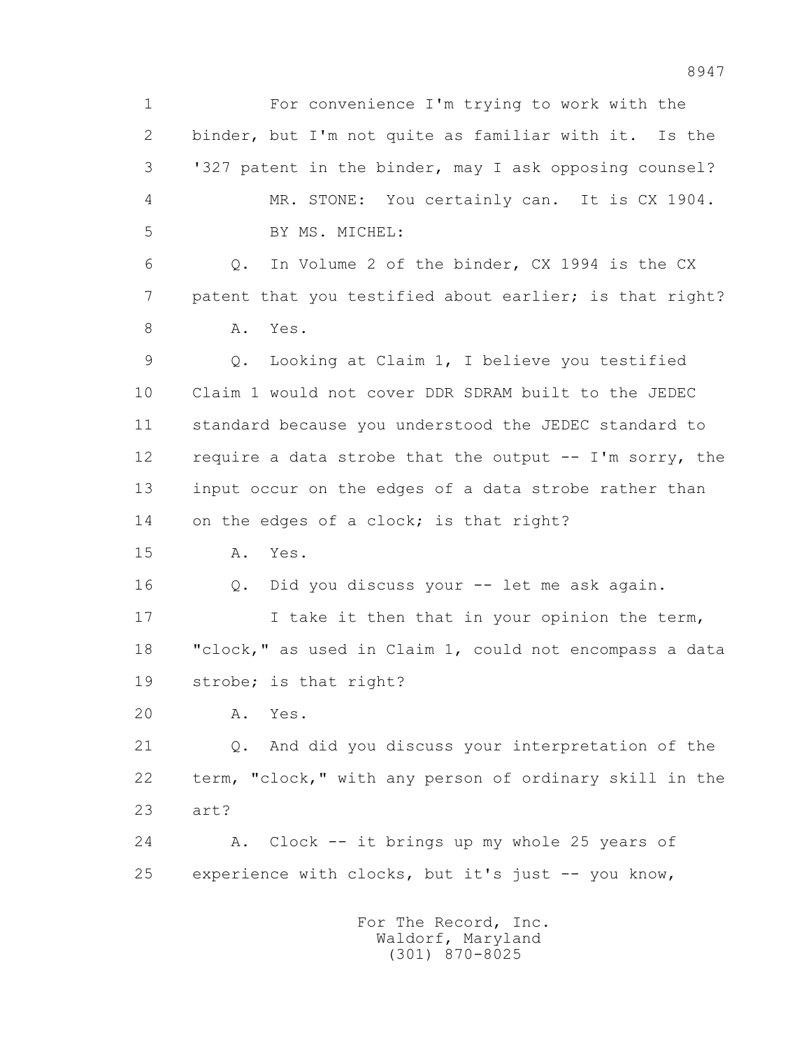1 For convenience I'm trying to work with the
2 binder, but I'm not quite as familiar with it. Is the
3 '327 patent in the binder, may I ask opposing counsel?
4 MR. STONE: You certainly can. It is CX 1904.
5 BY MS. MICHEL:
6 Q. In Volume 2 of the binder, CX 1994 is the CX
7 patent that you testified about earlier; is that right?
8 A. Yes.
9 Q. Looking at Claim 1, I believe you testified
10 Claim 1 would not cover DDR SDRAM built to the JEDEC
11 standard because you understood the JEDEC standard to
12 require a data strobe that the output -- I'm sorry, the
13 input occur on the edges of a data strobe rather than
14 on the edges of a clock; is that right?
15 A. Yes.
16 Q. Did you discuss your -- let me ask again.
17 I take it then that in your opinion the term,
18 "clock," as used in Claim 1, could not encompass a data
19 strobe; is that right?
20 A. Yes.
21 Q. And did you discuss your interpretation of the
22 term, "clock," with any person of ordinary skill in the
23 art?
24 A. Clock -- it brings up my whole 25 years of
25 experience with clocks, but it's just -- you know,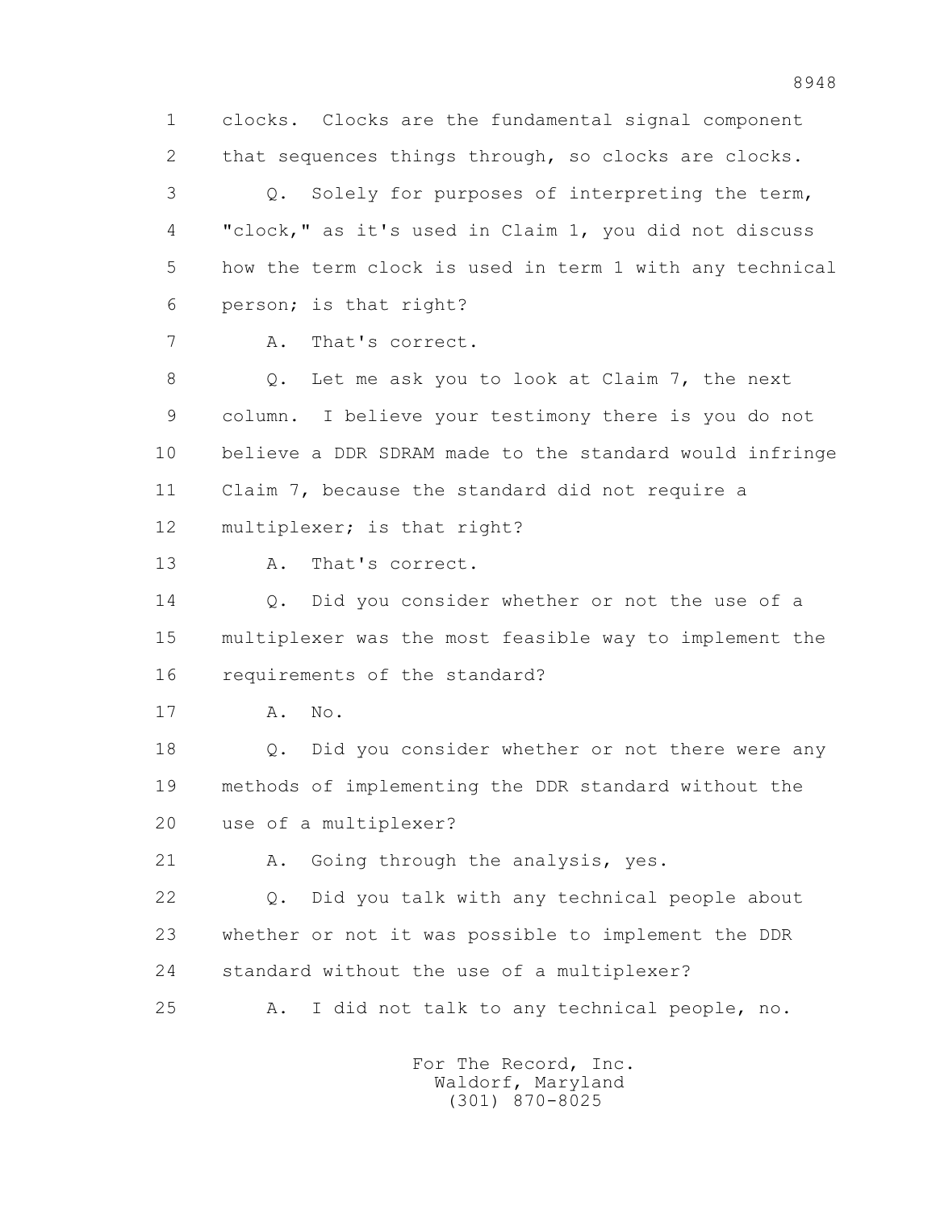1 clocks. Clocks are the fundamental signal component
2 that sequences things through, so clocks are clocks.
3 Q. Solely for purposes of interpreting the term,
4 "clock," as it's used in Claim 1, you did not discuss
5 how the term clock is used in term 1 with any technical
6 person; is that right?
7 A. That's correct.
8 Q. Let me ask you to look at Claim 7, the next
9 column. I believe your testimony there is you do not
10 believe a DDR SDRAM made to the standard would infringe
11 Claim 7, because the standard did not require a
12 multiplexer; is that right?
13 A. That's correct.
14 Q. Did you consider whether or not the use of a
15 multiplexer was the most feasible way to implement the
16 requirements of the standard?
17 A. No.
18 Q. Did you consider whether or not there were any
19 methods of implementing the DDR standard without the
20 use of a multiplexer?
21 A. Going through the analysis, yes.
22 Q. Did you talk with any technical people about
23 whether or not it was possible to implement the DDR
24 standard without the use of a multiplexer?
25 A. I did not talk to any technical people, no.

For The Record, Inc.
Waldorf, Maryland
(301) 870-8025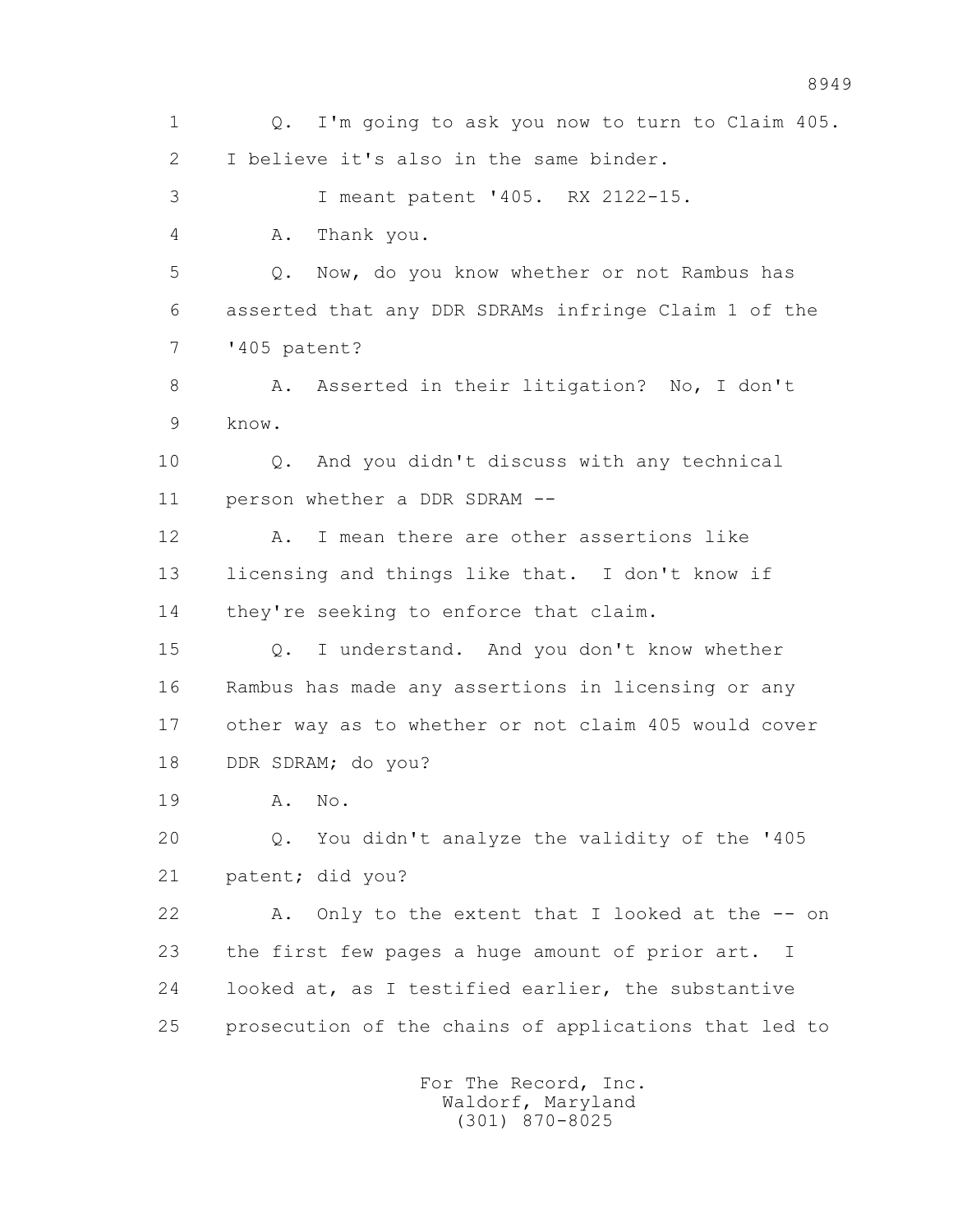1 Q. I'm going to ask you now to turn to Claim 405.

2 I believe it's also in the same binder.

3 I meant patent '405. RX 2122-15.

4 A. Thank you.

5 Q. Now, do you know whether or not Rambus has

6 asserted that any DDR SDRAMs infringe Claim 1 of the

7 '405 patent?

8 A. Asserted in their litigation? No, I don't

9 know.

10 Q. And you didn't discuss with any technical

11 person whether a DDR SDRAM --

12 A. I mean there are other assertions like

13 licensing and things like that. I don't know if

14 they're seeking to enforce that claim.

15 Q. I understand. And you don't know whether

16 Rambus has made any assertions in licensing or any

17 other way as to whether or not claim 405 would cover

18 DDR SDRAM; do you?

19 A. No.

20 Q. You didn't analyze the validity of the '405

21 patent; did you?

22 A. Only to the extent that I looked at the -- on

23 the first few pages a huge amount of prior art. I

24 looked at, as I testified earlier, the substantive

25 prosecution of the chains of applications that led to

For The Record, Inc.
Waldorf, Maryland
(301) 870-8025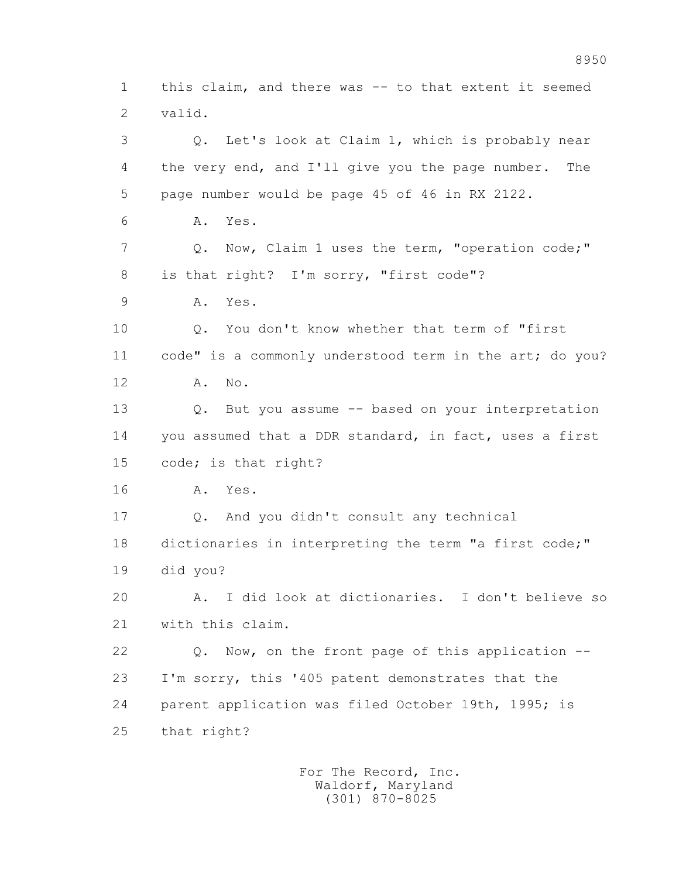1 this claim, and there was -- to that extent it seemed
2 valid.
3 Q. Let's look at Claim 1, which is probably near
4 the very end, and I'll give you the page number. The
5 page number would be page 45 of 46 in RX 2122.
6 A. Yes.
7 Q. Now, Claim 1 uses the term, "operation code;"
8 is that right? I'm sorry, "first code"?
9 A. Yes.
10 Q. You don't know whether that term of "first
11 code" is a commonly understood term in the art; do you?
12 A. No.
13 Q. But you assume -- based on your interpretation
14 you assumed that a DDR standard, in fact, uses a first
15 code; is that right?
16 A. Yes.
17 Q. And you didn't consult any technical
18 dictionaries in interpreting the term "a first code;"
19 did you?
20 A. I did look at dictionaries. I don't believe so
21 with this claim.
22 Q. Now, on the front page of this application --
23 I'm sorry, this '405 patent demonstrates that the
24 parent application was filed October 19th, 1995; is
25 that right?

For The Record, Inc.
Waldorf, Maryland
(301) 870-8025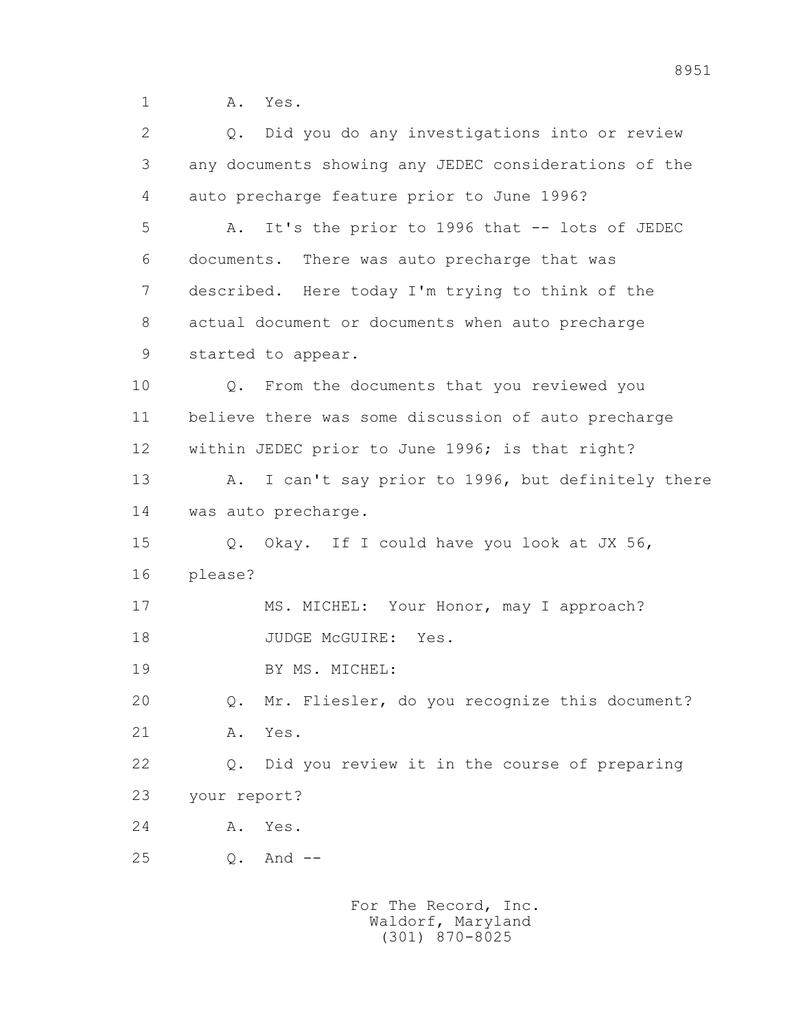1 A. Yes.

2 Q. Did you do any investigations into or review

3 any documents showing any JEDEC considerations of the

4 auto precharge feature prior to June 1996?

5 A. It's the prior to 1996 that -- lots of JEDEC

6 documents. There was auto precharge that was

7 described. Here today I'm trying to think of the

8 actual document or documents when auto precharge

9 started to appear.

10 Q. From the documents that you reviewed you

11 believe there was some discussion of auto precharge

12 within JEDEC prior to June 1996; is that right?

13 A. I can't say prior to 1996, but definitely there

14 was auto precharge.

15 Q. Okay. If I could have you look at JX 56,

16 please?

17 MS. MICHEL: Your Honor, may I approach?

18 JUDGE McGUIRE: Yes.

19 BY MS. MICHEL:

20 Q. Mr. Fliesler, do you recognize this document?

21 A. Yes.

22 Q. Did you review it in the course of preparing

23 your report?

24 A. Yes.

25 Q. And --

For The Record, Inc.
Waldorf, Maryland
(301) 870-8025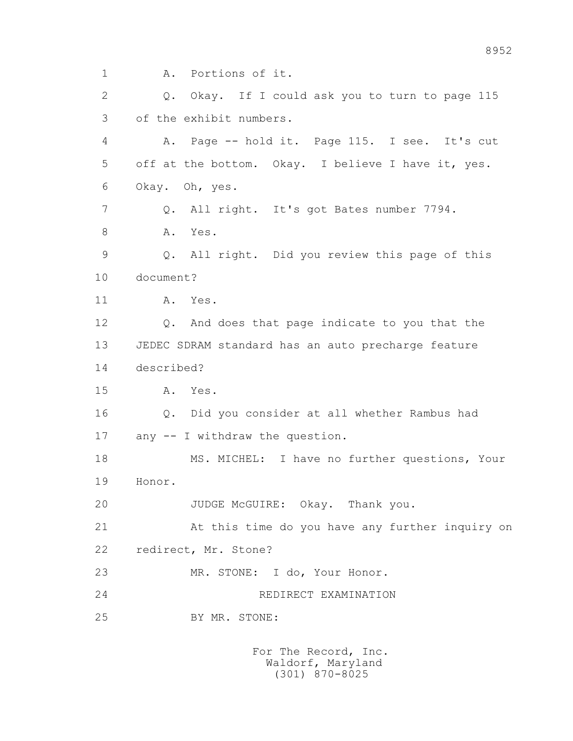1 A. Portions of it.

2 Q. Okay. If I could ask you to turn to page 115

3 of the exhibit numbers.

4 A. Page -- hold it. Page 115. I see. It's cut

5 off at the bottom. Okay. I believe I have it, yes.

6 Okay. Oh, yes.

7 Q. All right. It's got Bates number 7794.

8 A. Yes.

9 Q. All right. Did you review this page of this

10 document?

11 A. Yes.

12 Q. And does that page indicate to you that the

13 JEDEC SDRAM standard has an auto precharge feature

14 described?

15 A. Yes.

16 Q. Did you consider at all whether Rambus had

17 any -- I withdraw the question.

18 MS. MICHEL: I have no further questions, Your

19 Honor.

20 JUDGE McGUIRE: Okay. Thank you.

21 At this time do you have any further inquiry on

22 redirect, Mr. Stone?

23 MR. STONE: I do, Your Honor.

24 REDIRECT EXAMINATION

25 BY MR. STONE: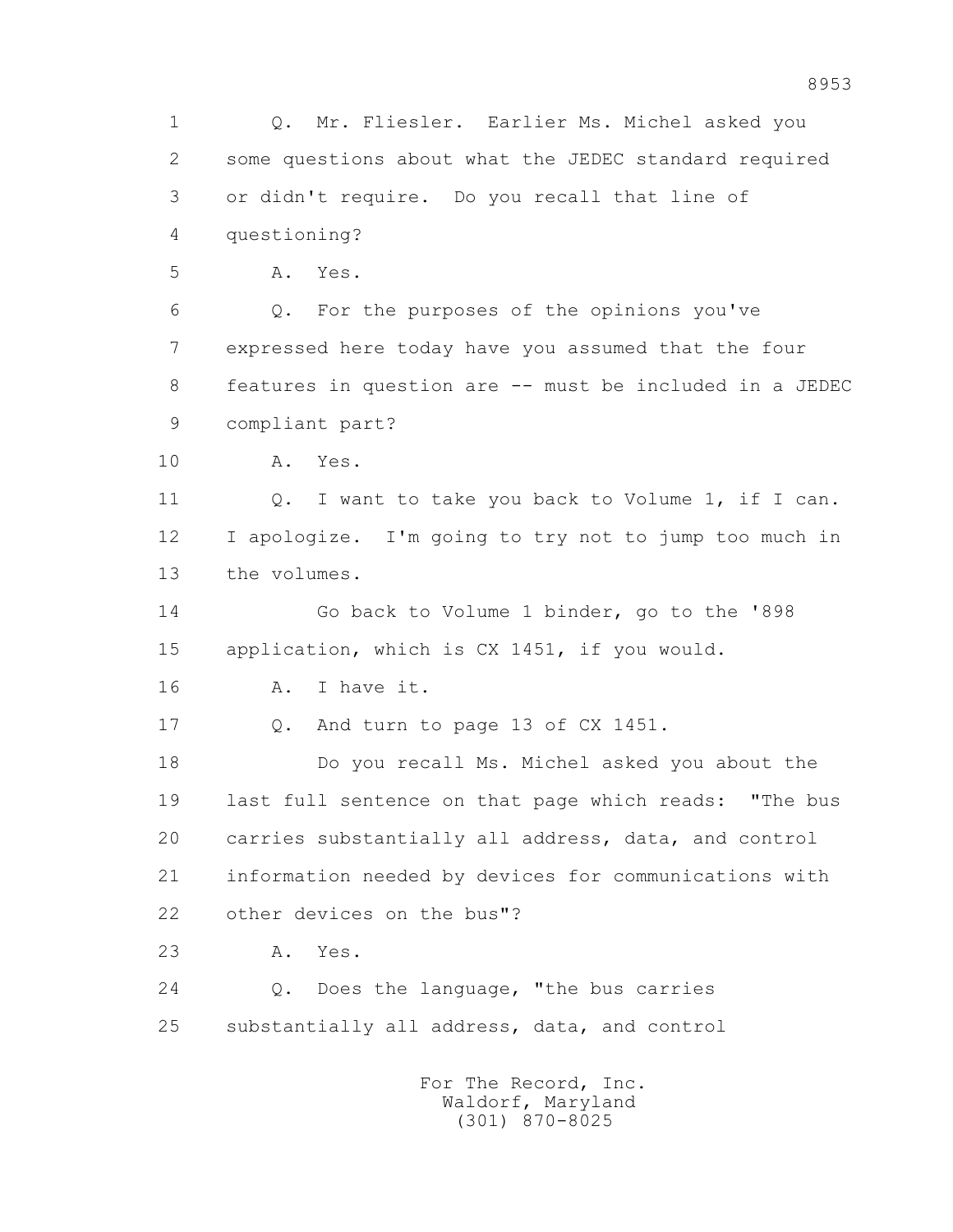1 Q. Mr. Fliesler. Earlier Ms. Michel asked you
2 some questions about what the JEDEC standard required
3 or didn't require. Do you recall that line of
4 questioning?
5 A. Yes.
6 Q. For the purposes of the opinions you've
7 expressed here today have you assumed that the four
8 features in question are -- must be included in a JEDEC
9 compliant part?
10 A. Yes.
11 Q. I want to take you back to Volume 1, if I can.
12 I apologize. I'm going to try not to jump too much in
13 the volumes.
14 Go back to Volume 1 binder, go to the '898
15 application, which is CX 1451, if you would.
16 A. I have it.
17 Q. And turn to page 13 of CX 1451.
18 Do you recall Ms. Michel asked you about the
19 last full sentence on that page which reads: "The bus
20 carries substantially all address, data, and control
21 information needed by devices for communications with
22 other devices on the bus"?
23 A. Yes.
24 Q. Does the language, "the bus carries
25 substantially all address, data, and control

For The Record, Inc.
Waldorf, Maryland
(301) 870-8025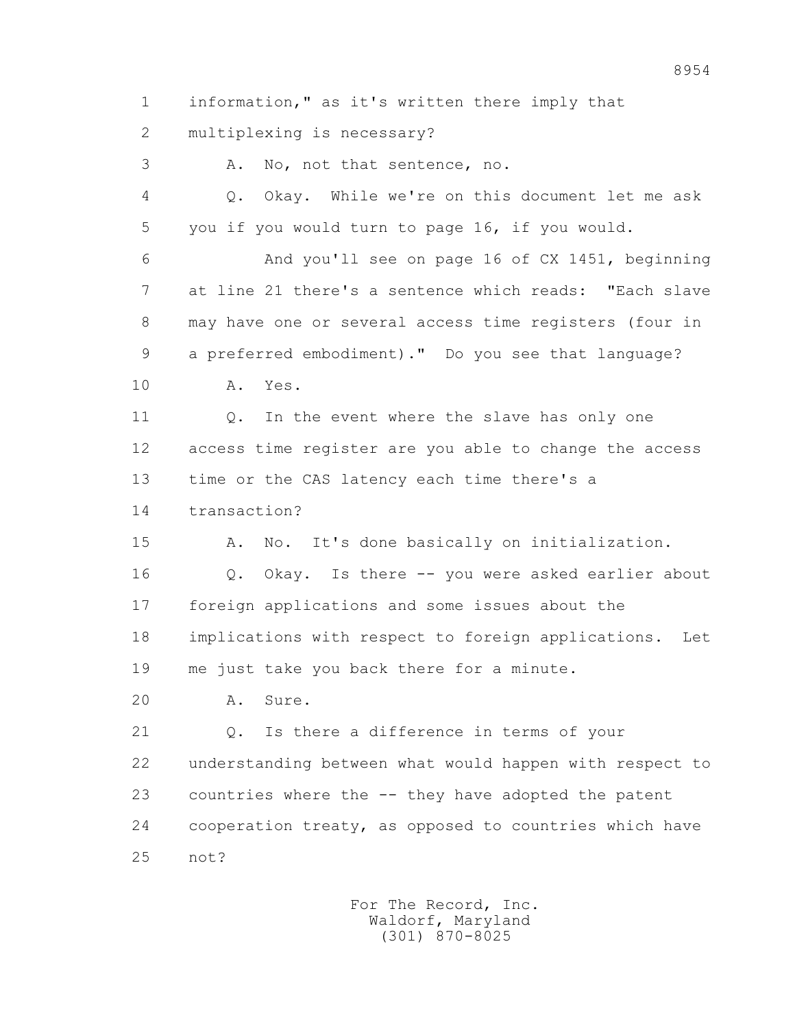1 information," as it's written there imply that
2 multiplexing is necessary?
3 A. No, not that sentence, no.
4 Q. Okay. While we're on this document let me ask
5 you if you would turn to page 16, if you would.
6 And you'll see on page 16 of CX 1451, beginning
7 at line 21 there's a sentence which reads: "Each slave
8 may have one or several access time registers (four in
9 a preferred embodiment)." Do you see that language?
10 A. Yes.
11 Q. In the event where the slave has only one
12 access time register are you able to change the access
13 time or the CAS latency each time there's a
14 transaction?
15 A. No. It's done basically on initialization.
16 Q. Okay. Is there -- you were asked earlier about
17 foreign applications and some issues about the
18 implications with respect to foreign applications. Let
19 me just take you back there for a minute.
20 A. Sure.
21 Q. Is there a difference in terms of your
22 understanding between what would happen with respect to
23 countries where the -- they have adopted the patent
24 cooperation treaty, as opposed to countries which have
25 not?

For The Record, Inc.
Waldorf, Maryland
(301) 870-8025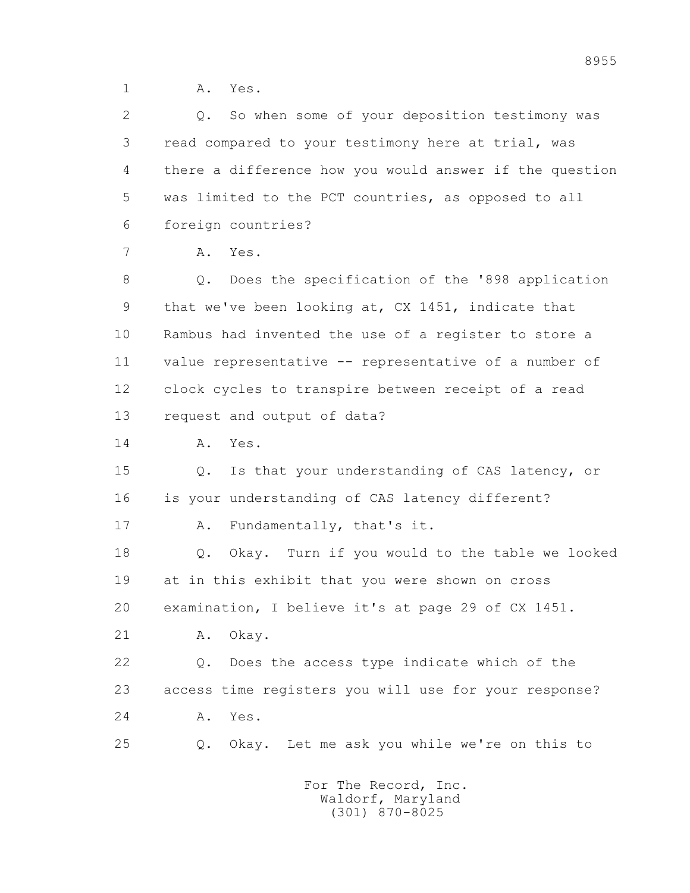1 A. Yes.

2 Q. So when some of your deposition testimony was

3 read compared to your testimony here at trial, was

4 there a difference how you would answer if the question

5 was limited to the PCT countries, as opposed to all

6 foreign countries?

7 A. Yes.

8 Q. Does the specification of the '898 application

9 that we've been looking at, CX 1451, indicate that

10 Rambus had invented the use of a register to store a

11 value representative -- representative of a number of

12 clock cycles to transpire between receipt of a read

13 request and output of data?

14 A. Yes.

15 Q. Is that your understanding of CAS latency, or

16 is your understanding of CAS latency different?

17 A. Fundamentally, that's it.

18 Q. Okay. Turn if you would to the table we looked

19 at in this exhibit that you were shown on cross

20 examination, I believe it's at page 29 of CX 1451.

21 A. Okay.

22 Q. Does the access type indicate which of the

23 access time registers you will use for your response?

24 A. Yes.

25 Q. Okay. Let me ask you while we're on this to

For The Record, Inc.
Waldorf, Maryland
(301) 870-8025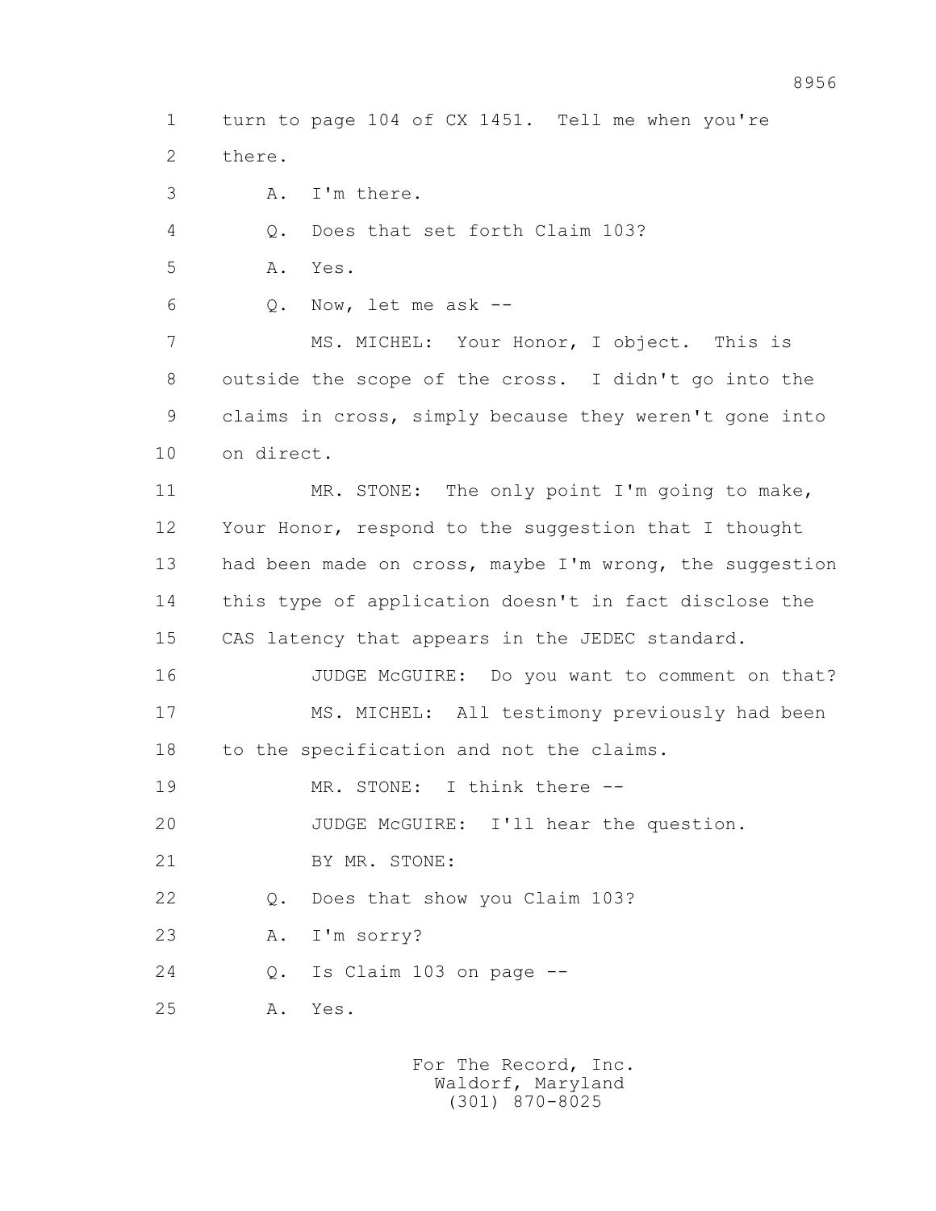1 turn to page 104 of CX 1451. Tell me when you're
2 there.
3 A. I'm there.
4 Q. Does that set forth Claim 103?
5 A. Yes.
6 Q. Now, let me ask --
7 MS. MICHEL: Your Honor, I object. This is
8 outside the scope of the cross. I didn't go into the
9 claims in cross, simply because they weren't gone into
10 on direct.
11 MR. STONE: The only point I'm going to make,
12 Your Honor, respond to the suggestion that I thought
13 had been made on cross, maybe I'm wrong, the suggestion
14 this type of application doesn't in fact disclose the
15 CAS latency that appears in the JEDEC standard.
16 JUDGE McGUIRE: Do you want to comment on that?
17 MS. MICHEL: All testimony previously had been
18 to the specification and not the claims.
19 MR. STONE: I think there --
20 JUDGE McGUIRE: I'll hear the question.
21 BY MR. STONE:
22 Q. Does that show you Claim 103?
23 A. I'm sorry?
24 Q. Is Claim 103 on page --
25 A. Yes.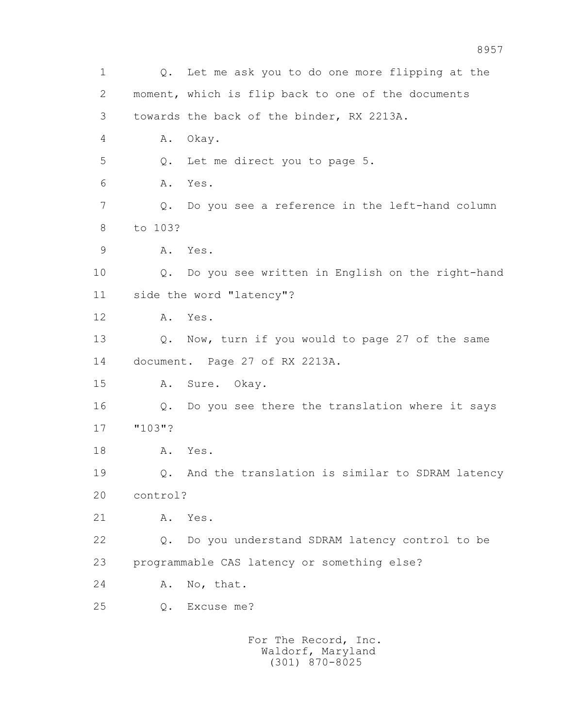1 Q. Let me ask you to do one more flipping at the
2 moment, which is flip back to one of the documents
3 towards the back of the binder, RX 2213A.
4 A. Okay.
5 Q. Let me direct you to page 5.
6 A. Yes.
7 Q. Do you see a reference in the left-hand column
8 to 103?
9 A. Yes.
10 Q. Do you see written in English on the right-hand
11 side the word "latency"?
12 A. Yes.
13 Q. Now, turn if you would to page 27 of the same
14 document. Page 27 of RX 2213A.
15 A. Sure. Okay.
16 Q. Do you see there the translation where it says
17 "103"?
18 A. Yes.
19 Q. And the translation is similar to SDRAM latency
20 control?
21 A. Yes.
22 Q. Do you understand SDRAM latency control to be
23 programmable CAS latency or something else?
24 A. No, that.
25 Q. Excuse me?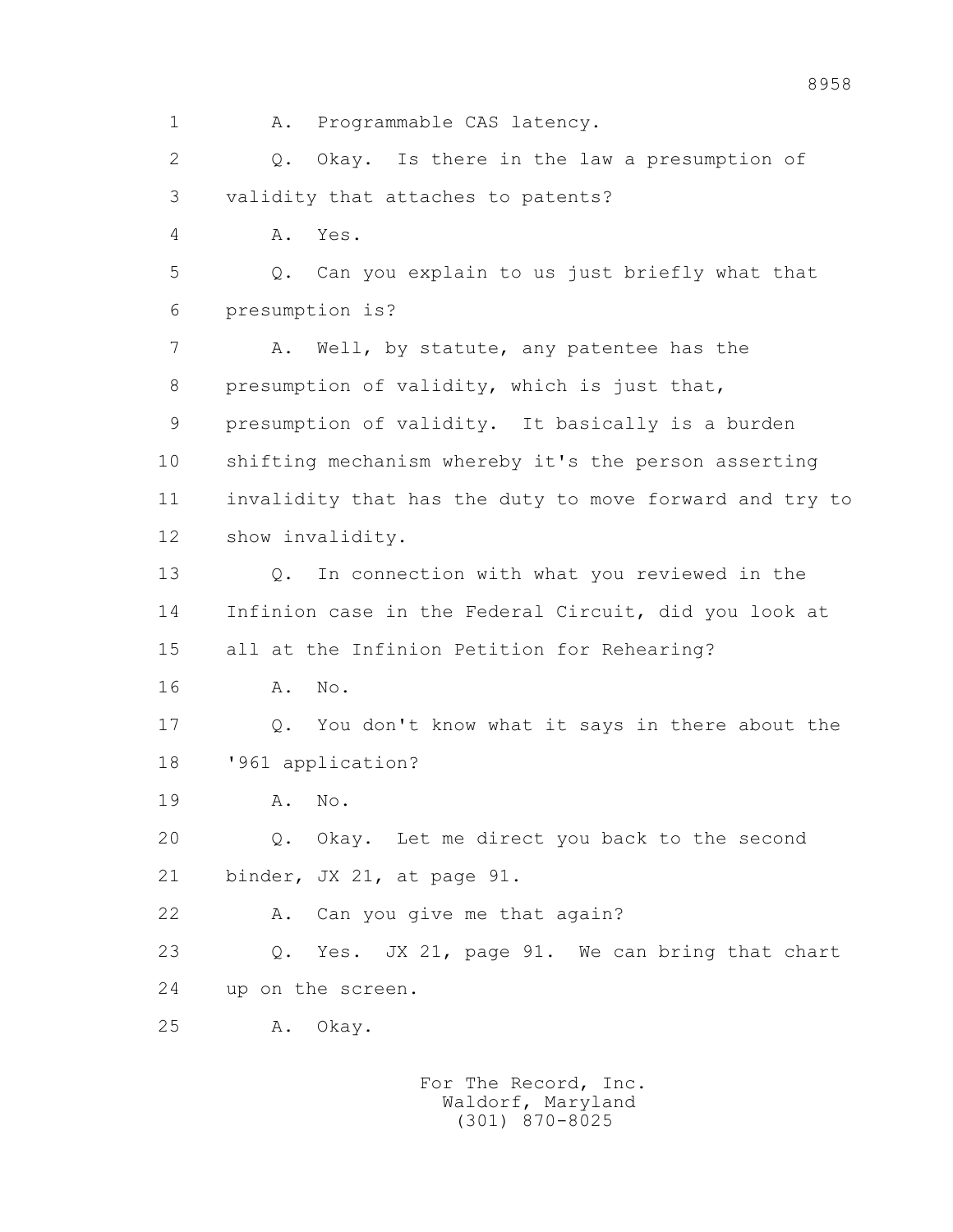1 A. Programmable CAS latency.

2 Q. Okay. Is there in the law a presumption of

3 validity that attaches to patents?

4 A. Yes.

5 Q. Can you explain to us just briefly what that

6 presumption is?

7 A. Well, by statute, any patentee has the

8 presumption of validity, which is just that,

9 presumption of validity. It basically is a burden

10 shifting mechanism whereby it's the person asserting

11 invalidity that has the duty to move forward and try to

12 show invalidity.

13 Q. In connection with what you reviewed in the

14 Infinion case in the Federal Circuit, did you look at

15 all at the Infinion Petition for Rehearing?

16 A. No.

17 Q. You don't know what it says in there about the

18 '961 application?

19 A. No.

20 Q. Okay. Let me direct you back to the second

21 binder, JX 21, at page 91.

22 A. Can you give me that again?

23 Q. Yes. JX 21, page 91. We can bring that chart

24 up on the screen.

25 A. Okay.

For The Record, Inc.
Waldorf, Maryland
(301) 870-8025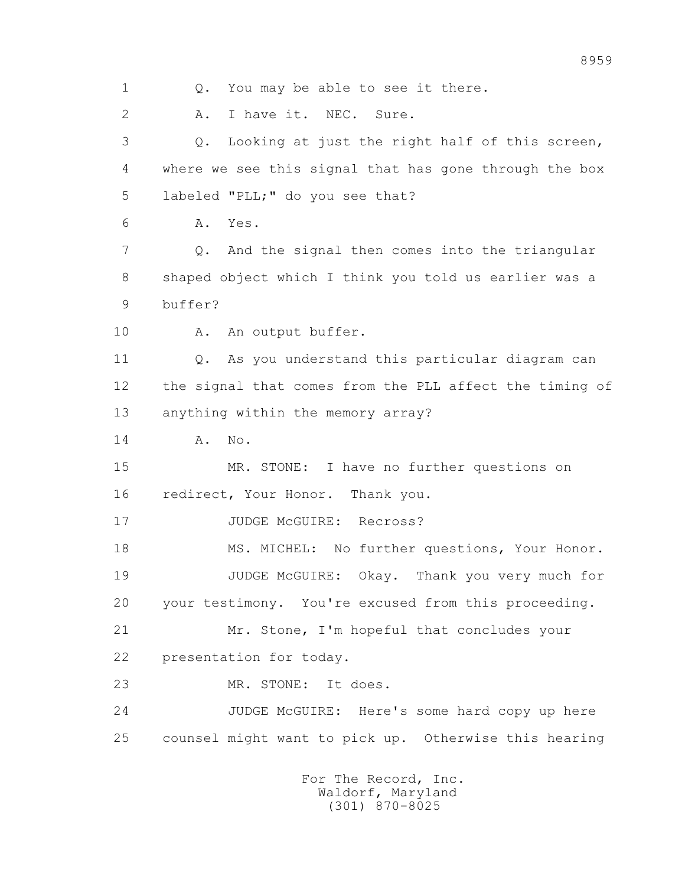1 Q. You may be able to see it there.

2 A. I have it. NEC. Sure.

3 Q. Looking at just the right half of this screen,

4 where we see this signal that has gone through the box

5 labeled "PLL;" do you see that?

6 A. Yes.

7 Q. And the signal then comes into the triangular

8 shaped object which I think you told us earlier was a

9 buffer?

10 A. An output buffer.

11 Q. As you understand this particular diagram can

12 the signal that comes from the PLL affect the timing of

13 anything within the memory array?

14 A. No.

15 MR. STONE: I have no further questions on

16 redirect, Your Honor. Thank you.

17 JUDGE McGUIRE: Recross?

18 MS. MICHEL: No further questions, Your Honor.

19 JUDGE McGUIRE: Okay. Thank you very much for

20 your testimony. You're excused from this proceeding.

21 Mr. Stone, I'm hopeful that concludes your

22 presentation for today.

23 MR. STONE: It does.

24 JUDGE McGUIRE: Here's some hard copy up here

25 counsel might want to pick up. Otherwise this hearing

For The Record, Inc.
Waldorf, Maryland
(301) 870-8025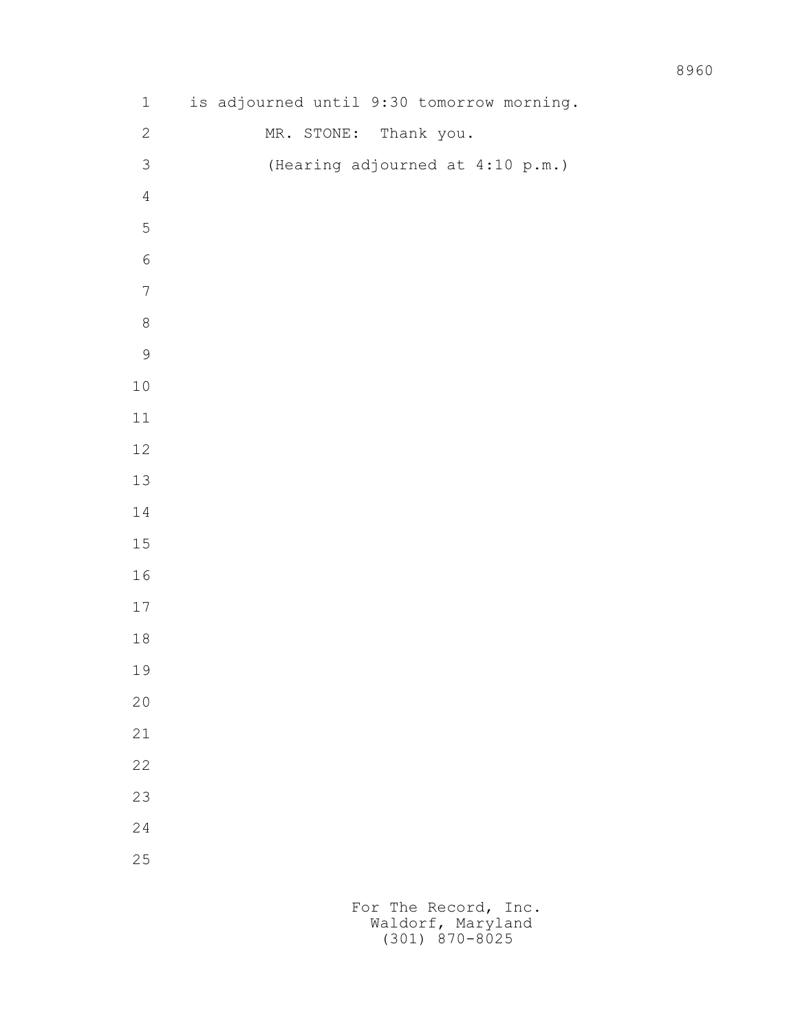is adjourned until 9:30 tomorrow morning.

MR. STONE: Thank you.

(Hearing adjourned at 4:10 p.m.)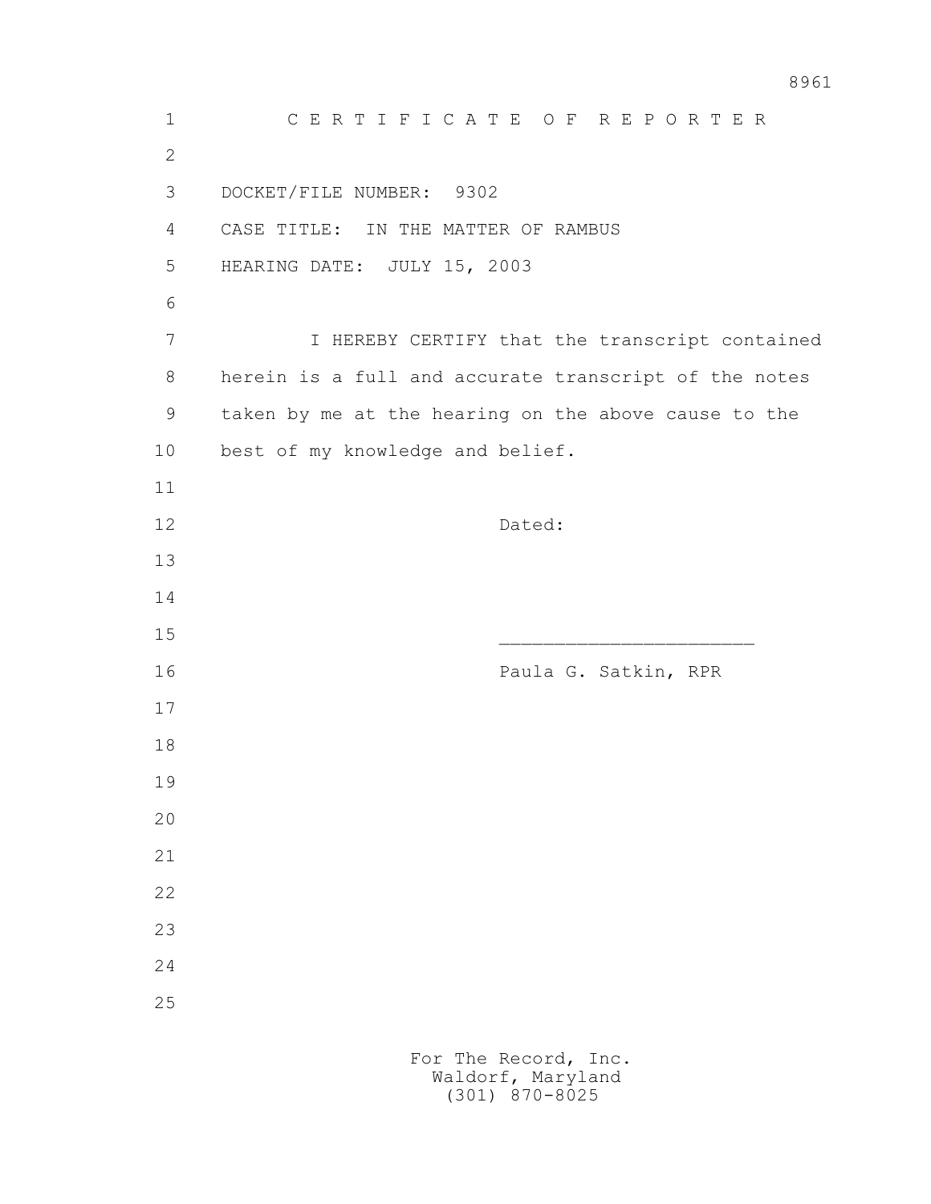# C E R T I F I C A T E O F R E P O R T E R

DOCKET/FILE NUMBER: 9302

CASE TITLE: IN THE MATTER OF RAMBUS

HEARING DATE: JULY 15, 2003

I HEREBY CERTIFY that the transcript contained herein is a full and accurate transcript of the notes taken by me at the hearing on the above cause to the best of my knowledge and belief.

Dated:

______________________

Paula G. Satkin, RPR

For The Record, Inc.
Waldorf, Maryland
(301) 870-8025